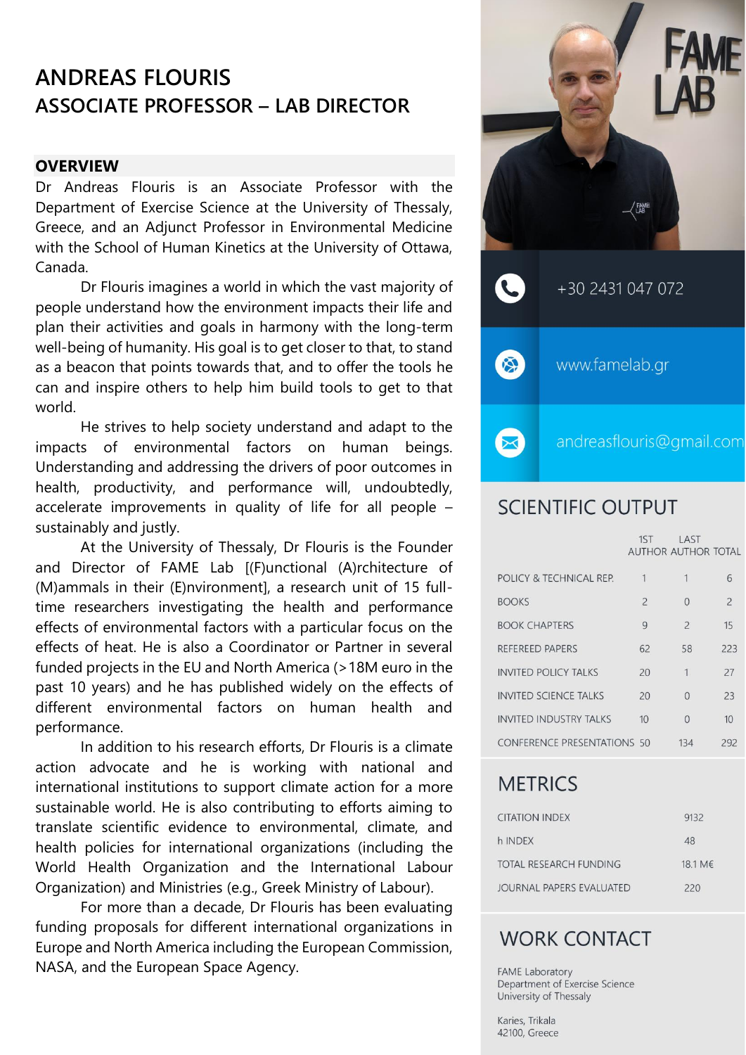# ANDREAS FLOURIS
## ASSOCIATE PROFESSOR – LAB DIRECTOR

### OVERVIEW

Dr Andreas Flouris is an Associate Professor with the Department of Exercise Science at the University of Thessaly, Greece, and an Adjunct Professor in Environmental Medicine with the School of Human Kinetics at the University of Ottawa, Canada.

Dr Flouris imagines a world in which the vast majority of people understand how the environment impacts their life and plan their activities and goals in harmony with the long-term well-being of humanity. His goal is to get closer to that, to stand as a beacon that points towards that, and to offer the tools he can and inspire others to help him build tools to get to that world.

He strives to help society understand and adapt to the impacts of environmental factors on human beings. Understanding and addressing the drivers of poor outcomes in health, productivity, and performance will, undoubtedly, accelerate improvements in quality of life for all people – sustainably and justly.

At the University of Thessaly, Dr Flouris is the Founder and Director of FAME Lab [(F)unctional (A)rchitecture of (M)ammals in their (E)nvironment], a research unit of 15 full-time researchers investigating the health and performance effects of environmental factors with a particular focus on the effects of heat. He is also a Coordinator or Partner in several funded projects in the EU and North America (>18M euro in the past 10 years) and he has published widely on the effects of different environmental factors on human health and performance.

In addition to his research efforts, Dr Flouris is a climate action advocate and he is working with national and international institutions to support climate action for a more sustainable world. He is also contributing to efforts aiming to translate scientific evidence to environmental, climate, and health policies for international organizations (including the World Health Organization and the International Labour Organization) and Ministries (e.g., Greek Ministry of Labour).

For more than a decade, Dr Flouris has been evaluating funding proposals for different international organizations in Europe and North America including the European Commission, NASA, and the European Space Agency.

+30 2431 047 072

www.famelab.gr

andreasflouris@gmail.com

## SCIENTIFIC OUTPUT

| | 1ST AUTHOR | LAST AUTHOR | TOTAL |
|---|---|---|---|
| POLICY & TECHNICAL REP. | 1 | 1 | 6 |
| BOOKS | 2 | 0 | 2 |
| BOOK CHAPTERS | 9 | 2 | 15 |
| REFEREED PAPERS | 62 | 58 | 223 |
| INVITED POLICY TALKS | 20 | 1 | 27 |
| INVITED SCIENCE TALKS | 20 | 0 | 23 |
| INVITED INDUSTRY TALKS | 10 | 0 | 10 |
| CONFERENCE PRESENTATIONS | 50 | 134 | 292 |

## METRICS

| | |
|---|---|
| CITATION INDEX | 9132 |
| h INDEX | 48 |
| TOTAL RESEARCH FUNDING | 18.1 M€ |
| JOURNAL PAPERS EVALUATED | 220 |

## WORK CONTACT

FAME Laboratory
Department of Exercise Science
University of Thessaly

Karies, Trikala
42100, Greece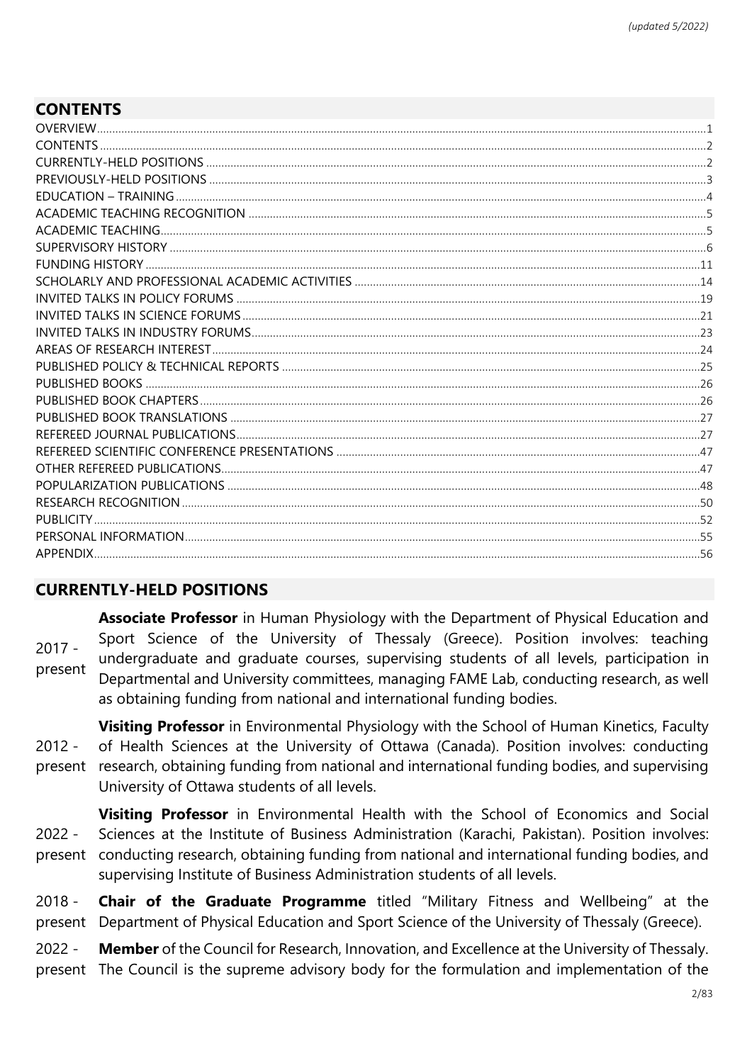## CONTENTS

| | |
|---|---|
| OVERVIEW | 1 |
| CONTENTS | 2 |
| CURRENTLY-HELD POSITIONS | 2 |
| PREVIOUSLY-HELD POSITIONS | 3 |
| EDUCATION – TRAINING | 4 |
| ACADEMIC TEACHING RECOGNITION | 5 |
| ACADEMIC TEACHING | 5 |
| SUPERVISORY HISTORY | 6 |
| FUNDING HISTORY | 11 |
| SCHOLARLY AND PROFESSIONAL ACADEMIC ACTIVITIES | 14 |
| INVITED TALKS IN POLICY FORUMS | 19 |
| INVITED TALKS IN SCIENCE FORUMS | 21 |
| INVITED TALKS IN INDUSTRY FORUMS | 23 |
| AREAS OF RESEARCH INTEREST | 24 |
| PUBLISHED POLICY & TECHNICAL REPORTS | 25 |
| PUBLISHED BOOKS | 26 |
| PUBLISHED BOOK CHAPTERS | 26 |
| PUBLISHED BOOK TRANSLATIONS | 27 |
| REFEREED JOURNAL PUBLICATIONS | 27 |
| REFEREED SCIENTIFIC CONFERENCE PRESENTATIONS | 47 |
| OTHER REFEREED PUBLICATIONS | 47 |
| POPULARIZATION PUBLICATIONS | 48 |
| RESEARCH RECOGNITION | 50 |
| PUBLICITY | 52 |
| PERSONAL INFORMATION | 55 |
| APPENDIX | 56 |

## CURRENTLY-HELD POSITIONS

**2017 - present** — **Associate Professor** in Human Physiology with the Department of Physical Education and Sport Science of the University of Thessaly (Greece). Position involves: teaching undergraduate and graduate courses, supervising students of all levels, participation in Departmental and University committees, managing FAME Lab, conducting research, as well as obtaining funding from national and international funding bodies.

**2012 - present** — **Visiting Professor** in Environmental Physiology with the School of Human Kinetics, Faculty of Health Sciences at the University of Ottawa (Canada). Position involves: conducting research, obtaining funding from national and international funding bodies, and supervising University of Ottawa students of all levels.

**2022 - present** — **Visiting Professor** in Environmental Health with the School of Economics and Social Sciences at the Institute of Business Administration (Karachi, Pakistan). Position involves: conducting research, obtaining funding from national and international funding bodies, and supervising Institute of Business Administration students of all levels.

**2018 - present** — **Chair of the Graduate Programme** titled "Military Fitness and Wellbeing" at the Department of Physical Education and Sport Science of the University of Thessaly (Greece).

**2022 - present** — **Member** of the Council for Research, Innovation, and Excellence at the University of Thessaly. The Council is the supreme advisory body for the formulation and implementation of the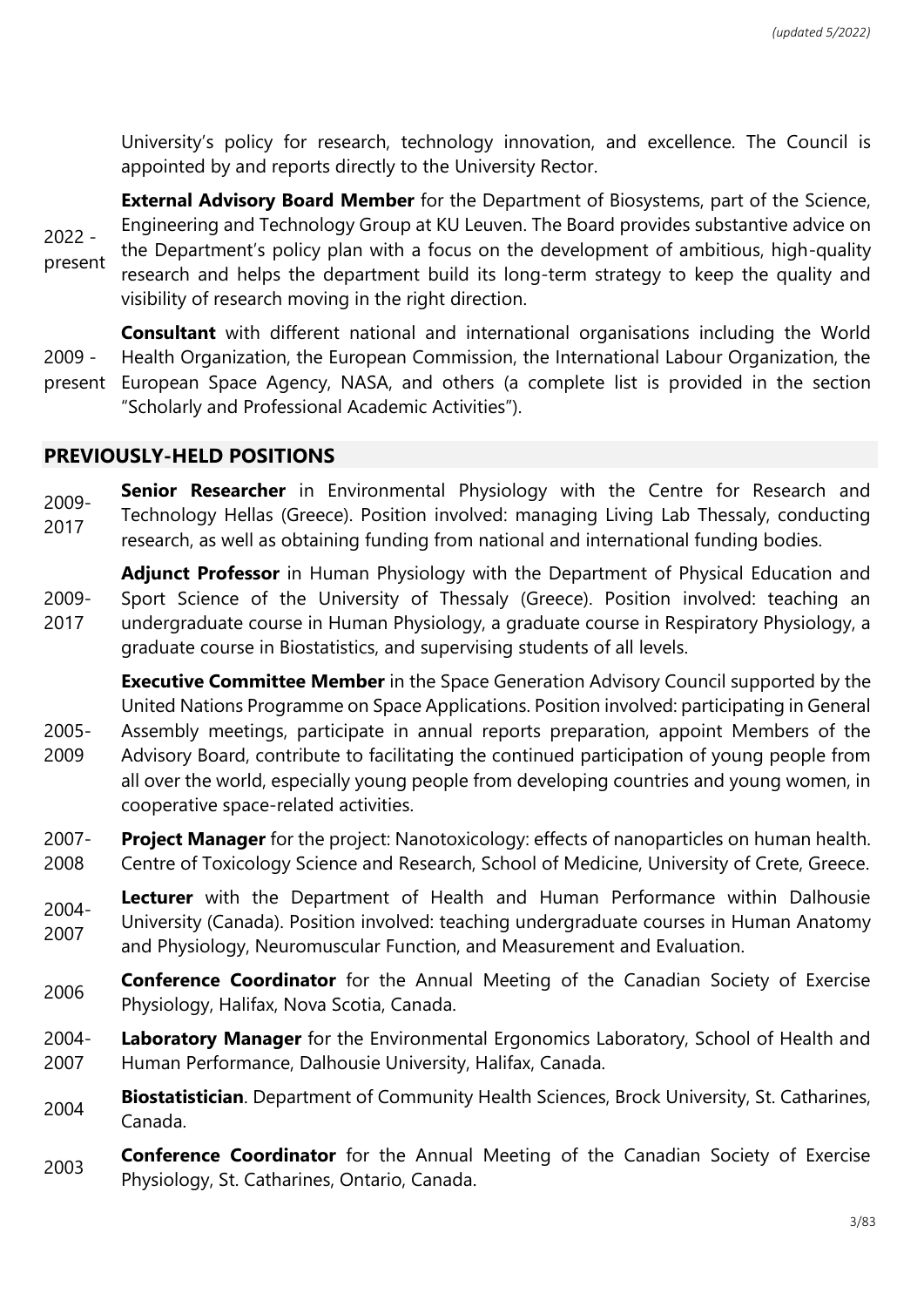University's policy for research, technology innovation, and excellence. The Council is appointed by and reports directly to the University Rector.

2022 - present **External Advisory Board Member** for the Department of Biosystems, part of the Science, Engineering and Technology Group at KU Leuven. The Board provides substantive advice on the Department's policy plan with a focus on the development of ambitious, high-quality research and helps the department build its long-term strategy to keep the quality and visibility of research moving in the right direction.

2009 - present **Consultant** with different national and international organisations including the World Health Organization, the European Commission, the International Labour Organization, the European Space Agency, NASA, and others (a complete list is provided in the section "Scholarly and Professional Academic Activities").

## PREVIOUSLY-HELD POSITIONS

2009-2017 **Senior Researcher** in Environmental Physiology with the Centre for Research and Technology Hellas (Greece). Position involved: managing Living Lab Thessaly, conducting research, as well as obtaining funding from national and international funding bodies.

2009-2017 **Adjunct Professor** in Human Physiology with the Department of Physical Education and Sport Science of the University of Thessaly (Greece). Position involved: teaching an undergraduate course in Human Physiology, a graduate course in Respiratory Physiology, a graduate course in Biostatistics, and supervising students of all levels.

2005-2009 **Executive Committee Member** in the Space Generation Advisory Council supported by the United Nations Programme on Space Applications. Position involved: participating in General Assembly meetings, participate in annual reports preparation, appoint Members of the Advisory Board, contribute to facilitating the continued participation of young people from all over the world, especially young people from developing countries and young women, in cooperative space-related activities.

2007-2008 **Project Manager** for the project: Nanotoxicology: effects of nanoparticles on human health. Centre of Toxicology Science and Research, School of Medicine, University of Crete, Greece.

2004-2007 **Lecturer** with the Department of Health and Human Performance within Dalhousie University (Canada). Position involved: teaching undergraduate courses in Human Anatomy and Physiology, Neuromuscular Function, and Measurement and Evaluation.

2006 **Conference Coordinator** for the Annual Meeting of the Canadian Society of Exercise Physiology, Halifax, Nova Scotia, Canada.

2004-2007 **Laboratory Manager** for the Environmental Ergonomics Laboratory, School of Health and Human Performance, Dalhousie University, Halifax, Canada.

2004 **Biostatistician**. Department of Community Health Sciences, Brock University, St. Catharines, Canada.

2003 **Conference Coordinator** for the Annual Meeting of the Canadian Society of Exercise Physiology, St. Catharines, Ontario, Canada.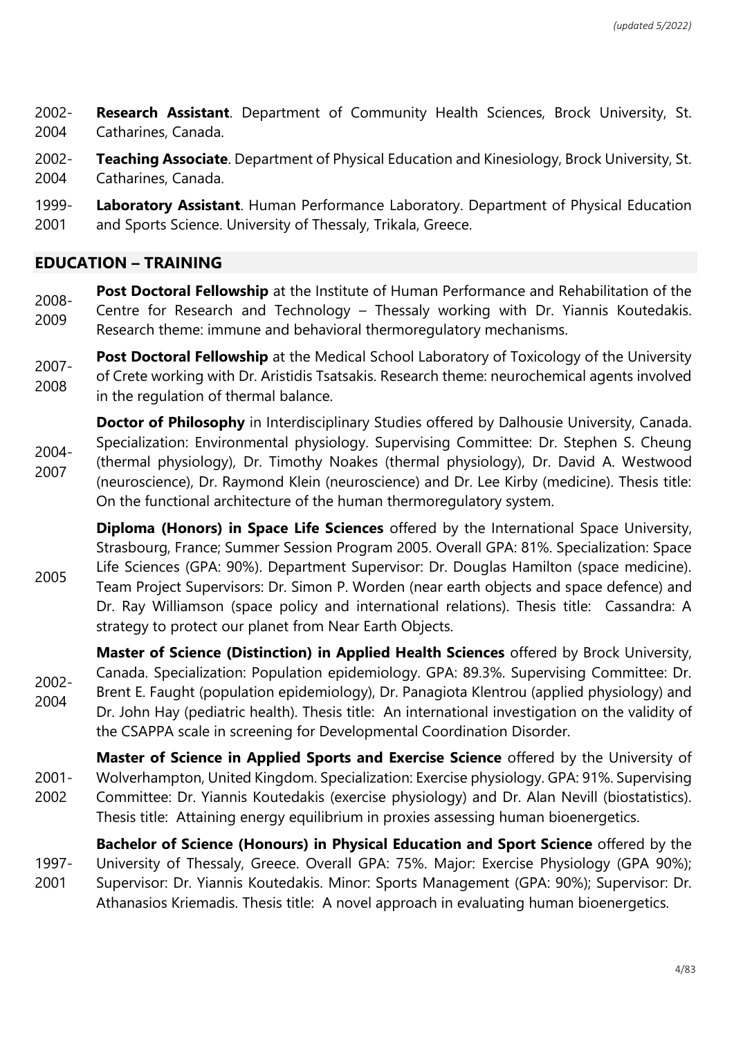2002-2004 **Research Assistant**. Department of Community Health Sciences, Brock University, St. Catharines, Canada.

2002-2004 **Teaching Associate**. Department of Physical Education and Kinesiology, Brock University, St. Catharines, Canada.

1999-2001 **Laboratory Assistant**. Human Performance Laboratory. Department of Physical Education and Sports Science. University of Thessaly, Trikala, Greece.

## EDUCATION – TRAINING

2008-2009 **Post Doctoral Fellowship** at the Institute of Human Performance and Rehabilitation of the Centre for Research and Technology – Thessaly working with Dr. Yiannis Koutedakis. Research theme: immune and behavioral thermoregulatory mechanisms.

2007-2008 **Post Doctoral Fellowship** at the Medical School Laboratory of Toxicology of the University of Crete working with Dr. Aristidis Tsatsakis. Research theme: neurochemical agents involved in the regulation of thermal balance.

2004-2007 **Doctor of Philosophy** in Interdisciplinary Studies offered by Dalhousie University, Canada. Specialization: Environmental physiology. Supervising Committee: Dr. Stephen S. Cheung (thermal physiology), Dr. Timothy Noakes (thermal physiology), Dr. David A. Westwood (neuroscience), Dr. Raymond Klein (neuroscience) and Dr. Lee Kirby (medicine). Thesis title: On the functional architecture of the human thermoregulatory system.

2005 **Diploma (Honors) in Space Life Sciences** offered by the International Space University, Strasbourg, France; Summer Session Program 2005. Overall GPA: 81%. Specialization: Space Life Sciences (GPA: 90%). Department Supervisor: Dr. Douglas Hamilton (space medicine). Team Project Supervisors: Dr. Simon P. Worden (near earth objects and space defence) and Dr. Ray Williamson (space policy and international relations). Thesis title: Cassandra: A strategy to protect our planet from Near Earth Objects.

2002-2004 **Master of Science (Distinction) in Applied Health Sciences** offered by Brock University, Canada. Specialization: Population epidemiology. GPA: 89.3%. Supervising Committee: Dr. Brent E. Faught (population epidemiology), Dr. Panagiota Klentrou (applied physiology) and Dr. John Hay (pediatric health). Thesis title: An international investigation on the validity of the CSAPPA scale in screening for Developmental Coordination Disorder.

2001-2002 **Master of Science in Applied Sports and Exercise Science** offered by the University of Wolverhampton, United Kingdom. Specialization: Exercise physiology. GPA: 91%. Supervising Committee: Dr. Yiannis Koutedakis (exercise physiology) and Dr. Alan Nevill (biostatistics). Thesis title: Attaining energy equilibrium in proxies assessing human bioenergetics.

1997-2001 **Bachelor of Science (Honours) in Physical Education and Sport Science** offered by the University of Thessaly, Greece. Overall GPA: 75%. Major: Exercise Physiology (GPA 90%); Supervisor: Dr. Yiannis Koutedakis. Minor: Sports Management (GPA: 90%); Supervisor: Dr. Athanasios Kriemadis. Thesis title: A novel approach in evaluating human bioenergetics.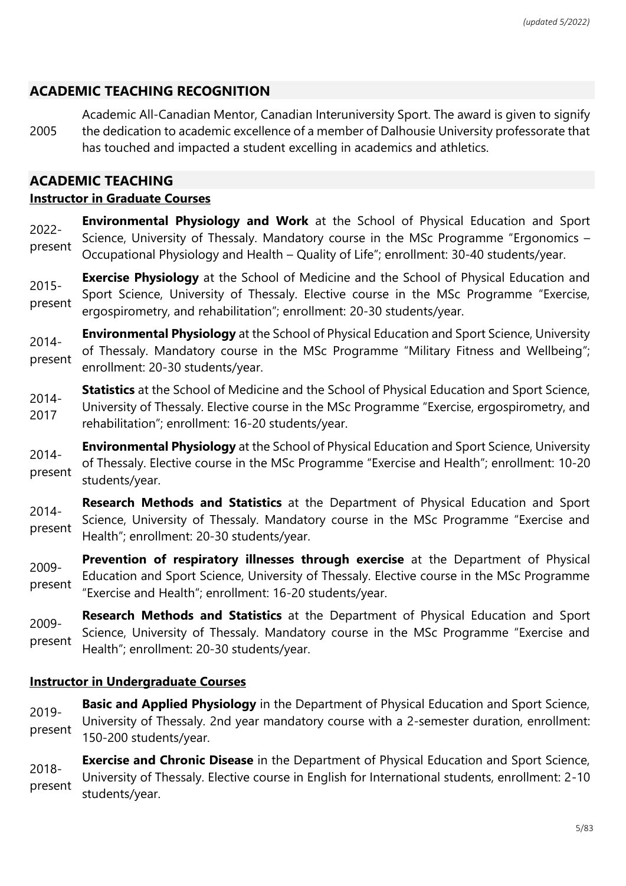## ACADEMIC TEACHING RECOGNITION

2005 Academic All-Canadian Mentor, Canadian Interuniversity Sport. The award is given to signify the dedication to academic excellence of a member of Dalhousie University professorate that has touched and impacted a student excelling in academics and athletics.

## ACADEMIC TEACHING

### Instructor in Graduate Courses

2022-present **Environmental Physiology and Work** at the School of Physical Education and Sport Science, University of Thessaly. Mandatory course in the MSc Programme "Ergonomics – Occupational Physiology and Health – Quality of Life"; enrollment: 30-40 students/year.

2015-present **Exercise Physiology** at the School of Medicine and the School of Physical Education and Sport Science, University of Thessaly. Elective course in the MSc Programme "Exercise, ergospirometry, and rehabilitation"; enrollment: 20-30 students/year.

2014-present **Environmental Physiology** at the School of Physical Education and Sport Science, University of Thessaly. Mandatory course in the MSc Programme "Military Fitness and Wellbeing"; enrollment: 20-30 students/year.

2014-2017 **Statistics** at the School of Medicine and the School of Physical Education and Sport Science, University of Thessaly. Elective course in the MSc Programme "Exercise, ergospirometry, and rehabilitation"; enrollment: 16-20 students/year.

2014-present **Environmental Physiology** at the School of Physical Education and Sport Science, University of Thessaly. Elective course in the MSc Programme "Exercise and Health"; enrollment: 10-20 students/year.

2014-present **Research Methods and Statistics** at the Department of Physical Education and Sport Science, University of Thessaly. Mandatory course in the MSc Programme "Exercise and Health"; enrollment: 20-30 students/year.

2009-present **Prevention of respiratory illnesses through exercise** at the Department of Physical Education and Sport Science, University of Thessaly. Elective course in the MSc Programme "Exercise and Health"; enrollment: 16-20 students/year.

2009-present **Research Methods and Statistics** at the Department of Physical Education and Sport Science, University of Thessaly. Mandatory course in the MSc Programme "Exercise and Health"; enrollment: 20-30 students/year.

### Instructor in Undergraduate Courses

2019-present **Basic and Applied Physiology** in the Department of Physical Education and Sport Science, University of Thessaly. 2nd year mandatory course with a 2-semester duration, enrollment: 150-200 students/year.

2018-present **Exercise and Chronic Disease** in the Department of Physical Education and Sport Science, University of Thessaly. Elective course in English for International students, enrollment: 2-10 students/year.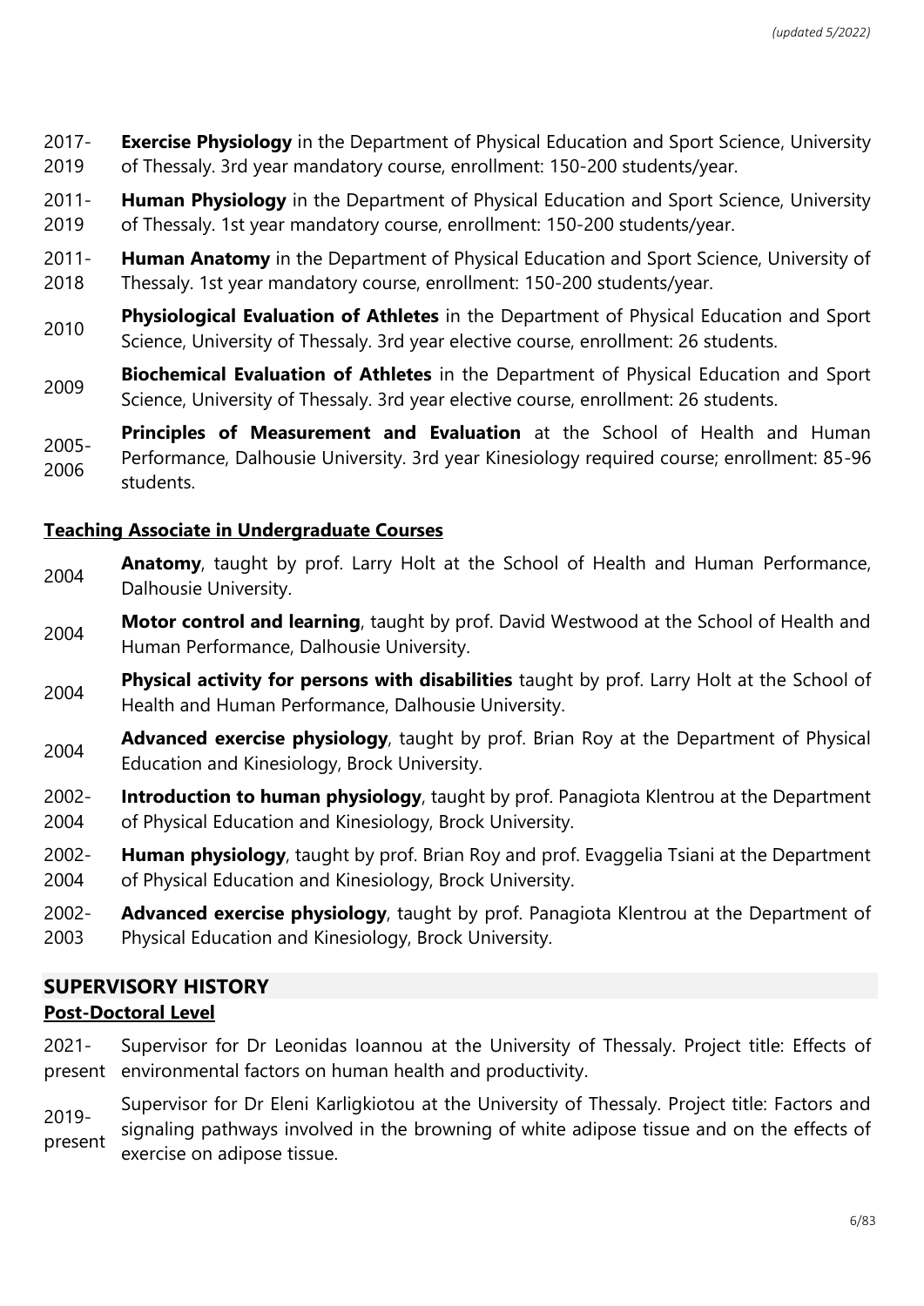2017-2019 **Exercise Physiology** in the Department of Physical Education and Sport Science, University of Thessaly. 3rd year mandatory course, enrollment: 150-200 students/year.

2011-2019 **Human Physiology** in the Department of Physical Education and Sport Science, University of Thessaly. 1st year mandatory course, enrollment: 150-200 students/year.

2011-2018 **Human Anatomy** in the Department of Physical Education and Sport Science, University of Thessaly. 1st year mandatory course, enrollment: 150-200 students/year.

2010 **Physiological Evaluation of Athletes** in the Department of Physical Education and Sport Science, University of Thessaly. 3rd year elective course, enrollment: 26 students.

2009 **Biochemical Evaluation of Athletes** in the Department of Physical Education and Sport Science, University of Thessaly. 3rd year elective course, enrollment: 26 students.

2005-2006 **Principles of Measurement and Evaluation** at the School of Health and Human Performance, Dalhousie University. 3rd year Kinesiology required course; enrollment: 85-96 students.

### Teaching Associate in Undergraduate Courses

2004 **Anatomy**, taught by prof. Larry Holt at the School of Health and Human Performance, Dalhousie University.

2004 **Motor control and learning**, taught by prof. David Westwood at the School of Health and Human Performance, Dalhousie University.

2004 **Physical activity for persons with disabilities** taught by prof. Larry Holt at the School of Health and Human Performance, Dalhousie University.

2004 **Advanced exercise physiology**, taught by prof. Brian Roy at the Department of Physical Education and Kinesiology, Brock University.

2002-2004 **Introduction to human physiology**, taught by prof. Panagiota Klentrou at the Department of Physical Education and Kinesiology, Brock University.

2002-2004 **Human physiology**, taught by prof. Brian Roy and prof. Evaggelia Tsiani at the Department of Physical Education and Kinesiology, Brock University.

2002-2003 **Advanced exercise physiology**, taught by prof. Panagiota Klentrou at the Department of Physical Education and Kinesiology, Brock University.

## SUPERVISORY HISTORY

### Post-Doctoral Level

2021-present Supervisor for Dr Leonidas Ioannou at the University of Thessaly. Project title: Effects of environmental factors on human health and productivity.

2019-present Supervisor for Dr Eleni Karligkiotou at the University of Thessaly. Project title: Factors and signaling pathways involved in the browning of white adipose tissue and on the effects of exercise on adipose tissue.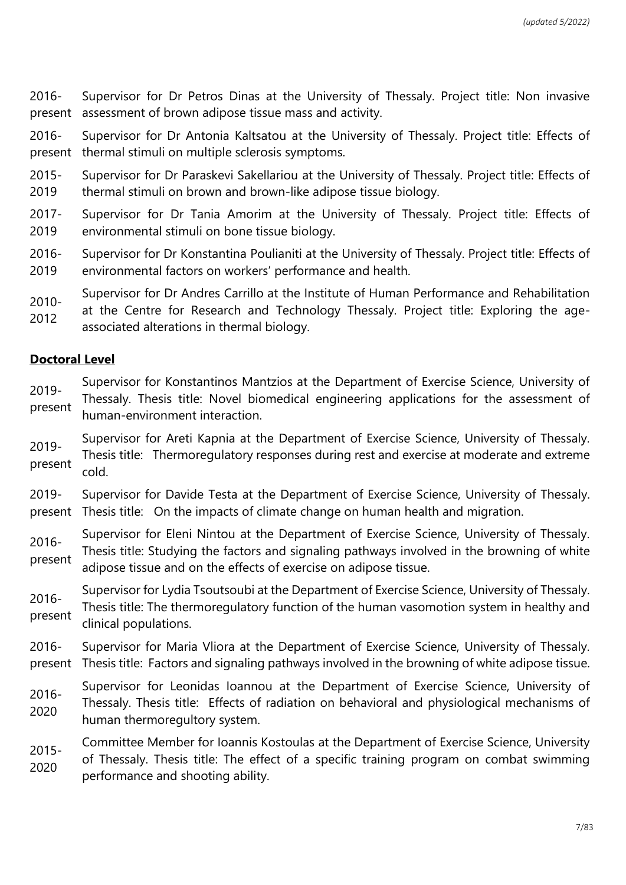2016-present Supervisor for Dr Petros Dinas at the University of Thessaly. Project title: Non invasive assessment of brown adipose tissue mass and activity.

2016-present Supervisor for Dr Antonia Kaltsatou at the University of Thessaly. Project title: Effects of thermal stimuli on multiple sclerosis symptoms.

2015-2019 Supervisor for Dr Paraskevi Sakellariou at the University of Thessaly. Project title: Effects of thermal stimuli on brown and brown-like adipose tissue biology.

2017-2019 Supervisor for Dr Tania Amorim at the University of Thessaly. Project title: Effects of environmental stimuli on bone tissue biology.

2016-2019 Supervisor for Dr Konstantina Poulianiti at the University of Thessaly. Project title: Effects of environmental factors on workers' performance and health.

2010-2012 Supervisor for Dr Andres Carrillo at the Institute of Human Performance and Rehabilitation at the Centre for Research and Technology Thessaly. Project title: Exploring the age-associated alterations in thermal biology.

**Doctoral Level**

2019-present Supervisor for Konstantinos Mantzios at the Department of Exercise Science, University of Thessaly. Thesis title: Novel biomedical engineering applications for the assessment of human-environment interaction.

2019-present Supervisor for Areti Kapnia at the Department of Exercise Science, University of Thessaly. Thesis title: Thermoregulatory responses during rest and exercise at moderate and extreme cold.

2019-present Supervisor for Davide Testa at the Department of Exercise Science, University of Thessaly. Thesis title: On the impacts of climate change on human health and migration.

2016-present Supervisor for Eleni Nintou at the Department of Exercise Science, University of Thessaly. Thesis title: Studying the factors and signaling pathways involved in the browning of white adipose tissue and on the effects of exercise on adipose tissue.

2016-present Supervisor for Lydia Tsoutsoubi at the Department of Exercise Science, University of Thessaly. Thesis title: The thermoregulatory function of the human vasomotion system in healthy and clinical populations.

2016-present Supervisor for Maria Vliora at the Department of Exercise Science, University of Thessaly. Thesis title: Factors and signaling pathways involved in the browning of white adipose tissue.

2016-2020 Supervisor for Leonidas Ioannou at the Department of Exercise Science, University of Thessaly. Thesis title: Effects of radiation on behavioral and physiological mechanisms of human thermoregultory system.

2015-2020 Committee Member for Ioannis Kostoulas at the Department of Exercise Science, University of Thessaly. Thesis title: The effect of a specific training program on combat swimming performance and shooting ability.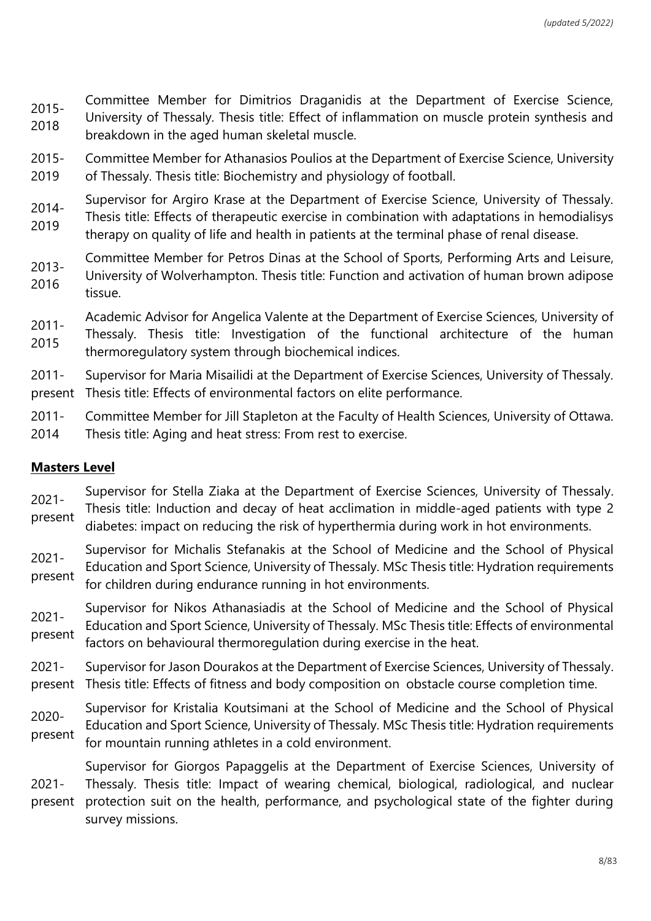2015-2018 Committee Member for Dimitrios Draganidis at the Department of Exercise Science, University of Thessaly. Thesis title: Effect of inflammation on muscle protein synthesis and breakdown in the aged human skeletal muscle.

2015-2019 Committee Member for Athanasios Poulios at the Department of Exercise Science, University of Thessaly. Thesis title: Biochemistry and physiology of football.

2014-2019 Supervisor for Argiro Krase at the Department of Exercise Science, University of Thessaly. Thesis title: Effects of therapeutic exercise in combination with adaptations in hemodialisys therapy on quality of life and health in patients at the terminal phase of renal disease.

2013-2016 Committee Member for Petros Dinas at the School of Sports, Performing Arts and Leisure, University of Wolverhampton. Thesis title: Function and activation of human brown adipose tissue.

2011-2015 Academic Advisor for Angelica Valente at the Department of Exercise Sciences, University of Thessaly. Thesis title: Investigation of the functional architecture of the human thermoregulatory system through biochemical indices.

2011-present Supervisor for Maria Misailidi at the Department of Exercise Sciences, University of Thessaly. Thesis title: Effects of environmental factors on elite performance.

2011-2014 Committee Member for Jill Stapleton at the Faculty of Health Sciences, University of Ottawa. Thesis title: Aging and heat stress: From rest to exercise.

**Masters Level**

2021-present Supervisor for Stella Ziaka at the Department of Exercise Sciences, University of Thessaly. Thesis title: Induction and decay of heat acclimation in middle-aged patients with type 2 diabetes: impact on reducing the risk of hyperthermia during work in hot environments.

2021-present Supervisor for Michalis Stefanakis at the School of Medicine and the School of Physical Education and Sport Science, University of Thessaly. MSc Thesis title: Hydration requirements for children during endurance running in hot environments.

2021-present Supervisor for Nikos Athanasiadis at the School of Medicine and the School of Physical Education and Sport Science, University of Thessaly. MSc Thesis title: Effects of environmental factors on behavioural thermoregulation during exercise in the heat.

2021-present Supervisor for Jason Dourakos at the Department of Exercise Sciences, University of Thessaly. Thesis title: Effects of fitness and body composition on obstacle course completion time.

2020-present Supervisor for Kristalia Koutsimani at the School of Medicine and the School of Physical Education and Sport Science, University of Thessaly. MSc Thesis title: Hydration requirements for mountain running athletes in a cold environment.

2021-present Supervisor for Giorgos Papaggelis at the Department of Exercise Sciences, University of Thessaly. Thesis title: Impact of wearing chemical, biological, radiological, and nuclear protection suit on the health, performance, and psychological state of the fighter during survey missions.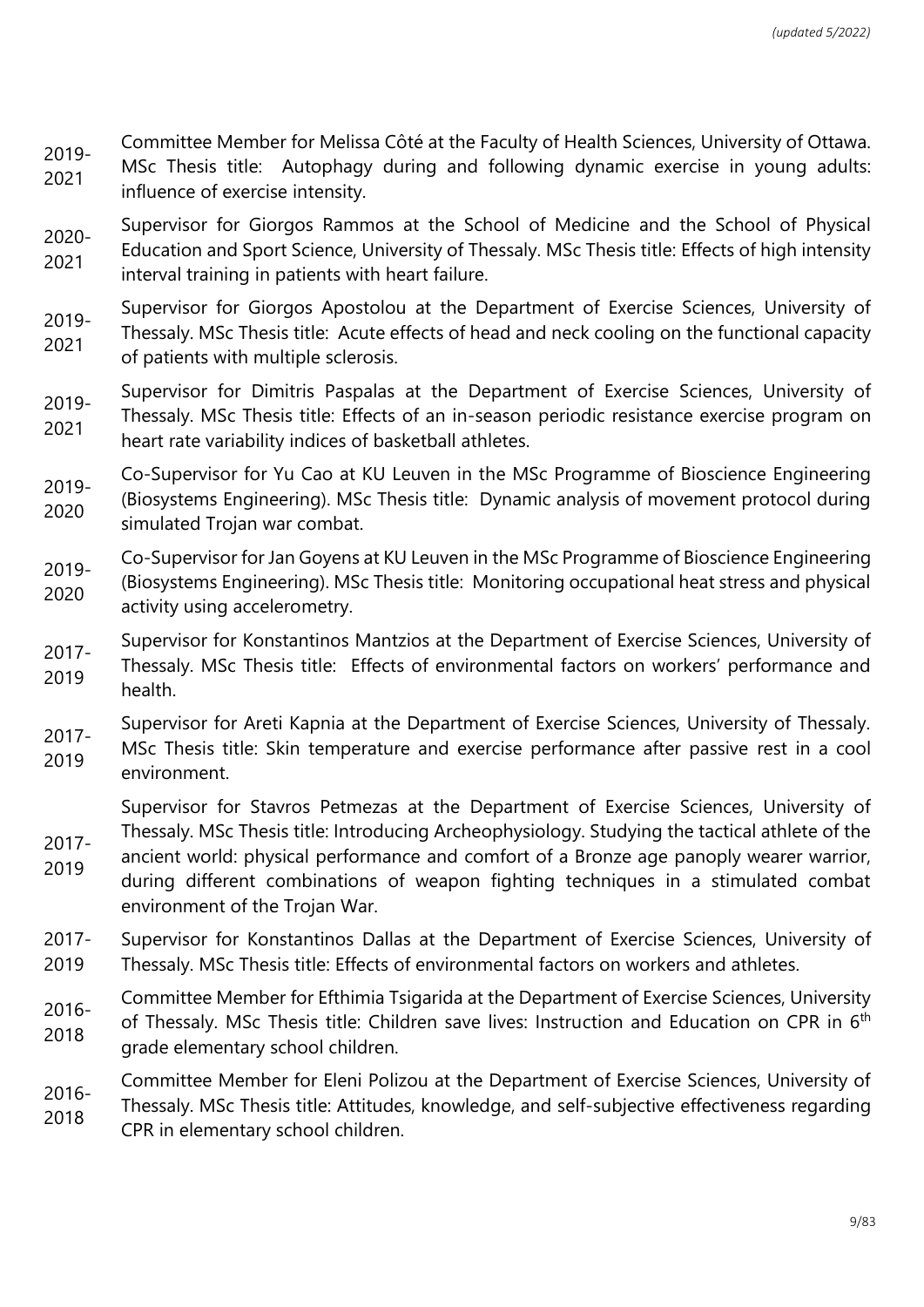2019-2021 Committee Member for Melissa Côté at the Faculty of Health Sciences, University of Ottawa. MSc Thesis title: Autophagy during and following dynamic exercise in young adults: influence of exercise intensity.

2020-2021 Supervisor for Giorgos Rammos at the School of Medicine and the School of Physical Education and Sport Science, University of Thessaly. MSc Thesis title: Effects of high intensity interval training in patients with heart failure.

2019-2021 Supervisor for Giorgos Apostolou at the Department of Exercise Sciences, University of Thessaly. MSc Thesis title: Acute effects of head and neck cooling on the functional capacity of patients with multiple sclerosis.

2019-2021 Supervisor for Dimitris Paspalas at the Department of Exercise Sciences, University of Thessaly. MSc Thesis title: Effects of an in-season periodic resistance exercise program on heart rate variability indices of basketball athletes.

2019-2020 Co-Supervisor for Yu Cao at KU Leuven in the MSc Programme of Bioscience Engineering (Biosystems Engineering). MSc Thesis title: Dynamic analysis of movement protocol during simulated Trojan war combat.

2019-2020 Co-Supervisor for Jan Goyens at KU Leuven in the MSc Programme of Bioscience Engineering (Biosystems Engineering). MSc Thesis title: Monitoring occupational heat stress and physical activity using accelerometry.

2017-2019 Supervisor for Konstantinos Mantzios at the Department of Exercise Sciences, University of Thessaly. MSc Thesis title: Effects of environmental factors on workers' performance and health.

2017-2019 Supervisor for Areti Kapnia at the Department of Exercise Sciences, University of Thessaly. MSc Thesis title: Skin temperature and exercise performance after passive rest in a cool environment.

2017-2019 Supervisor for Stavros Petmezas at the Department of Exercise Sciences, University of Thessaly. MSc Thesis title: Introducing Archeophysiology. Studying the tactical athlete of the ancient world: physical performance and comfort of a Bronze age panoply wearer warrior, during different combinations of weapon fighting techniques in a stimulated combat environment of the Trojan War.

2017-2019 Supervisor for Konstantinos Dallas at the Department of Exercise Sciences, University of Thessaly. MSc Thesis title: Effects of environmental factors on workers and athletes.

2016-2018 Committee Member for Efthimia Tsigarida at the Department of Exercise Sciences, University of Thessaly. MSc Thesis title: Children save lives: Instruction and Education on CPR in 6th grade elementary school children.

2016-2018 Committee Member for Eleni Polizou at the Department of Exercise Sciences, University of Thessaly. MSc Thesis title: Attitudes, knowledge, and self-subjective effectiveness regarding CPR in elementary school children.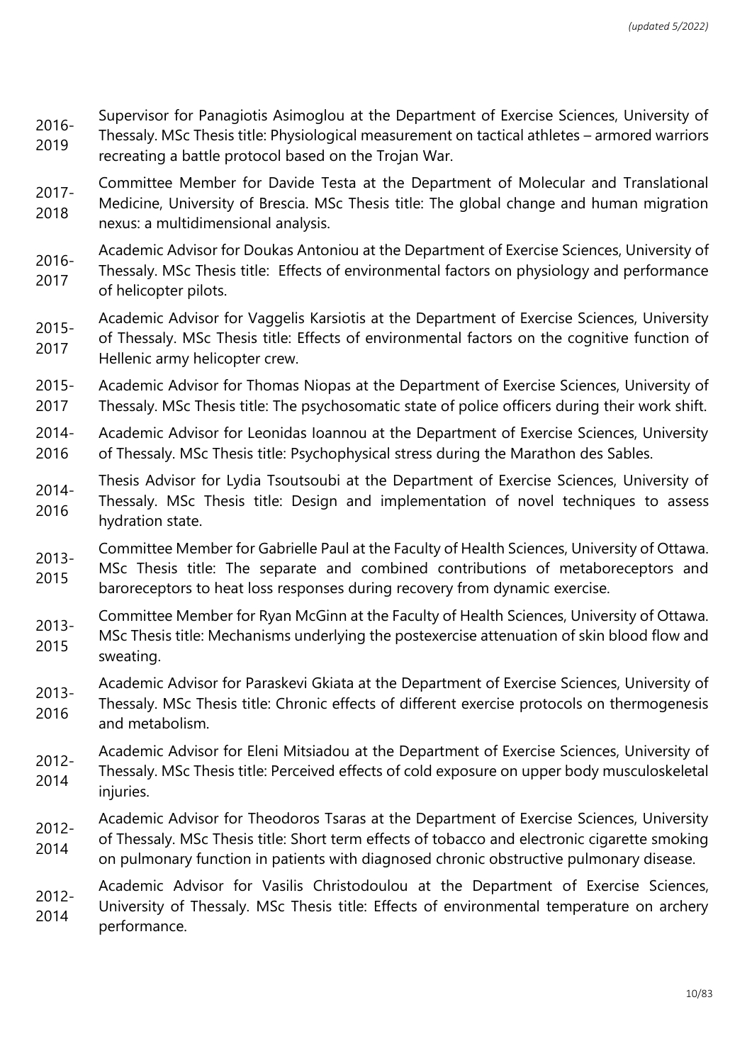2016-2019 Supervisor for Panagiotis Asimoglou at the Department of Exercise Sciences, University of Thessaly. MSc Thesis title: Physiological measurement on tactical athletes – armored warriors recreating a battle protocol based on the Trojan War.

2017-2018 Committee Member for Davide Testa at the Department of Molecular and Translational Medicine, University of Brescia. MSc Thesis title: The global change and human migration nexus: a multidimensional analysis.

2016-2017 Academic Advisor for Doukas Antoniou at the Department of Exercise Sciences, University of Thessaly. MSc Thesis title: Effects of environmental factors on physiology and performance of helicopter pilots.

2015-2017 Academic Advisor for Vaggelis Karsiotis at the Department of Exercise Sciences, University of Thessaly. MSc Thesis title: Effects of environmental factors on the cognitive function of Hellenic army helicopter crew.

2015-2017 Academic Advisor for Thomas Niopas at the Department of Exercise Sciences, University of Thessaly. MSc Thesis title: The psychosomatic state of police officers during their work shift.

2014-2016 Academic Advisor for Leonidas Ioannou at the Department of Exercise Sciences, University of Thessaly. MSc Thesis title: Psychophysical stress during the Marathon des Sables.

2014-2016 Thesis Advisor for Lydia Tsoutsoubi at the Department of Exercise Sciences, University of Thessaly. MSc Thesis title: Design and implementation of novel techniques to assess hydration state.

2013-2015 Committee Member for Gabrielle Paul at the Faculty of Health Sciences, University of Ottawa. MSc Thesis title: The separate and combined contributions of metaboreceptors and baroreceptors to heat loss responses during recovery from dynamic exercise.

2013-2015 Committee Member for Ryan McGinn at the Faculty of Health Sciences, University of Ottawa. MSc Thesis title: Mechanisms underlying the postexercise attenuation of skin blood flow and sweating.

2013-2016 Academic Advisor for Paraskevi Gkiata at the Department of Exercise Sciences, University of Thessaly. MSc Thesis title: Chronic effects of different exercise protocols on thermogenesis and metabolism.

2012-2014 Academic Advisor for Eleni Mitsiadou at the Department of Exercise Sciences, University of Thessaly. MSc Thesis title: Perceived effects of cold exposure on upper body musculoskeletal injuries.

2012-2014 Academic Advisor for Theodoros Tsaras at the Department of Exercise Sciences, University of Thessaly. MSc Thesis title: Short term effects of tobacco and electronic cigarette smoking on pulmonary function in patients with diagnosed chronic obstructive pulmonary disease.

2012-2014 Academic Advisor for Vasilis Christodoulou at the Department of Exercise Sciences, University of Thessaly. MSc Thesis title: Effects of environmental temperature on archery performance.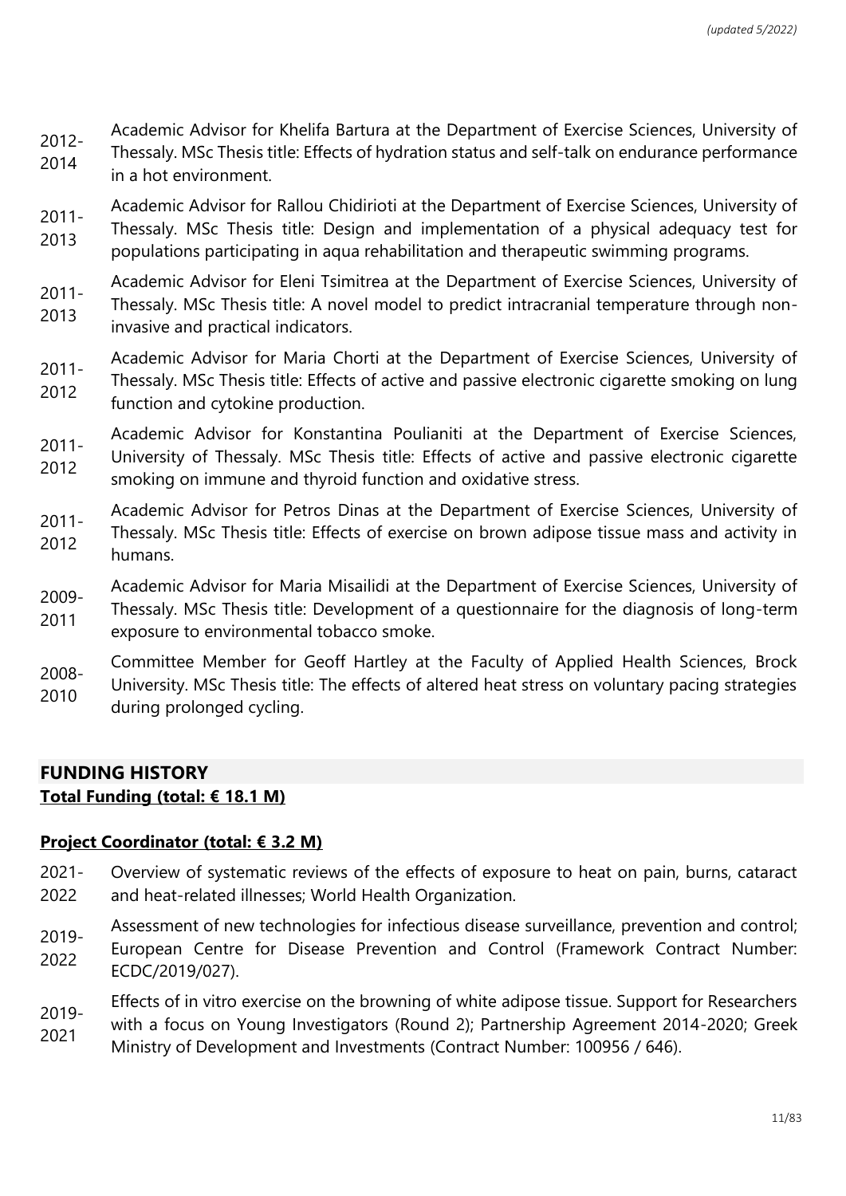2012-2014 Academic Advisor for Khelifa Bartura at the Department of Exercise Sciences, University of Thessaly. MSc Thesis title: Effects of hydration status and self-talk on endurance performance in a hot environment.

2011-2013 Academic Advisor for Rallou Chidirioti at the Department of Exercise Sciences, University of Thessaly. MSc Thesis title: Design and implementation of a physical adequacy test for populations participating in aqua rehabilitation and therapeutic swimming programs.

2011-2013 Academic Advisor for Eleni Tsimitrea at the Department of Exercise Sciences, University of Thessaly. MSc Thesis title: A novel model to predict intracranial temperature through non-invasive and practical indicators.

2011-2012 Academic Advisor for Maria Chorti at the Department of Exercise Sciences, University of Thessaly. MSc Thesis title: Effects of active and passive electronic cigarette smoking on lung function and cytokine production.

2011-2012 Academic Advisor for Konstantina Poulianiti at the Department of Exercise Sciences, University of Thessaly. MSc Thesis title: Effects of active and passive electronic cigarette smoking on immune and thyroid function and oxidative stress.

2011-2012 Academic Advisor for Petros Dinas at the Department of Exercise Sciences, University of Thessaly. MSc Thesis title: Effects of exercise on brown adipose tissue mass and activity in humans.

2009-2011 Academic Advisor for Maria Misailidi at the Department of Exercise Sciences, University of Thessaly. MSc Thesis title: Development of a questionnaire for the diagnosis of long-term exposure to environmental tobacco smoke.

2008-2010 Committee Member for Geoff Hartley at the Faculty of Applied Health Sciences, Brock University. MSc Thesis title: The effects of altered heat stress on voluntary pacing strategies during prolonged cycling.

## FUNDING HISTORY

**Total Funding (total: € 18.1 M)**

**Project Coordinator (total: € 3.2 M)**

2021-2022 Overview of systematic reviews of the effects of exposure to heat on pain, burns, cataract and heat-related illnesses; World Health Organization.

2019-2022 Assessment of new technologies for infectious disease surveillance, prevention and control; European Centre for Disease Prevention and Control (Framework Contract Number: ECDC/2019/027).

2019-2021 Effects of in vitro exercise on the browning of white adipose tissue. Support for Researchers with a focus on Young Investigators (Round 2); Partnership Agreement 2014-2020; Greek Ministry of Development and Investments (Contract Number: 100956 / 646).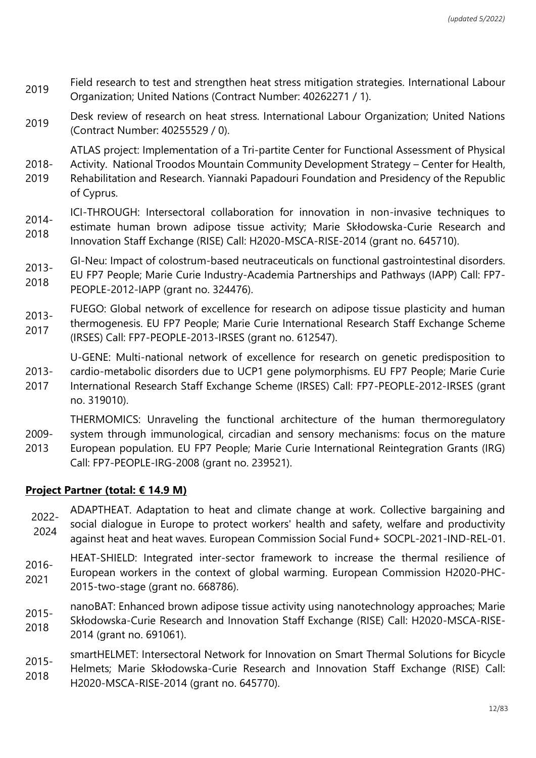| | |
|---|---|
| 2019 | Field research to test and strengthen heat stress mitigation strategies. International Labour Organization; United Nations (Contract Number: 40262271 / 1). |
| 2019 | Desk review of research on heat stress. International Labour Organization; United Nations (Contract Number: 40255529 / 0). |
| 2018-2019 | ATLAS project: Implementation of a Tri-partite Center for Functional Assessment of Physical Activity. National Troodos Mountain Community Development Strategy – Center for Health, Rehabilitation and Research. Yiannaki Papadouri Foundation and Presidency of the Republic of Cyprus. |
| 2014-2018 | ICI-THROUGH: Intersectoral collaboration for innovation in non-invasive techniques to estimate human brown adipose tissue activity; Marie Skłodowska-Curie Research and Innovation Staff Exchange (RISE) Call: H2020-MSCA-RISE-2014 (grant no. 645710). |
| 2013-2018 | GI-Neu: Impact of colostrum-based neutraceuticals on functional gastrointestinal disorders. EU FP7 People; Marie Curie Industry-Academia Partnerships and Pathways (IAPP) Call: FP7-PEOPLE-2012-IAPP (grant no. 324476). |
| 2013-2017 | FUEGO: Global network of excellence for research on adipose tissue plasticity and human thermogenesis. EU FP7 People; Marie Curie International Research Staff Exchange Scheme (IRSES) Call: FP7-PEOPLE-2013-IRSES (grant no. 612547). |
| 2013-2017 | U-GENE: Multi-national network of excellence for research on genetic predisposition to cardio-metabolic disorders due to UCP1 gene polymorphisms. EU FP7 People; Marie Curie International Research Staff Exchange Scheme (IRSES) Call: FP7-PEOPLE-2012-IRSES (grant no. 319010). |
| 2009-2013 | THERMOMICS: Unraveling the functional architecture of the human thermoregulatory system through immunological, circadian and sensory mechanisms: focus on the mature European population. EU FP7 People; Marie Curie International Reintegration Grants (IRG) Call: FP7-PEOPLE-IRG-2008 (grant no. 239521). |

**Project Partner (total: € 14.9 M)**

| | |
|---|---|
| 2022-2024 | ADAPTHEAT. Adaptation to heat and climate change at work. Collective bargaining and social dialogue in Europe to protect workers' health and safety, welfare and productivity against heat and heat waves. European Commission Social Fund+ SOCPL-2021-IND-REL-01. |
| 2016-2021 | HEAT-SHIELD: Integrated inter-sector framework to increase the thermal resilience of European workers in the context of global warming. European Commission H2020-PHC-2015-two-stage (grant no. 668786). |
| 2015-2018 | nanoBAT: Enhanced brown adipose tissue activity using nanotechnology approaches; Marie Skłodowska-Curie Research and Innovation Staff Exchange (RISE) Call: H2020-MSCA-RISE-2014 (grant no. 691061). |
| 2015-2018 | smartHELMET: Intersectoral Network for Innovation on Smart Thermal Solutions for Bicycle Helmets; Marie Skłodowska-Curie Research and Innovation Staff Exchange (RISE) Call: H2020-MSCA-RISE-2014 (grant no. 645770). |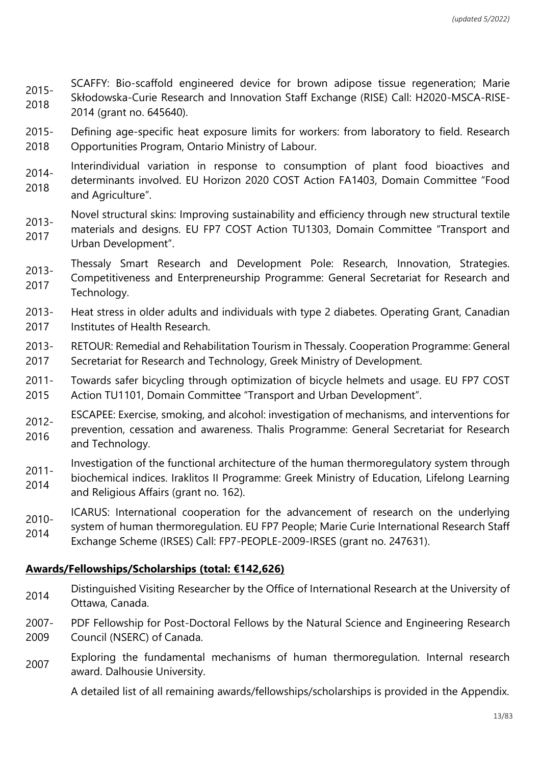2015-2018 SCAFFY: Bio-scaffold engineered device for brown adipose tissue regeneration; Marie Skłodowska-Curie Research and Innovation Staff Exchange (RISE) Call: H2020-MSCA-RISE-2014 (grant no. 645640).

2015-2018 Defining age-specific heat exposure limits for workers: from laboratory to field. Research Opportunities Program, Ontario Ministry of Labour.

2014-2018 Interindividual variation in response to consumption of plant food bioactives and determinants involved. EU Horizon 2020 COST Action FA1403, Domain Committee "Food and Agriculture".

2013-2017 Novel structural skins: Improving sustainability and efficiency through new structural textile materials and designs. EU FP7 COST Action TU1303, Domain Committee "Transport and Urban Development".

2013-2017 Thessaly Smart Research and Development Pole: Research, Innovation, Strategies. Competitiveness and Enterpreneurship Programme: General Secretariat for Research and Technology.

2013-2017 Heat stress in older adults and individuals with type 2 diabetes. Operating Grant, Canadian Institutes of Health Research.

2013-2017 RETOUR: Remedial and Rehabilitation Tourism in Thessaly. Cooperation Programme: General Secretariat for Research and Technology, Greek Ministry of Development.

2011-2015 Towards safer bicycling through optimization of bicycle helmets and usage. EU FP7 COST Action TU1101, Domain Committee "Transport and Urban Development".

2012-2016 ESCAPEE: Exercise, smoking, and alcohol: investigation of mechanisms, and interventions for prevention, cessation and awareness. Thalis Programme: General Secretariat for Research and Technology.

2011-2014 Investigation of the functional architecture of the human thermoregulatory system through biochemical indices. Iraklitos II Programme: Greek Ministry of Education, Lifelong Learning and Religious Affairs (grant no. 162).

2010-2014 ICARUS: International cooperation for the advancement of research on the underlying system of human thermoregulation. EU FP7 People; Marie Curie International Research Staff Exchange Scheme (IRSES) Call: FP7-PEOPLE-2009-IRSES (grant no. 247631).

## Awards/Fellowships/Scholarships (total: €142,626)

2014 Distinguished Visiting Researcher by the Office of International Research at the University of Ottawa, Canada.

2007-2009 PDF Fellowship for Post-Doctoral Fellows by the Natural Science and Engineering Research Council (NSERC) of Canada.

2007 Exploring the fundamental mechanisms of human thermoregulation. Internal research award. Dalhousie University.

A detailed list of all remaining awards/fellowships/scholarships is provided in the Appendix.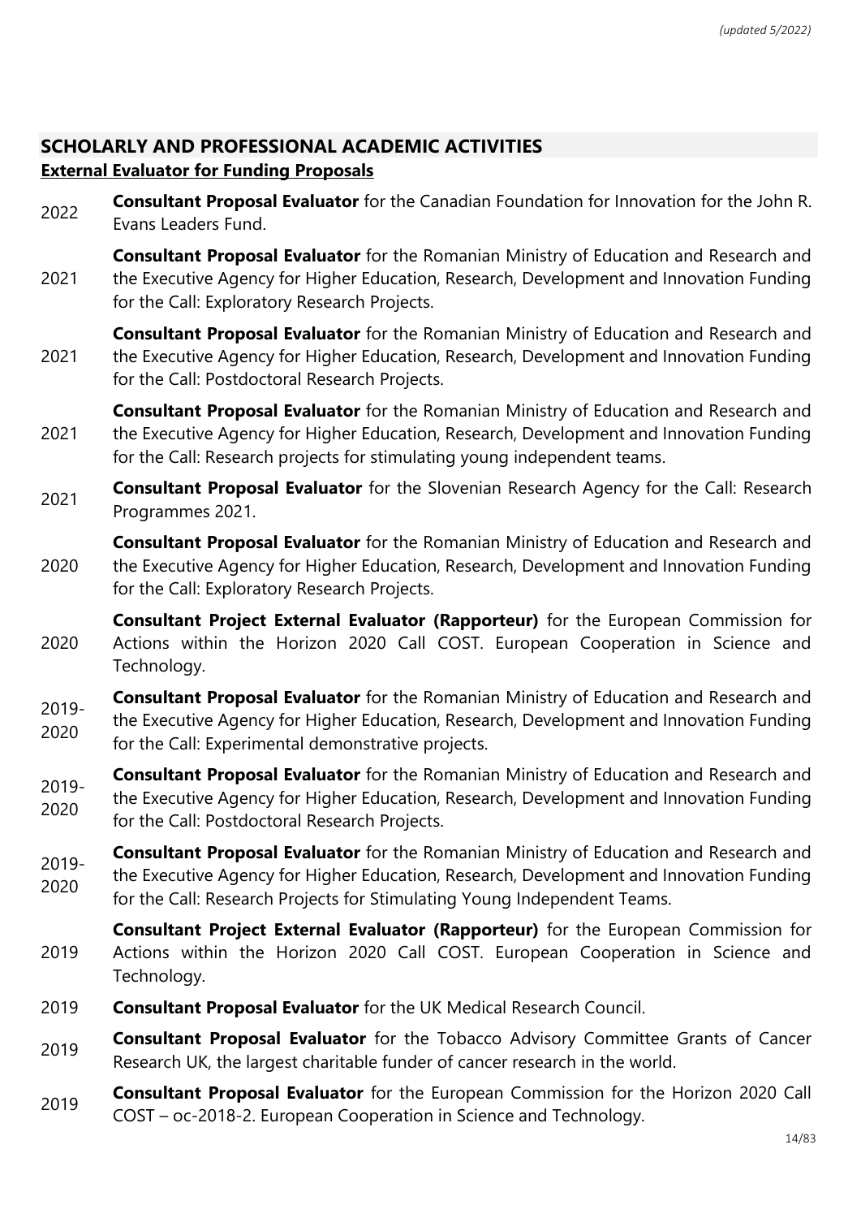## SCHOLARLY AND PROFESSIONAL ACADEMIC ACTIVITIES

### External Evaluator for Funding Proposals

2022 **Consultant Proposal Evaluator** for the Canadian Foundation for Innovation for the John R. Evans Leaders Fund.

2021 **Consultant Proposal Evaluator** for the Romanian Ministry of Education and Research and the Executive Agency for Higher Education, Research, Development and Innovation Funding for the Call: Exploratory Research Projects.

2021 **Consultant Proposal Evaluator** for the Romanian Ministry of Education and Research and the Executive Agency for Higher Education, Research, Development and Innovation Funding for the Call: Postdoctoral Research Projects.

2021 **Consultant Proposal Evaluator** for the Romanian Ministry of Education and Research and the Executive Agency for Higher Education, Research, Development and Innovation Funding for the Call: Research projects for stimulating young independent teams.

2021 **Consultant Proposal Evaluator** for the Slovenian Research Agency for the Call: Research Programmes 2021.

2020 **Consultant Proposal Evaluator** for the Romanian Ministry of Education and Research and the Executive Agency for Higher Education, Research, Development and Innovation Funding for the Call: Exploratory Research Projects.

2020 **Consultant Project External Evaluator (Rapporteur)** for the European Commission for Actions within the Horizon 2020 Call COST. European Cooperation in Science and Technology.

2019-2020 **Consultant Proposal Evaluator** for the Romanian Ministry of Education and Research and the Executive Agency for Higher Education, Research, Development and Innovation Funding for the Call: Experimental demonstrative projects.

2019-2020 **Consultant Proposal Evaluator** for the Romanian Ministry of Education and Research and the Executive Agency for Higher Education, Research, Development and Innovation Funding for the Call: Postdoctoral Research Projects.

2019-2020 **Consultant Proposal Evaluator** for the Romanian Ministry of Education and Research and the Executive Agency for Higher Education, Research, Development and Innovation Funding for the Call: Research Projects for Stimulating Young Independent Teams.

2019 **Consultant Project External Evaluator (Rapporteur)** for the European Commission for Actions within the Horizon 2020 Call COST. European Cooperation in Science and Technology.

2019 **Consultant Proposal Evaluator** for the UK Medical Research Council.

2019 **Consultant Proposal Evaluator** for the Tobacco Advisory Committee Grants of Cancer Research UK, the largest charitable funder of cancer research in the world.

2019 **Consultant Proposal Evaluator** for the European Commission for the Horizon 2020 Call COST – oc-2018-2. European Cooperation in Science and Technology.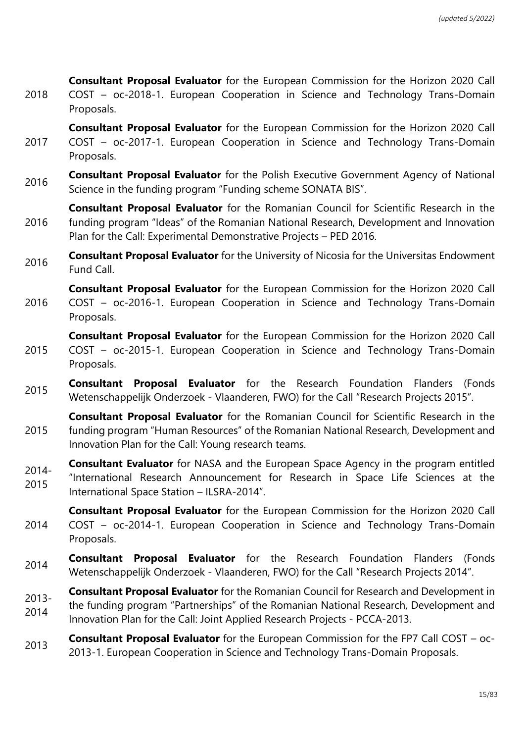| | |
|---|---|
| 2018 | **Consultant Proposal Evaluator** for the European Commission for the Horizon 2020 Call COST – oc-2018-1. European Cooperation in Science and Technology Trans-Domain Proposals. |
| 2017 | **Consultant Proposal Evaluator** for the European Commission for the Horizon 2020 Call COST – oc-2017-1. European Cooperation in Science and Technology Trans-Domain Proposals. |
| 2016 | **Consultant Proposal Evaluator** for the Polish Executive Government Agency of National Science in the funding program "Funding scheme SONATA BIS". |
| 2016 | **Consultant Proposal Evaluator** for the Romanian Council for Scientific Research in the funding program "Ideas" of the Romanian National Research, Development and Innovation Plan for the Call: Experimental Demonstrative Projects – PED 2016. |
| 2016 | **Consultant Proposal Evaluator** for the University of Nicosia for the Universitas Endowment Fund Call. |
| 2016 | **Consultant Proposal Evaluator** for the European Commission for the Horizon 2020 Call COST – oc-2016-1. European Cooperation in Science and Technology Trans-Domain Proposals. |
| 2015 | **Consultant Proposal Evaluator** for the European Commission for the Horizon 2020 Call COST – oc-2015-1. European Cooperation in Science and Technology Trans-Domain Proposals. |
| 2015 | **Consultant Proposal Evaluator** for the Research Foundation Flanders (Fonds Wetenschappelijk Onderzoek - Vlaanderen, FWO) for the Call "Research Projects 2015". |
| 2015 | **Consultant Proposal Evaluator** for the Romanian Council for Scientific Research in the funding program "Human Resources" of the Romanian National Research, Development and Innovation Plan for the Call: Young research teams. |
| 2014-2015 | **Consultant Evaluator** for NASA and the European Space Agency in the program entitled "International Research Announcement for Research in Space Life Sciences at the International Space Station – ILSRA-2014". |
| 2014 | **Consultant Proposal Evaluator** for the European Commission for the Horizon 2020 Call COST – oc-2014-1. European Cooperation in Science and Technology Trans-Domain Proposals. |
| 2014 | **Consultant Proposal Evaluator** for the Research Foundation Flanders (Fonds Wetenschappelijk Onderzoek - Vlaanderen, FWO) for the Call "Research Projects 2014". |
| 2013-2014 | **Consultant Proposal Evaluator** for the Romanian Council for Research and Development in the funding program "Partnerships" of the Romanian National Research, Development and Innovation Plan for the Call: Joint Applied Research Projects - PCCA-2013. |
| 2013 | **Consultant Proposal Evaluator** for the European Commission for the FP7 Call COST – oc-2013-1. European Cooperation in Science and Technology Trans-Domain Proposals. |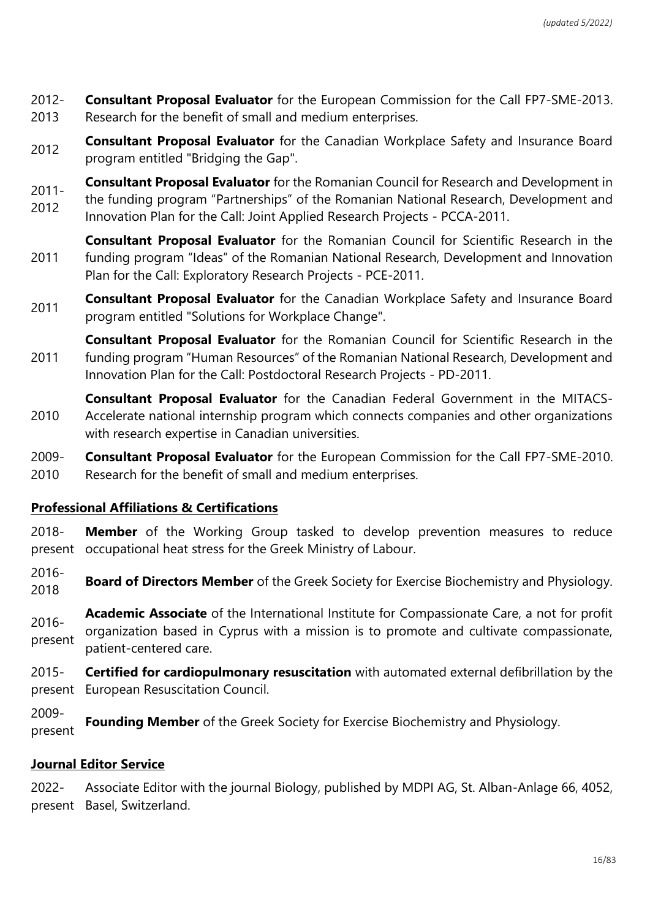2012-2013 **Consultant Proposal Evaluator** for the European Commission for the Call FP7-SME-2013. Research for the benefit of small and medium enterprises.

2012 **Consultant Proposal Evaluator** for the Canadian Workplace Safety and Insurance Board program entitled "Bridging the Gap".

2011-2012 **Consultant Proposal Evaluator** for the Romanian Council for Research and Development in the funding program "Partnerships" of the Romanian National Research, Development and Innovation Plan for the Call: Joint Applied Research Projects - PCCA-2011.

2011 **Consultant Proposal Evaluator** for the Romanian Council for Scientific Research in the funding program "Ideas" of the Romanian National Research, Development and Innovation Plan for the Call: Exploratory Research Projects - PCE-2011.

2011 **Consultant Proposal Evaluator** for the Canadian Workplace Safety and Insurance Board program entitled "Solutions for Workplace Change".

2011 **Consultant Proposal Evaluator** for the Romanian Council for Scientific Research in the funding program "Human Resources" of the Romanian National Research, Development and Innovation Plan for the Call: Postdoctoral Research Projects - PD-2011.

2010 **Consultant Proposal Evaluator** for the Canadian Federal Government in the MITACS-Accelerate national internship program which connects companies and other organizations with research expertise in Canadian universities.

2009-2010 **Consultant Proposal Evaluator** for the European Commission for the Call FP7-SME-2010. Research for the benefit of small and medium enterprises.

## Professional Affiliations & Certifications

2018-present **Member** of the Working Group tasked to develop prevention measures to reduce occupational heat stress for the Greek Ministry of Labour.

2016-2018 **Board of Directors Member** of the Greek Society for Exercise Biochemistry and Physiology.

2016-present **Academic Associate** of the International Institute for Compassionate Care, a not for profit organization based in Cyprus with a mission is to promote and cultivate compassionate, patient-centered care.

2015-present **Certified for cardiopulmonary resuscitation** with automated external defibrillation by the European Resuscitation Council.

2009-present **Founding Member** of the Greek Society for Exercise Biochemistry and Physiology.

## Journal Editor Service

2022-present Associate Editor with the journal Biology, published by MDPI AG, St. Alban-Anlage 66, 4052, Basel, Switzerland.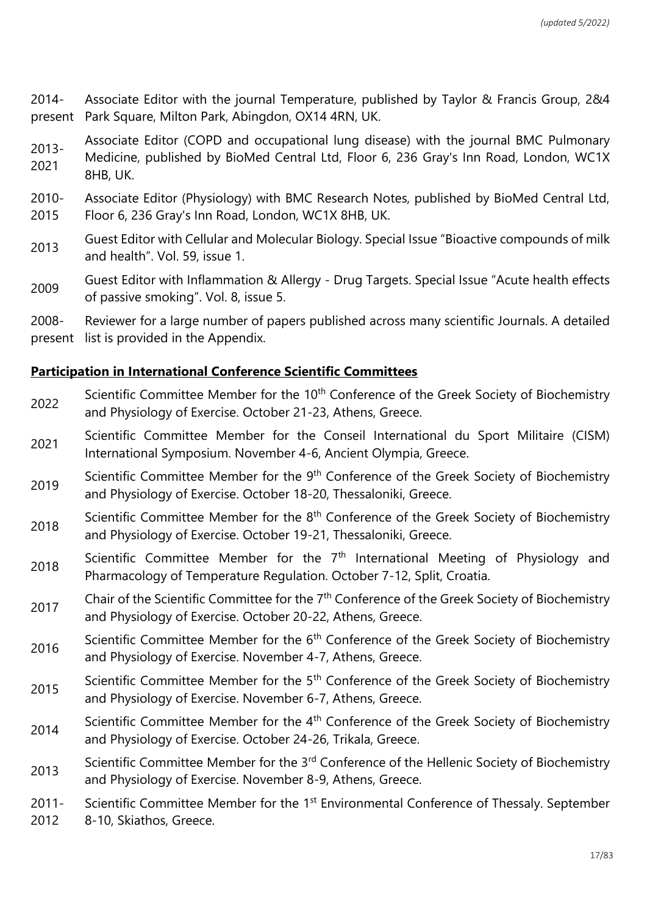| | |
|---|---|
| 2014-present | Associate Editor with the journal Temperature, published by Taylor & Francis Group, 2&4 Park Square, Milton Park, Abingdon, OX14 4RN, UK. |
| 2013-2021 | Associate Editor (COPD and occupational lung disease) with the journal BMC Pulmonary Medicine, published by BioMed Central Ltd, Floor 6, 236 Gray's Inn Road, London, WC1X 8HB, UK. |
| 2010-2015 | Associate Editor (Physiology) with BMC Research Notes, published by BioMed Central Ltd, Floor 6, 236 Gray's Inn Road, London, WC1X 8HB, UK. |
| 2013 | Guest Editor with Cellular and Molecular Biology. Special Issue "Bioactive compounds of milk and health". Vol. 59, issue 1. |
| 2009 | Guest Editor with Inflammation & Allergy - Drug Targets. Special Issue "Acute health effects of passive smoking". Vol. 8, issue 5. |
| 2008-present | Reviewer for a large number of papers published across many scientific Journals. A detailed list is provided in the Appendix. |

## Participation in International Conference Scientific Committees

| | |
|---|---|
| 2022 | Scientific Committee Member for the 10th Conference of the Greek Society of Biochemistry and Physiology of Exercise. October 21-23, Athens, Greece. |
| 2021 | Scientific Committee Member for the Conseil International du Sport Militaire (CISM) International Symposium. November 4-6, Ancient Olympia, Greece. |
| 2019 | Scientific Committee Member for the 9th Conference of the Greek Society of Biochemistry and Physiology of Exercise. October 18-20, Thessaloniki, Greece. |
| 2018 | Scientific Committee Member for the 8th Conference of the Greek Society of Biochemistry and Physiology of Exercise. October 19-21, Thessaloniki, Greece. |
| 2018 | Scientific Committee Member for the 7th International Meeting of Physiology and Pharmacology of Temperature Regulation. October 7-12, Split, Croatia. |
| 2017 | Chair of the Scientific Committee for the 7th Conference of the Greek Society of Biochemistry and Physiology of Exercise. October 20-22, Athens, Greece. |
| 2016 | Scientific Committee Member for the 6th Conference of the Greek Society of Biochemistry and Physiology of Exercise. November 4-7, Athens, Greece. |
| 2015 | Scientific Committee Member for the 5th Conference of the Greek Society of Biochemistry and Physiology of Exercise. November 6-7, Athens, Greece. |
| 2014 | Scientific Committee Member for the 4th Conference of the Greek Society of Biochemistry and Physiology of Exercise. October 24-26, Trikala, Greece. |
| 2013 | Scientific Committee Member for the 3rd Conference of the Hellenic Society of Biochemistry and Physiology of Exercise. November 8-9, Athens, Greece. |
| 2011-2012 | Scientific Committee Member for the 1st Environmental Conference of Thessaly. September 8-10, Skiathos, Greece. |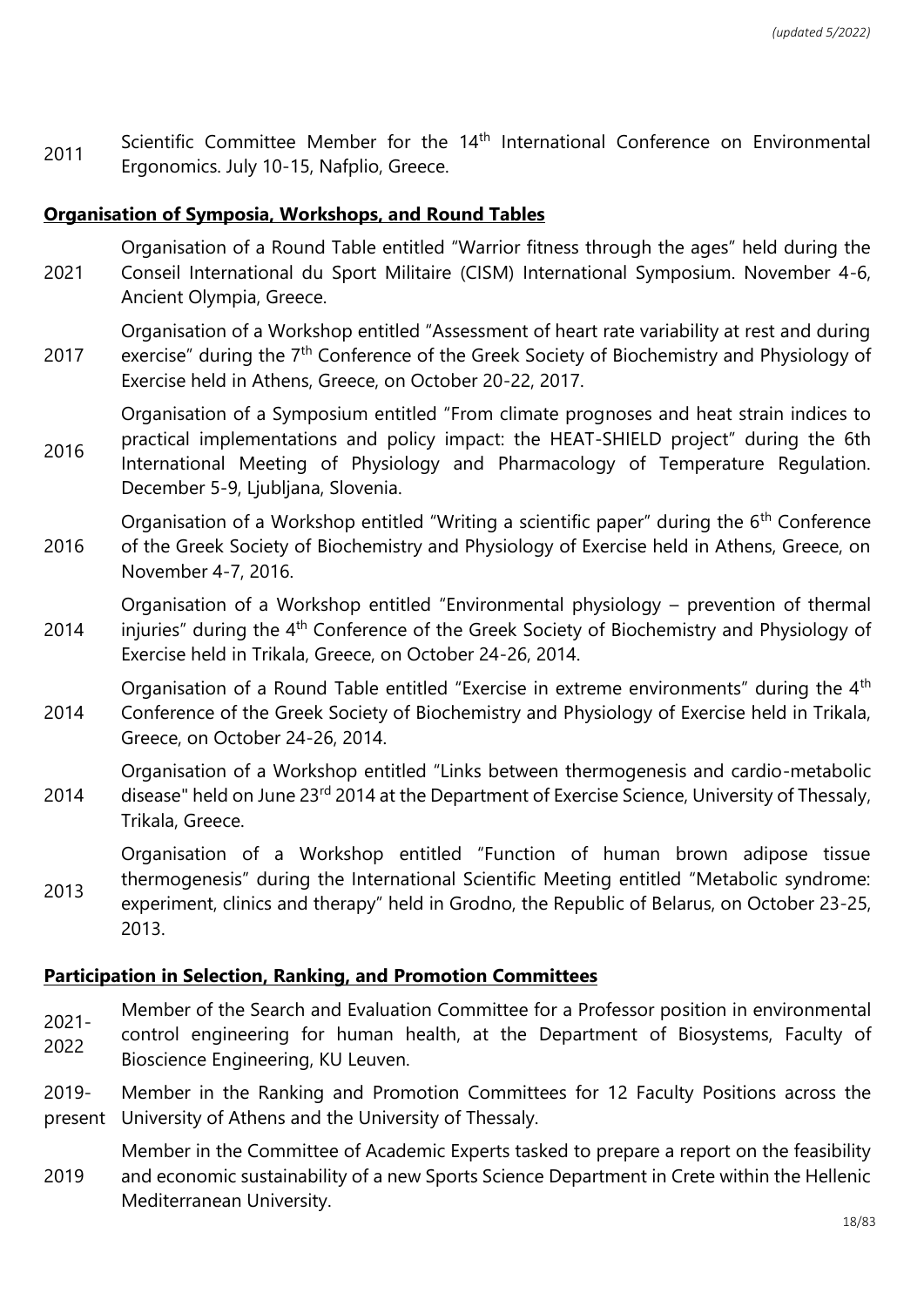2011 Scientific Committee Member for the 14th International Conference on Environmental Ergonomics. July 10-15, Nafplio, Greece.

**Organisation of Symposia, Workshops, and Round Tables**

2021 Organisation of a Round Table entitled "Warrior fitness through the ages" held during the Conseil International du Sport Militaire (CISM) International Symposium. November 4-6, Ancient Olympia, Greece.

2017 Organisation of a Workshop entitled "Assessment of heart rate variability at rest and during exercise" during the 7th Conference of the Greek Society of Biochemistry and Physiology of Exercise held in Athens, Greece, on October 20-22, 2017.

2016 Organisation of a Symposium entitled "From climate prognoses and heat strain indices to practical implementations and policy impact: the HEAT-SHIELD project" during the 6th International Meeting of Physiology and Pharmacology of Temperature Regulation. December 5-9, Ljubljana, Slovenia.

2016 Organisation of a Workshop entitled "Writing a scientific paper" during the 6th Conference of the Greek Society of Biochemistry and Physiology of Exercise held in Athens, Greece, on November 4-7, 2016.

2014 Organisation of a Workshop entitled "Environmental physiology – prevention of thermal injuries" during the 4th Conference of the Greek Society of Biochemistry and Physiology of Exercise held in Trikala, Greece, on October 24-26, 2014.

2014 Organisation of a Round Table entitled "Exercise in extreme environments" during the 4th Conference of the Greek Society of Biochemistry and Physiology of Exercise held in Trikala, Greece, on October 24-26, 2014.

2014 Organisation of a Workshop entitled "Links between thermogenesis and cardio-metabolic disease" held on June 23rd 2014 at the Department of Exercise Science, University of Thessaly, Trikala, Greece.

2013 Organisation of a Workshop entitled "Function of human brown adipose tissue thermogenesis" during the International Scientific Meeting entitled "Metabolic syndrome: experiment, clinics and therapy" held in Grodno, the Republic of Belarus, on October 23-25, 2013.

**Participation in Selection, Ranking, and Promotion Committees**

2021-2022 Member of the Search and Evaluation Committee for a Professor position in environmental control engineering for human health, at the Department of Biosystems, Faculty of Bioscience Engineering, KU Leuven.

2019-present Member in the Ranking and Promotion Committees for 12 Faculty Positions across the University of Athens and the University of Thessaly.

2019 Member in the Committee of Academic Experts tasked to prepare a report on the feasibility and economic sustainability of a new Sports Science Department in Crete within the Hellenic Mediterranean University.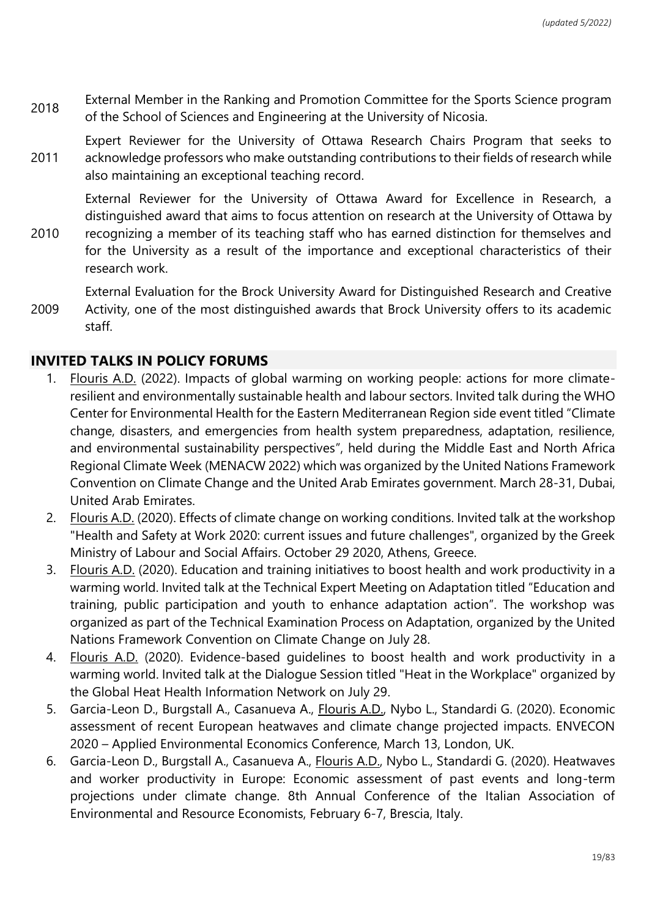| | |
|---|---|
| 2018 | External Member in the Ranking and Promotion Committee for the Sports Science program of the School of Sciences and Engineering at the University of Nicosia. |
| 2011 | Expert Reviewer for the University of Ottawa Research Chairs Program that seeks to acknowledge professors who make outstanding contributions to their fields of research while also maintaining an exceptional teaching record. |
| 2010 | External Reviewer for the University of Ottawa Award for Excellence in Research, a distinguished award that aims to focus attention on research at the University of Ottawa by recognizing a member of its teaching staff who has earned distinction for themselves and for the University as a result of the importance and exceptional characteristics of their research work. |
| 2009 | External Evaluation for the Brock University Award for Distinguished Research and Creative Activity, one of the most distinguished awards that Brock University offers to its academic staff. |

## INVITED TALKS IN POLICY FORUMS

1. Flouris A.D. (2022). Impacts of global warming on working people: actions for more climate-resilient and environmentally sustainable health and labour sectors. Invited talk during the WHO Center for Environmental Health for the Eastern Mediterranean Region side event titled "Climate change, disasters, and emergencies from health system preparedness, adaptation, resilience, and environmental sustainability perspectives", held during the Middle East and North Africa Regional Climate Week (MENACW 2022) which was organized by the United Nations Framework Convention on Climate Change and the United Arab Emirates government. March 28-31, Dubai, United Arab Emirates.
2. Flouris A.D. (2020). Effects of climate change on working conditions. Invited talk at the workshop "Health and Safety at Work 2020: current issues and future challenges", organized by the Greek Ministry of Labour and Social Affairs. October 29 2020, Athens, Greece.
3. Flouris A.D. (2020). Education and training initiatives to boost health and work productivity in a warming world. Invited talk at the Technical Expert Meeting on Adaptation titled "Education and training, public participation and youth to enhance adaptation action". The workshop was organized as part of the Technical Examination Process on Adaptation, organized by the United Nations Framework Convention on Climate Change on July 28.
4. Flouris A.D. (2020). Evidence-based guidelines to boost health and work productivity in a warming world. Invited talk at the Dialogue Session titled "Heat in the Workplace" organized by the Global Heat Health Information Network on July 29.
5. Garcia-Leon D., Burgstall A., Casanueva A., Flouris A.D., Nybo L., Standardi G. (2020). Economic assessment of recent European heatwaves and climate change projected impacts. ENVECON 2020 – Applied Environmental Economics Conference, March 13, London, UK.
6. Garcia-Leon D., Burgstall A., Casanueva A., Flouris A.D., Nybo L., Standardi G. (2020). Heatwaves and worker productivity in Europe: Economic assessment of past events and long-term projections under climate change. 8th Annual Conference of the Italian Association of Environmental and Resource Economists, February 6-7, Brescia, Italy.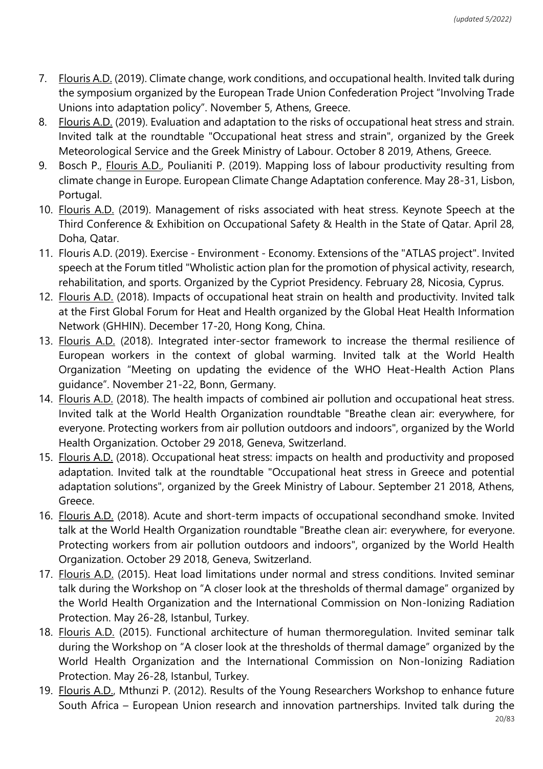7. Flouris A.D. (2019). Climate change, work conditions, and occupational health. Invited talk during the symposium organized by the European Trade Union Confederation Project "Involving Trade Unions into adaptation policy". November 5, Athens, Greece.
8. Flouris A.D. (2019). Evaluation and adaptation to the risks of occupational heat stress and strain. Invited talk at the roundtable "Occupational heat stress and strain", organized by the Greek Meteorological Service and the Greek Ministry of Labour. October 8 2019, Athens, Greece.
9. Bosch P., Flouris A.D., Poulianiti P. (2019). Mapping loss of labour productivity resulting from climate change in Europe. European Climate Change Adaptation conference. May 28-31, Lisbon, Portugal.
10. Flouris A.D. (2019). Management of risks associated with heat stress. Keynote Speech at the Third Conference & Exhibition on Occupational Safety & Health in the State of Qatar. April 28, Doha, Qatar.
11. Flouris A.D. (2019). Exercise - Environment - Economy. Extensions of the "ATLAS project". Invited speech at the Forum titled "Wholistic action plan for the promotion of physical activity, research, rehabilitation, and sports. Organized by the Cypriot Presidency. February 28, Nicosia, Cyprus.
12. Flouris A.D. (2018). Impacts of occupational heat strain on health and productivity. Invited talk at the First Global Forum for Heat and Health organized by the Global Heat Health Information Network (GHHIN). December 17-20, Hong Kong, China.
13. Flouris A.D. (2018). Integrated inter-sector framework to increase the thermal resilience of European workers in the context of global warming. Invited talk at the World Health Organization "Meeting on updating the evidence of the WHO Heat-Health Action Plans guidance". November 21-22, Bonn, Germany.
14. Flouris A.D. (2018). The health impacts of combined air pollution and occupational heat stress. Invited talk at the World Health Organization roundtable "Breathe clean air: everywhere, for everyone. Protecting workers from air pollution outdoors and indoors", organized by the World Health Organization. October 29 2018, Geneva, Switzerland.
15. Flouris A.D. (2018). Occupational heat stress: impacts on health and productivity and proposed adaptation. Invited talk at the roundtable "Occupational heat stress in Greece and potential adaptation solutions", organized by the Greek Ministry of Labour. September 21 2018, Athens, Greece.
16. Flouris A.D. (2018). Acute and short-term impacts of occupational secondhand smoke. Invited talk at the World Health Organization roundtable "Breathe clean air: everywhere, for everyone. Protecting workers from air pollution outdoors and indoors", organized by the World Health Organization. October 29 2018, Geneva, Switzerland.
17. Flouris A.D. (2015). Heat load limitations under normal and stress conditions. Invited seminar talk during the Workshop on "A closer look at the thresholds of thermal damage" organized by the World Health Organization and the International Commission on Non-Ionizing Radiation Protection. May 26-28, Istanbul, Turkey.
18. Flouris A.D. (2015). Functional architecture of human thermoregulation. Invited seminar talk during the Workshop on "A closer look at the thresholds of thermal damage" organized by the World Health Organization and the International Commission on Non-Ionizing Radiation Protection. May 26-28, Istanbul, Turkey.
19. Flouris A.D., Mthunzi P. (2012). Results of the Young Researchers Workshop to enhance future South Africa – European Union research and innovation partnerships. Invited talk during the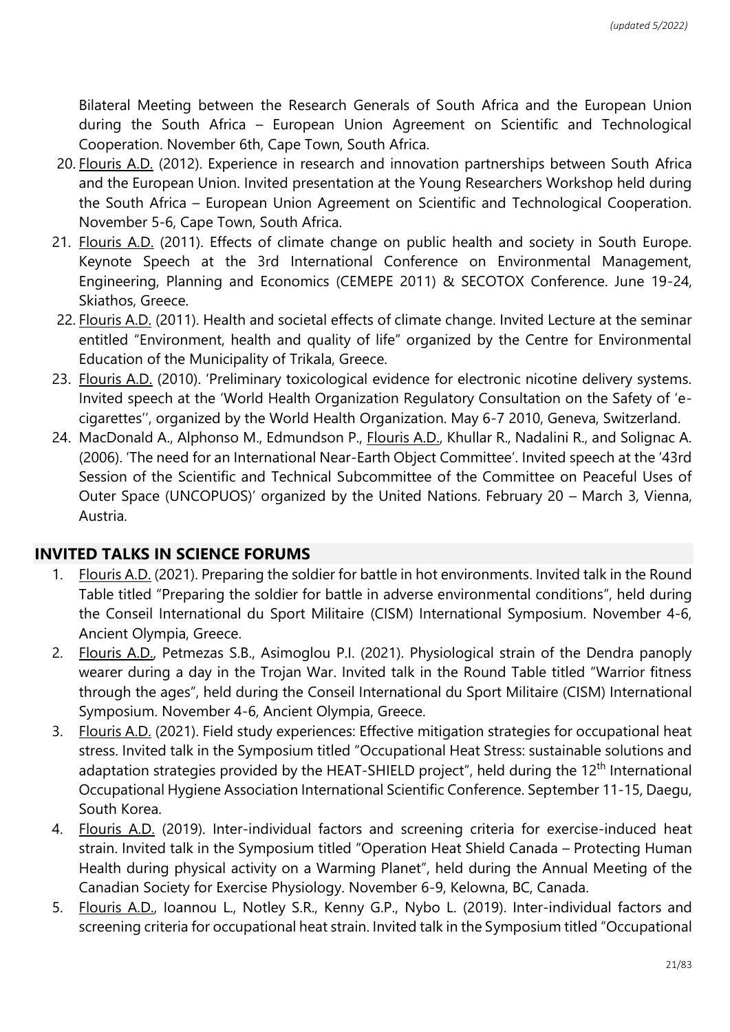Bilateral Meeting between the Research Generals of South Africa and the European Union during the South Africa – European Union Agreement on Scientific and Technological Cooperation. November 6th, Cape Town, South Africa.

20. Flouris A.D. (2012). Experience in research and innovation partnerships between South Africa and the European Union. Invited presentation at the Young Researchers Workshop held during the South Africa – European Union Agreement on Scientific and Technological Cooperation. November 5-6, Cape Town, South Africa.
21. Flouris A.D. (2011). Effects of climate change on public health and society in South Europe. Keynote Speech at the 3rd International Conference on Environmental Management, Engineering, Planning and Economics (CEMEPE 2011) & SECOTOX Conference. June 19-24, Skiathos, Greece.
22. Flouris A.D. (2011). Health and societal effects of climate change. Invited Lecture at the seminar entitled "Environment, health and quality of life" organized by the Centre for Environmental Education of the Municipality of Trikala, Greece.
23. Flouris A.D. (2010). 'Preliminary toxicological evidence for electronic nicotine delivery systems. Invited speech at the 'World Health Organization Regulatory Consultation on the Safety of 'e-cigarettes'', organized by the World Health Organization. May 6-7 2010, Geneva, Switzerland.
24. MacDonald A., Alphonso M., Edmundson P., Flouris A.D., Khullar R., Nadalini R., and Solignac A. (2006). 'The need for an International Near-Earth Object Committee'. Invited speech at the '43rd Session of the Scientific and Technical Subcommittee of the Committee on Peaceful Uses of Outer Space (UNCOPUOS)' organized by the United Nations. February 20 – March 3, Vienna, Austria.

## INVITED TALKS IN SCIENCE FORUMS

1. Flouris A.D. (2021). Preparing the soldier for battle in hot environments. Invited talk in the Round Table titled "Preparing the soldier for battle in adverse environmental conditions", held during the Conseil International du Sport Militaire (CISM) International Symposium. November 4-6, Ancient Olympia, Greece.
2. Flouris A.D., Petmezas S.B., Asimoglou P.I. (2021). Physiological strain of the Dendra panoply wearer during a day in the Trojan War. Invited talk in the Round Table titled "Warrior fitness through the ages", held during the Conseil International du Sport Militaire (CISM) International Symposium. November 4-6, Ancient Olympia, Greece.
3. Flouris A.D. (2021). Field study experiences: Effective mitigation strategies for occupational heat stress. Invited talk in the Symposium titled "Occupational Heat Stress: sustainable solutions and adaptation strategies provided by the HEAT-SHIELD project", held during the 12th International Occupational Hygiene Association International Scientific Conference. September 11-15, Daegu, South Korea.
4. Flouris A.D. (2019). Inter-individual factors and screening criteria for exercise-induced heat strain. Invited talk in the Symposium titled "Operation Heat Shield Canada – Protecting Human Health during physical activity on a Warming Planet", held during the Annual Meeting of the Canadian Society for Exercise Physiology. November 6-9, Kelowna, BC, Canada.
5. Flouris A.D., Ioannou L., Notley S.R., Kenny G.P., Nybo L. (2019). Inter-individual factors and screening criteria for occupational heat strain. Invited talk in the Symposium titled "Occupational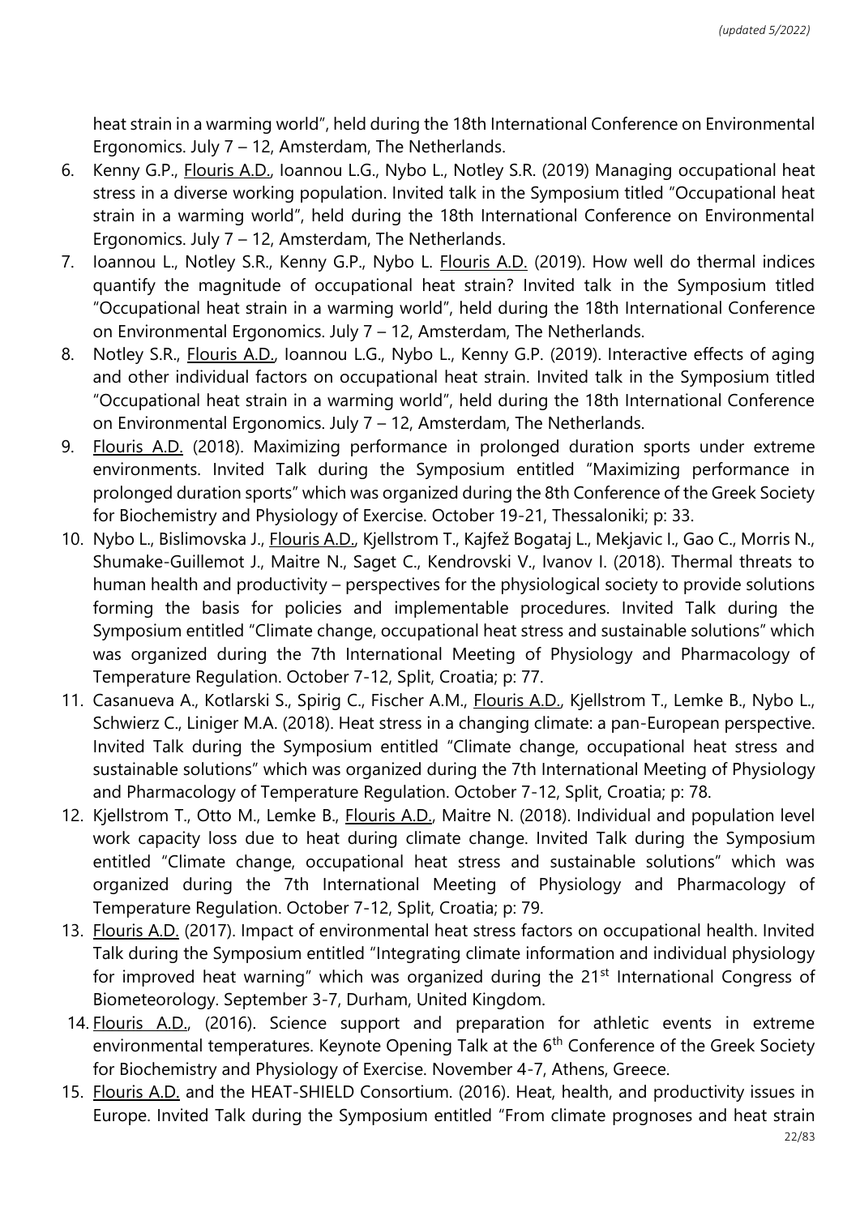heat strain in a warming world", held during the 18th International Conference on Environmental Ergonomics. July 7 – 12, Amsterdam, The Netherlands.

6. Kenny G.P., Flouris A.D., Ioannou L.G., Nybo L., Notley S.R. (2019) Managing occupational heat stress in a diverse working population. Invited talk in the Symposium titled "Occupational heat strain in a warming world", held during the 18th International Conference on Environmental Ergonomics. July 7 – 12, Amsterdam, The Netherlands.
7. Ioannou L., Notley S.R., Kenny G.P., Nybo L. Flouris A.D. (2019). How well do thermal indices quantify the magnitude of occupational heat strain? Invited talk in the Symposium titled "Occupational heat strain in a warming world", held during the 18th International Conference on Environmental Ergonomics. July 7 – 12, Amsterdam, The Netherlands.
8. Notley S.R., Flouris A.D., Ioannou L.G., Nybo L., Kenny G.P. (2019). Interactive effects of aging and other individual factors on occupational heat strain. Invited talk in the Symposium titled "Occupational heat strain in a warming world", held during the 18th International Conference on Environmental Ergonomics. July 7 – 12, Amsterdam, The Netherlands.
9. Flouris A.D. (2018). Maximizing performance in prolonged duration sports under extreme environments. Invited Talk during the Symposium entitled "Maximizing performance in prolonged duration sports" which was organized during the 8th Conference of the Greek Society for Biochemistry and Physiology of Exercise. October 19-21, Thessaloniki; p: 33.
10. Nybo L., Bislimovska J., Flouris A.D., Kjellstrom T., Kajfež Bogataj L., Mekjavic I., Gao C., Morris N., Shumake-Guillemot J., Maitre N., Saget C., Kendrovski V., Ivanov I. (2018). Thermal threats to human health and productivity – perspectives for the physiological society to provide solutions forming the basis for policies and implementable procedures. Invited Talk during the Symposium entitled "Climate change, occupational heat stress and sustainable solutions" which was organized during the 7th International Meeting of Physiology and Pharmacology of Temperature Regulation. October 7-12, Split, Croatia; p: 77.
11. Casanueva A., Kotlarski S., Spirig C., Fischer A.M., Flouris A.D., Kjellstrom T., Lemke B., Nybo L., Schwierz C., Liniger M.A. (2018). Heat stress in a changing climate: a pan-European perspective. Invited Talk during the Symposium entitled "Climate change, occupational heat stress and sustainable solutions" which was organized during the 7th International Meeting of Physiology and Pharmacology of Temperature Regulation. October 7-12, Split, Croatia; p: 78.
12. Kjellstrom T., Otto M., Lemke B., Flouris A.D., Maitre N. (2018). Individual and population level work capacity loss due to heat during climate change. Invited Talk during the Symposium entitled "Climate change, occupational heat stress and sustainable solutions" which was organized during the 7th International Meeting of Physiology and Pharmacology of Temperature Regulation. October 7-12, Split, Croatia; p: 79.
13. Flouris A.D. (2017). Impact of environmental heat stress factors on occupational health. Invited Talk during the Symposium entitled "Integrating climate information and individual physiology for improved heat warning" which was organized during the 21st International Congress of Biometeorology. September 3-7, Durham, United Kingdom.
14. Flouris A.D., (2016). Science support and preparation for athletic events in extreme environmental temperatures. Keynote Opening Talk at the 6th Conference of the Greek Society for Biochemistry and Physiology of Exercise. November 4-7, Athens, Greece.
15. Flouris A.D. and the HEAT-SHIELD Consortium. (2016). Heat, health, and productivity issues in Europe. Invited Talk during the Symposium entitled "From climate prognoses and heat strain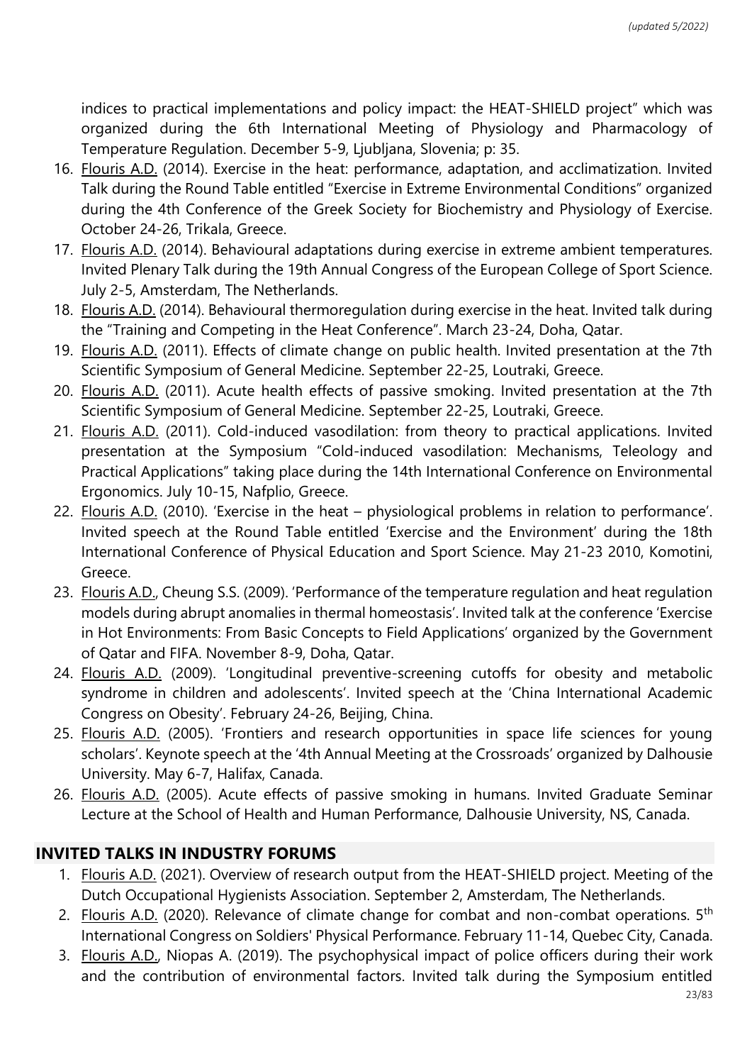indices to practical implementations and policy impact: the HEAT-SHIELD project" which was organized during the 6th International Meeting of Physiology and Pharmacology of Temperature Regulation. December 5-9, Ljubljana, Slovenia; p: 35.

16. Flouris A.D. (2014). Exercise in the heat: performance, adaptation, and acclimatization. Invited Talk during the Round Table entitled "Exercise in Extreme Environmental Conditions" organized during the 4th Conference of the Greek Society for Biochemistry and Physiology of Exercise. October 24-26, Trikala, Greece.
17. Flouris A.D. (2014). Behavioural adaptations during exercise in extreme ambient temperatures. Invited Plenary Talk during the 19th Annual Congress of the European College of Sport Science. July 2-5, Amsterdam, The Netherlands.
18. Flouris A.D. (2014). Behavioural thermoregulation during exercise in the heat. Invited talk during the "Training and Competing in the Heat Conference". March 23-24, Doha, Qatar.
19. Flouris A.D. (2011). Effects of climate change on public health. Invited presentation at the 7th Scientific Symposium of General Medicine. September 22-25, Loutraki, Greece.
20. Flouris A.D. (2011). Acute health effects of passive smoking. Invited presentation at the 7th Scientific Symposium of General Medicine. September 22-25, Loutraki, Greece.
21. Flouris A.D. (2011). Cold-induced vasodilation: from theory to practical applications. Invited presentation at the Symposium "Cold-induced vasodilation: Mechanisms, Teleology and Practical Applications" taking place during the 14th International Conference on Environmental Ergonomics. July 10-15, Nafplio, Greece.
22. Flouris A.D. (2010). 'Exercise in the heat – physiological problems in relation to performance'. Invited speech at the Round Table entitled 'Exercise and the Environment' during the 18th International Conference of Physical Education and Sport Science. May 21-23 2010, Komotini, Greece.
23. Flouris A.D., Cheung S.S. (2009). 'Performance of the temperature regulation and heat regulation models during abrupt anomalies in thermal homeostasis'. Invited talk at the conference 'Exercise in Hot Environments: From Basic Concepts to Field Applications' organized by the Government of Qatar and FIFA. November 8-9, Doha, Qatar.
24. Flouris A.D. (2009). 'Longitudinal preventive-screening cutoffs for obesity and metabolic syndrome in children and adolescents'. Invited speech at the 'China International Academic Congress on Obesity'. February 24-26, Beijing, China.
25. Flouris A.D. (2005). 'Frontiers and research opportunities in space life sciences for young scholars'. Keynote speech at the '4th Annual Meeting at the Crossroads' organized by Dalhousie University. May 6-7, Halifax, Canada.
26. Flouris A.D. (2005). Acute effects of passive smoking in humans. Invited Graduate Seminar Lecture at the School of Health and Human Performance, Dalhousie University, NS, Canada.

## INVITED TALKS IN INDUSTRY FORUMS

1. Flouris A.D. (2021). Overview of research output from the HEAT-SHIELD project. Meeting of the Dutch Occupational Hygienists Association. September 2, Amsterdam, The Netherlands.
2. Flouris A.D. (2020). Relevance of climate change for combat and non-combat operations. 5th International Congress on Soldiers' Physical Performance. February 11-14, Quebec City, Canada.
3. Flouris A.D., Niopas A. (2019). The psychophysical impact of police officers during their work and the contribution of environmental factors. Invited talk during the Symposium entitled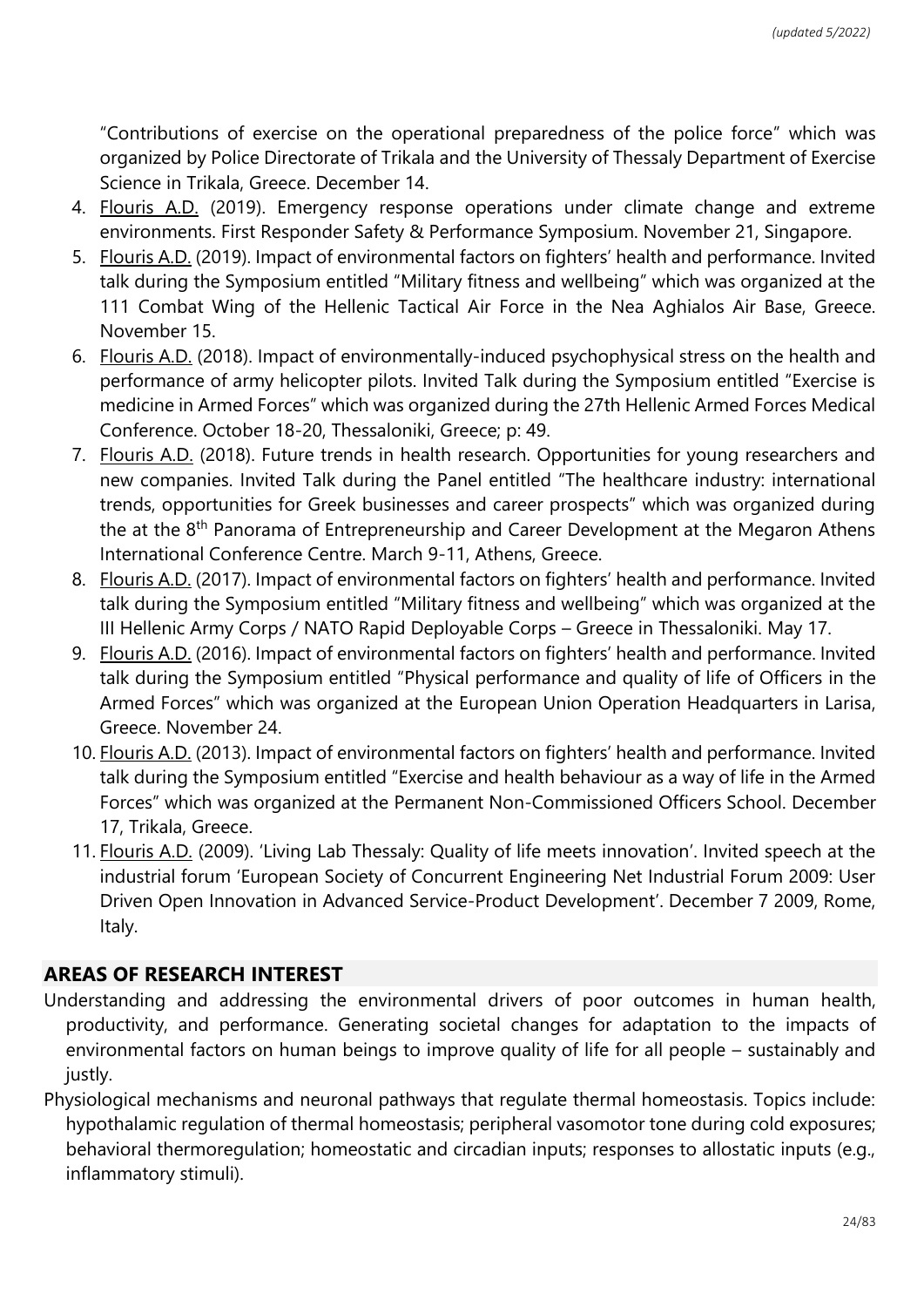"Contributions of exercise on the operational preparedness of the police force" which was organized by Police Directorate of Trikala and the University of Thessaly Department of Exercise Science in Trikala, Greece. December 14.

4. Flouris A.D. (2019). Emergency response operations under climate change and extreme environments. First Responder Safety & Performance Symposium. November 21, Singapore.
5. Flouris A.D. (2019). Impact of environmental factors on fighters' health and performance. Invited talk during the Symposium entitled "Military fitness and wellbeing" which was organized at the 111 Combat Wing of the Hellenic Tactical Air Force in the Nea Aghialos Air Base, Greece. November 15.
6. Flouris A.D. (2018). Impact of environmentally-induced psychophysical stress on the health and performance of army helicopter pilots. Invited Talk during the Symposium entitled "Exercise is medicine in Armed Forces" which was organized during the 27th Hellenic Armed Forces Medical Conference. October 18-20, Thessaloniki, Greece; p: 49.
7. Flouris A.D. (2018). Future trends in health research. Opportunities for young researchers and new companies. Invited Talk during the Panel entitled "The healthcare industry: international trends, opportunities for Greek businesses and career prospects" which was organized during the at the 8th Panorama of Entrepreneurship and Career Development at the Megaron Athens International Conference Centre. March 9-11, Athens, Greece.
8. Flouris A.D. (2017). Impact of environmental factors on fighters' health and performance. Invited talk during the Symposium entitled "Military fitness and wellbeing" which was organized at the III Hellenic Army Corps / NATO Rapid Deployable Corps – Greece in Thessaloniki. May 17.
9. Flouris A.D. (2016). Impact of environmental factors on fighters' health and performance. Invited talk during the Symposium entitled "Physical performance and quality of life of Officers in the Armed Forces" which was organized at the European Union Operation Headquarters in Larisa, Greece. November 24.
10. Flouris A.D. (2013). Impact of environmental factors on fighters' health and performance. Invited talk during the Symposium entitled "Exercise and health behaviour as a way of life in the Armed Forces" which was organized at the Permanent Non-Commissioned Officers School. December 17, Trikala, Greece.
11. Flouris A.D. (2009). 'Living Lab Thessaly: Quality of life meets innovation'. Invited speech at the industrial forum 'European Society of Concurrent Engineering Net Industrial Forum 2009: User Driven Open Innovation in Advanced Service-Product Development'. December 7 2009, Rome, Italy.

## AREAS OF RESEARCH INTEREST

Understanding and addressing the environmental drivers of poor outcomes in human health, productivity, and performance. Generating societal changes for adaptation to the impacts of environmental factors on human beings to improve quality of life for all people – sustainably and justly.

Physiological mechanisms and neuronal pathways that regulate thermal homeostasis. Topics include: hypothalamic regulation of thermal homeostasis; peripheral vasomotor tone during cold exposures; behavioral thermoregulation; homeostatic and circadian inputs; responses to allostatic inputs (e.g., inflammatory stimuli).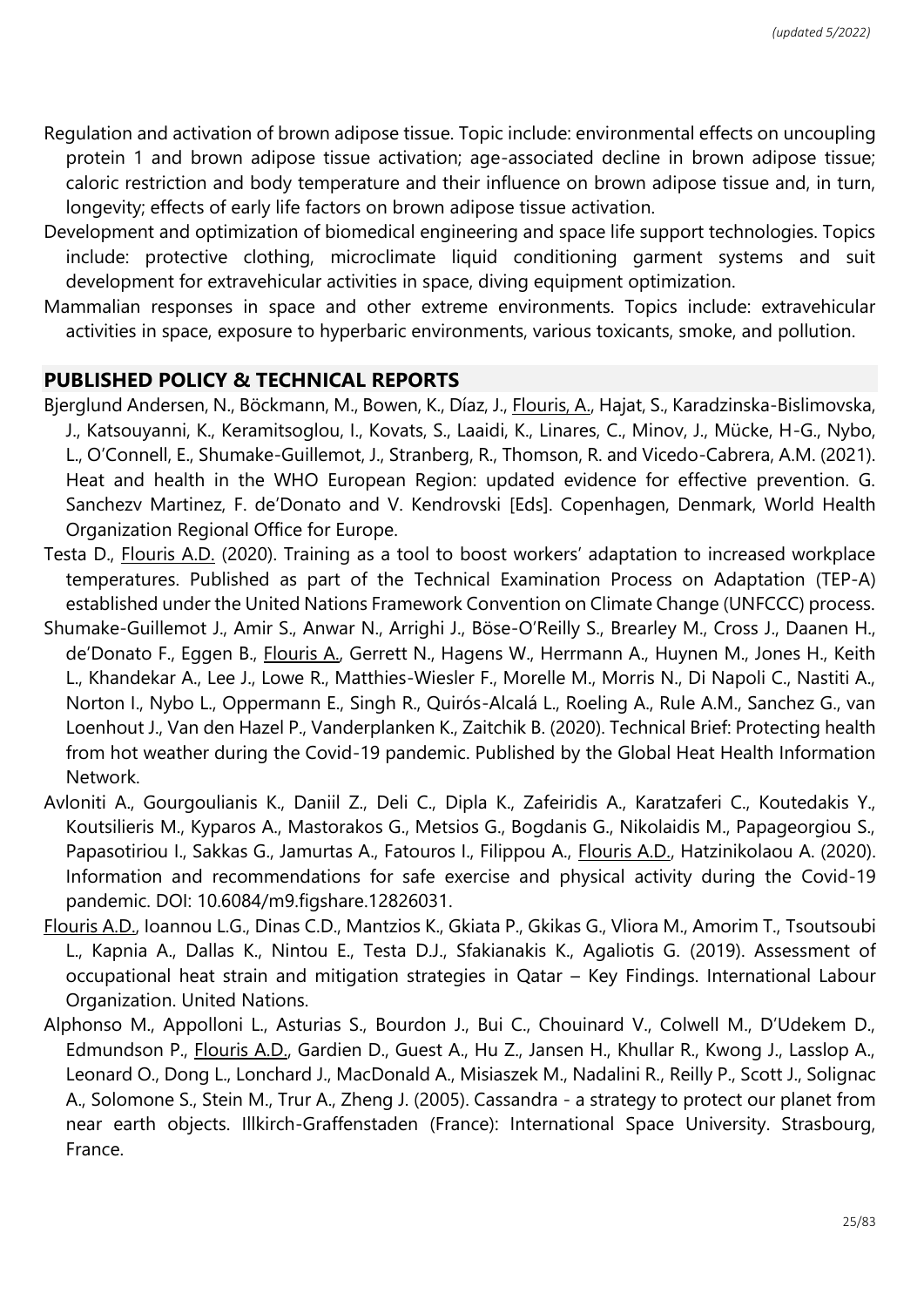Regulation and activation of brown adipose tissue. Topic include: environmental effects on uncoupling protein 1 and brown adipose tissue activation; age-associated decline in brown adipose tissue; caloric restriction and body temperature and their influence on brown adipose tissue and, in turn, longevity; effects of early life factors on brown adipose tissue activation.

Development and optimization of biomedical engineering and space life support technologies. Topics include: protective clothing, microclimate liquid conditioning garment systems and suit development for extravehicular activities in space, diving equipment optimization.

Mammalian responses in space and other extreme environments. Topics include: extravehicular activities in space, exposure to hyperbaric environments, various toxicants, smoke, and pollution.

## PUBLISHED POLICY & TECHNICAL REPORTS

Bjerglund Andersen, N., Böckmann, M., Bowen, K., Díaz, J., Flouris, A., Hajat, S., Karadzinska-Bislimovska, J., Katsouyanni, K., Keramitsoglou, I., Kovats, S., Laaidi, K., Linares, C., Minov, J., Mücke, H-G., Nybo, L., O'Connell, E., Shumake-Guillemot, J., Stranberg, R., Thomson, R. and Vicedo-Cabrera, A.M. (2021). Heat and health in the WHO European Region: updated evidence for effective prevention. G. Sanchezv Martinez, F. de'Donato and V. Kendrovski [Eds]. Copenhagen, Denmark, World Health Organization Regional Office for Europe.

Testa D., Flouris A.D. (2020). Training as a tool to boost workers' adaptation to increased workplace temperatures. Published as part of the Technical Examination Process on Adaptation (TEP-A) established under the United Nations Framework Convention on Climate Change (UNFCCC) process.

Shumake-Guillemot J., Amir S., Anwar N., Arrighi J., Böse-O'Reilly S., Brearley M., Cross J., Daanen H., de'Donato F., Eggen B., Flouris A., Gerrett N., Hagens W., Herrmann A., Huynen M., Jones H., Keith L., Khandekar A., Lee J., Lowe R., Matthies-Wiesler F., Morelle M., Morris N., Di Napoli C., Nastiti A., Norton I., Nybo L., Oppermann E., Singh R., Quirós-Alcalá L., Roeling A., Rule A.M., Sanchez G., van Loenhout J., Van den Hazel P., Vanderplanken K., Zaitchik B. (2020). Technical Brief: Protecting health from hot weather during the Covid-19 pandemic. Published by the Global Heat Health Information Network.

Avloniti A., Gourgoulianis K., Daniil Z., Deli C., Dipla K., Zafeiridis A., Karatzaferi C., Koutedakis Y., Koutsilieris M., Kyparos A., Mastorakos G., Metsios G., Bogdanis G., Nikolaidis M., Papageorgiou S., Papasotiriou I., Sakkas G., Jamurtas A., Fatouros I., Filippou A., Flouris A.D., Hatzinikolaou A. (2020). Information and recommendations for safe exercise and physical activity during the Covid-19 pandemic. DOI: 10.6084/m9.figshare.12826031.

Flouris A.D., Ioannou L.G., Dinas C.D., Mantzios K., Gkiata P., Gkikas G., Vliora M., Amorim T., Tsoutsoubi L., Kapnia A., Dallas K., Nintou E., Testa D.J., Sfakianakis K., Agaliotis G. (2019). Assessment of occupational heat strain and mitigation strategies in Qatar – Key Findings. International Labour Organization. United Nations.

Alphonso M., Appolloni L., Asturias S., Bourdon J., Bui C., Chouinard V., Colwell M., D'Udekem D., Edmundson P., Flouris A.D., Gardien D., Guest A., Hu Z., Jansen H., Khullar R., Kwong J., Lasslop A., Leonard O., Dong L., Lonchard J., MacDonald A., Misiaszek M., Nadalini R., Reilly P., Scott J., Solignac A., Solomone S., Stein M., Trur A., Zheng J. (2005). Cassandra - a strategy to protect our planet from near earth objects. Illkirch-Graffenstaden (France): International Space University. Strasbourg, France.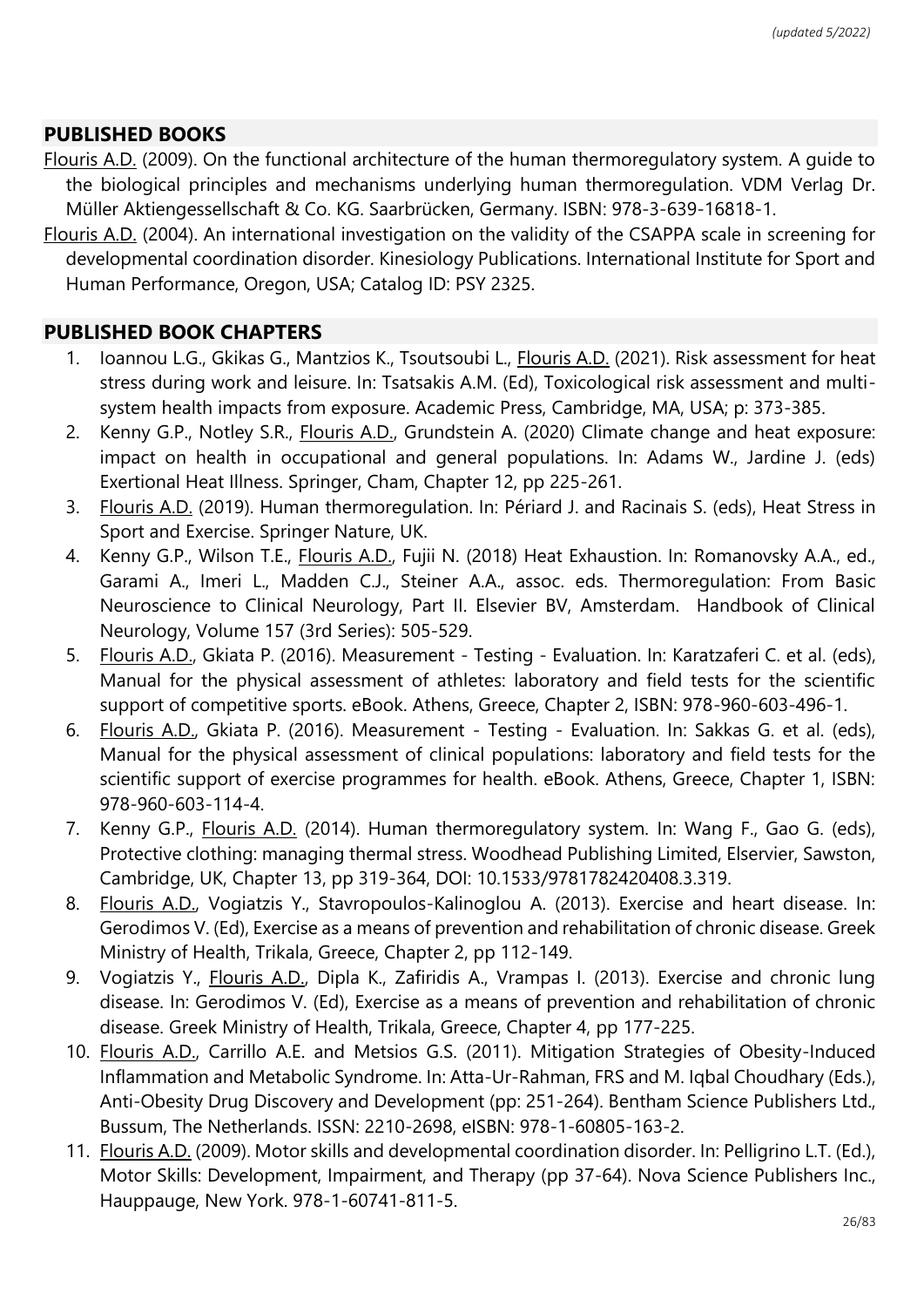## PUBLISHED BOOKS

Flouris A.D. (2009). On the functional architecture of the human thermoregulatory system. A guide to the biological principles and mechanisms underlying human thermoregulation. VDM Verlag Dr. Müller Aktiengesellschaft & Co. KG. Saarbrücken, Germany. ISBN: 978-3-639-16818-1.

Flouris A.D. (2004). An international investigation on the validity of the CSAPPA scale in screening for developmental coordination disorder. Kinesiology Publications. International Institute for Sport and Human Performance, Oregon, USA; Catalog ID: PSY 2325.

## PUBLISHED BOOK CHAPTERS

1. Ioannou L.G., Gkikas G., Mantzios K., Tsoutsoubi L., Flouris A.D. (2021). Risk assessment for heat stress during work and leisure. In: Tsatsakis A.M. (Ed), Toxicological risk assessment and multi-system health impacts from exposure. Academic Press, Cambridge, MA, USA; p: 373-385.
2. Kenny G.P., Notley S.R., Flouris A.D., Grundstein A. (2020) Climate change and heat exposure: impact on health in occupational and general populations. In: Adams W., Jardine J. (eds) Exertional Heat Illness. Springer, Cham, Chapter 12, pp 225-261.
3. Flouris A.D. (2019). Human thermoregulation. In: Périard J. and Racinais S. (eds), Heat Stress in Sport and Exercise. Springer Nature, UK.
4. Kenny G.P., Wilson T.E., Flouris A.D., Fujii N. (2018) Heat Exhaustion. In: Romanovsky A.A., ed., Garami A., Imeri L., Madden C.J., Steiner A.A., assoc. eds. Thermoregulation: From Basic Neuroscience to Clinical Neurology, Part II. Elsevier BV, Amsterdam. Handbook of Clinical Neurology, Volume 157 (3rd Series): 505-529.
5. Flouris A.D., Gkiata P. (2016). Measurement - Testing - Evaluation. In: Karatzaferi C. et al. (eds), Manual for the physical assessment of athletes: laboratory and field tests for the scientific support of competitive sports. eBook. Athens, Greece, Chapter 2, ISBN: 978-960-603-496-1.
6. Flouris A.D., Gkiata P. (2016). Measurement - Testing - Evaluation. In: Sakkas G. et al. (eds), Manual for the physical assessment of clinical populations: laboratory and field tests for the scientific support of exercise programmes for health. eBook. Athens, Greece, Chapter 1, ISBN: 978-960-603-114-4.
7. Kenny G.P., Flouris A.D. (2014). Human thermoregulatory system. In: Wang F., Gao G. (eds), Protective clothing: managing thermal stress. Woodhead Publishing Limited, Elservier, Sawston, Cambridge, UK, Chapter 13, pp 319-364, DOI: 10.1533/9781782420408.3.319.
8. Flouris A.D., Vogiatzis Y., Stavropoulos-Kalinoglou A. (2013). Exercise and heart disease. In: Gerodimos V. (Ed), Exercise as a means of prevention and rehabilitation of chronic disease. Greek Ministry of Health, Trikala, Greece, Chapter 2, pp 112-149.
9. Vogiatzis Y., Flouris A.D., Dipla K., Zafiridis A., Vrampas I. (2013). Exercise and chronic lung disease. In: Gerodimos V. (Ed), Exercise as a means of prevention and rehabilitation of chronic disease. Greek Ministry of Health, Trikala, Greece, Chapter 4, pp 177-225.
10. Flouris A.D., Carrillo A.E. and Metsios G.S. (2011). Mitigation Strategies of Obesity-Induced Inflammation and Metabolic Syndrome. In: Atta-Ur-Rahman, FRS and M. Iqbal Choudhary (Eds.), Anti-Obesity Drug Discovery and Development (pp: 251-264). Bentham Science Publishers Ltd., Bussum, The Netherlands. ISSN: 2210-2698, eISBN: 978-1-60805-163-2.
11. Flouris A.D. (2009). Motor skills and developmental coordination disorder. In: Pelligrino L.T. (Ed.), Motor Skills: Development, Impairment, and Therapy (pp 37-64). Nova Science Publishers Inc., Hauppauge, New York. 978-1-60741-811-5.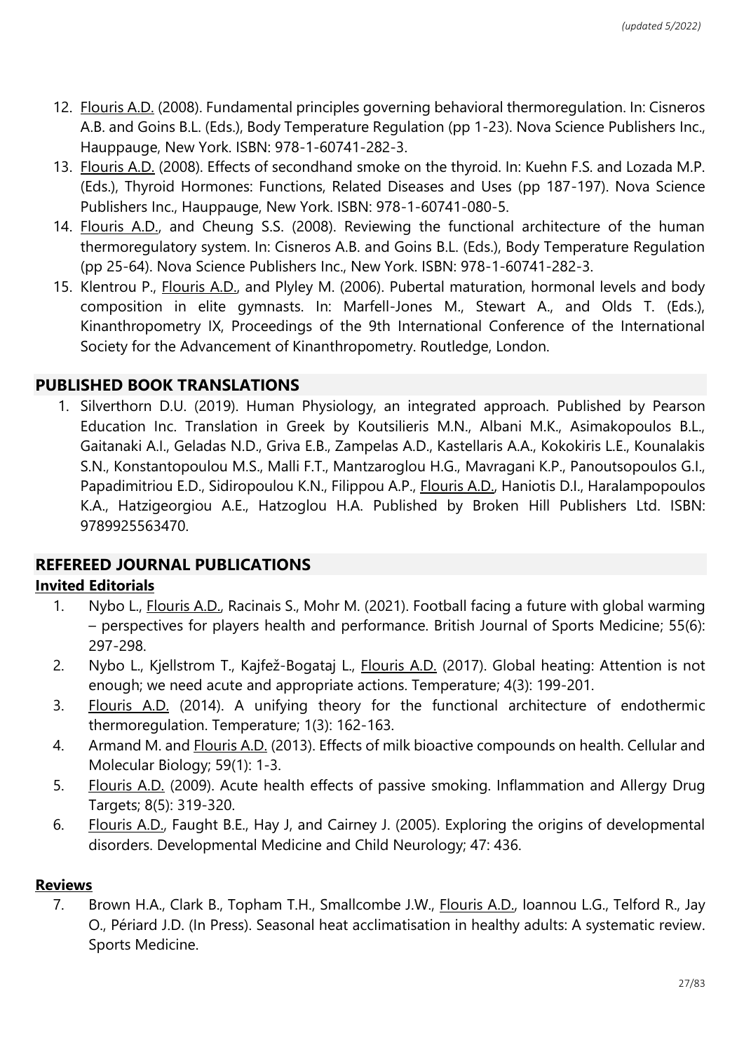12. Flouris A.D. (2008). Fundamental principles governing behavioral thermoregulation. In: Cisneros A.B. and Goins B.L. (Eds.), Body Temperature Regulation (pp 1-23). Nova Science Publishers Inc., Hauppauge, New York. ISBN: 978-1-60741-282-3.
13. Flouris A.D. (2008). Effects of secondhand smoke on the thyroid. In: Kuehn F.S. and Lozada M.P. (Eds.), Thyroid Hormones: Functions, Related Diseases and Uses (pp 187-197). Nova Science Publishers Inc., Hauppauge, New York. ISBN: 978-1-60741-080-5.
14. Flouris A.D., and Cheung S.S. (2008). Reviewing the functional architecture of the human thermoregulatory system. In: Cisneros A.B. and Goins B.L. (Eds.), Body Temperature Regulation (pp 25-64). Nova Science Publishers Inc., New York. ISBN: 978-1-60741-282-3.
15. Klentrou P., Flouris A.D., and Plyley M. (2006). Pubertal maturation, hormonal levels and body composition in elite gymnasts. In: Marfell-Jones M., Stewart A., and Olds T. (Eds.), Kinanthropometry IX, Proceedings of the 9th International Conference of the International Society for the Advancement of Kinanthropometry. Routledge, London.

## PUBLISHED BOOK TRANSLATIONS

1. Silverthorn D.U. (2019). Human Physiology, an integrated approach. Published by Pearson Education Inc. Translation in Greek by Koutsilieris M.N., Albani M.K., Asimakopoulos B.L., Gaitanaki A.I., Geladas N.D., Griva E.B., Zampelas A.D., Kastellaris A.A., Kokokiris L.E., Kounalakis S.N., Konstantopoulou M.S., Malli F.T., Mantzaroglou H.G., Mavragani K.P., Panoutsopoulos G.I., Papadimitriou E.D., Sidiropoulou K.N., Filippou A.P., Flouris A.D., Haniotis D.I., Haralampopoulos K.A., Hatzigeorgiou A.E., Hatzoglou H.A. Published by Broken Hill Publishers Ltd. ISBN: 9789925563470.

## REFEREED JOURNAL PUBLICATIONS

### Invited Editorials

1. Nybo L., Flouris A.D., Racinais S., Mohr M. (2021). Football facing a future with global warming – perspectives for players health and performance. British Journal of Sports Medicine; 55(6): 297-298.
2. Nybo L., Kjellstrom T., Kajfež-Bogataj L., Flouris A.D. (2017). Global heating: Attention is not enough; we need acute and appropriate actions. Temperature; 4(3): 199-201.
3. Flouris A.D. (2014). A unifying theory for the functional architecture of endothermic thermoregulation. Temperature; 1(3): 162-163.
4. Armand M. and Flouris A.D. (2013). Effects of milk bioactive compounds on health. Cellular and Molecular Biology; 59(1): 1-3.
5. Flouris A.D. (2009). Acute health effects of passive smoking. Inflammation and Allergy Drug Targets; 8(5): 319-320.
6. Flouris A.D., Faught B.E., Hay J, and Cairney J. (2005). Exploring the origins of developmental disorders. Developmental Medicine and Child Neurology; 47: 436.

### Reviews

7. Brown H.A., Clark B., Topham T.H., Smallcombe J.W., Flouris A.D., Ioannou L.G., Telford R., Jay O., Périard J.D. (In Press). Seasonal heat acclimatisation in healthy adults: A systematic review. Sports Medicine.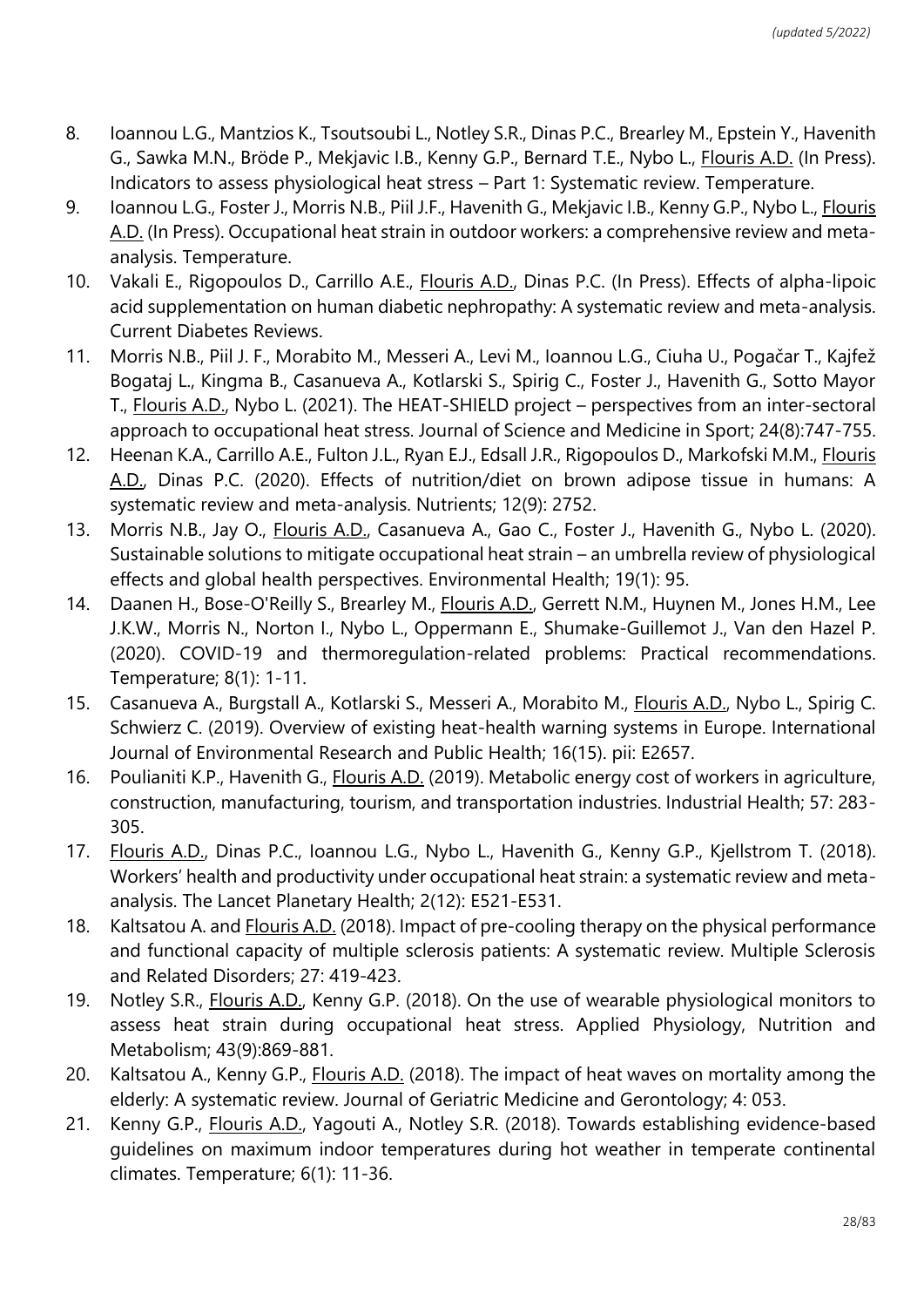8. Ioannou L.G., Mantzios K., Tsoutsoubi L., Notley S.R., Dinas P.C., Brearley M., Epstein Y., Havenith G., Sawka M.N., Bröde P., Mekjavic I.B., Kenny G.P., Bernard T.E., Nybo L., Flouris A.D. (In Press). Indicators to assess physiological heat stress – Part 1: Systematic review. Temperature.
9. Ioannou L.G., Foster J., Morris N.B., Piil J.F., Havenith G., Mekjavic I.B., Kenny G.P., Nybo L., Flouris A.D. (In Press). Occupational heat strain in outdoor workers: a comprehensive review and meta-analysis. Temperature.
10. Vakali E., Rigopoulos D., Carrillo A.E., Flouris A.D., Dinas P.C. (In Press). Effects of alpha-lipoic acid supplementation on human diabetic nephropathy: A systematic review and meta-analysis. Current Diabetes Reviews.
11. Morris N.B., Piil J. F., Morabito M., Messeri A., Levi M., Ioannou L.G., Ciuha U., Pogačar T., Kajfež Bogataj L., Kingma B., Casanueva A., Kotlarski S., Spirig C., Foster J., Havenith G., Sotto Mayor T., Flouris A.D., Nybo L. (2021). The HEAT-SHIELD project – perspectives from an inter-sectoral approach to occupational heat stress. Journal of Science and Medicine in Sport; 24(8):747-755.
12. Heenan K.A., Carrillo A.E., Fulton J.L., Ryan E.J., Edsall J.R., Rigopoulos D., Markofski M.M., Flouris A.D., Dinas P.C. (2020). Effects of nutrition/diet on brown adipose tissue in humans: A systematic review and meta-analysis. Nutrients; 12(9): 2752.
13. Morris N.B., Jay O., Flouris A.D., Casanueva A., Gao C., Foster J., Havenith G., Nybo L. (2020). Sustainable solutions to mitigate occupational heat strain – an umbrella review of physiological effects and global health perspectives. Environmental Health; 19(1): 95.
14. Daanen H., Bose-O'Reilly S., Brearley M., Flouris A.D., Gerrett N.M., Huynen M., Jones H.M., Lee J.K.W., Morris N., Norton I., Nybo L., Oppermann E., Shumake-Guillemot J., Van den Hazel P. (2020). COVID-19 and thermoregulation-related problems: Practical recommendations. Temperature; 8(1): 1-11.
15. Casanueva A., Burgstall A., Kotlarski S., Messeri A., Morabito M., Flouris A.D., Nybo L., Spirig C. Schwierz C. (2019). Overview of existing heat-health warning systems in Europe. International Journal of Environmental Research and Public Health; 16(15). pii: E2657.
16. Poulianiti K.P., Havenith G., Flouris A.D. (2019). Metabolic energy cost of workers in agriculture, construction, manufacturing, tourism, and transportation industries. Industrial Health; 57: 283-305.
17. Flouris A.D., Dinas P.C., Ioannou L.G., Nybo L., Havenith G., Kenny G.P., Kjellstrom T. (2018). Workers' health and productivity under occupational heat strain: a systematic review and meta-analysis. The Lancet Planetary Health; 2(12): E521-E531.
18. Kaltsatou A. and Flouris A.D. (2018). Impact of pre-cooling therapy on the physical performance and functional capacity of multiple sclerosis patients: A systematic review. Multiple Sclerosis and Related Disorders; 27: 419-423.
19. Notley S.R., Flouris A.D., Kenny G.P. (2018). On the use of wearable physiological monitors to assess heat strain during occupational heat stress. Applied Physiology, Nutrition and Metabolism; 43(9):869-881.
20. Kaltsatou A., Kenny G.P., Flouris A.D. (2018). The impact of heat waves on mortality among the elderly: A systematic review. Journal of Geriatric Medicine and Gerontology; 4: 053.
21. Kenny G.P., Flouris A.D., Yagouti A., Notley S.R. (2018). Towards establishing evidence-based guidelines on maximum indoor temperatures during hot weather in temperate continental climates. Temperature; 6(1): 11-36.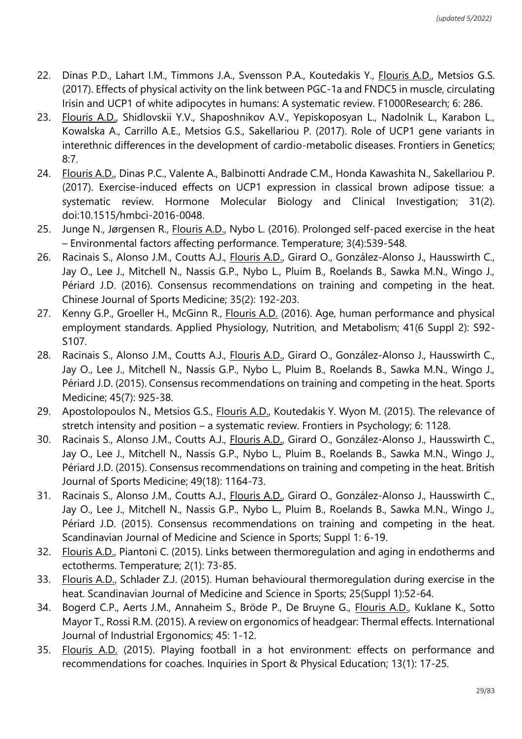22. Dinas P.D., Lahart I.M., Timmons J.A., Svensson P.A., Koutedakis Y., Flouris A.D., Metsios G.S. (2017). Effects of physical activity on the link between PGC-1a and FNDC5 in muscle, circulating Irisin and UCP1 of white adipocytes in humans: A systematic review. F1000Research; 6: 286.
23. Flouris A.D., Shidlovskii Y.V., Shaposhnikov A.V., Yepiskoposyan L., Nadolnik L., Karabon L., Kowalska A., Carrillo A.E., Metsios G.S., Sakellariou P. (2017). Role of UCP1 gene variants in interethnic differences in the development of cardio-metabolic diseases. Frontiers in Genetics; 8:7.
24. Flouris A.D., Dinas P.C., Valente A., Balbinotti Andrade C.M., Honda Kawashita N., Sakellariou P. (2017). Exercise-induced effects on UCP1 expression in classical brown adipose tissue: a systematic review. Hormone Molecular Biology and Clinical Investigation; 31(2). doi:10.1515/hmbci-2016-0048.
25. Junge N., Jørgensen R., Flouris A.D., Nybo L. (2016). Prolonged self-paced exercise in the heat – Environmental factors affecting performance. Temperature; 3(4):539-548.
26. Racinais S., Alonso J.M., Coutts A.J., Flouris A.D., Girard O., González-Alonso J., Hausswirth C., Jay O., Lee J., Mitchell N., Nassis G.P., Nybo L., Pluim B., Roelands B., Sawka M.N., Wingo J., Périard J.D. (2016). Consensus recommendations on training and competing in the heat. Chinese Journal of Sports Medicine; 35(2): 192-203.
27. Kenny G.P., Groeller H., McGinn R., Flouris A.D. (2016). Age, human performance and physical employment standards. Applied Physiology, Nutrition, and Metabolism; 41(6 Suppl 2): S92-S107.
28. Racinais S., Alonso J.M., Coutts A.J., Flouris A.D., Girard O., González-Alonso J., Hausswirth C., Jay O., Lee J., Mitchell N., Nassis G.P., Nybo L., Pluim B., Roelands B., Sawka M.N., Wingo J., Périard J.D. (2015). Consensus recommendations on training and competing in the heat. Sports Medicine; 45(7): 925-38.
29. Apostolopoulos N., Metsios G.S., Flouris A.D., Koutedakis Y. Wyon M. (2015). The relevance of stretch intensity and position – a systematic review. Frontiers in Psychology; 6: 1128.
30. Racinais S., Alonso J.M., Coutts A.J., Flouris A.D., Girard O., González-Alonso J., Hausswirth C., Jay O., Lee J., Mitchell N., Nassis G.P., Nybo L., Pluim B., Roelands B., Sawka M.N., Wingo J., Périard J.D. (2015). Consensus recommendations on training and competing in the heat. British Journal of Sports Medicine; 49(18): 1164-73.
31. Racinais S., Alonso J.M., Coutts A.J., Flouris A.D., Girard O., González-Alonso J., Hausswirth C., Jay O., Lee J., Mitchell N., Nassis G.P., Nybo L., Pluim B., Roelands B., Sawka M.N., Wingo J., Périard J.D. (2015). Consensus recommendations on training and competing in the heat. Scandinavian Journal of Medicine and Science in Sports; Suppl 1: 6-19.
32. Flouris A.D., Piantoni C. (2015). Links between thermoregulation and aging in endotherms and ectotherms. Temperature; 2(1): 73-85.
33. Flouris A.D., Schlader Z.J. (2015). Human behavioural thermoregulation during exercise in the heat. Scandinavian Journal of Medicine and Science in Sports; 25(Suppl 1):52-64.
34. Bogerd C.P., Aerts J.M., Annaheim S., Bröde P., De Bruyne G., Flouris A.D., Kuklane K., Sotto Mayor T., Rossi R.M. (2015). A review on ergonomics of headgear: Thermal effects. International Journal of Industrial Ergonomics; 45: 1-12.
35. Flouris A.D. (2015). Playing football in a hot environment: effects on performance and recommendations for coaches. Inquiries in Sport & Physical Education; 13(1): 17-25.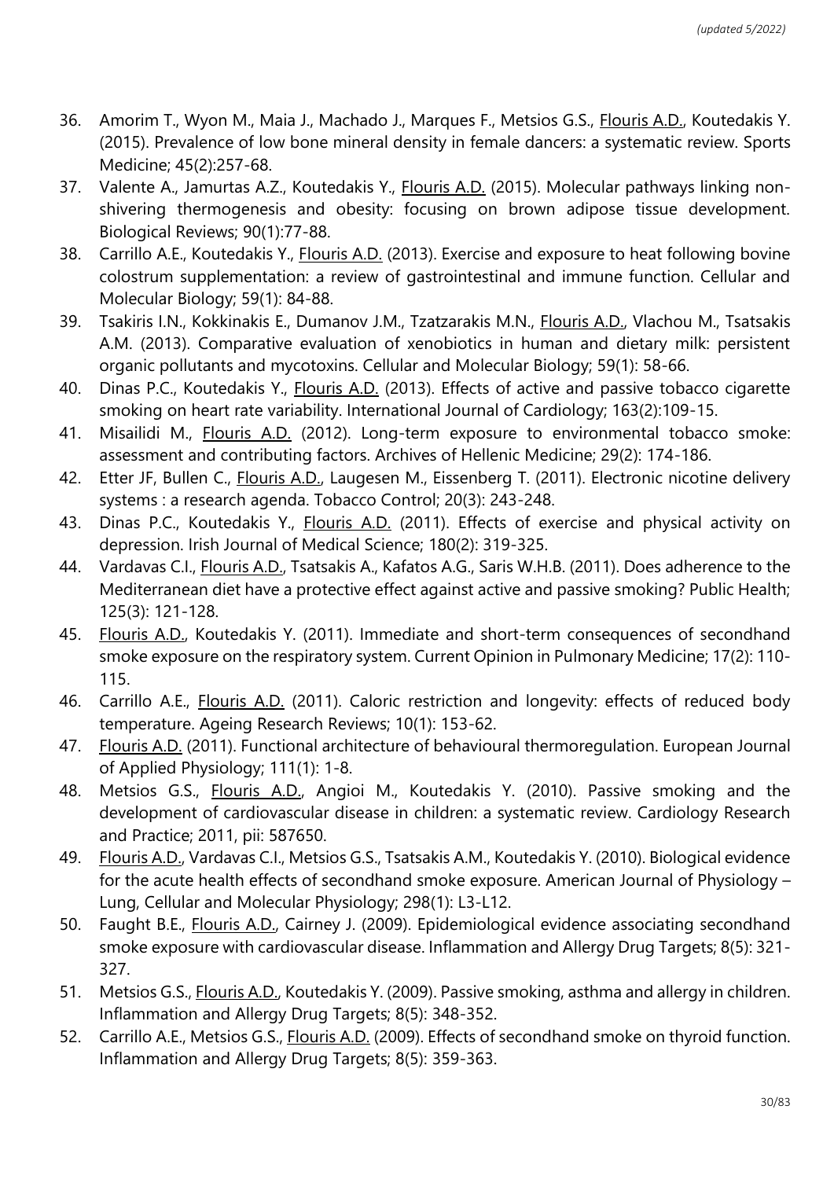36. Amorim T., Wyon M., Maia J., Machado J., Marques F., Metsios G.S., Flouris A.D., Koutedakis Y. (2015). Prevalence of low bone mineral density in female dancers: a systematic review. Sports Medicine; 45(2):257-68.
37. Valente A., Jamurtas A.Z., Koutedakis Y., Flouris A.D. (2015). Molecular pathways linking non-shivering thermogenesis and obesity: focusing on brown adipose tissue development. Biological Reviews; 90(1):77-88.
38. Carrillo A.E., Koutedakis Y., Flouris A.D. (2013). Exercise and exposure to heat following bovine colostrum supplementation: a review of gastrointestinal and immune function. Cellular and Molecular Biology; 59(1): 84-88.
39. Tsakiris I.N., Kokkinakis E., Dumanov J.M., Tzatzarakis M.N., Flouris A.D., Vlachou M., Tsatsakis A.M. (2013). Comparative evaluation of xenobiotics in human and dietary milk: persistent organic pollutants and mycotoxins. Cellular and Molecular Biology; 59(1): 58-66.
40. Dinas P.C., Koutedakis Y., Flouris A.D. (2013). Effects of active and passive tobacco cigarette smoking on heart rate variability. International Journal of Cardiology; 163(2):109-15.
41. Misailidi M., Flouris A.D. (2012). Long-term exposure to environmental tobacco smoke: assessment and contributing factors. Archives of Hellenic Medicine; 29(2): 174-186.
42. Etter JF, Bullen C., Flouris A.D., Laugesen M., Eissenberg T. (2011). Electronic nicotine delivery systems : a research agenda. Tobacco Control; 20(3): 243-248.
43. Dinas P.C., Koutedakis Y., Flouris A.D. (2011). Effects of exercise and physical activity on depression. Irish Journal of Medical Science; 180(2): 319-325.
44. Vardavas C.I., Flouris A.D., Tsatsakis A., Kafatos A.G., Saris W.H.B. (2011). Does adherence to the Mediterranean diet have a protective effect against active and passive smoking? Public Health; 125(3): 121-128.
45. Flouris A.D., Koutedakis Y. (2011). Immediate and short-term consequences of secondhand smoke exposure on the respiratory system. Current Opinion in Pulmonary Medicine; 17(2): 110-115.
46. Carrillo A.E., Flouris A.D. (2011). Caloric restriction and longevity: effects of reduced body temperature. Ageing Research Reviews; 10(1): 153-62.
47. Flouris A.D. (2011). Functional architecture of behavioural thermoregulation. European Journal of Applied Physiology; 111(1): 1-8.
48. Metsios G.S., Flouris A.D., Angioi M., Koutedakis Y. (2010). Passive smoking and the development of cardiovascular disease in children: a systematic review. Cardiology Research and Practice; 2011, pii: 587650.
49. Flouris A.D., Vardavas C.I., Metsios G.S., Tsatsakis A.M., Koutedakis Y. (2010). Biological evidence for the acute health effects of secondhand smoke exposure. American Journal of Physiology – Lung, Cellular and Molecular Physiology; 298(1): L3-L12.
50. Faught B.E., Flouris A.D., Cairney J. (2009). Epidemiological evidence associating secondhand smoke exposure with cardiovascular disease. Inflammation and Allergy Drug Targets; 8(5): 321-327.
51. Metsios G.S., Flouris A.D., Koutedakis Y. (2009). Passive smoking, asthma and allergy in children. Inflammation and Allergy Drug Targets; 8(5): 348-352.
52. Carrillo A.E., Metsios G.S., Flouris A.D. (2009). Effects of secondhand smoke on thyroid function. Inflammation and Allergy Drug Targets; 8(5): 359-363.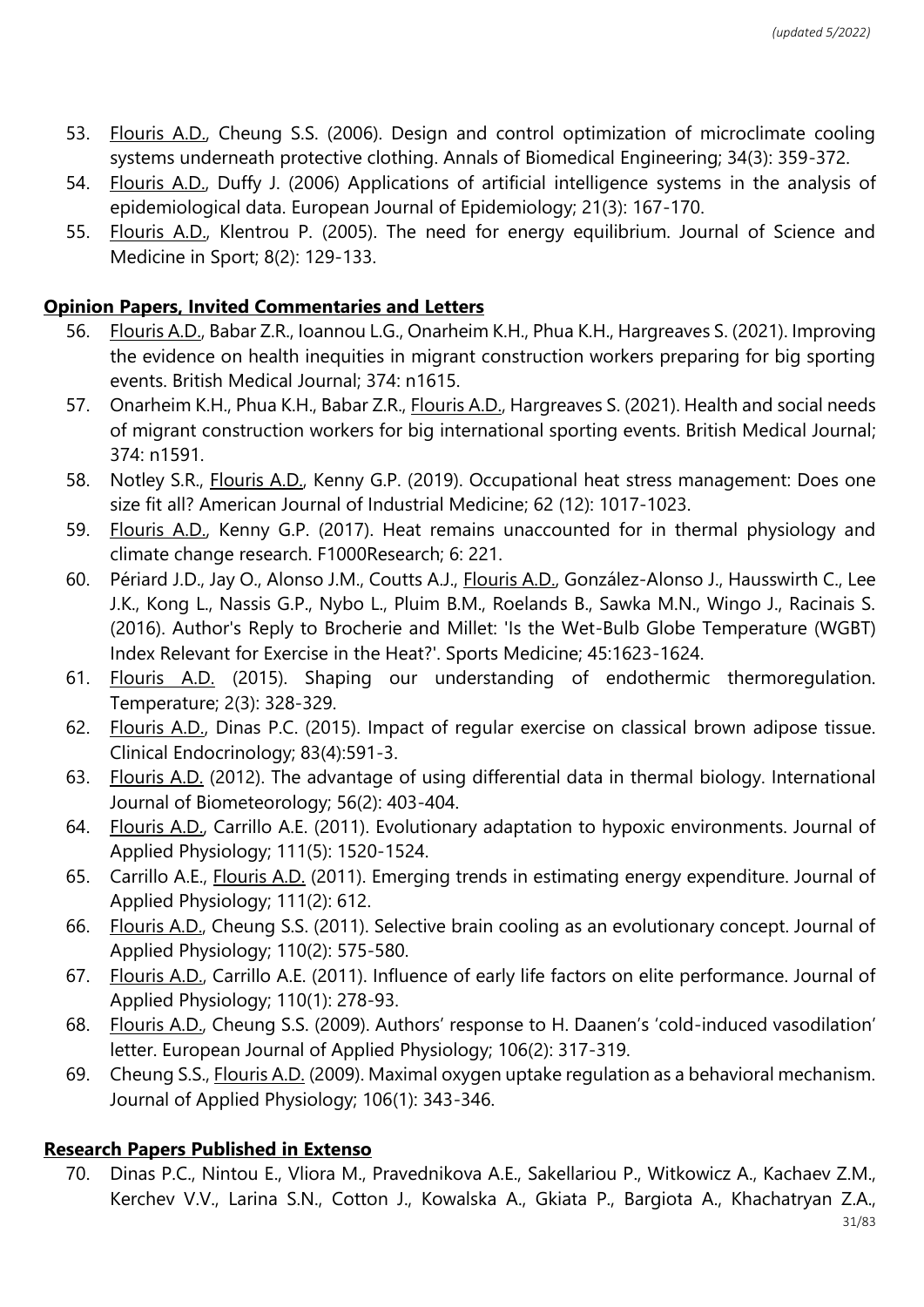53. Flouris A.D., Cheung S.S. (2006). Design and control optimization of microclimate cooling systems underneath protective clothing. Annals of Biomedical Engineering; 34(3): 359-372.
54. Flouris A.D., Duffy J. (2006) Applications of artificial intelligence systems in the analysis of epidemiological data. European Journal of Epidemiology; 21(3): 167-170.
55. Flouris A.D., Klentrou P. (2005). The need for energy equilibrium. Journal of Science and Medicine in Sport; 8(2): 129-133.

**Opinion Papers, Invited Commentaries and Letters**

56. Flouris A.D., Babar Z.R., Ioannou L.G., Onarheim K.H., Phua K.H., Hargreaves S. (2021). Improving the evidence on health inequities in migrant construction workers preparing for big sporting events. British Medical Journal; 374: n1615.
57. Onarheim K.H., Phua K.H., Babar Z.R., Flouris A.D., Hargreaves S. (2021). Health and social needs of migrant construction workers for big international sporting events. British Medical Journal; 374: n1591.
58. Notley S.R., Flouris A.D., Kenny G.P. (2019). Occupational heat stress management: Does one size fit all? American Journal of Industrial Medicine; 62 (12): 1017-1023.
59. Flouris A.D., Kenny G.P. (2017). Heat remains unaccounted for in thermal physiology and climate change research. F1000Research; 6: 221.
60. Périard J.D., Jay O., Alonso J.M., Coutts A.J., Flouris A.D., González-Alonso J., Hausswirth C., Lee J.K., Kong L., Nassis G.P., Nybo L., Pluim B.M., Roelands B., Sawka M.N., Wingo J., Racinais S. (2016). Author's Reply to Brocherie and Millet: 'Is the Wet-Bulb Globe Temperature (WGBT) Index Relevant for Exercise in the Heat?'. Sports Medicine; 45:1623-1624.
61. Flouris A.D. (2015). Shaping our understanding of endothermic thermoregulation. Temperature; 2(3): 328-329.
62. Flouris A.D., Dinas P.C. (2015). Impact of regular exercise on classical brown adipose tissue. Clinical Endocrinology; 83(4):591-3.
63. Flouris A.D. (2012). The advantage of using differential data in thermal biology. International Journal of Biometeorology; 56(2): 403-404.
64. Flouris A.D., Carrillo A.E. (2011). Evolutionary adaptation to hypoxic environments. Journal of Applied Physiology; 111(5): 1520-1524.
65. Carrillo A.E., Flouris A.D. (2011). Emerging trends in estimating energy expenditure. Journal of Applied Physiology; 111(2): 612.
66. Flouris A.D., Cheung S.S. (2011). Selective brain cooling as an evolutionary concept. Journal of Applied Physiology; 110(2): 575-580.
67. Flouris A.D., Carrillo A.E. (2011). Influence of early life factors on elite performance. Journal of Applied Physiology; 110(1): 278-93.
68. Flouris A.D., Cheung S.S. (2009). Authors' response to H. Daanen's 'cold-induced vasodilation' letter. European Journal of Applied Physiology; 106(2): 317-319.
69. Cheung S.S., Flouris A.D. (2009). Maximal oxygen uptake regulation as a behavioral mechanism. Journal of Applied Physiology; 106(1): 343-346.

**Research Papers Published in Extenso**

70. Dinas P.C., Nintou E., Vliora M., Pravednikova A.E., Sakellariou P., Witkowicz A., Kachaev Z.M., Kerchev V.V., Larina S.N., Cotton J., Kowalska A., Gkiata P., Bargiota A., Khachatryan Z.A.,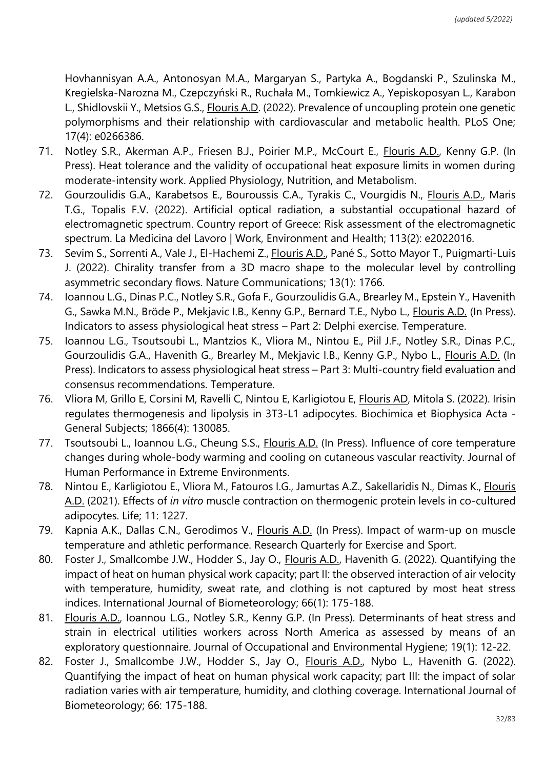Hovhannisyan A.A., Antonosyan M.A., Margaryan S., Partyka A., Bogdanski P., Szulinska M., Kregielska-Narozna M., Czepczyński R., Ruchała M., Tomkiewicz A., Yepiskoposyan L., Karabon L., Shidlovskii Y., Metsios G.S., Flouris A.D. (2022). Prevalence of uncoupling protein one genetic polymorphisms and their relationship with cardiovascular and metabolic health. PLoS One; 17(4): e0266386.

71. Notley S.R., Akerman A.P., Friesen B.J., Poirier M.P., McCourt E., Flouris A.D., Kenny G.P. (In Press). Heat tolerance and the validity of occupational heat exposure limits in women during moderate-intensity work. Applied Physiology, Nutrition, and Metabolism.
72. Gourzoulidis G.A., Karabetsos E., Bouroussis C.A., Tyrakis C., Vourgidis N., Flouris A.D., Maris T.G., Topalis F.V. (2022). Artificial optical radiation, a substantial occupational hazard of electromagnetic spectrum. Country report of Greece: Risk assessment of the electromagnetic spectrum. La Medicina del Lavoro | Work, Environment and Health; 113(2): e2022016.
73. Sevim S., Sorrenti A., Vale J., El-Hachemi Z., Flouris A.D., Pané S., Sotto Mayor T., Puigmarti-Luis J. (2022). Chirality transfer from a 3D macro shape to the molecular level by controlling asymmetric secondary flows. Nature Communications; 13(1): 1766.
74. Ioannou L.G., Dinas P.C., Notley S.R., Gofa F., Gourzoulidis G.A., Brearley M., Epstein Y., Havenith G., Sawka M.N., Bröde P., Mekjavic I.B., Kenny G.P., Bernard T.E., Nybo L., Flouris A.D. (In Press). Indicators to assess physiological heat stress – Part 2: Delphi exercise. Temperature.
75. Ioannou L.G., Tsoutsoubi L., Mantzios K., Vliora M., Nintou E., Piil J.F., Notley S.R., Dinas P.C., Gourzoulidis G.A., Havenith G., Brearley M., Mekjavic I.B., Kenny G.P., Nybo L., Flouris A.D. (In Press). Indicators to assess physiological heat stress – Part 3: Multi-country field evaluation and consensus recommendations. Temperature.
76. Vliora M, Grillo E, Corsini M, Ravelli C, Nintou E, Karligiotou E, Flouris AD, Mitola S. (2022). Irisin regulates thermogenesis and lipolysis in 3T3-L1 adipocytes. Biochimica et Biophysica Acta - General Subjects; 1866(4): 130085.
77. Tsoutsoubi L., Ioannou L.G., Cheung S.S., Flouris A.D. (In Press). Influence of core temperature changes during whole-body warming and cooling on cutaneous vascular reactivity. Journal of Human Performance in Extreme Environments.
78. Nintou E., Karligiotou E., Vliora M., Fatouros I.G., Jamurtas A.Z., Sakellaridis N., Dimas K., Flouris A.D. (2021). Effects of *in vitro* muscle contraction on thermogenic protein levels in co-cultured adipocytes. Life; 11: 1227.
79. Kapnia A.K., Dallas C.N., Gerodimos V., Flouris A.D. (In Press). Impact of warm-up on muscle temperature and athletic performance. Research Quarterly for Exercise and Sport.
80. Foster J., Smallcombe J.W., Hodder S., Jay O., Flouris A.D., Havenith G. (2022). Quantifying the impact of heat on human physical work capacity; part II: the observed interaction of air velocity with temperature, humidity, sweat rate, and clothing is not captured by most heat stress indices. International Journal of Biometeorology; 66(1): 175-188.
81. Flouris A.D., Ioannou L.G., Notley S.R., Kenny G.P. (In Press). Determinants of heat stress and strain in electrical utilities workers across North America as assessed by means of an exploratory questionnaire. Journal of Occupational and Environmental Hygiene; 19(1): 12-22.
82. Foster J., Smallcombe J.W., Hodder S., Jay O., Flouris A.D., Nybo L., Havenith G. (2022). Quantifying the impact of heat on human physical work capacity; part III: the impact of solar radiation varies with air temperature, humidity, and clothing coverage. International Journal of Biometeorology; 66: 175-188.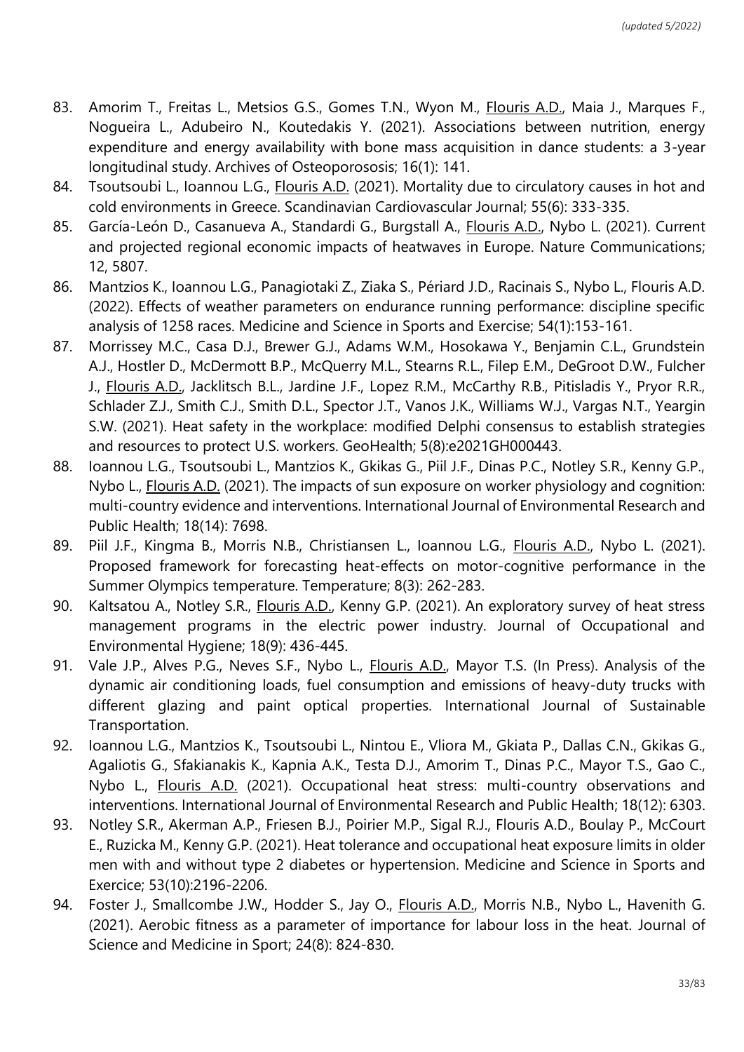83. Amorim T., Freitas L., Metsios G.S., Gomes T.N., Wyon M., Flouris A.D., Maia J., Marques F., Nogueira L., Adubeiro N., Koutedakis Y. (2021). Associations between nutrition, energy expenditure and energy availability with bone mass acquisition in dance students: a 3-year longitudinal study. Archives of Osteoporososis; 16(1): 141.
84. Tsoutsoubi L., Ioannou L.G., Flouris A.D. (2021). Mortality due to circulatory causes in hot and cold environments in Greece. Scandinavian Cardiovascular Journal; 55(6): 333-335.
85. García-León D., Casanueva A., Standardi G., Burgstall A., Flouris A.D., Nybo L. (2021). Current and projected regional economic impacts of heatwaves in Europe. Nature Communications; 12, 5807.
86. Mantzios K., Ioannou L.G., Panagiotaki Z., Ziaka S., Périard J.D., Racinais S., Nybo L., Flouris A.D. (2022). Effects of weather parameters on endurance running performance: discipline specific analysis of 1258 races. Medicine and Science in Sports and Exercise; 54(1):153-161.
87. Morrissey M.C., Casa D.J., Brewer G.J., Adams W.M., Hosokawa Y., Benjamin C.L., Grundstein A.J., Hostler D., McDermott B.P., McQuerry M.L., Stearns R.L., Filep E.M., DeGroot D.W., Fulcher J., Flouris A.D., Jacklitsch B.L., Jardine J.F., Lopez R.M., McCarthy R.B., Pitisladis Y., Pryor R.R., Schlader Z.J., Smith C.J., Smith D.L., Spector J.T., Vanos J.K., Williams W.J., Vargas N.T., Yeargin S.W. (2021). Heat safety in the workplace: modified Delphi consensus to establish strategies and resources to protect U.S. workers. GeoHealth; 5(8):e2021GH000443.
88. Ioannou L.G., Tsoutsoubi L., Mantzios K., Gkikas G., Piil J.F., Dinas P.C., Notley S.R., Kenny G.P., Nybo L., Flouris A.D. (2021). The impacts of sun exposure on worker physiology and cognition: multi-country evidence and interventions. International Journal of Environmental Research and Public Health; 18(14): 7698.
89. Piil J.F., Kingma B., Morris N.B., Christiansen L., Ioannou L.G., Flouris A.D., Nybo L. (2021). Proposed framework for forecasting heat-effects on motor-cognitive performance in the Summer Olympics temperature. Temperature; 8(3): 262-283.
90. Kaltsatou A., Notley S.R., Flouris A.D., Kenny G.P. (2021). An exploratory survey of heat stress management programs in the electric power industry. Journal of Occupational and Environmental Hygiene; 18(9): 436-445.
91. Vale J.P., Alves P.G., Neves S.F., Nybo L., Flouris A.D., Mayor T.S. (In Press). Analysis of the dynamic air conditioning loads, fuel consumption and emissions of heavy-duty trucks with different glazing and paint optical properties. International Journal of Sustainable Transportation.
92. Ioannou L.G., Mantzios K., Tsoutsoubi L., Nintou E., Vliora M., Gkiata P., Dallas C.N., Gkikas G., Agaliotis G., Sfakianakis K., Kapnia A.K., Testa D.J., Amorim T., Dinas P.C., Mayor T.S., Gao C., Nybo L., Flouris A.D. (2021). Occupational heat stress: multi-country observations and interventions. International Journal of Environmental Research and Public Health; 18(12): 6303.
93. Notley S.R., Akerman A.P., Friesen B.J., Poirier M.P., Sigal R.J., Flouris A.D., Boulay P., McCourt E., Ruzicka M., Kenny G.P. (2021). Heat tolerance and occupational heat exposure limits in older men with and without type 2 diabetes or hypertension. Medicine and Science in Sports and Exercice; 53(10):2196-2206.
94. Foster J., Smallcombe J.W., Hodder S., Jay O., Flouris A.D., Morris N.B., Nybo L., Havenith G. (2021). Aerobic fitness as a parameter of importance for labour loss in the heat. Journal of Science and Medicine in Sport; 24(8): 824-830.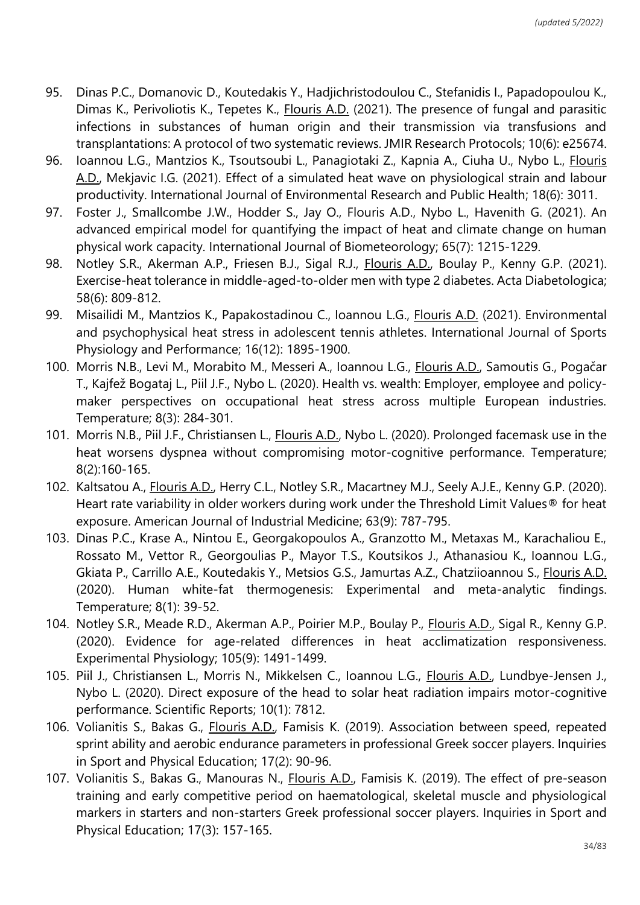95. Dinas P.C., Domanovic D., Koutedakis Y., Hadjichristodoulou C., Stefanidis I., Papadopoulou K., Dimas K., Perivoliotis K., Tepetes K., Flouris A.D. (2021). The presence of fungal and parasitic infections in substances of human origin and their transmission via transfusions and transplantations: A protocol of two systematic reviews. JMIR Research Protocols; 10(6): e25674.
96. Ioannou L.G., Mantzios K., Tsoutsoubi L., Panagiotaki Z., Kapnia A., Ciuha U., Nybo L., Flouris A.D., Mekjavic I.G. (2021). Effect of a simulated heat wave on physiological strain and labour productivity. International Journal of Environmental Research and Public Health; 18(6): 3011.
97. Foster J., Smallcombe J.W., Hodder S., Jay O., Flouris A.D., Nybo L., Havenith G. (2021). An advanced empirical model for quantifying the impact of heat and climate change on human physical work capacity. International Journal of Biometeorology; 65(7): 1215-1229.
98. Notley S.R., Akerman A.P., Friesen B.J., Sigal R.J., Flouris A.D., Boulay P., Kenny G.P. (2021). Exercise-heat tolerance in middle-aged-to-older men with type 2 diabetes. Acta Diabetologica; 58(6): 809-812.
99. Misailidi M., Mantzios K., Papakostadinou C., Ioannou L.G., Flouris A.D. (2021). Environmental and psychophysical heat stress in adolescent tennis athletes. International Journal of Sports Physiology and Performance; 16(12): 1895-1900.
100. Morris N.B., Levi M., Morabito M., Messeri A., Ioannou L.G., Flouris A.D., Samoutis G., Pogačar T., Kajfež Bogataj L., Piil J.F., Nybo L. (2020). Health vs. wealth: Employer, employee and policy-maker perspectives on occupational heat stress across multiple European industries. Temperature; 8(3): 284-301.
101. Morris N.B., Piil J.F., Christiansen L., Flouris A.D., Nybo L. (2020). Prolonged facemask use in the heat worsens dyspnea without compromising motor-cognitive performance. Temperature; 8(2):160-165.
102. Kaltsatou A., Flouris A.D., Herry C.L., Notley S.R., Macartney M.J., Seely A.J.E., Kenny G.P. (2020). Heart rate variability in older workers during work under the Threshold Limit Values® for heat exposure. American Journal of Industrial Medicine; 63(9): 787-795.
103. Dinas P.C., Krase A., Nintou E., Georgakopoulos A., Granzotto M., Metaxas M., Karachaliou E., Rossato M., Vettor R., Georgoulias P., Mayor T.S., Koutsikos J., Athanasiou K., Ioannou L.G., Gkiata P., Carrillo A.E., Koutedakis Y., Metsios G.S., Jamurtas A.Z., Chatziioannou S., Flouris A.D. (2020). Human white-fat thermogenesis: Experimental and meta-analytic findings. Temperature; 8(1): 39-52.
104. Notley S.R., Meade R.D., Akerman A.P., Poirier M.P., Boulay P., Flouris A.D., Sigal R., Kenny G.P. (2020). Evidence for age-related differences in heat acclimatization responsiveness. Experimental Physiology; 105(9): 1491-1499.
105. Piil J., Christiansen L., Morris N., Mikkelsen C., Ioannou L.G., Flouris A.D., Lundbye-Jensen J., Nybo L. (2020). Direct exposure of the head to solar heat radiation impairs motor-cognitive performance. Scientific Reports; 10(1): 7812.
106. Volianitis S., Bakas G., Flouris A.D., Famisis K. (2019). Association between speed, repeated sprint ability and aerobic endurance parameters in professional Greek soccer players. Inquiries in Sport and Physical Education; 17(2): 90-96.
107. Volianitis S., Bakas G., Manouras N., Flouris A.D., Famisis K. (2019). The effect of pre-season training and early competitive period on haematological, skeletal muscle and physiological markers in starters and non-starters Greek professional soccer players. Inquiries in Sport and Physical Education; 17(3): 157-165.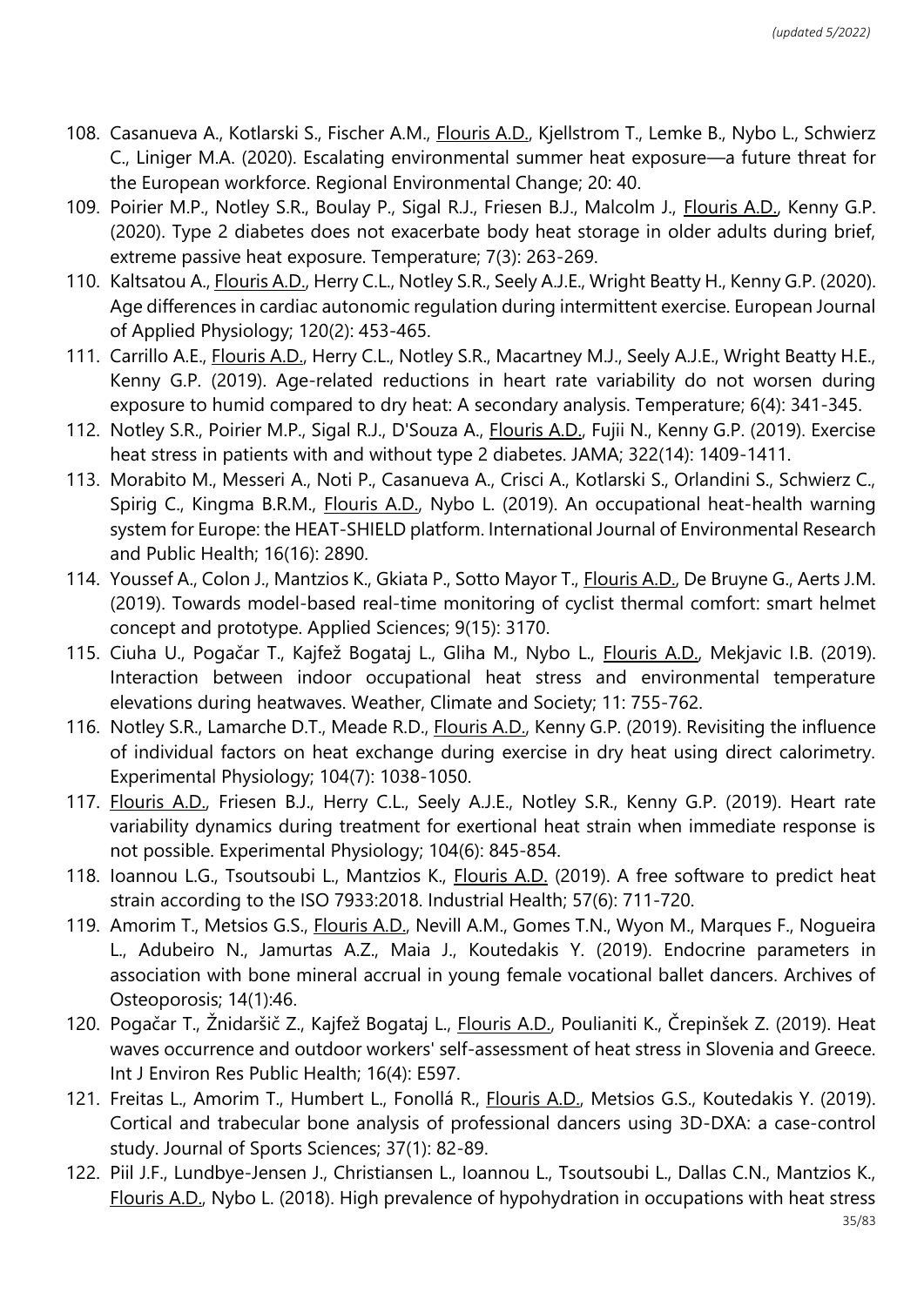108. Casanueva A., Kotlarski S., Fischer A.M., Flouris A.D., Kjellstrom T., Lemke B., Nybo L., Schwierz C., Liniger M.A. (2020). Escalating environmental summer heat exposure—a future threat for the European workforce. Regional Environmental Change; 20: 40.
109. Poirier M.P., Notley S.R., Boulay P., Sigal R.J., Friesen B.J., Malcolm J., Flouris A.D., Kenny G.P. (2020). Type 2 diabetes does not exacerbate body heat storage in older adults during brief, extreme passive heat exposure. Temperature; 7(3): 263-269.
110. Kaltsatou A., Flouris A.D., Herry C.L., Notley S.R., Seely A.J.E., Wright Beatty H., Kenny G.P. (2020). Age differences in cardiac autonomic regulation during intermittent exercise. European Journal of Applied Physiology; 120(2): 453-465.
111. Carrillo A.E., Flouris A.D., Herry C.L., Notley S.R., Macartney M.J., Seely A.J.E., Wright Beatty H.E., Kenny G.P. (2019). Age-related reductions in heart rate variability do not worsen during exposure to humid compared to dry heat: A secondary analysis. Temperature; 6(4): 341-345.
112. Notley S.R., Poirier M.P., Sigal R.J., D'Souza A., Flouris A.D., Fujii N., Kenny G.P. (2019). Exercise heat stress in patients with and without type 2 diabetes. JAMA; 322(14): 1409-1411.
113. Morabito M., Messeri A., Noti P., Casanueva A., Crisci A., Kotlarski S., Orlandini S., Schwierz C., Spirig C., Kingma B.R.M., Flouris A.D., Nybo L. (2019). An occupational heat-health warning system for Europe: the HEAT-SHIELD platform. International Journal of Environmental Research and Public Health; 16(16): 2890.
114. Youssef A., Colon J., Mantzios K., Gkiata P., Sotto Mayor T., Flouris A.D., De Bruyne G., Aerts J.M. (2019). Towards model-based real-time monitoring of cyclist thermal comfort: smart helmet concept and prototype. Applied Sciences; 9(15): 3170.
115. Ciuha U., Pogačar T., Kajfež Bogataj L., Gliha M., Nybo L., Flouris A.D., Mekjavic I.B. (2019). Interaction between indoor occupational heat stress and environmental temperature elevations during heatwaves. Weather, Climate and Society; 11: 755-762.
116. Notley S.R., Lamarche D.T., Meade R.D., Flouris A.D., Kenny G.P. (2019). Revisiting the influence of individual factors on heat exchange during exercise in dry heat using direct calorimetry. Experimental Physiology; 104(7): 1038-1050.
117. Flouris A.D., Friesen B.J., Herry C.L., Seely A.J.E., Notley S.R., Kenny G.P. (2019). Heart rate variability dynamics during treatment for exertional heat strain when immediate response is not possible. Experimental Physiology; 104(6): 845-854.
118. Ioannou L.G., Tsoutsoubi L., Mantzios K., Flouris A.D. (2019). A free software to predict heat strain according to the ISO 7933:2018. Industrial Health; 57(6): 711-720.
119. Amorim T., Metsios G.S., Flouris A.D., Nevill A.M., Gomes T.N., Wyon M., Marques F., Nogueira L., Adubeiro N., Jamurtas A.Z., Maia J., Koutedakis Y. (2019). Endocrine parameters in association with bone mineral accrual in young female vocational ballet dancers. Archives of Osteoporosis; 14(1):46.
120. Pogačar T., Žnidaršič Z., Kajfež Bogataj L., Flouris A.D., Poulianiti K., Črepinšek Z. (2019). Heat waves occurrence and outdoor workers' self-assessment of heat stress in Slovenia and Greece. Int J Environ Res Public Health; 16(4): E597.
121. Freitas L., Amorim T., Humbert L., Fonollá R., Flouris A.D., Metsios G.S., Koutedakis Y. (2019). Cortical and trabecular bone analysis of professional dancers using 3D-DXA: a case-control study. Journal of Sports Sciences; 37(1): 82-89.
122. Piil J.F., Lundbye-Jensen J., Christiansen L., Ioannou L., Tsoutsoubi L., Dallas C.N., Mantzios K., Flouris A.D., Nybo L. (2018). High prevalence of hypohydration in occupations with heat stress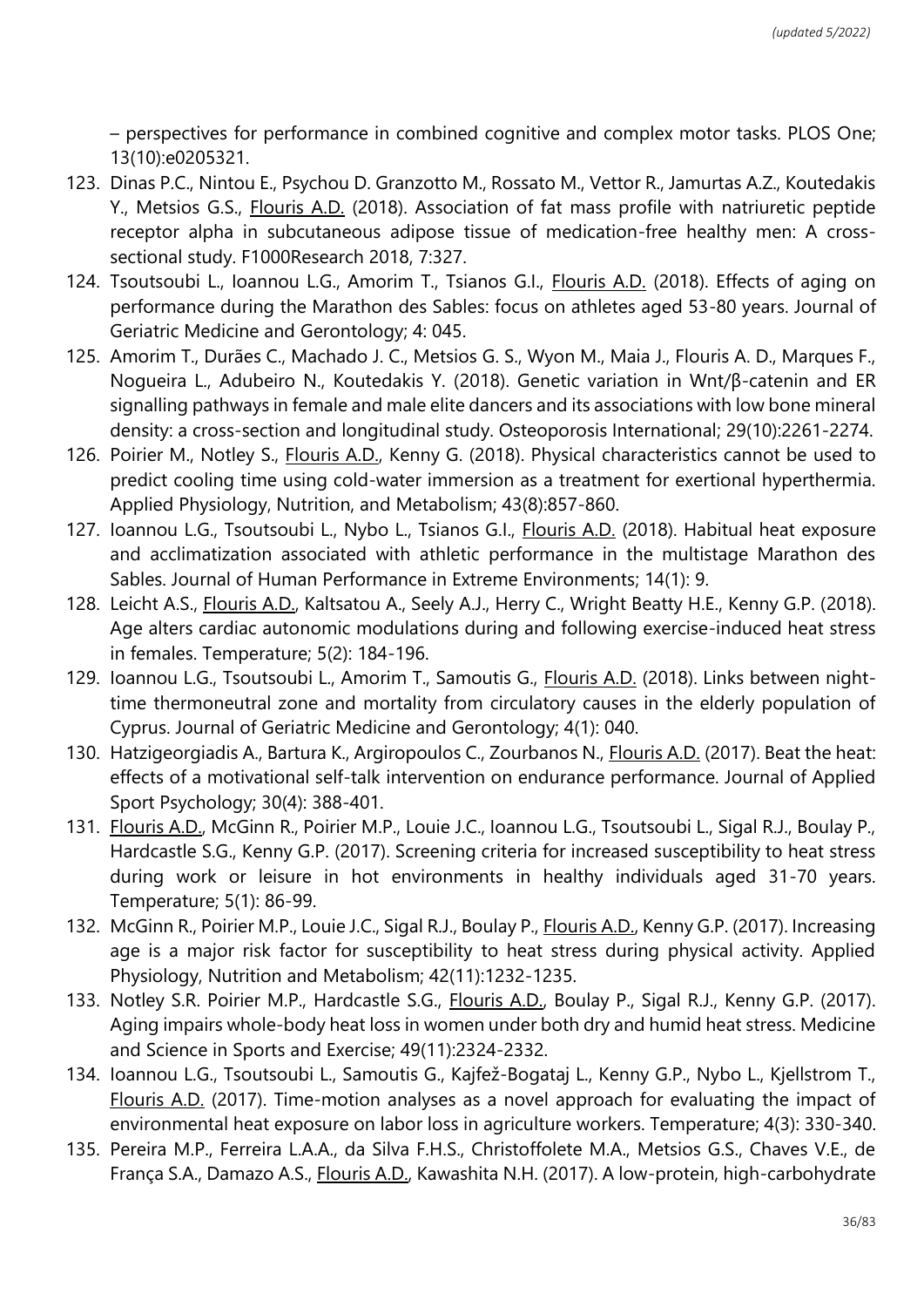– perspectives for performance in combined cognitive and complex motor tasks. PLOS One; 13(10):e0205321.

123. Dinas P.C., Nintou E., Psychou D. Granzotto M., Rossato M., Vettor R., Jamurtas A.Z., Koutedakis Y., Metsios G.S., Flouris A.D. (2018). Association of fat mass profile with natriuretic peptide receptor alpha in subcutaneous adipose tissue of medication-free healthy men: A cross-sectional study. F1000Research 2018, 7:327.
124. Tsoutsoubi L., Ioannou L.G., Amorim T., Tsianos G.I., Flouris A.D. (2018). Effects of aging on performance during the Marathon des Sables: focus on athletes aged 53-80 years. Journal of Geriatric Medicine and Gerontology; 4: 045.
125. Amorim T., Durães C., Machado J. C., Metsios G. S., Wyon M., Maia J., Flouris A. D., Marques F., Nogueira L., Adubeiro N., Koutedakis Y. (2018). Genetic variation in Wnt/β-catenin and ER signalling pathways in female and male elite dancers and its associations with low bone mineral density: a cross-section and longitudinal study. Osteoporosis International; 29(10):2261-2274.
126. Poirier M., Notley S., Flouris A.D., Kenny G. (2018). Physical characteristics cannot be used to predict cooling time using cold-water immersion as a treatment for exertional hyperthermia. Applied Physiology, Nutrition, and Metabolism; 43(8):857-860.
127. Ioannou L.G., Tsoutsoubi L., Nybo L., Tsianos G.I., Flouris A.D. (2018). Habitual heat exposure and acclimatization associated with athletic performance in the multistage Marathon des Sables. Journal of Human Performance in Extreme Environments; 14(1): 9.
128. Leicht A.S., Flouris A.D., Kaltsatou A., Seely A.J., Herry C., Wright Beatty H.E., Kenny G.P. (2018). Age alters cardiac autonomic modulations during and following exercise-induced heat stress in females. Temperature; 5(2): 184-196.
129. Ioannou L.G., Tsoutsoubi L., Amorim T., Samoutis G., Flouris A.D. (2018). Links between night-time thermoneutral zone and mortality from circulatory causes in the elderly population of Cyprus. Journal of Geriatric Medicine and Gerontology; 4(1): 040.
130. Hatzigeorgiadis A., Bartura K., Argiropoulos C., Zourbanos N., Flouris A.D. (2017). Beat the heat: effects of a motivational self-talk intervention on endurance performance. Journal of Applied Sport Psychology; 30(4): 388-401.
131. Flouris A.D., McGinn R., Poirier M.P., Louie J.C., Ioannou L.G., Tsoutsoubi L., Sigal R.J., Boulay P., Hardcastle S.G., Kenny G.P. (2017). Screening criteria for increased susceptibility to heat stress during work or leisure in hot environments in healthy individuals aged 31-70 years. Temperature; 5(1): 86-99.
132. McGinn R., Poirier M.P., Louie J.C., Sigal R.J., Boulay P., Flouris A.D., Kenny G.P. (2017). Increasing age is a major risk factor for susceptibility to heat stress during physical activity. Applied Physiology, Nutrition and Metabolism; 42(11):1232-1235.
133. Notley S.R. Poirier M.P., Hardcastle S.G., Flouris A.D., Boulay P., Sigal R.J., Kenny G.P. (2017). Aging impairs whole-body heat loss in women under both dry and humid heat stress. Medicine and Science in Sports and Exercise; 49(11):2324-2332.
134. Ioannou L.G., Tsoutsoubi L., Samoutis G., Kajfež-Bogataj L., Kenny G.P., Nybo L., Kjellstrom T., Flouris A.D. (2017). Time-motion analyses as a novel approach for evaluating the impact of environmental heat exposure on labor loss in agriculture workers. Temperature; 4(3): 330-340.
135. Pereira M.P., Ferreira L.A.A., da Silva F.H.S., Christoffolete M.A., Metsios G.S., Chaves V.E., de França S.A., Damazo A.S., Flouris A.D., Kawashita N.H. (2017). A low-protein, high-carbohydrate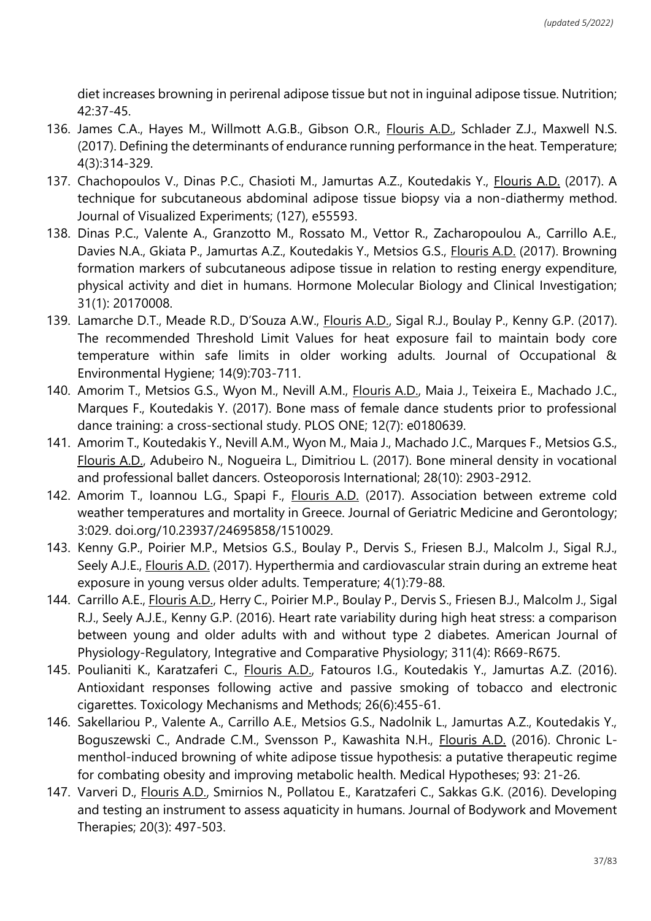diet increases browning in perirenal adipose tissue but not in inguinal adipose tissue. Nutrition; 42:37-45.

136. James C.A., Hayes M., Willmott A.G.B., Gibson O.R., Flouris A.D., Schlader Z.J., Maxwell N.S. (2017). Defining the determinants of endurance running performance in the heat. Temperature; 4(3):314-329.
137. Chachopoulos V., Dinas P.C., Chasioti M., Jamurtas A.Z., Koutedakis Y., Flouris A.D. (2017). A technique for subcutaneous abdominal adipose tissue biopsy via a non-diathermy method. Journal of Visualized Experiments; (127), e55593.
138. Dinas P.C., Valente A., Granzotto M., Rossato M., Vettor R., Zacharopoulou A., Carrillo A.E., Davies N.A., Gkiata P., Jamurtas A.Z., Koutedakis Y., Metsios G.S., Flouris A.D. (2017). Browning formation markers of subcutaneous adipose tissue in relation to resting energy expenditure, physical activity and diet in humans. Hormone Molecular Biology and Clinical Investigation; 31(1): 20170008.
139. Lamarche D.T., Meade R.D., D'Souza A.W., Flouris A.D., Sigal R.J., Boulay P., Kenny G.P. (2017). The recommended Threshold Limit Values for heat exposure fail to maintain body core temperature within safe limits in older working adults. Journal of Occupational & Environmental Hygiene; 14(9):703-711.
140. Amorim T., Metsios G.S., Wyon M., Nevill A.M., Flouris A.D., Maia J., Teixeira E., Machado J.C., Marques F., Koutedakis Y. (2017). Bone mass of female dance students prior to professional dance training: a cross-sectional study. PLOS ONE; 12(7): e0180639.
141. Amorim T., Koutedakis Y., Nevill A.M., Wyon M., Maia J., Machado J.C., Marques F., Metsios G.S., Flouris A.D., Adubeiro N., Nogueira L., Dimitriou L. (2017). Bone mineral density in vocational and professional ballet dancers. Osteoporosis International; 28(10): 2903-2912.
142. Amorim T., Ioannou L.G., Spapi F., Flouris A.D. (2017). Association between extreme cold weather temperatures and mortality in Greece. Journal of Geriatric Medicine and Gerontology; 3:029. doi.org/10.23937/24695858/1510029.
143. Kenny G.P., Poirier M.P., Metsios G.S., Boulay P., Dervis S., Friesen B.J., Malcolm J., Sigal R.J., Seely A.J.E., Flouris A.D. (2017). Hyperthermia and cardiovascular strain during an extreme heat exposure in young versus older adults. Temperature; 4(1):79-88.
144. Carrillo A.E., Flouris A.D., Herry C., Poirier M.P., Boulay P., Dervis S., Friesen B.J., Malcolm J., Sigal R.J., Seely A.J.E., Kenny G.P. (2016). Heart rate variability during high heat stress: a comparison between young and older adults with and without type 2 diabetes. American Journal of Physiology-Regulatory, Integrative and Comparative Physiology; 311(4): R669-R675.
145. Poulianiti K., Karatzaferi C., Flouris A.D., Fatouros I.G., Koutedakis Y., Jamurtas A.Z. (2016). Antioxidant responses following active and passive smoking of tobacco and electronic cigarettes. Toxicology Mechanisms and Methods; 26(6):455-61.
146. Sakellariou P., Valente A., Carrillo A.E., Metsios G.S., Nadolnik L., Jamurtas A.Z., Koutedakis Y., Boguszewski C., Andrade C.M., Svensson P., Kawashita N.H., Flouris A.D. (2016). Chronic L-menthol-induced browning of white adipose tissue hypothesis: a putative therapeutic regime for combating obesity and improving metabolic health. Medical Hypotheses; 93: 21-26.
147. Varveri D., Flouris A.D., Smirnios N., Pollatou E., Karatzaferi C., Sakkas G.K. (2016). Developing and testing an instrument to assess aquaticity in humans. Journal of Bodywork and Movement Therapies; 20(3): 497-503.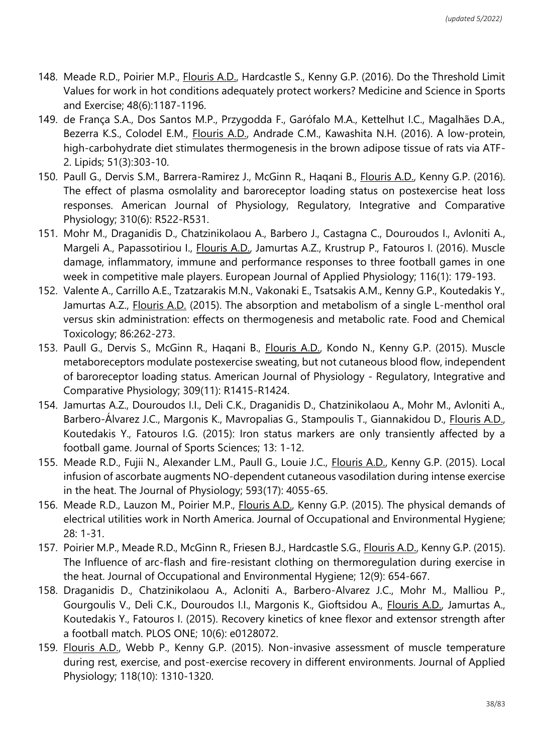148. Meade R.D., Poirier M.P., Flouris A.D., Hardcastle S., Kenny G.P. (2016). Do the Threshold Limit Values for work in hot conditions adequately protect workers? Medicine and Science in Sports and Exercise; 48(6):1187-1196.
149. de França S.A., Dos Santos M.P., Przygodda F., Garófalo M.A., Kettelhut I.C., Magalhães D.A., Bezerra K.S., Colodel E.M., Flouris A.D., Andrade C.M., Kawashita N.H. (2016). A low-protein, high-carbohydrate diet stimulates thermogenesis in the brown adipose tissue of rats via ATF-2. Lipids; 51(3):303-10.
150. Paull G., Dervis S.M., Barrera-Ramirez J., McGinn R., Haqani B., Flouris A.D., Kenny G.P. (2016). The effect of plasma osmolality and baroreceptor loading status on postexercise heat loss responses. American Journal of Physiology, Regulatory, Integrative and Comparative Physiology; 310(6): R522-R531.
151. Mohr M., Draganidis D., Chatzinikolaou A., Barbero J., Castagna C., Douroudos I., Avloniti A., Margeli A., Papassotiriou I., Flouris A.D., Jamurtas A.Z., Krustrup P., Fatouros I. (2016). Muscle damage, inflammatory, immune and performance responses to three football games in one week in competitive male players. European Journal of Applied Physiology; 116(1): 179-193.
152. Valente A., Carrillo A.E., Tzatzarakis M.N., Vakonaki E., Tsatsakis A.M., Kenny G.P., Koutedakis Y., Jamurtas A.Z., Flouris A.D. (2015). The absorption and metabolism of a single L-menthol oral versus skin administration: effects on thermogenesis and metabolic rate. Food and Chemical Toxicology; 86:262-273.
153. Paull G., Dervis S., McGinn R., Haqani B., Flouris A.D., Kondo N., Kenny G.P. (2015). Muscle metaboreceptors modulate postexercise sweating, but not cutaneous blood flow, independent of baroreceptor loading status. American Journal of Physiology - Regulatory, Integrative and Comparative Physiology; 309(11): R1415-R1424.
154. Jamurtas A.Z., Douroudos I.I., Deli C.K., Draganidis D., Chatzinikolaou A., Mohr M., Avloniti A., Barbero-Álvarez J.C., Margonis K., Mavropalias G., Stampoulis T., Giannakidou D., Flouris A.D., Koutedakis Y., Fatouros I.G. (2015): Iron status markers are only transiently affected by a football game. Journal of Sports Sciences; 13: 1-12.
155. Meade R.D., Fujii N., Alexander L.M., Paull G., Louie J.C., Flouris A.D., Kenny G.P. (2015). Local infusion of ascorbate augments NO-dependent cutaneous vasodilation during intense exercise in the heat. The Journal of Physiology; 593(17): 4055-65.
156. Meade R.D., Lauzon M., Poirier M.P., Flouris A.D., Kenny G.P. (2015). The physical demands of electrical utilities work in North America. Journal of Occupational and Environmental Hygiene; 28: 1-31.
157. Poirier M.P., Meade R.D., McGinn R., Friesen B.J., Hardcastle S.G., Flouris A.D., Kenny G.P. (2015). The Influence of arc-flash and fire-resistant clothing on thermoregulation during exercise in the heat. Journal of Occupational and Environmental Hygiene; 12(9): 654-667.
158. Draganidis D., Chatzinikolaou A., Acloniti A., Barbero-Alvarez J.C., Mohr M., Malliou P., Gourgoulis V., Deli C.K., Douroudos I.I., Margonis K., Gioftsidou A., Flouris A.D., Jamurtas A., Koutedakis Y., Fatouros I. (2015). Recovery kinetics of knee flexor and extensor strength after a football match. PLOS ONE; 10(6): e0128072.
159. Flouris A.D., Webb P., Kenny G.P. (2015). Non-invasive assessment of muscle temperature during rest, exercise, and post-exercise recovery in different environments. Journal of Applied Physiology; 118(10): 1310-1320.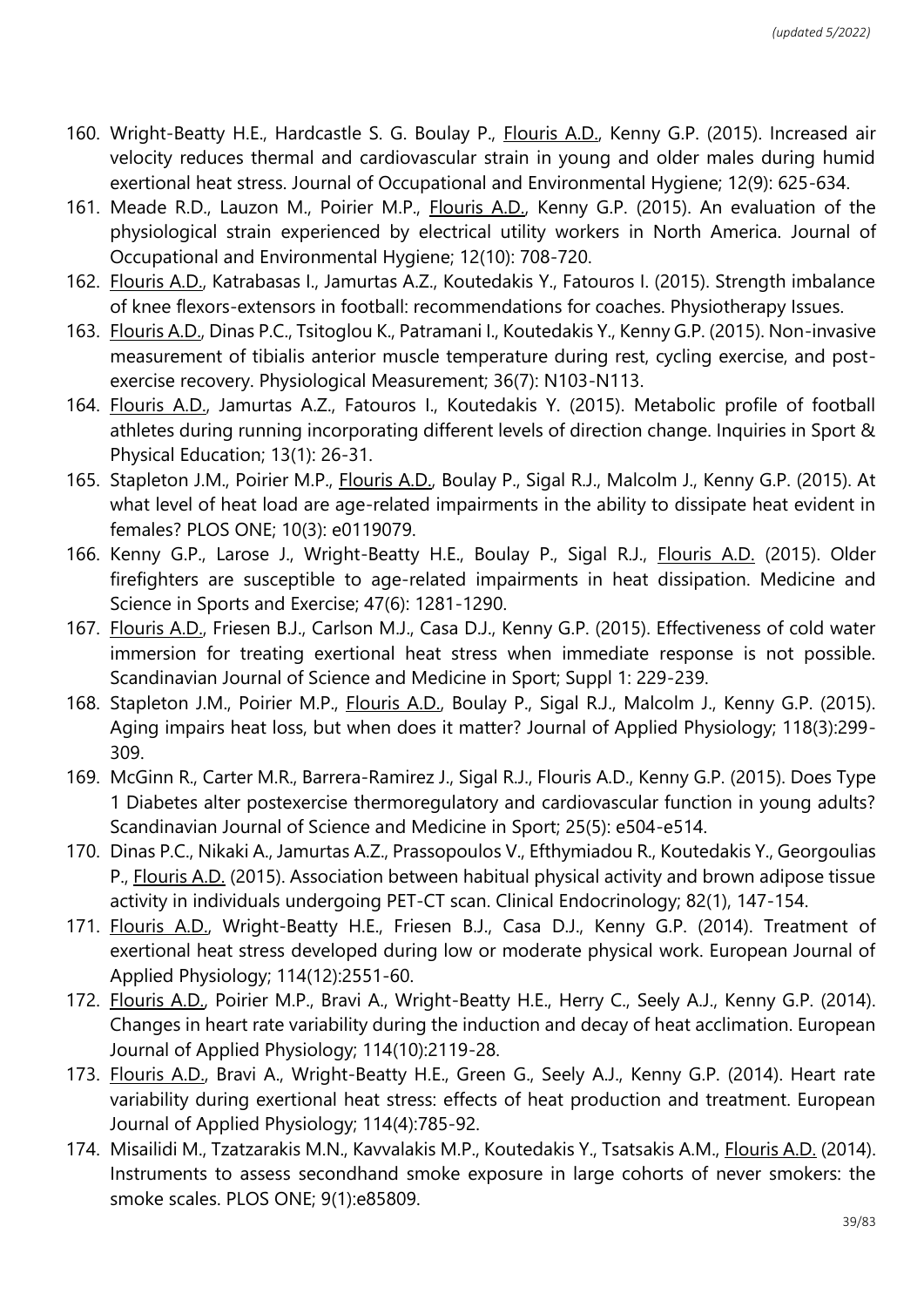160. Wright-Beatty H.E., Hardcastle S. G. Boulay P., Flouris A.D., Kenny G.P. (2015). Increased air velocity reduces thermal and cardiovascular strain in young and older males during humid exertional heat stress. Journal of Occupational and Environmental Hygiene; 12(9): 625-634.
161. Meade R.D., Lauzon M., Poirier M.P., Flouris A.D., Kenny G.P. (2015). An evaluation of the physiological strain experienced by electrical utility workers in North America. Journal of Occupational and Environmental Hygiene; 12(10): 708-720.
162. Flouris A.D., Katrabasas I., Jamurtas A.Z., Koutedakis Y., Fatouros I. (2015). Strength imbalance of knee flexors-extensors in football: recommendations for coaches. Physiotherapy Issues.
163. Flouris A.D., Dinas P.C., Tsitoglou K., Patramani I., Koutedakis Y., Kenny G.P. (2015). Non-invasive measurement of tibialis anterior muscle temperature during rest, cycling exercise, and post-exercise recovery. Physiological Measurement; 36(7): N103-N113.
164. Flouris A.D., Jamurtas A.Z., Fatouros I., Koutedakis Y. (2015). Metabolic profile of football athletes during running incorporating different levels of direction change. Inquiries in Sport & Physical Education; 13(1): 26-31.
165. Stapleton J.M., Poirier M.P., Flouris A.D., Boulay P., Sigal R.J., Malcolm J., Kenny G.P. (2015). At what level of heat load are age-related impairments in the ability to dissipate heat evident in females? PLOS ONE; 10(3): e0119079.
166. Kenny G.P., Larose J., Wright-Beatty H.E., Boulay P., Sigal R.J., Flouris A.D. (2015). Older firefighters are susceptible to age-related impairments in heat dissipation. Medicine and Science in Sports and Exercise; 47(6): 1281-1290.
167. Flouris A.D., Friesen B.J., Carlson M.J., Casa D.J., Kenny G.P. (2015). Effectiveness of cold water immersion for treating exertional heat stress when immediate response is not possible. Scandinavian Journal of Science and Medicine in Sport; Suppl 1: 229-239.
168. Stapleton J.M., Poirier M.P., Flouris A.D., Boulay P., Sigal R.J., Malcolm J., Kenny G.P. (2015). Aging impairs heat loss, but when does it matter? Journal of Applied Physiology; 118(3):299-309.
169. McGinn R., Carter M.R., Barrera-Ramirez J., Sigal R.J., Flouris A.D., Kenny G.P. (2015). Does Type 1 Diabetes alter postexercise thermoregulatory and cardiovascular function in young adults? Scandinavian Journal of Science and Medicine in Sport; 25(5): e504-e514.
170. Dinas P.C., Nikaki A., Jamurtas A.Z., Prassopoulos V., Efthymiadou R., Koutedakis Y., Georgoulias P., Flouris A.D. (2015). Association between habitual physical activity and brown adipose tissue activity in individuals undergoing PET-CT scan. Clinical Endocrinology; 82(1), 147-154.
171. Flouris A.D., Wright-Beatty H.E., Friesen B.J., Casa D.J., Kenny G.P. (2014). Treatment of exertional heat stress developed during low or moderate physical work. European Journal of Applied Physiology; 114(12):2551-60.
172. Flouris A.D., Poirier M.P., Bravi A., Wright-Beatty H.E., Herry C., Seely A.J., Kenny G.P. (2014). Changes in heart rate variability during the induction and decay of heat acclimation. European Journal of Applied Physiology; 114(10):2119-28.
173. Flouris A.D., Bravi A., Wright-Beatty H.E., Green G., Seely A.J., Kenny G.P. (2014). Heart rate variability during exertional heat stress: effects of heat production and treatment. European Journal of Applied Physiology; 114(4):785-92.
174. Misailidi M., Tzatzarakis M.N., Kavvalakis M.P., Koutedakis Y., Tsatsakis A.M., Flouris A.D. (2014). Instruments to assess secondhand smoke exposure in large cohorts of never smokers: the smoke scales. PLOS ONE; 9(1):e85809.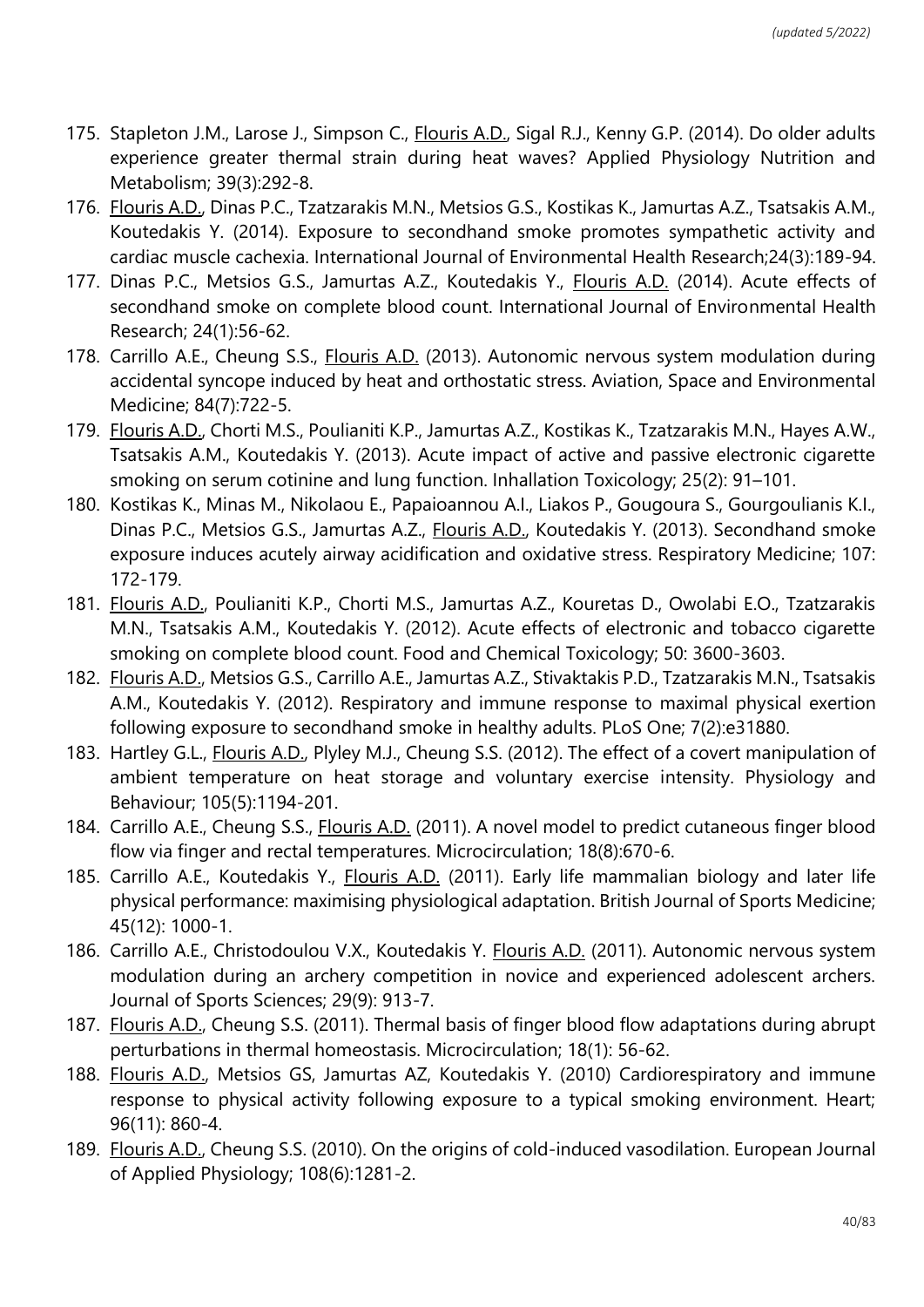175. Stapleton J.M., Larose J., Simpson C., Flouris A.D., Sigal R.J., Kenny G.P. (2014). Do older adults experience greater thermal strain during heat waves? Applied Physiology Nutrition and Metabolism; 39(3):292-8.
176. Flouris A.D., Dinas P.C., Tzatzarakis M.N., Metsios G.S., Kostikas K., Jamurtas A.Z., Tsatsakis A.M., Koutedakis Y. (2014). Exposure to secondhand smoke promotes sympathetic activity and cardiac muscle cachexia. International Journal of Environmental Health Research;24(3):189-94.
177. Dinas P.C., Metsios G.S., Jamurtas A.Z., Koutedakis Y., Flouris A.D. (2014). Acute effects of secondhand smoke on complete blood count. International Journal of Environmental Health Research; 24(1):56-62.
178. Carrillo A.E., Cheung S.S., Flouris A.D. (2013). Autonomic nervous system modulation during accidental syncope induced by heat and orthostatic stress. Aviation, Space and Environmental Medicine; 84(7):722-5.
179. Flouris A.D., Chorti M.S., Poulianiti K.P., Jamurtas A.Z., Kostikas K., Tzatzarakis M.N., Hayes A.W., Tsatsakis A.M., Koutedakis Y. (2013). Acute impact of active and passive electronic cigarette smoking on serum cotinine and lung function. Inhallation Toxicology; 25(2): 91–101.
180. Kostikas K., Minas M., Nikolaou E., Papaioannou A.I., Liakos P., Gougoura S., Gourgoulianis K.I., Dinas P.C., Metsios G.S., Jamurtas A.Z., Flouris A.D., Koutedakis Y. (2013). Secondhand smoke exposure induces acutely airway acidification and oxidative stress. Respiratory Medicine; 107: 172-179.
181. Flouris A.D., Poulianiti K.P., Chorti M.S., Jamurtas A.Z., Kouretas D., Owolabi E.O., Tzatzarakis M.N., Tsatsakis A.M., Koutedakis Y. (2012). Acute effects of electronic and tobacco cigarette smoking on complete blood count. Food and Chemical Toxicology; 50: 3600-3603.
182. Flouris A.D., Metsios G.S., Carrillo A.E., Jamurtas A.Z., Stivaktakis P.D., Tzatzarakis M.N., Tsatsakis A.M., Koutedakis Y. (2012). Respiratory and immune response to maximal physical exertion following exposure to secondhand smoke in healthy adults. PLoS One; 7(2):e31880.
183. Hartley G.L., Flouris A.D., Plyley M.J., Cheung S.S. (2012). The effect of a covert manipulation of ambient temperature on heat storage and voluntary exercise intensity. Physiology and Behaviour; 105(5):1194-201.
184. Carrillo A.E., Cheung S.S., Flouris A.D. (2011). A novel model to predict cutaneous finger blood flow via finger and rectal temperatures. Microcirculation; 18(8):670-6.
185. Carrillo A.E., Koutedakis Y., Flouris A.D. (2011). Early life mammalian biology and later life physical performance: maximising physiological adaptation. British Journal of Sports Medicine; 45(12): 1000-1.
186. Carrillo A.E., Christodoulou V.X., Koutedakis Y. Flouris A.D. (2011). Autonomic nervous system modulation during an archery competition in novice and experienced adolescent archers. Journal of Sports Sciences; 29(9): 913-7.
187. Flouris A.D., Cheung S.S. (2011). Thermal basis of finger blood flow adaptations during abrupt perturbations in thermal homeostasis. Microcirculation; 18(1): 56-62.
188. Flouris A.D., Metsios GS, Jamurtas AZ, Koutedakis Y. (2010) Cardiorespiratory and immune response to physical activity following exposure to a typical smoking environment. Heart; 96(11): 860-4.
189. Flouris A.D., Cheung S.S. (2010). On the origins of cold-induced vasodilation. European Journal of Applied Physiology; 108(6):1281-2.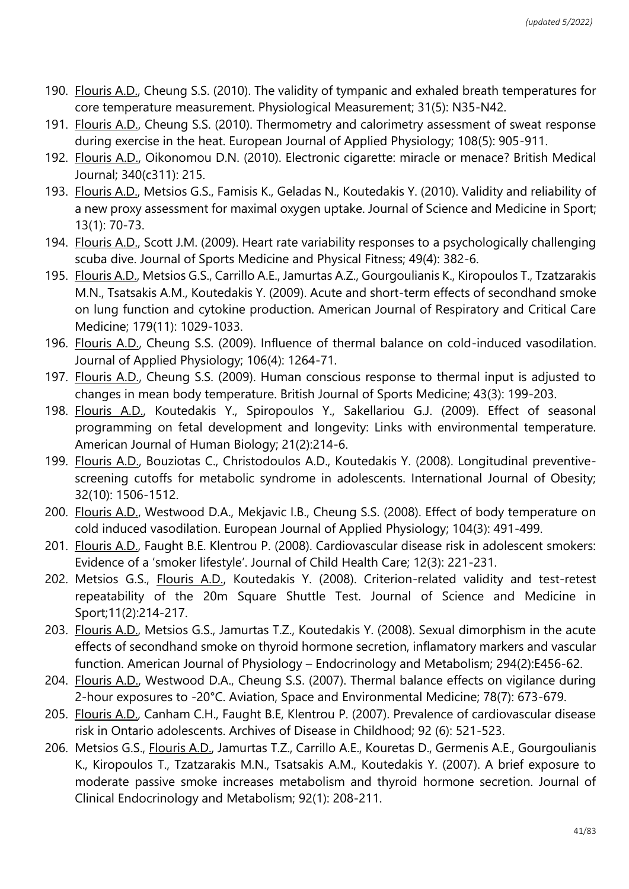190. Flouris A.D., Cheung S.S. (2010). The validity of tympanic and exhaled breath temperatures for core temperature measurement. Physiological Measurement; 31(5): N35-N42.
191. Flouris A.D., Cheung S.S. (2010). Thermometry and calorimetry assessment of sweat response during exercise in the heat. European Journal of Applied Physiology; 108(5): 905-911.
192. Flouris A.D., Oikonomou D.N. (2010). Electronic cigarette: miracle or menace? British Medical Journal; 340(c311): 215.
193. Flouris A.D., Metsios G.S., Famisis K., Geladas N., Koutedakis Y. (2010). Validity and reliability of a new proxy assessment for maximal oxygen uptake. Journal of Science and Medicine in Sport; 13(1): 70-73.
194. Flouris A.D., Scott J.M. (2009). Heart rate variability responses to a psychologically challenging scuba dive. Journal of Sports Medicine and Physical Fitness; 49(4): 382-6.
195. Flouris A.D., Metsios G.S., Carrillo A.E., Jamurtas A.Z., Gourgoulianis K., Kiropoulos T., Tzatzarakis M.N., Tsatsakis A.M., Koutedakis Y. (2009). Acute and short-term effects of secondhand smoke on lung function and cytokine production. American Journal of Respiratory and Critical Care Medicine; 179(11): 1029-1033.
196. Flouris A.D., Cheung S.S. (2009). Influence of thermal balance on cold-induced vasodilation. Journal of Applied Physiology; 106(4): 1264-71.
197. Flouris A.D., Cheung S.S. (2009). Human conscious response to thermal input is adjusted to changes in mean body temperature. British Journal of Sports Medicine; 43(3): 199-203.
198. Flouris A.D., Koutedakis Y., Spiropoulos Y., Sakellariou G.J. (2009). Effect of seasonal programming on fetal development and longevity: Links with environmental temperature. American Journal of Human Biology; 21(2):214-6.
199. Flouris A.D., Bouziotas C., Christodoulos A.D., Koutedakis Y. (2008). Longitudinal preventive-screening cutoffs for metabolic syndrome in adolescents. International Journal of Obesity; 32(10): 1506-1512.
200. Flouris A.D., Westwood D.A., Mekjavic I.B., Cheung S.S. (2008). Effect of body temperature on cold induced vasodilation. European Journal of Applied Physiology; 104(3): 491-499.
201. Flouris A.D., Faught B.E. Klentrou P. (2008). Cardiovascular disease risk in adolescent smokers: Evidence of a 'smoker lifestyle'. Journal of Child Health Care; 12(3): 221-231.
202. Metsios G.S., Flouris A.D., Koutedakis Y. (2008). Criterion-related validity and test-retest repeatability of the 20m Square Shuttle Test. Journal of Science and Medicine in Sport;11(2):214-217.
203. Flouris A.D., Metsios G.S., Jamurtas T.Z., Koutedakis Y. (2008). Sexual dimorphism in the acute effects of secondhand smoke on thyroid hormone secretion, inflamatory markers and vascular function. American Journal of Physiology – Endocrinology and Metabolism; 294(2):E456-62.
204. Flouris A.D., Westwood D.A., Cheung S.S. (2007). Thermal balance effects on vigilance during 2-hour exposures to -20°C. Aviation, Space and Environmental Medicine; 78(7): 673-679.
205. Flouris A.D., Canham C.H., Faught B.E, Klentrou P. (2007). Prevalence of cardiovascular disease risk in Ontario adolescents. Archives of Disease in Childhood; 92 (6): 521-523.
206. Metsios G.S., Flouris A.D., Jamurtas T.Z., Carrillo A.E., Kouretas D., Germenis A.E., Gourgoulianis K., Kiropoulos T., Tzatzarakis M.N., Tsatsakis A.M., Koutedakis Y. (2007). A brief exposure to moderate passive smoke increases metabolism and thyroid hormone secretion. Journal of Clinical Endocrinology and Metabolism; 92(1): 208-211.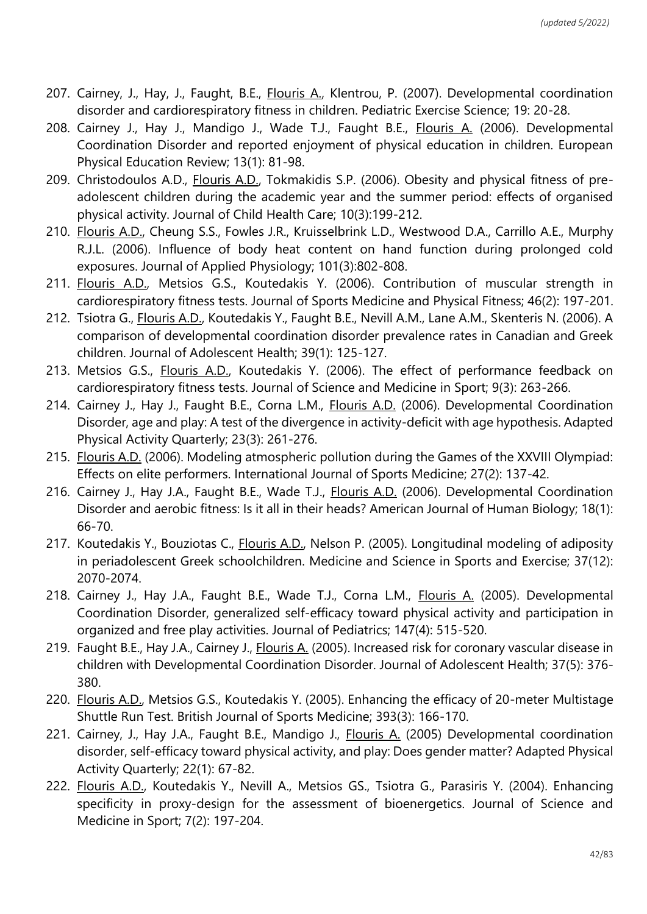207. Cairney, J., Hay, J., Faught, B.E., Flouris A., Klentrou, P. (2007). Developmental coordination disorder and cardiorespiratory fitness in children. Pediatric Exercise Science; 19: 20-28.
208. Cairney J., Hay J., Mandigo J., Wade T.J., Faught B.E., Flouris A. (2006). Developmental Coordination Disorder and reported enjoyment of physical education in children. European Physical Education Review; 13(1): 81-98.
209. Christodoulos A.D., Flouris A.D., Tokmakidis S.P. (2006). Obesity and physical fitness of pre-adolescent children during the academic year and the summer period: effects of organised physical activity. Journal of Child Health Care; 10(3):199-212.
210. Flouris A.D., Cheung S.S., Fowles J.R., Kruisselbrink L.D., Westwood D.A., Carrillo A.E., Murphy R.J.L. (2006). Influence of body heat content on hand function during prolonged cold exposures. Journal of Applied Physiology; 101(3):802-808.
211. Flouris A.D., Metsios G.S., Koutedakis Y. (2006). Contribution of muscular strength in cardiorespiratory fitness tests. Journal of Sports Medicine and Physical Fitness; 46(2): 197-201.
212. Tsiotra G., Flouris A.D., Koutedakis Y., Faught B.E., Nevill A.M., Lane A.M., Skenteris N. (2006). A comparison of developmental coordination disorder prevalence rates in Canadian and Greek children. Journal of Adolescent Health; 39(1): 125-127.
213. Metsios G.S., Flouris A.D., Koutedakis Y. (2006). The effect of performance feedback on cardiorespiratory fitness tests. Journal of Science and Medicine in Sport; 9(3): 263-266.
214. Cairney J., Hay J., Faught B.E., Corna L.M., Flouris A.D. (2006). Developmental Coordination Disorder, age and play: A test of the divergence in activity-deficit with age hypothesis. Adapted Physical Activity Quarterly; 23(3): 261-276.
215. Flouris A.D. (2006). Modeling atmospheric pollution during the Games of the XXVIII Olympiad: Effects on elite performers. International Journal of Sports Medicine; 27(2): 137-42.
216. Cairney J., Hay J.A., Faught B.E., Wade T.J., Flouris A.D. (2006). Developmental Coordination Disorder and aerobic fitness: Is it all in their heads? American Journal of Human Biology; 18(1): 66-70.
217. Koutedakis Y., Bouziotas C., Flouris A.D., Nelson P. (2005). Longitudinal modeling of adiposity in periadolescent Greek schoolchildren. Medicine and Science in Sports and Exercise; 37(12): 2070-2074.
218. Cairney J., Hay J.A., Faught B.E., Wade T.J., Corna L.M., Flouris A. (2005). Developmental Coordination Disorder, generalized self-efficacy toward physical activity and participation in organized and free play activities. Journal of Pediatrics; 147(4): 515-520.
219. Faught B.E., Hay J.A., Cairney J., Flouris A. (2005). Increased risk for coronary vascular disease in children with Developmental Coordination Disorder. Journal of Adolescent Health; 37(5): 376-380.
220. Flouris A.D., Metsios G.S., Koutedakis Y. (2005). Enhancing the efficacy of 20-meter Multistage Shuttle Run Test. British Journal of Sports Medicine; 393(3): 166-170.
221. Cairney, J., Hay J.A., Faught B.E., Mandigo J., Flouris A. (2005) Developmental coordination disorder, self-efficacy toward physical activity, and play: Does gender matter? Adapted Physical Activity Quarterly; 22(1): 67-82.
222. Flouris A.D., Koutedakis Y., Nevill A., Metsios GS., Tsiotra G., Parasiris Y. (2004). Enhancing specificity in proxy-design for the assessment of bioenergetics. Journal of Science and Medicine in Sport; 7(2): 197-204.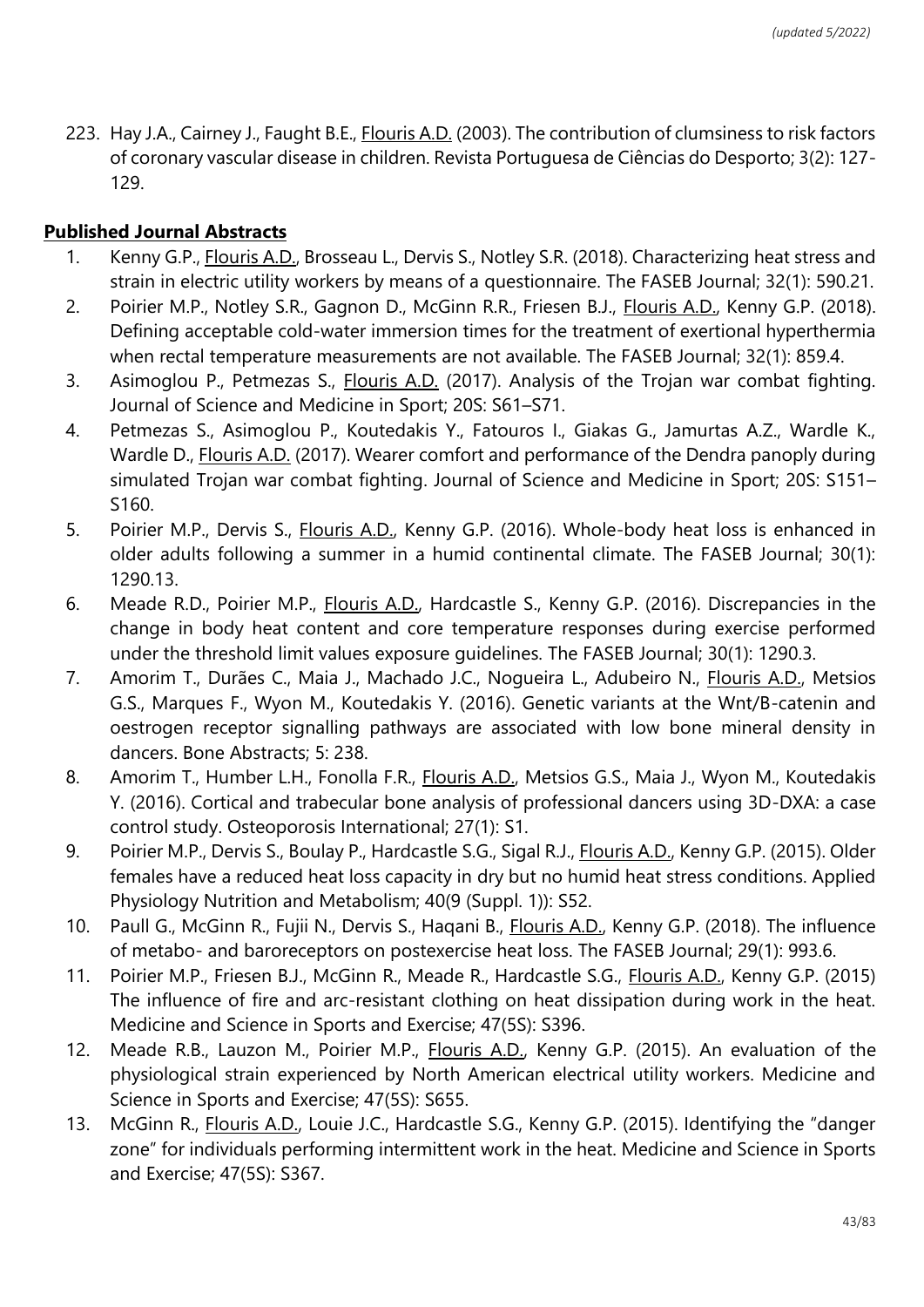223. Hay J.A., Cairney J., Faught B.E., Flouris A.D. (2003). The contribution of clumsiness to risk factors of coronary vascular disease in children. Revista Portuguesa de Ciências do Desporto; 3(2): 127-129.

## Published Journal Abstracts

1. Kenny G.P., Flouris A.D., Brosseau L., Dervis S., Notley S.R. (2018). Characterizing heat stress and strain in electric utility workers by means of a questionnaire. The FASEB Journal; 32(1): 590.21.
2. Poirier M.P., Notley S.R., Gagnon D., McGinn R.R., Friesen B.J., Flouris A.D., Kenny G.P. (2018). Defining acceptable cold-water immersion times for the treatment of exertional hyperthermia when rectal temperature measurements are not available. The FASEB Journal; 32(1): 859.4.
3. Asimoglou P., Petmezas S., Flouris A.D. (2017). Analysis of the Trojan war combat fighting. Journal of Science and Medicine in Sport; 20S: S61–S71.
4. Petmezas S., Asimoglou P., Koutedakis Y., Fatouros I., Giakas G., Jamurtas A.Z., Wardle K., Wardle D., Flouris A.D. (2017). Wearer comfort and performance of the Dendra panoply during simulated Trojan war combat fighting. Journal of Science and Medicine in Sport; 20S: S151–S160.
5. Poirier M.P., Dervis S., Flouris A.D., Kenny G.P. (2016). Whole-body heat loss is enhanced in older adults following a summer in a humid continental climate. The FASEB Journal; 30(1): 1290.13.
6. Meade R.D., Poirier M.P., Flouris A.D., Hardcastle S., Kenny G.P. (2016). Discrepancies in the change in body heat content and core temperature responses during exercise performed under the threshold limit values exposure guidelines. The FASEB Journal; 30(1): 1290.3.
7. Amorim T., Durães C., Maia J., Machado J.C., Nogueira L., Adubeiro N., Flouris A.D., Metsios G.S., Marques F., Wyon M., Koutedakis Y. (2016). Genetic variants at the Wnt/B-catenin and oestrogen receptor signalling pathways are associated with low bone mineral density in dancers. Bone Abstracts; 5: 238.
8. Amorim T., Humber L.H., Fonolla F.R., Flouris A.D., Metsios G.S., Maia J., Wyon M., Koutedakis Y. (2016). Cortical and trabecular bone analysis of professional dancers using 3D-DXA: a case control study. Osteoporosis International; 27(1): S1.
9. Poirier M.P., Dervis S., Boulay P., Hardcastle S.G., Sigal R.J., Flouris A.D., Kenny G.P. (2015). Older females have a reduced heat loss capacity in dry but no humid heat stress conditions. Applied Physiology Nutrition and Metabolism; 40(9 (Suppl. 1)): S52.
10. Paull G., McGinn R., Fujii N., Dervis S., Haqani B., Flouris A.D., Kenny G.P. (2018). The influence of metabo- and baroreceptors on postexercise heat loss. The FASEB Journal; 29(1): 993.6.
11. Poirier M.P., Friesen B.J., McGinn R., Meade R., Hardcastle S.G., Flouris A.D., Kenny G.P. (2015) The influence of fire and arc-resistant clothing on heat dissipation during work in the heat. Medicine and Science in Sports and Exercise; 47(5S): S396.
12. Meade R.B., Lauzon M., Poirier M.P., Flouris A.D., Kenny G.P. (2015). An evaluation of the physiological strain experienced by North American electrical utility workers. Medicine and Science in Sports and Exercise; 47(5S): S655.
13. McGinn R., Flouris A.D., Louie J.C., Hardcastle S.G., Kenny G.P. (2015). Identifying the "danger zone" for individuals performing intermittent work in the heat. Medicine and Science in Sports and Exercise; 47(5S): S367.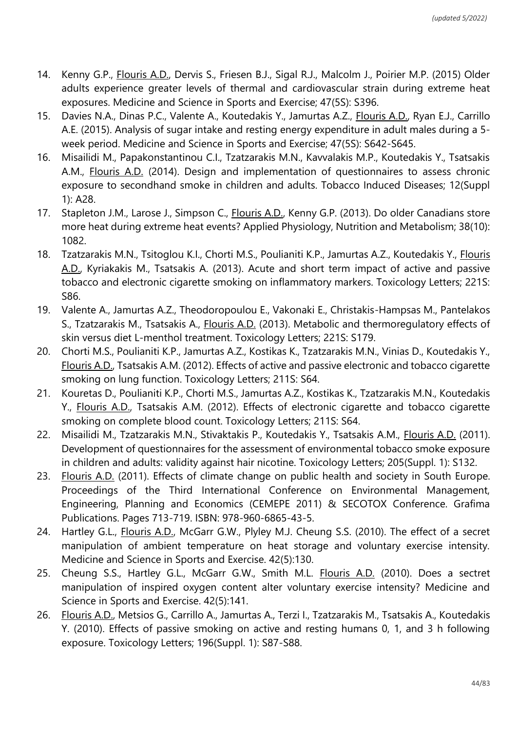14. Kenny G.P., Flouris A.D., Dervis S., Friesen B.J., Sigal R.J., Malcolm J., Poirier M.P. (2015) Older adults experience greater levels of thermal and cardiovascular strain during extreme heat exposures. Medicine and Science in Sports and Exercise; 47(5S): S396.
15. Davies N.A., Dinas P.C., Valente A., Koutedakis Y., Jamurtas A.Z., Flouris A.D., Ryan E.J., Carrillo A.E. (2015). Analysis of sugar intake and resting energy expenditure in adult males during a 5-week period. Medicine and Science in Sports and Exercise; 47(5S): S642-S645.
16. Misailidi M., Papakonstantinou C.I., Tzatzarakis M.N., Kavvalakis M.P., Koutedakis Y., Tsatsakis A.M., Flouris A.D. (2014). Design and implementation of questionnaires to assess chronic exposure to secondhand smoke in children and adults. Tobacco Induced Diseases; 12(Suppl 1): A28.
17. Stapleton J.M., Larose J., Simpson C., Flouris A.D., Kenny G.P. (2013). Do older Canadians store more heat during extreme heat events? Applied Physiology, Nutrition and Metabolism; 38(10): 1082.
18. Tzatzarakis M.N., Tsitoglou K.I., Chorti M.S., Poulianiti K.P., Jamurtas A.Z., Koutedakis Y., Flouris A.D., Kyriakakis M., Tsatsakis A. (2013). Acute and short term impact of active and passive tobacco and electronic cigarette smoking on inflammatory markers. Toxicology Letters; 221S: S86.
19. Valente A., Jamurtas A.Z., Theodoropoulou E., Vakonaki E., Christakis-Hampsas M., Pantelakos S., Tzatzarakis M., Tsatsakis A., Flouris A.D. (2013). Metabolic and thermoregulatory effects of skin versus diet L-menthol treatment. Toxicology Letters; 221S: S179.
20. Chorti M.S., Poulianiti K.P., Jamurtas A.Z., Kostikas K., Tzatzarakis M.N., Vinias D., Koutedakis Y., Flouris A.D., Tsatsakis A.M. (2012). Effects of active and passive electronic and tobacco cigarette smoking on lung function. Toxicology Letters; 211S: S64.
21. Kouretas D., Poulianiti K.P., Chorti M.S., Jamurtas A.Z., Kostikas K., Tzatzarakis M.N., Koutedakis Y., Flouris A.D., Tsatsakis A.M. (2012). Effects of electronic cigarette and tobacco cigarette smoking on complete blood count. Toxicology Letters; 211S: S64.
22. Misailidi M., Tzatzarakis M.N., Stivaktakis P., Koutedakis Y., Tsatsakis A.M., Flouris A.D. (2011). Development of questionnaires for the assessment of environmental tobacco smoke exposure in children and adults: validity against hair nicotine. Toxicology Letters; 205(Suppl. 1): S132.
23. Flouris A.D. (2011). Effects of climate change on public health and society in South Europe. Proceedings of the Third International Conference on Environmental Management, Engineering, Planning and Economics (CEMEPE 2011) & SECOTOX Conference. Grafima Publications. Pages 713-719. ISBN: 978-960-6865-43-5.
24. Hartley G.L., Flouris A.D., McGarr G.W., Plyley M.J. Cheung S.S. (2010). The effect of a secret manipulation of ambient temperature on heat storage and voluntary exercise intensity. Medicine and Science in Sports and Exercise. 42(5):130.
25. Cheung S.S., Hartley G.L., McGarr G.W., Smith M.L. Flouris A.D. (2010). Does a sectret manipulation of inspired oxygen content alter voluntary exercise intensity? Medicine and Science in Sports and Exercise. 42(5):141.
26. Flouris A.D., Metsios G., Carrillo A., Jamurtas A., Terzi I., Tzatzarakis M., Tsatsakis A., Koutedakis Y. (2010). Effects of passive smoking on active and resting humans 0, 1, and 3 h following exposure. Toxicology Letters; 196(Suppl. 1): S87-S88.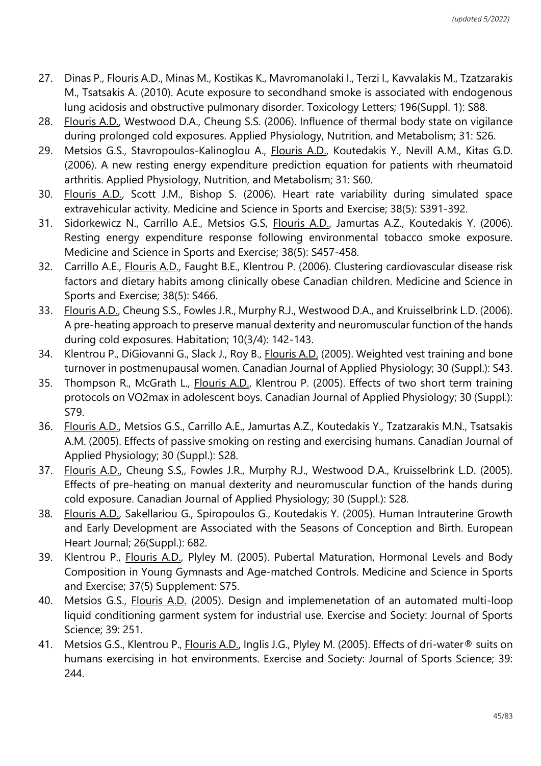27. Dinas P., Flouris A.D., Minas M., Kostikas K., Mavromanolaki I., Terzi I., Kavvalakis M., Tzatzarakis M., Tsatsakis A. (2010). Acute exposure to secondhand smoke is associated with endogenous lung acidosis and obstructive pulmonary disorder. Toxicology Letters; 196(Suppl. 1): S88.
28. Flouris A.D., Westwood D.A., Cheung S.S. (2006). Influence of thermal body state on vigilance during prolonged cold exposures. Applied Physiology, Nutrition, and Metabolism; 31: S26.
29. Metsios G.S., Stavropoulos-Kalinoglou A., Flouris A.D., Koutedakis Y., Nevill A.M., Kitas G.D. (2006). A new resting energy expenditure prediction equation for patients with rheumatoid arthritis. Applied Physiology, Nutrition, and Metabolism; 31: S60.
30. Flouris A.D., Scott J.M., Bishop S. (2006). Heart rate variability during simulated space extravehicular activity. Medicine and Science in Sports and Exercise; 38(5): S391-392.
31. Sidorkewicz N., Carrillo A.E., Metsios G.S, Flouris A.D., Jamurtas A.Z., Koutedakis Y. (2006). Resting energy expenditure response following environmental tobacco smoke exposure. Medicine and Science in Sports and Exercise; 38(5): S457-458.
32. Carrillo A.E., Flouris A.D., Faught B.E., Klentrou P. (2006). Clustering cardiovascular disease risk factors and dietary habits among clinically obese Canadian children. Medicine and Science in Sports and Exercise; 38(5): S466.
33. Flouris A.D., Cheung S.S., Fowles J.R., Murphy R.J., Westwood D.A., and Kruisselbrink L.D. (2006). A pre-heating approach to preserve manual dexterity and neuromuscular function of the hands during cold exposures. Habitation; 10(3/4): 142-143.
34. Klentrou P., DiGiovanni G., Slack J., Roy B., Flouris A.D. (2005). Weighted vest training and bone turnover in postmenupausal women. Canadian Journal of Applied Physiology; 30 (Suppl.): S43.
35. Thompson R., McGrath L., Flouris A.D., Klentrou P. (2005). Effects of two short term training protocols on VO2max in adolescent boys. Canadian Journal of Applied Physiology; 30 (Suppl.): S79.
36. Flouris A.D., Metsios G.S., Carrillo A.E., Jamurtas A.Z., Koutedakis Y., Tzatzarakis M.N., Tsatsakis A.M. (2005). Effects of passive smoking on resting and exercising humans. Canadian Journal of Applied Physiology; 30 (Suppl.): S28.
37. Flouris A.D., Cheung S.S,, Fowles J.R., Murphy R.J., Westwood D.A., Kruisselbrink L.D. (2005). Effects of pre-heating on manual dexterity and neuromuscular function of the hands during cold exposure. Canadian Journal of Applied Physiology; 30 (Suppl.): S28.
38. Flouris A.D., Sakellariou G., Spiropoulos G., Koutedakis Y. (2005). Human Intrauterine Growth and Early Development are Associated with the Seasons of Conception and Birth. European Heart Journal; 26(Suppl.): 682.
39. Klentrou P., Flouris A.D., Plyley M. (2005). Pubertal Maturation, Hormonal Levels and Body Composition in Young Gymnasts and Age-matched Controls. Medicine and Science in Sports and Exercise; 37(5) Supplement: S75.
40. Metsios G.S., Flouris A.D. (2005). Design and implemenetation of an automated multi-loop liquid conditioning garment system for industrial use. Exercise and Society: Journal of Sports Science; 39: 251.
41. Metsios G.S., Klentrou P., Flouris A.D., Inglis J.G., Plyley M. (2005). Effects of dri-water® suits on humans exercising in hot environments. Exercise and Society: Journal of Sports Science; 39: 244.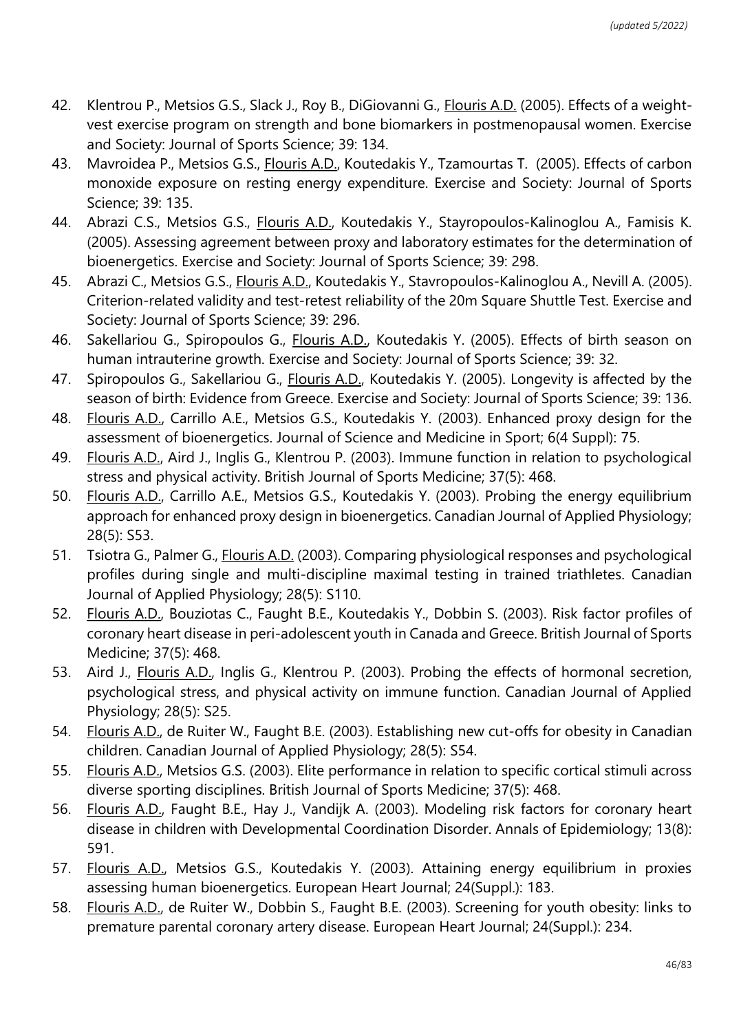42. Klentrou P., Metsios G.S., Slack J., Roy B., DiGiovanni G., Flouris A.D. (2005). Effects of a weight-vest exercise program on strength and bone biomarkers in postmenopausal women. Exercise and Society: Journal of Sports Science; 39: 134.
43. Mavroidea P., Metsios G.S., Flouris A.D., Koutedakis Y., Tzamourtas T. (2005). Effects of carbon monoxide exposure on resting energy expenditure. Exercise and Society: Journal of Sports Science; 39: 135.
44. Abrazi C.S., Metsios G.S., Flouris A.D., Koutedakis Y., Stayropoulos-Kalinoglou A., Famisis K. (2005). Assessing agreement between proxy and laboratory estimates for the determination of bioenergetics. Exercise and Society: Journal of Sports Science; 39: 298.
45. Abrazi C., Metsios G.S., Flouris A.D., Koutedakis Y., Stavropoulos-Kalinoglou A., Nevill A. (2005). Criterion-related validity and test-retest reliability of the 20m Square Shuttle Test. Exercise and Society: Journal of Sports Science; 39: 296.
46. Sakellariou G., Spiropoulos G., Flouris A.D., Koutedakis Y. (2005). Effects of birth season on human intrauterine growth. Exercise and Society: Journal of Sports Science; 39: 32.
47. Spiropoulos G., Sakellariou G., Flouris A.D., Koutedakis Y. (2005). Longevity is affected by the season of birth: Evidence from Greece. Exercise and Society: Journal of Sports Science; 39: 136.
48. Flouris A.D., Carrillo A.E., Metsios G.S., Koutedakis Y. (2003). Enhanced proxy design for the assessment of bioenergetics. Journal of Science and Medicine in Sport; 6(4 Suppl): 75.
49. Flouris A.D., Aird J., Inglis G., Klentrou P. (2003). Immune function in relation to psychological stress and physical activity. British Journal of Sports Medicine; 37(5): 468.
50. Flouris A.D., Carrillo A.E., Metsios G.S., Koutedakis Y. (2003). Probing the energy equilibrium approach for enhanced proxy design in bioenergetics. Canadian Journal of Applied Physiology; 28(5): S53.
51. Tsiotra G., Palmer G., Flouris A.D. (2003). Comparing physiological responses and psychological profiles during single and multi-discipline maximal testing in trained triathletes. Canadian Journal of Applied Physiology; 28(5): S110.
52. Flouris A.D., Bouziotas C., Faught B.E., Koutedakis Y., Dobbin S. (2003). Risk factor profiles of coronary heart disease in peri-adolescent youth in Canada and Greece. British Journal of Sports Medicine; 37(5): 468.
53. Aird J., Flouris A.D., Inglis G., Klentrou P. (2003). Probing the effects of hormonal secretion, psychological stress, and physical activity on immune function. Canadian Journal of Applied Physiology; 28(5): S25.
54. Flouris A.D., de Ruiter W., Faught B.E. (2003). Establishing new cut-offs for obesity in Canadian children. Canadian Journal of Applied Physiology; 28(5): S54.
55. Flouris A.D., Metsios G.S. (2003). Elite performance in relation to specific cortical stimuli across diverse sporting disciplines. British Journal of Sports Medicine; 37(5): 468.
56. Flouris A.D., Faught B.E., Hay J., Vandijk A. (2003). Modeling risk factors for coronary heart disease in children with Developmental Coordination Disorder. Annals of Epidemiology; 13(8): 591.
57. Flouris A.D., Metsios G.S., Koutedakis Y. (2003). Attaining energy equilibrium in proxies assessing human bioenergetics. European Heart Journal; 24(Suppl.): 183.
58. Flouris A.D., de Ruiter W., Dobbin S., Faught B.E. (2003). Screening for youth obesity: links to premature parental coronary artery disease. European Heart Journal; 24(Suppl.): 234.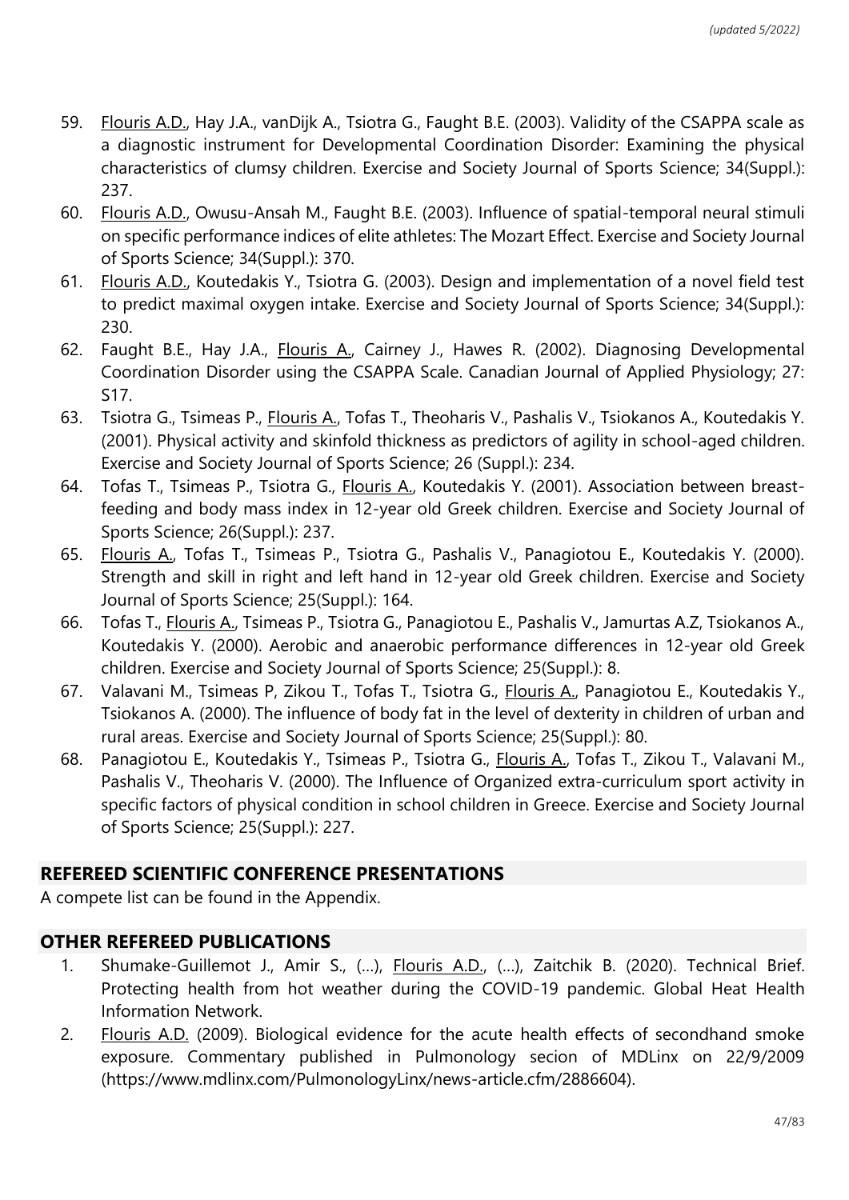59. Flouris A.D., Hay J.A., vanDijk A., Tsiotra G., Faught B.E. (2003). Validity of the CSAPPA scale as a diagnostic instrument for Developmental Coordination Disorder: Examining the physical characteristics of clumsy children. Exercise and Society Journal of Sports Science; 34(Suppl.): 237.
60. Flouris A.D., Owusu-Ansah M., Faught B.E. (2003). Influence of spatial-temporal neural stimuli on specific performance indices of elite athletes: The Mozart Effect. Exercise and Society Journal of Sports Science; 34(Suppl.): 370.
61. Flouris A.D., Koutedakis Y., Tsiotra G. (2003). Design and implementation of a novel field test to predict maximal oxygen intake. Exercise and Society Journal of Sports Science; 34(Suppl.): 230.
62. Faught B.E., Hay J.A., Flouris A., Cairney J., Hawes R. (2002). Diagnosing Developmental Coordination Disorder using the CSAPPA Scale. Canadian Journal of Applied Physiology; 27: S17.
63. Tsiotra G., Tsimeas P., Flouris A., Tofas T., Theoharis V., Pashalis V., Tsiokanos A., Koutedakis Y. (2001). Physical activity and skinfold thickness as predictors of agility in school-aged children. Exercise and Society Journal of Sports Science; 26 (Suppl.): 234.
64. Tofas T., Tsimeas P., Tsiotra G., Flouris A., Koutedakis Y. (2001). Association between breast-feeding and body mass index in 12-year old Greek children. Exercise and Society Journal of Sports Science; 26(Suppl.): 237.
65. Flouris A., Tofas T., Tsimeas P., Tsiotra G., Pashalis V., Panagiotou E., Koutedakis Y. (2000). Strength and skill in right and left hand in 12-year old Greek children. Exercise and Society Journal of Sports Science; 25(Suppl.): 164.
66. Tofas T., Flouris A., Tsimeas P., Tsiotra G., Panagiotou E., Pashalis V., Jamurtas A.Z, Tsiokanos A., Koutedakis Y. (2000). Aerobic and anaerobic performance differences in 12-year old Greek children. Exercise and Society Journal of Sports Science; 25(Suppl.): 8.
67. Valavani M., Tsimeas P, Zikou T., Tofas T., Tsiotra G., Flouris A., Panagiotou E., Koutedakis Y., Tsiokanos A. (2000). The influence of body fat in the level of dexterity in children of urban and rural areas. Exercise and Society Journal of Sports Science; 25(Suppl.): 80.
68. Panagiotou E., Koutedakis Y., Tsimeas P., Tsiotra G., Flouris A., Tofas T., Zikou T., Valavani M., Pashalis V., Theoharis V. (2000). The Influence of Organized extra-curriculum sport activity in specific factors of physical condition in school children in Greece. Exercise and Society Journal of Sports Science; 25(Suppl.): 227.

## REFEREED SCIENTIFIC CONFERENCE PRESENTATIONS

A compete list can be found in the Appendix.

## OTHER REFEREED PUBLICATIONS

1. Shumake-Guillemot J., Amir S., (…), Flouris A.D., (…), Zaitchik B. (2020). Technical Brief. Protecting health from hot weather during the COVID-19 pandemic. Global Heat Health Information Network.
2. Flouris A.D. (2009). Biological evidence for the acute health effects of secondhand smoke exposure. Commentary published in Pulmonology secion of MDLinx on 22/9/2009 (https://www.mdlinx.com/PulmonologyLinx/news-article.cfm/2886604).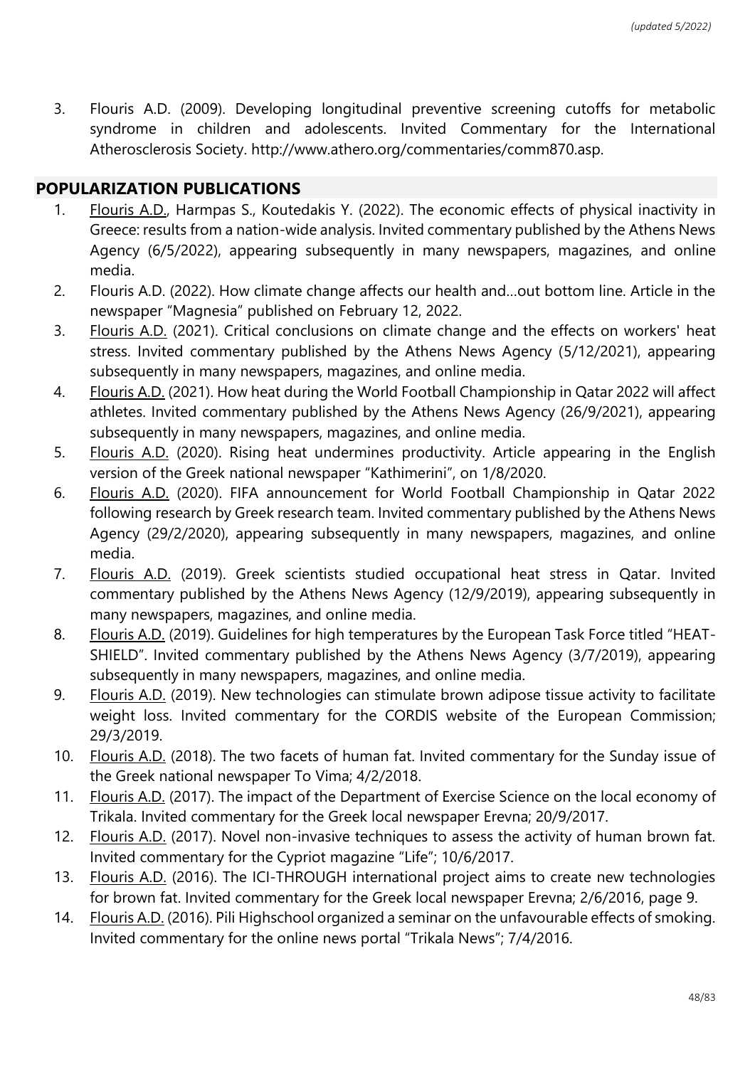3. Flouris A.D. (2009). Developing longitudinal preventive screening cutoffs for metabolic syndrome in children and adolescents. Invited Commentary for the International Atherosclerosis Society. http://www.athero.org/commentaries/comm870.asp.

## POPULARIZATION PUBLICATIONS

1. Flouris A.D., Harmpas S., Koutedakis Y. (2022). The economic effects of physical inactivity in Greece: results from a nation-wide analysis. Invited commentary published by the Athens News Agency (6/5/2022), appearing subsequently in many newspapers, magazines, and online media.
2. Flouris A.D. (2022). How climate change affects our health and…out bottom line. Article in the newspaper "Magnesia" published on February 12, 2022.
3. Flouris A.D. (2021). Critical conclusions on climate change and the effects on workers' heat stress. Invited commentary published by the Athens News Agency (5/12/2021), appearing subsequently in many newspapers, magazines, and online media.
4. Flouris A.D. (2021). How heat during the World Football Championship in Qatar 2022 will affect athletes. Invited commentary published by the Athens News Agency (26/9/2021), appearing subsequently in many newspapers, magazines, and online media.
5. Flouris A.D. (2020). Rising heat undermines productivity. Article appearing in the English version of the Greek national newspaper "Kathimerini", on 1/8/2020.
6. Flouris A.D. (2020). FIFA announcement for World Football Championship in Qatar 2022 following research by Greek research team. Invited commentary published by the Athens News Agency (29/2/2020), appearing subsequently in many newspapers, magazines, and online media.
7. Flouris A.D. (2019). Greek scientists studied occupational heat stress in Qatar. Invited commentary published by the Athens News Agency (12/9/2019), appearing subsequently in many newspapers, magazines, and online media.
8. Flouris A.D. (2019). Guidelines for high temperatures by the European Task Force titled "HEAT-SHIELD". Invited commentary published by the Athens News Agency (3/7/2019), appearing subsequently in many newspapers, magazines, and online media.
9. Flouris A.D. (2019). New technologies can stimulate brown adipose tissue activity to facilitate weight loss. Invited commentary for the CORDIS website of the European Commission; 29/3/2019.
10. Flouris A.D. (2018). The two facets of human fat. Invited commentary for the Sunday issue of the Greek national newspaper To Vima; 4/2/2018.
11. Flouris A.D. (2017). The impact of the Department of Exercise Science on the local economy of Trikala. Invited commentary for the Greek local newspaper Erevna; 20/9/2017.
12. Flouris A.D. (2017). Novel non-invasive techniques to assess the activity of human brown fat. Invited commentary for the Cypriot magazine "Life"; 10/6/2017.
13. Flouris A.D. (2016). The ICI-THROUGH international project aims to create new technologies for brown fat. Invited commentary for the Greek local newspaper Erevna; 2/6/2016, page 9.
14. Flouris A.D. (2016). Pili Highschool organized a seminar on the unfavourable effects of smoking. Invited commentary for the online news portal "Trikala News"; 7/4/2016.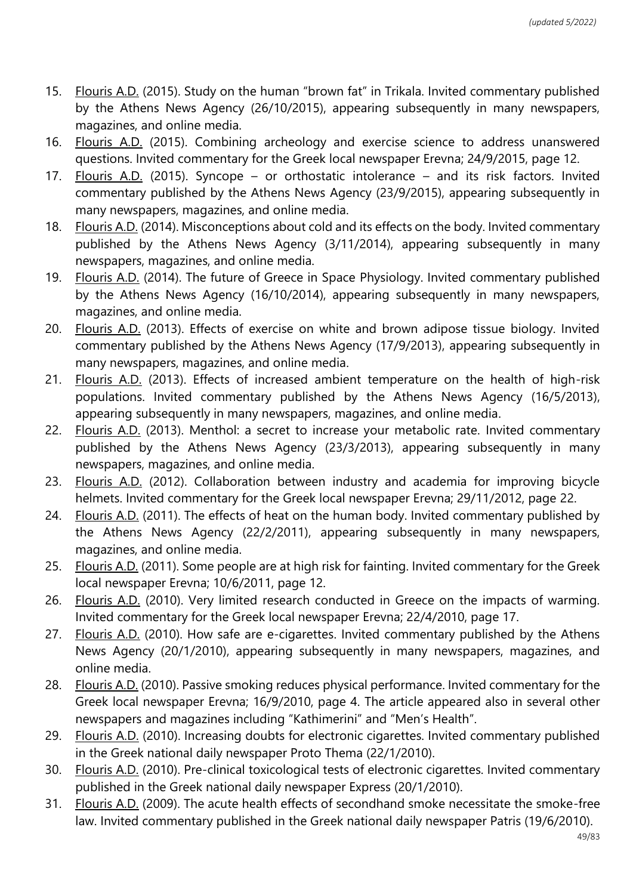15. Flouris A.D. (2015). Study on the human "brown fat" in Trikala. Invited commentary published by the Athens News Agency (26/10/2015), appearing subsequently in many newspapers, magazines, and online media.
16. Flouris A.D. (2015). Combining archeology and exercise science to address unanswered questions. Invited commentary for the Greek local newspaper Erevna; 24/9/2015, page 12.
17. Flouris A.D. (2015). Syncope – or orthostatic intolerance – and its risk factors. Invited commentary published by the Athens News Agency (23/9/2015), appearing subsequently in many newspapers, magazines, and online media.
18. Flouris A.D. (2014). Misconceptions about cold and its effects on the body. Invited commentary published by the Athens News Agency (3/11/2014), appearing subsequently in many newspapers, magazines, and online media.
19. Flouris A.D. (2014). The future of Greece in Space Physiology. Invited commentary published by the Athens News Agency (16/10/2014), appearing subsequently in many newspapers, magazines, and online media.
20. Flouris A.D. (2013). Effects of exercise on white and brown adipose tissue biology. Invited commentary published by the Athens News Agency (17/9/2013), appearing subsequently in many newspapers, magazines, and online media.
21. Flouris A.D. (2013). Effects of increased ambient temperature on the health of high-risk populations. Invited commentary published by the Athens News Agency (16/5/2013), appearing subsequently in many newspapers, magazines, and online media.
22. Flouris A.D. (2013). Menthol: a secret to increase your metabolic rate. Invited commentary published by the Athens News Agency (23/3/2013), appearing subsequently in many newspapers, magazines, and online media.
23. Flouris A.D. (2012). Collaboration between industry and academia for improving bicycle helmets. Invited commentary for the Greek local newspaper Erevna; 29/11/2012, page 22.
24. Flouris A.D. (2011). The effects of heat on the human body. Invited commentary published by the Athens News Agency (22/2/2011), appearing subsequently in many newspapers, magazines, and online media.
25. Flouris A.D. (2011). Some people are at high risk for fainting. Invited commentary for the Greek local newspaper Erevna; 10/6/2011, page 12.
26. Flouris A.D. (2010). Very limited research conducted in Greece on the impacts of warming. Invited commentary for the Greek local newspaper Erevna; 22/4/2010, page 17.
27. Flouris A.D. (2010). How safe are e-cigarettes. Invited commentary published by the Athens News Agency (20/1/2010), appearing subsequently in many newspapers, magazines, and online media.
28. Flouris A.D. (2010). Passive smoking reduces physical performance. Invited commentary for the Greek local newspaper Erevna; 16/9/2010, page 4. The article appeared also in several other newspapers and magazines including "Kathimerini" and "Men's Health".
29. Flouris A.D. (2010). Increasing doubts for electronic cigarettes. Invited commentary published in the Greek national daily newspaper Proto Thema (22/1/2010).
30. Flouris A.D. (2010). Pre-clinical toxicological tests of electronic cigarettes. Invited commentary published in the Greek national daily newspaper Express (20/1/2010).
31. Flouris A.D. (2009). The acute health effects of secondhand smoke necessitate the smoke-free law. Invited commentary published in the Greek national daily newspaper Patris (19/6/2010).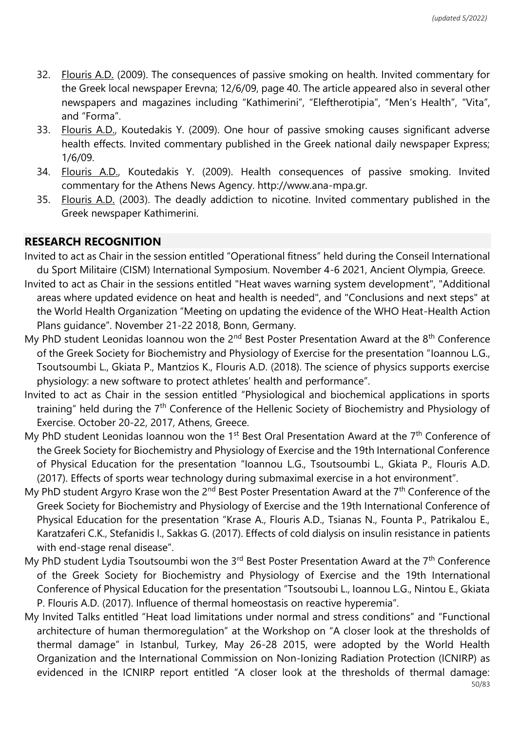32. Flouris A.D. (2009). The consequences of passive smoking on health. Invited commentary for the Greek local newspaper Erevna; 12/6/09, page 40. The article appeared also in several other newspapers and magazines including "Kathimerini", "Eleftherotipia", "Men's Health", "Vita", and "Forma".
33. Flouris A.D., Koutedakis Y. (2009). One hour of passive smoking causes significant adverse health effects. Invited commentary published in the Greek national daily newspaper Express; 1/6/09.
34. Flouris A.D., Koutedakis Y. (2009). Health consequences of passive smoking. Invited commentary for the Athens News Agency. http://www.ana-mpa.gr.
35. Flouris A.D. (2003). The deadly addiction to nicotine. Invited commentary published in the Greek newspaper Kathimerini.

## RESEARCH RECOGNITION

Invited to act as Chair in the session entitled "Operational fitness" held during the Conseil International du Sport Militaire (CISM) International Symposium. November 4-6 2021, Ancient Olympia, Greece.

Invited to act as Chair in the sessions entitled "Heat waves warning system development", "Additional areas where updated evidence on heat and health is needed", and "Conclusions and next steps" at the World Health Organization "Meeting on updating the evidence of the WHO Heat-Health Action Plans guidance". November 21-22 2018, Bonn, Germany.

My PhD student Leonidas Ioannou won the 2nd Best Poster Presentation Award at the 8th Conference of the Greek Society for Biochemistry and Physiology of Exercise for the presentation "Ioannou L.G., Tsoutsoumbi L., Gkiata P., Mantzios K., Flouris A.D. (2018). The science of physics supports exercise physiology: a new software to protect athletes' health and performance".

Invited to act as Chair in the session entitled "Physiological and biochemical applications in sports training" held during the 7th Conference of the Hellenic Society of Biochemistry and Physiology of Exercise. October 20-22, 2017, Athens, Greece.

My PhD student Leonidas Ioannou won the 1st Best Oral Presentation Award at the 7th Conference of the Greek Society for Biochemistry and Physiology of Exercise and the 19th International Conference of Physical Education for the presentation "Ioannou L.G., Tsoutsoumbi L., Gkiata P., Flouris A.D. (2017). Effects of sports wear technology during submaximal exercise in a hot environment".

My PhD student Argyro Krase won the 2nd Best Poster Presentation Award at the 7th Conference of the Greek Society for Biochemistry and Physiology of Exercise and the 19th International Conference of Physical Education for the presentation "Krase A., Flouris A.D., Tsianas N., Founta P., Patrikalou E., Karatzaferi C.K., Stefanidis I., Sakkas G. (2017). Effects of cold dialysis on insulin resistance in patients with end-stage renal disease".

My PhD student Lydia Tsoutsoumbi won the 3rd Best Poster Presentation Award at the 7th Conference of the Greek Society for Biochemistry and Physiology of Exercise and the 19th International Conference of Physical Education for the presentation "Tsoutsoubi L., Ioannou L.G., Nintou E., Gkiata P. Flouris A.D. (2017). Influence of thermal homeostasis on reactive hyperemia".

My Invited Talks entitled "Heat load limitations under normal and stress conditions" and "Functional architecture of human thermoregulation" at the Workshop on "A closer look at the thresholds of thermal damage" in Istanbul, Turkey, May 26-28 2015, were adopted by the World Health Organization and the International Commission on Non-Ionizing Radiation Protection (ICNIRP) as evidenced in the ICNIRP report entitled "A closer look at the thresholds of thermal damage: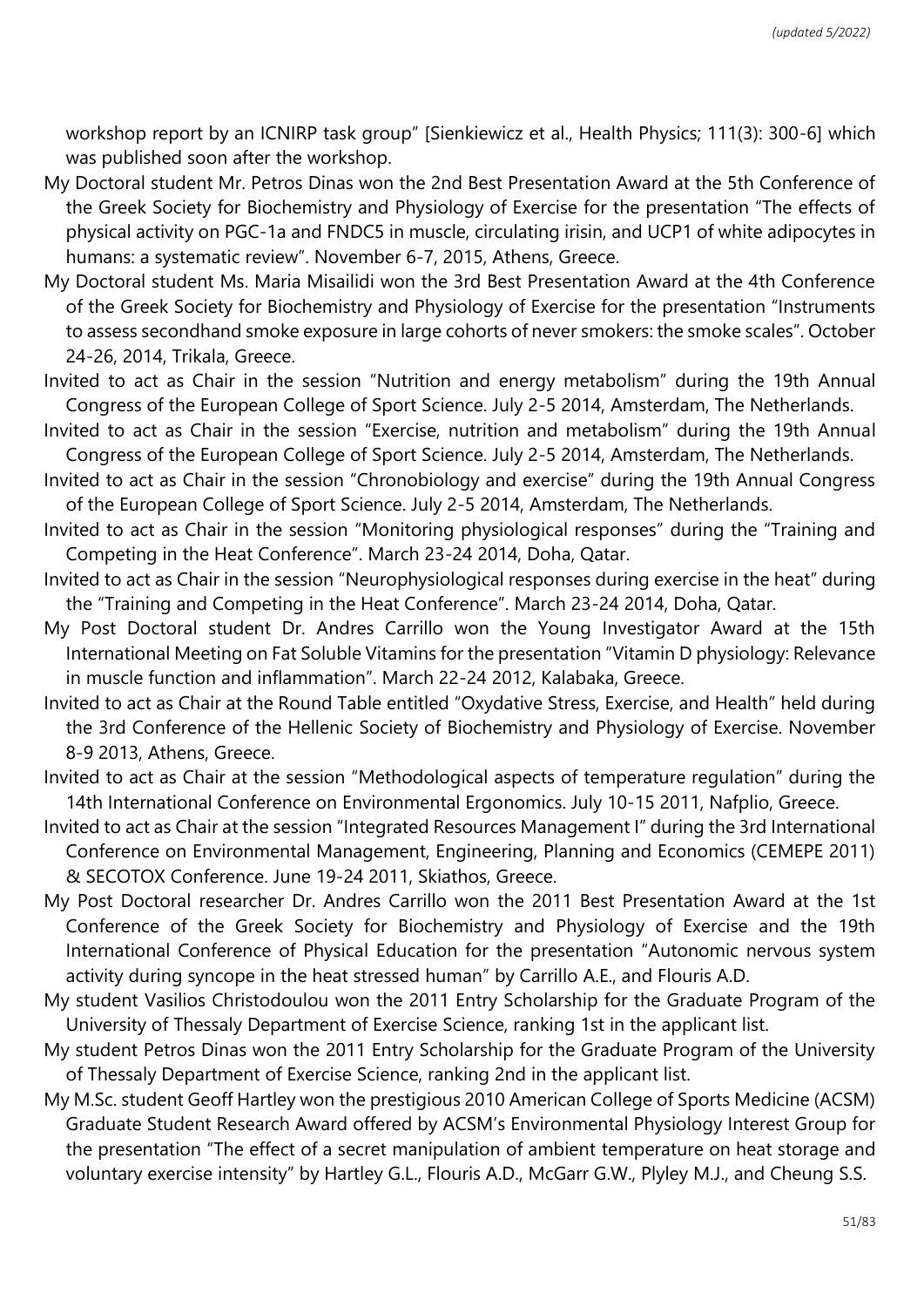workshop report by an ICNIRP task group" [Sienkiewicz et al., Health Physics; 111(3): 300-6] which was published soon after the workshop.

My Doctoral student Mr. Petros Dinas won the 2nd Best Presentation Award at the 5th Conference of the Greek Society for Biochemistry and Physiology of Exercise for the presentation "The effects of physical activity on PGC-1a and FNDC5 in muscle, circulating irisin, and UCP1 of white adipocytes in humans: a systematic review". November 6-7, 2015, Athens, Greece.

My Doctoral student Ms. Maria Misailidi won the 3rd Best Presentation Award at the 4th Conference of the Greek Society for Biochemistry and Physiology of Exercise for the presentation "Instruments to assess secondhand smoke exposure in large cohorts of never smokers: the smoke scales". October 24-26, 2014, Trikala, Greece.

Invited to act as Chair in the session "Nutrition and energy metabolism" during the 19th Annual Congress of the European College of Sport Science. July 2-5 2014, Amsterdam, The Netherlands.

Invited to act as Chair in the session "Exercise, nutrition and metabolism" during the 19th Annual Congress of the European College of Sport Science. July 2-5 2014, Amsterdam, The Netherlands.

Invited to act as Chair in the session "Chronobiology and exercise" during the 19th Annual Congress of the European College of Sport Science. July 2-5 2014, Amsterdam, The Netherlands.

Invited to act as Chair in the session "Monitoring physiological responses" during the "Training and Competing in the Heat Conference". March 23-24 2014, Doha, Qatar.

Invited to act as Chair in the session "Neurophysiological responses during exercise in the heat" during the "Training and Competing in the Heat Conference". March 23-24 2014, Doha, Qatar.

My Post Doctoral student Dr. Andres Carrillo won the Young Investigator Award at the 15th International Meeting on Fat Soluble Vitamins for the presentation "Vitamin D physiology: Relevance in muscle function and inflammation". March 22-24 2012, Kalabaka, Greece.

Invited to act as Chair at the Round Table entitled "Oxydative Stress, Exercise, and Health" held during the 3rd Conference of the Hellenic Society of Biochemistry and Physiology of Exercise. November 8-9 2013, Athens, Greece.

Invited to act as Chair at the session "Methodological aspects of temperature regulation" during the 14th International Conference on Environmental Ergonomics. July 10-15 2011, Nafplio, Greece.

Invited to act as Chair at the session "Integrated Resources Management I" during the 3rd International Conference on Environmental Management, Engineering, Planning and Economics (CEMEPE 2011) & SECOTOX Conference. June 19-24 2011, Skiathos, Greece.

My Post Doctoral researcher Dr. Andres Carrillo won the 2011 Best Presentation Award at the 1st Conference of the Greek Society for Biochemistry and Physiology of Exercise and the 19th International Conference of Physical Education for the presentation "Autonomic nervous system activity during syncope in the heat stressed human" by Carrillo A.E., and Flouris A.D.

My student Vasilios Christodoulou won the 2011 Entry Scholarship for the Graduate Program of the University of Thessaly Department of Exercise Science, ranking 1st in the applicant list.

My student Petros Dinas won the 2011 Entry Scholarship for the Graduate Program of the University of Thessaly Department of Exercise Science, ranking 2nd in the applicant list.

My M.Sc. student Geoff Hartley won the prestigious 2010 American College of Sports Medicine (ACSM) Graduate Student Research Award offered by ACSM's Environmental Physiology Interest Group for the presentation "The effect of a secret manipulation of ambient temperature on heat storage and voluntary exercise intensity" by Hartley G.L., Flouris A.D., McGarr G.W., Plyley M.J., and Cheung S.S.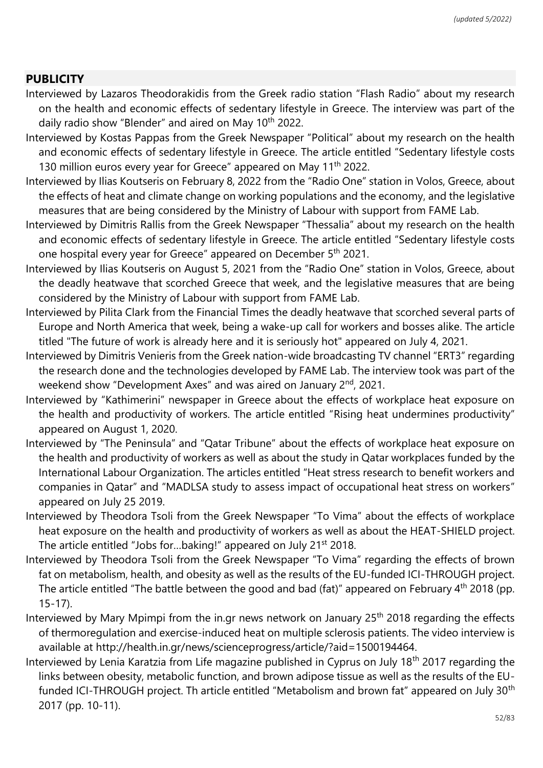## PUBLICITY

Interviewed by Lazaros Theodorakidis from the Greek radio station “Flash Radio” about my research on the health and economic effects of sedentary lifestyle in Greece. The interview was part of the daily radio show “Blender” and aired on May 10th 2022.

Interviewed by Kostas Pappas from the Greek Newspaper “Political” about my research on the health and economic effects of sedentary lifestyle in Greece. The article entitled “Sedentary lifestyle costs 130 million euros every year for Greece” appeared on May 11th 2022.

Interviewed by Ilias Koutseris on February 8, 2022 from the “Radio One” station in Volos, Greece, about the effects of heat and climate change on working populations and the economy, and the legislative measures that are being considered by the Ministry of Labour with support from FAME Lab.

Interviewed by Dimitris Rallis from the Greek Newspaper “Thessalia” about my research on the health and economic effects of sedentary lifestyle in Greece. The article entitled “Sedentary lifestyle costs one hospital every year for Greece” appeared on December 5th 2021.

Interviewed by Ilias Koutseris on August 5, 2021 from the “Radio One” station in Volos, Greece, about the deadly heatwave that scorched Greece that week, and the legislative measures that are being considered by the Ministry of Labour with support from FAME Lab.

Interviewed by Pilita Clark from the Financial Times the deadly heatwave that scorched several parts of Europe and North America that week, being a wake-up call for workers and bosses alike. The article titled "The future of work is already here and it is seriously hot" appeared on July 4, 2021.

Interviewed by Dimitris Venieris from the Greek nation-wide broadcasting TV channel “ERT3” regarding the research done and the technologies developed by FAME Lab. The interview took was part of the weekend show “Development Axes” and was aired on January 2nd, 2021.

Interviewed by “Kathimerini” newspaper in Greece about the effects of workplace heat exposure on the health and productivity of workers. The article entitled “Rising heat undermines productivity” appeared on August 1, 2020.

Interviewed by “The Peninsula” and “Qatar Tribune” about the effects of workplace heat exposure on the health and productivity of workers as well as about the study in Qatar workplaces funded by the International Labour Organization. The articles entitled “Heat stress research to benefit workers and companies in Qatar” and “MADLSA study to assess impact of occupational heat stress on workers” appeared on July 25 2019.

Interviewed by Theodora Tsoli from the Greek Newspaper “To Vima” about the effects of workplace heat exposure on the health and productivity of workers as well as about the HEAT-SHIELD project. The article entitled “Jobs for…baking!” appeared on July 21st 2018.

Interviewed by Theodora Tsoli from the Greek Newspaper “To Vima” regarding the effects of brown fat on metabolism, health, and obesity as well as the results of the EU-funded ICI-THROUGH project. The article entitled “The battle between the good and bad (fat)” appeared on February 4th 2018 (pp. 15-17).

Interviewed by Mary Mpimpi from the in.gr news network on January 25th 2018 regarding the effects of thermoregulation and exercise-induced heat on multiple sclerosis patients. The video interview is available at http://health.in.gr/news/scienceprogress/article/?aid=1500194464.

Interviewed by Lenia Karatzia from Life magazine published in Cyprus on July 18th 2017 regarding the links between obesity, metabolic function, and brown adipose tissue as well as the results of the EU-funded ICI-THROUGH project. Th article entitled “Metabolism and brown fat” appeared on July 30th 2017 (pp. 10-11).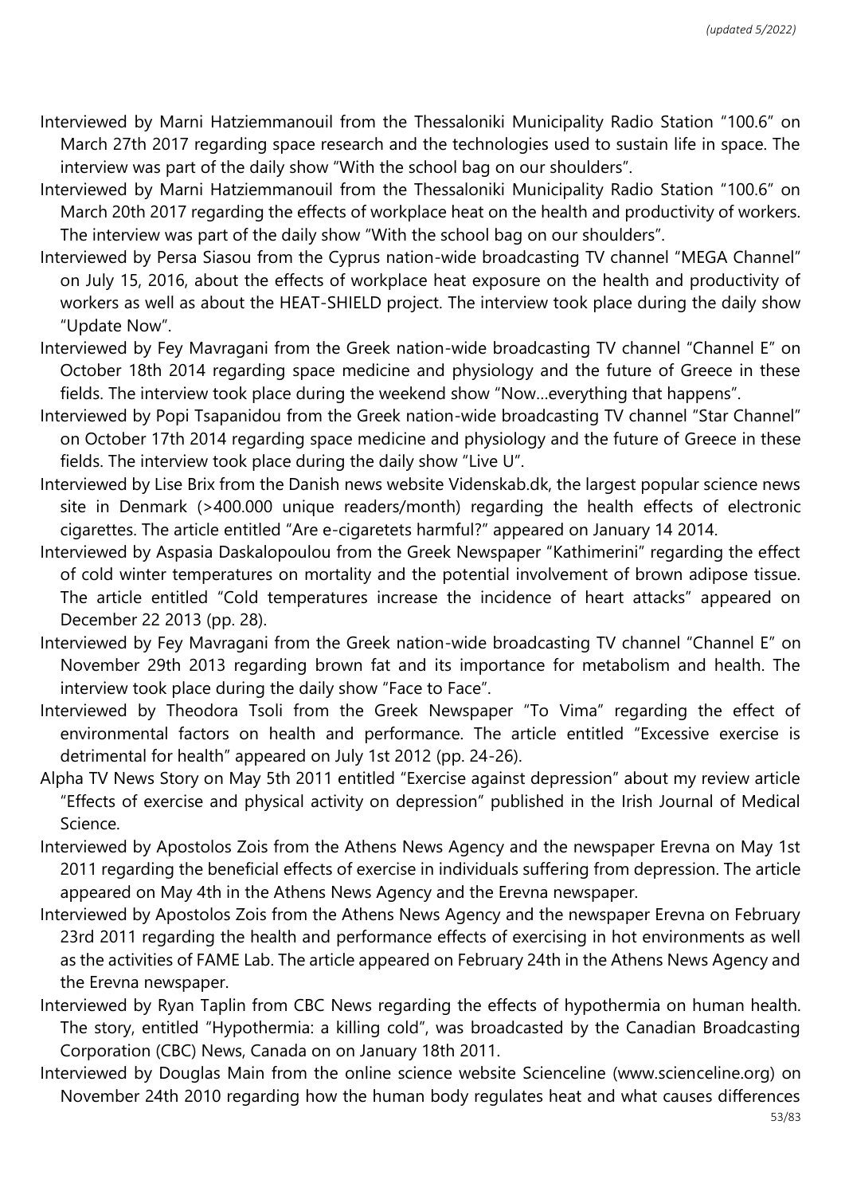Interviewed by Marni Hatziemmanouil from the Thessaloniki Municipality Radio Station "100.6" on March 27th 2017 regarding space research and the technologies used to sustain life in space. The interview was part of the daily show "With the school bag on our shoulders".

Interviewed by Marni Hatziemmanouil from the Thessaloniki Municipality Radio Station "100.6" on March 20th 2017 regarding the effects of workplace heat on the health and productivity of workers. The interview was part of the daily show "With the school bag on our shoulders".

Interviewed by Persa Siasou from the Cyprus nation-wide broadcasting TV channel "MEGA Channel" on July 15, 2016, about the effects of workplace heat exposure on the health and productivity of workers as well as about the HEAT-SHIELD project. The interview took place during the daily show "Update Now".

Interviewed by Fey Mavragani from the Greek nation-wide broadcasting TV channel "Channel E" on October 18th 2014 regarding space medicine and physiology and the future of Greece in these fields. The interview took place during the weekend show "Now…everything that happens".

Interviewed by Popi Tsapanidou from the Greek nation-wide broadcasting TV channel "Star Channel" on October 17th 2014 regarding space medicine and physiology and the future of Greece in these fields. The interview took place during the daily show "Live U".

Interviewed by Lise Brix from the Danish news website Videnskab.dk, the largest popular science news site in Denmark (>400.000 unique readers/month) regarding the health effects of electronic cigarettes. The article entitled "Are e-cigaretets harmful?" appeared on January 14 2014.

Interviewed by Aspasia Daskalopoulou from the Greek Newspaper "Kathimerini" regarding the effect of cold winter temperatures on mortality and the potential involvement of brown adipose tissue. The article entitled "Cold temperatures increase the incidence of heart attacks" appeared on December 22 2013 (pp. 28).

Interviewed by Fey Mavragani from the Greek nation-wide broadcasting TV channel "Channel E" on November 29th 2013 regarding brown fat and its importance for metabolism and health. The interview took place during the daily show "Face to Face".

Interviewed by Theodora Tsoli from the Greek Newspaper "To Vima" regarding the effect of environmental factors on health and performance. The article entitled "Excessive exercise is detrimental for health" appeared on July 1st 2012 (pp. 24-26).

Alpha TV News Story on May 5th 2011 entitled "Exercise against depression" about my review article "Effects of exercise and physical activity on depression" published in the Irish Journal of Medical Science.

Interviewed by Apostolos Zois from the Athens News Agency and the newspaper Erevna on May 1st 2011 regarding the beneficial effects of exercise in individuals suffering from depression. The article appeared on May 4th in the Athens News Agency and the Erevna newspaper.

Interviewed by Apostolos Zois from the Athens News Agency and the newspaper Erevna on February 23rd 2011 regarding the health and performance effects of exercising in hot environments as well as the activities of FAME Lab. The article appeared on February 24th in the Athens News Agency and the Erevna newspaper.

Interviewed by Ryan Taplin from CBC News regarding the effects of hypothermia on human health. The story, entitled "Hypothermia: a killing cold", was broadcasted by the Canadian Broadcasting Corporation (CBC) News, Canada on on January 18th 2011.

Interviewed by Douglas Main from the online science website Scienceline (www.scienceline.org) on November 24th 2010 regarding how the human body regulates heat and what causes differences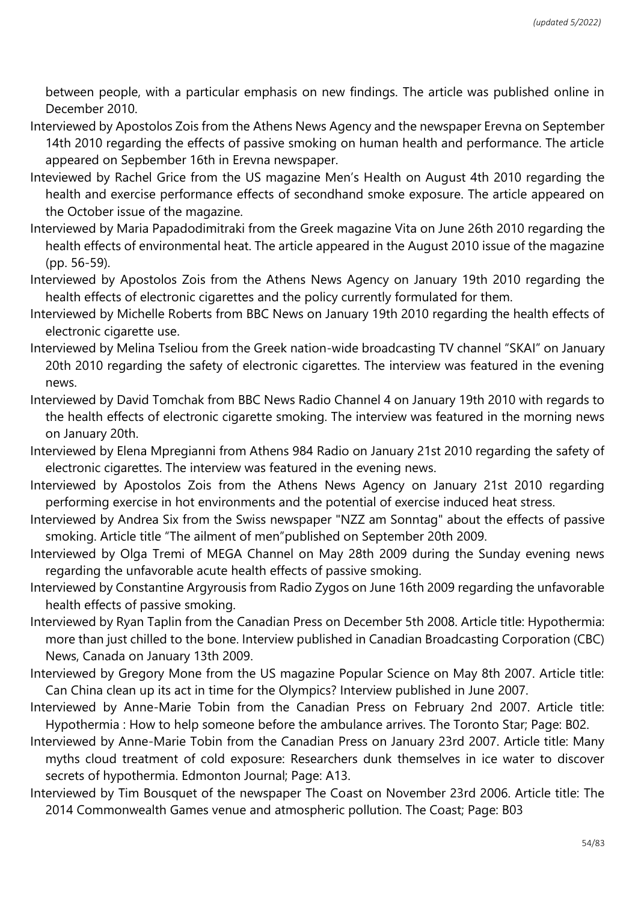between people, with a particular emphasis on new findings. The article was published online in December 2010.

Interviewed by Apostolos Zois from the Athens News Agency and the newspaper Erevna on September 14th 2010 regarding the effects of passive smoking on human health and performance. The article appeared on Sepbember 16th in Erevna newspaper.

Inteviewed by Rachel Grice from the US magazine Men's Health on August 4th 2010 regarding the health and exercise performance effects of secondhand smoke exposure. The article appeared on the October issue of the magazine.

Interviewed by Maria Papadodimitraki from the Greek magazine Vita on June 26th 2010 regarding the health effects of environmental heat. The article appeared in the August 2010 issue of the magazine (pp. 56-59).

Interviewed by Apostolos Zois from the Athens News Agency on January 19th 2010 regarding the health effects of electronic cigarettes and the policy currently formulated for them.

Interviewed by Michelle Roberts from BBC News on January 19th 2010 regarding the health effects of electronic cigarette use.

Interviewed by Melina Tseliou from the Greek nation-wide broadcasting TV channel "SKAI" on January 20th 2010 regarding the safety of electronic cigarettes. The interview was featured in the evening news.

Interviewed by David Tomchak from BBC News Radio Channel 4 on January 19th 2010 with regards to the health effects of electronic cigarette smoking. The interview was featured in the morning news on January 20th.

Interviewed by Elena Mpregianni from Athens 984 Radio on January 21st 2010 regarding the safety of electronic cigarettes. The interview was featured in the evening news.

Interviewed by Apostolos Zois from the Athens News Agency on January 21st 2010 regarding performing exercise in hot environments and the potential of exercise induced heat stress.

Interviewed by Andrea Six from the Swiss newspaper "NZZ am Sonntag" about the effects of passive smoking. Article title "The ailment of men"published on September 20th 2009.

Interviewed by Olga Tremi of MEGA Channel on May 28th 2009 during the Sunday evening news regarding the unfavorable acute health effects of passive smoking.

Interviewed by Constantine Argyrousis from Radio Zygos on June 16th 2009 regarding the unfavorable health effects of passive smoking.

Interviewed by Ryan Taplin from the Canadian Press on December 5th 2008. Article title: Hypothermia: more than just chilled to the bone. Interview published in Canadian Broadcasting Corporation (CBC) News, Canada on January 13th 2009.

Interviewed by Gregory Mone from the US magazine Popular Science on May 8th 2007. Article title: Can China clean up its act in time for the Olympics? Interview published in June 2007.

Interviewed by Anne-Marie Tobin from the Canadian Press on February 2nd 2007. Article title: Hypothermia : How to help someone before the ambulance arrives. The Toronto Star; Page: B02.

Interviewed by Anne-Marie Tobin from the Canadian Press on January 23rd 2007. Article title: Many myths cloud treatment of cold exposure: Researchers dunk themselves in ice water to discover secrets of hypothermia. Edmonton Journal; Page: A13.

Interviewed by Tim Bousquet of the newspaper The Coast on November 23rd 2006. Article title: The 2014 Commonwealth Games venue and atmospheric pollution. The Coast; Page: B03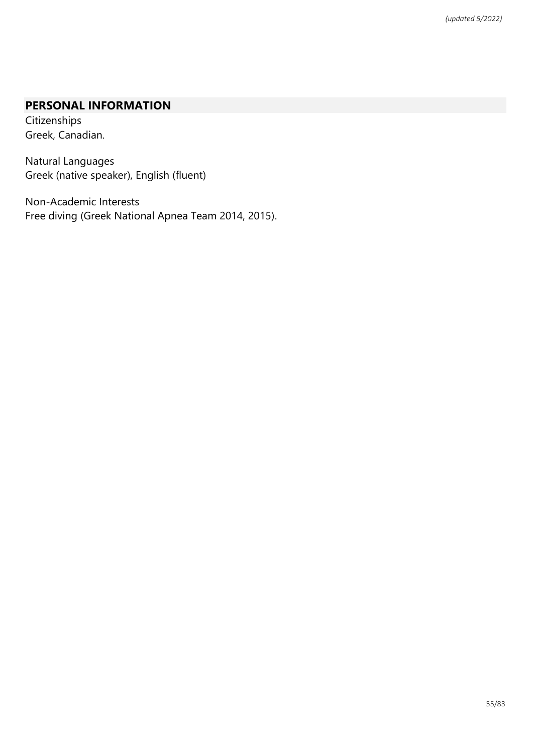## PERSONAL INFORMATION

Citizenships
Greek, Canadian.

Natural Languages
Greek (native speaker), English (fluent)

Non-Academic Interests
Free diving (Greek National Apnea Team 2014, 2015).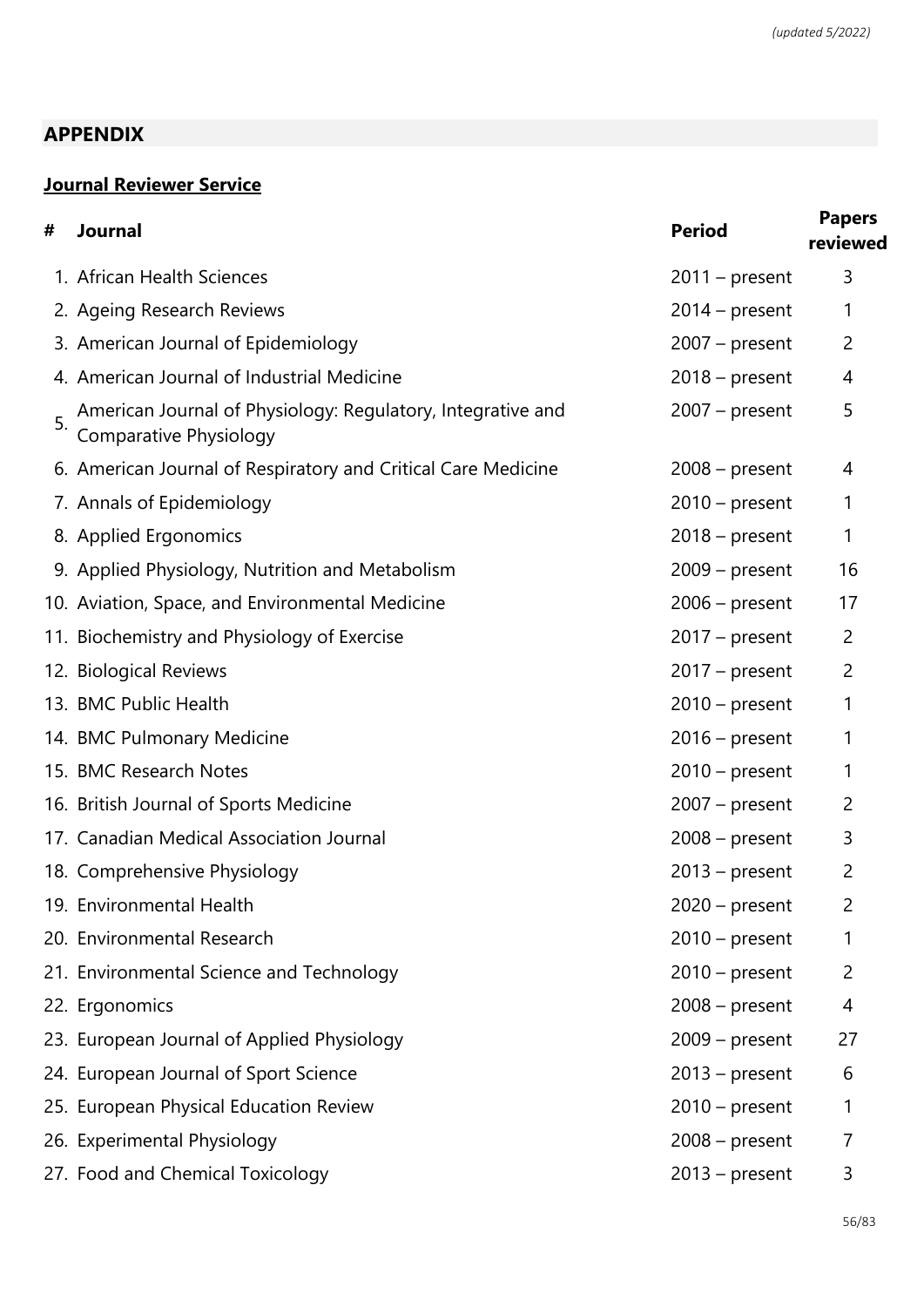## APPENDIX

**Journal Reviewer Service**

| # | Journal | Period | Papers reviewed |
|---|---|---|---|
| 1. | African Health Sciences | 2011 – present | 3 |
| 2. | Ageing Research Reviews | 2014 – present | 1 |
| 3. | American Journal of Epidemiology | 2007 – present | 2 |
| 4. | American Journal of Industrial Medicine | 2018 – present | 4 |
| 5. | American Journal of Physiology: Regulatory, Integrative and Comparative Physiology | 2007 – present | 5 |
| 6. | American Journal of Respiratory and Critical Care Medicine | 2008 – present | 4 |
| 7. | Annals of Epidemiology | 2010 – present | 1 |
| 8. | Applied Ergonomics | 2018 – present | 1 |
| 9. | Applied Physiology, Nutrition and Metabolism | 2009 – present | 16 |
| 10. | Aviation, Space, and Environmental Medicine | 2006 – present | 17 |
| 11. | Biochemistry and Physiology of Exercise | 2017 – present | 2 |
| 12. | Biological Reviews | 2017 – present | 2 |
| 13. | BMC Public Health | 2010 – present | 1 |
| 14. | BMC Pulmonary Medicine | 2016 – present | 1 |
| 15. | BMC Research Notes | 2010 – present | 1 |
| 16. | British Journal of Sports Medicine | 2007 – present | 2 |
| 17. | Canadian Medical Association Journal | 2008 – present | 3 |
| 18. | Comprehensive Physiology | 2013 – present | 2 |
| 19. | Environmental Health | 2020 – present | 2 |
| 20. | Environmental Research | 2010 – present | 1 |
| 21. | Environmental Science and Technology | 2010 – present | 2 |
| 22. | Ergonomics | 2008 – present | 4 |
| 23. | European Journal of Applied Physiology | 2009 – present | 27 |
| 24. | European Journal of Sport Science | 2013 – present | 6 |
| 25. | European Physical Education Review | 2010 – present | 1 |
| 26. | Experimental Physiology | 2008 – present | 7 |
| 27. | Food and Chemical Toxicology | 2013 – present | 3 |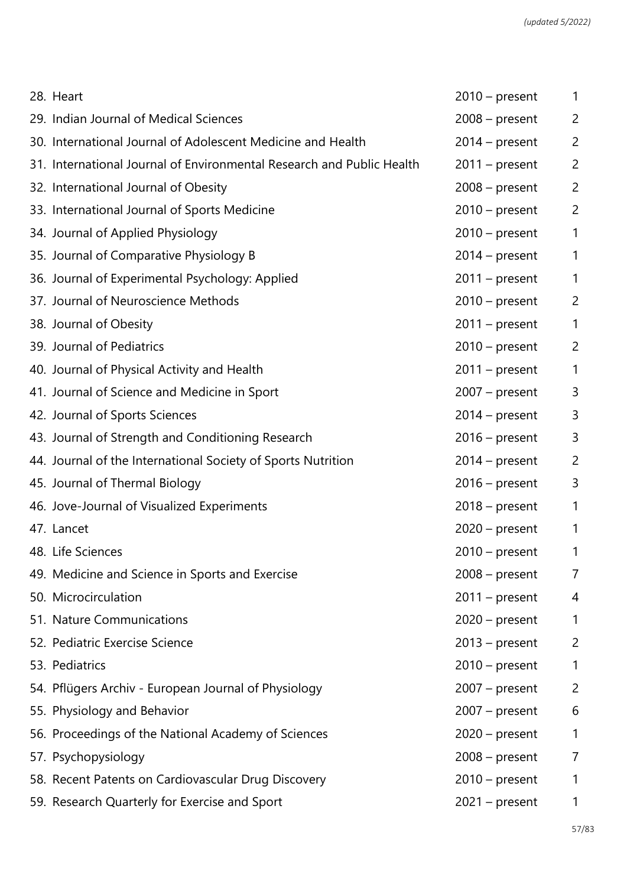28. Heart 2010 – present 1
29. Indian Journal of Medical Sciences 2008 – present 2
30. International Journal of Adolescent Medicine and Health 2014 – present 2
31. International Journal of Environmental Research and Public Health 2011 – present 2
32. International Journal of Obesity 2008 – present 2
33. International Journal of Sports Medicine 2010 – present 2
34. Journal of Applied Physiology 2010 – present 1
35. Journal of Comparative Physiology B 2014 – present 1
36. Journal of Experimental Psychology: Applied 2011 – present 1
37. Journal of Neuroscience Methods 2010 – present 2
38. Journal of Obesity 2011 – present 1
39. Journal of Pediatrics 2010 – present 2
40. Journal of Physical Activity and Health 2011 – present 1
41. Journal of Science and Medicine in Sport 2007 – present 3
42. Journal of Sports Sciences 2014 – present 3
43. Journal of Strength and Conditioning Research 2016 – present 3
44. Journal of the International Society of Sports Nutrition 2014 – present 2
45. Journal of Thermal Biology 2016 – present 3
46. Jove-Journal of Visualized Experiments 2018 – present 1
47. Lancet 2020 – present 1
48. Life Sciences 2010 – present 1
49. Medicine and Science in Sports and Exercise 2008 – present 7
50. Microcirculation 2011 – present 4
51. Nature Communications 2020 – present 1
52. Pediatric Exercise Science 2013 – present 2
53. Pediatrics 2010 – present 1
54. Pflügers Archiv - European Journal of Physiology 2007 – present 2
55. Physiology and Behavior 2007 – present 6
56. Proceedings of the National Academy of Sciences 2020 – present 1
57. Psychopysiology 2008 – present 7
58. Recent Patents on Cardiovascular Drug Discovery 2010 – present 1
59. Research Quarterly for Exercise and Sport 2021 – present 1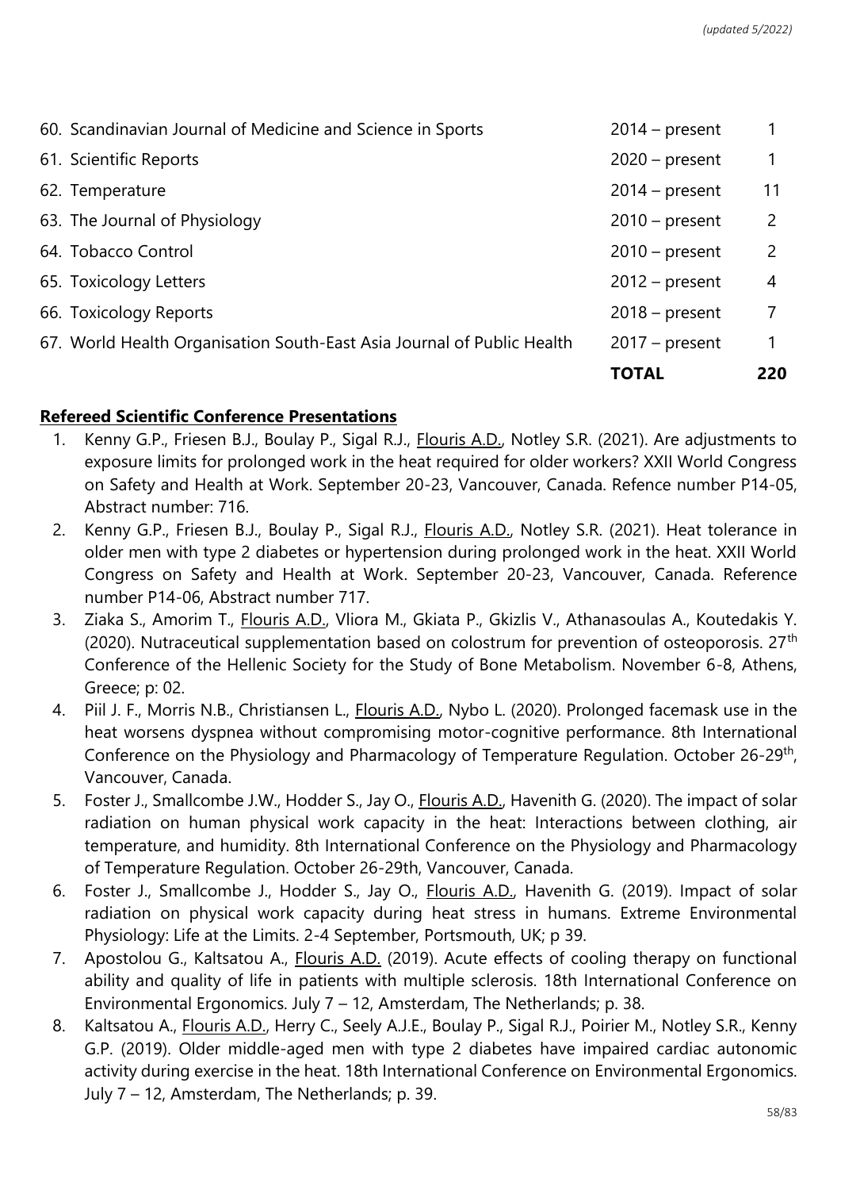| | | |
|---|---|---|
| 60. Scandinavian Journal of Medicine and Science in Sports | 2014 – present | 1 |
| 61. Scientific Reports | 2020 – present | 1 |
| 62. Temperature | 2014 – present | 11 |
| 63. The Journal of Physiology | 2010 – present | 2 |
| 64. Tobacco Control | 2010 – present | 2 |
| 65. Toxicology Letters | 2012 – present | 4 |
| 66. Toxicology Reports | 2018 – present | 7 |
| 67. World Health Organisation South-East Asia Journal of Public Health | 2017 – present | 1 |
| | **TOTAL** | **220** |

## Refereed Scientific Conference Presentations

1. Kenny G.P., Friesen B.J., Boulay P., Sigal R.J., Flouris A.D., Notley S.R. (2021). Are adjustments to exposure limits for prolonged work in the heat required for older workers? XXII World Congress on Safety and Health at Work. September 20-23, Vancouver, Canada. Refence number P14-05, Abstract number: 716.
2. Kenny G.P., Friesen B.J., Boulay P., Sigal R.J., Flouris A.D., Notley S.R. (2021). Heat tolerance in older men with type 2 diabetes or hypertension during prolonged work in the heat. XXII World Congress on Safety and Health at Work. September 20-23, Vancouver, Canada. Reference number P14-06, Abstract number 717.
3. Ziaka S., Amorim T., Flouris A.D., Vliora M., Gkiata P., Gkizlis V., Athanasoulas A., Koutedakis Y. (2020). Nutraceutical supplementation based on colostrum for prevention of osteoporosis. 27th Conference of the Hellenic Society for the Study of Bone Metabolism. November 6-8, Athens, Greece; p: 02.
4. Piil J. F., Morris N.B., Christiansen L., Flouris A.D., Nybo L. (2020). Prolonged facemask use in the heat worsens dyspnea without compromising motor-cognitive performance. 8th International Conference on the Physiology and Pharmacology of Temperature Regulation. October 26-29th, Vancouver, Canada.
5. Foster J., Smallcombe J.W., Hodder S., Jay O., Flouris A.D., Havenith G. (2020). The impact of solar radiation on human physical work capacity in the heat: Interactions between clothing, air temperature, and humidity. 8th International Conference on the Physiology and Pharmacology of Temperature Regulation. October 26-29th, Vancouver, Canada.
6. Foster J., Smallcombe J., Hodder S., Jay O., Flouris A.D., Havenith G. (2019). Impact of solar radiation on physical work capacity during heat stress in humans. Extreme Environmental Physiology: Life at the Limits. 2-4 September, Portsmouth, UK; p 39.
7. Apostolou G., Kaltsatou A., Flouris A.D. (2019). Acute effects of cooling therapy on functional ability and quality of life in patients with multiple sclerosis. 18th International Conference on Environmental Ergonomics. July 7 – 12, Amsterdam, The Netherlands; p. 38.
8. Kaltsatou A., Flouris A.D., Herry C., Seely A.J.E., Boulay P., Sigal R.J., Poirier M., Notley S.R., Kenny G.P. (2019). Older middle-aged men with type 2 diabetes have impaired cardiac autonomic activity during exercise in the heat. 18th International Conference on Environmental Ergonomics. July 7 – 12, Amsterdam, The Netherlands; p. 39.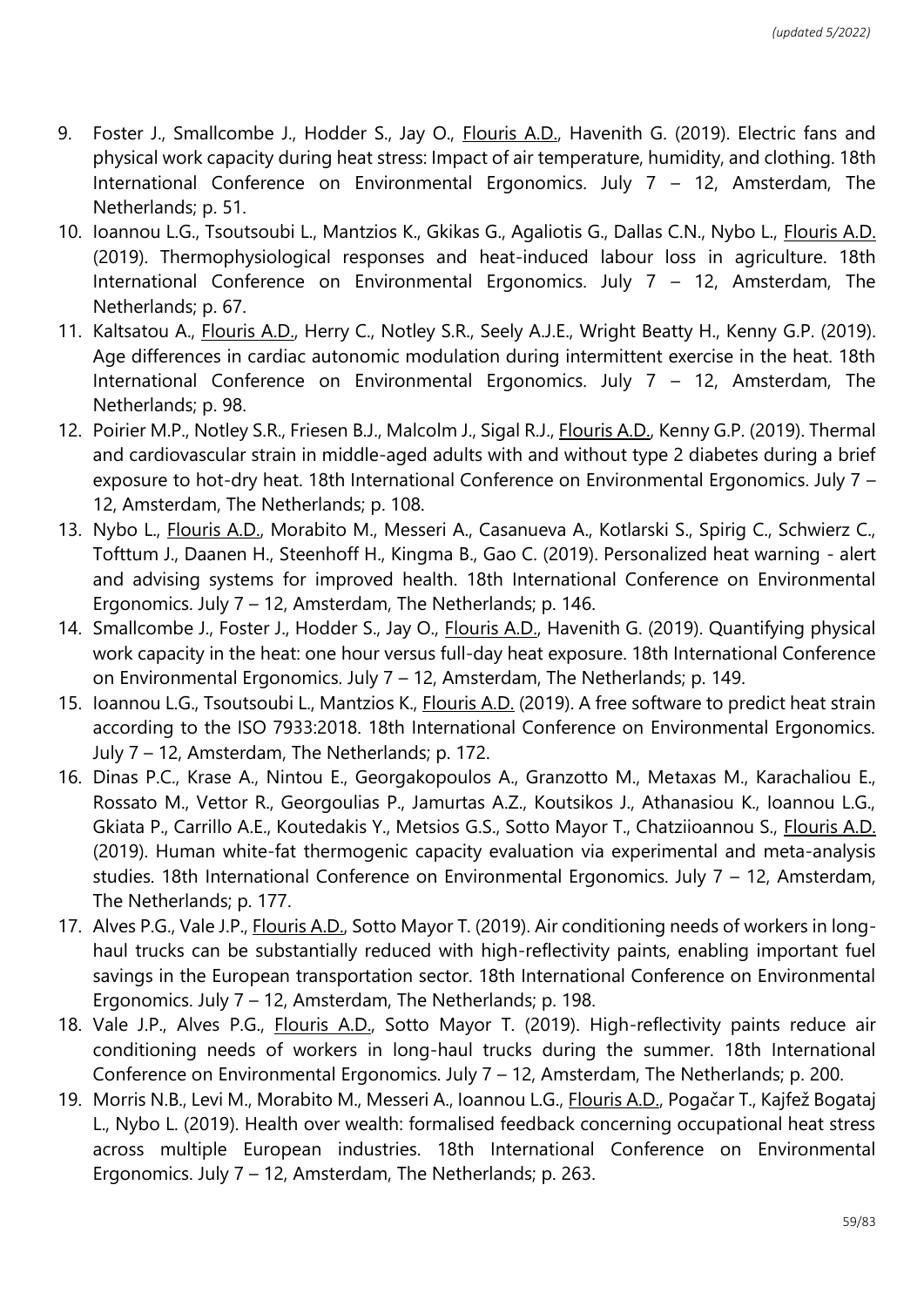9. Foster J., Smallcombe J., Hodder S., Jay O., <u>Flouris A.D.</u>, Havenith G. (2019). Electric fans and physical work capacity during heat stress: Impact of air temperature, humidity, and clothing. 18th International Conference on Environmental Ergonomics. July 7 – 12, Amsterdam, The Netherlands; p. 51.
10. Ioannou L.G., Tsoutsoubi L., Mantzios K., Gkikas G., Agaliotis G., Dallas C.N., Nybo L., <u>Flouris A.D.</u> (2019). Thermophysiological responses and heat-induced labour loss in agriculture. 18th International Conference on Environmental Ergonomics. July 7 – 12, Amsterdam, The Netherlands; p. 67.
11. Kaltsatou A., <u>Flouris A.D.</u>, Herry C., Notley S.R., Seely A.J.E., Wright Beatty H., Kenny G.P. (2019). Age differences in cardiac autonomic modulation during intermittent exercise in the heat. 18th International Conference on Environmental Ergonomics. July 7 – 12, Amsterdam, The Netherlands; p. 98.
12. Poirier M.P., Notley S.R., Friesen B.J., Malcolm J., Sigal R.J., <u>Flouris A.D.</u>, Kenny G.P. (2019). Thermal and cardiovascular strain in middle-aged adults with and without type 2 diabetes during a brief exposure to hot-dry heat. 18th International Conference on Environmental Ergonomics. July 7 – 12, Amsterdam, The Netherlands; p. 108.
13. Nybo L., <u>Flouris A.D.</u>, Morabito M., Messeri A., Casanueva A., Kotlarski S., Spirig C., Schwierz C., Tofttum J., Daanen H., Steenhoff H., Kingma B., Gao C. (2019). Personalized heat warning - alert and advising systems for improved health. 18th International Conference on Environmental Ergonomics. July 7 – 12, Amsterdam, The Netherlands; p. 146.
14. Smallcombe J., Foster J., Hodder S., Jay O., <u>Flouris A.D.</u>, Havenith G. (2019). Quantifying physical work capacity in the heat: one hour versus full-day heat exposure. 18th International Conference on Environmental Ergonomics. July 7 – 12, Amsterdam, The Netherlands; p. 149.
15. Ioannou L.G., Tsoutsoubi L., Mantzios K., <u>Flouris A.D.</u> (2019). A free software to predict heat strain according to the ISO 7933:2018. 18th International Conference on Environmental Ergonomics. July 7 – 12, Amsterdam, The Netherlands; p. 172.
16. Dinas P.C., Krase A., Nintou E., Georgakopoulos A., Granzotto M., Metaxas M., Karachaliou E., Rossato M., Vettor R., Georgoulias P., Jamurtas A.Z., Koutsikos J., Athanasiou K., Ioannou L.G., Gkiata P., Carrillo A.E., Koutedakis Y., Metsios G.S., Sotto Mayor T., Chatziioannou S., <u>Flouris A.D.</u> (2019). Human white-fat thermogenic capacity evaluation via experimental and meta-analysis studies. 18th International Conference on Environmental Ergonomics. July 7 – 12, Amsterdam, The Netherlands; p. 177.
17. Alves P.G., Vale J.P., <u>Flouris A.D.</u>, Sotto Mayor T. (2019). Air conditioning needs of workers in long-haul trucks can be substantially reduced with high-reflectivity paints, enabling important fuel savings in the European transportation sector. 18th International Conference on Environmental Ergonomics. July 7 – 12, Amsterdam, The Netherlands; p. 198.
18. Vale J.P., Alves P.G., <u>Flouris A.D.</u>, Sotto Mayor T. (2019). High-reflectivity paints reduce air conditioning needs of workers in long-haul trucks during the summer. 18th International Conference on Environmental Ergonomics. July 7 – 12, Amsterdam, The Netherlands; p. 200.
19. Morris N.B., Levi M., Morabito M., Messeri A., Ioannou L.G., <u>Flouris A.D.</u>, Pogačar T., Kajfež Bogataj L., Nybo L. (2019). Health over wealth: formalised feedback concerning occupational heat stress across multiple European industries. 18th International Conference on Environmental Ergonomics. July 7 – 12, Amsterdam, The Netherlands; p. 263.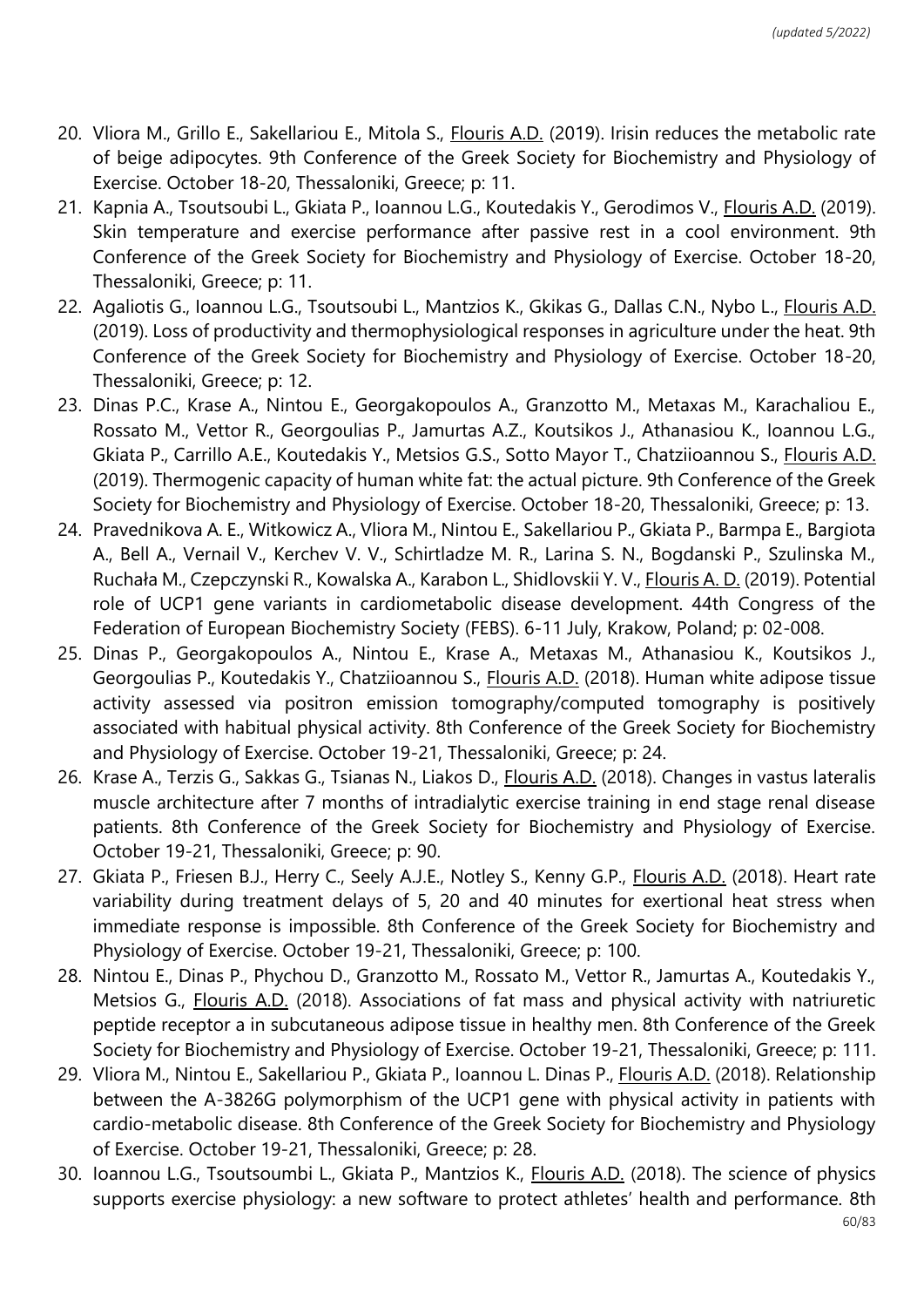20. Vliora M., Grillo E., Sakellariou E., Mitola S., Flouris A.D. (2019). Irisin reduces the metabolic rate of beige adipocytes. 9th Conference of the Greek Society for Biochemistry and Physiology of Exercise. October 18-20, Thessaloniki, Greece; p: 11.
21. Kapnia A., Tsoutsoubi L., Gkiata P., Ioannou L.G., Koutedakis Y., Gerodimos V., Flouris A.D. (2019). Skin temperature and exercise performance after passive rest in a cool environment. 9th Conference of the Greek Society for Biochemistry and Physiology of Exercise. October 18-20, Thessaloniki, Greece; p: 11.
22. Agaliotis G., Ioannou L.G., Tsoutsoubi L., Mantzios K., Gkikas G., Dallas C.N., Nybo L., Flouris A.D. (2019). Loss of productivity and thermophysiological responses in agriculture under the heat. 9th Conference of the Greek Society for Biochemistry and Physiology of Exercise. October 18-20, Thessaloniki, Greece; p: 12.
23. Dinas P.C., Krase A., Nintou E., Georgakopoulos A., Granzotto M., Metaxas M., Karachaliou E., Rossato M., Vettor R., Georgoulias P., Jamurtas A.Z., Koutsikos J., Athanasiou K., Ioannou L.G., Gkiata P., Carrillo A.E., Koutedakis Y., Metsios G.S., Sotto Mayor T., Chatziioannou S., Flouris A.D. (2019). Thermogenic capacity of human white fat: the actual picture. 9th Conference of the Greek Society for Biochemistry and Physiology of Exercise. October 18-20, Thessaloniki, Greece; p: 13.
24. Pravednikova A. E., Witkowicz A., Vliora M., Nintou E., Sakellariou P., Gkiata P., Barmpa E., Bargiota A., Bell A., Vernail V., Kerchev V. V., Schirtladze M. R., Larina S. N., Bogdanski P., Szulinska M., Ruchała M., Czepczynski R., Kowalska A., Karabon L., Shidlovskii Y. V., Flouris A. D. (2019). Potential role of UCP1 gene variants in cardiometabolic disease development. 44th Congress of the Federation of European Biochemistry Society (FEBS). 6-11 July, Krakow, Poland; p: 02-008.
25. Dinas P., Georgakopoulos A., Nintou E., Krase A., Metaxas M., Athanasiou K., Koutsikos J., Georgoulias P., Koutedakis Y., Chatziioannou S., Flouris A.D. (2018). Human white adipose tissue activity assessed via positron emission tomography/computed tomography is positively associated with habitual physical activity. 8th Conference of the Greek Society for Biochemistry and Physiology of Exercise. October 19-21, Thessaloniki, Greece; p: 24.
26. Krase A., Terzis G., Sakkas G., Tsianas N., Liakos D., Flouris A.D. (2018). Changes in vastus lateralis muscle architecture after 7 months of intradialytic exercise training in end stage renal disease patients. 8th Conference of the Greek Society for Biochemistry and Physiology of Exercise. October 19-21, Thessaloniki, Greece; p: 90.
27. Gkiata P., Friesen B.J., Herry C., Seely A.J.E., Notley S., Kenny G.P., Flouris A.D. (2018). Heart rate variability during treatment delays of 5, 20 and 40 minutes for exertional heat stress when immediate response is impossible. 8th Conference of the Greek Society for Biochemistry and Physiology of Exercise. October 19-21, Thessaloniki, Greece; p: 100.
28. Nintou E., Dinas P., Phychou D., Granzotto M., Rossato M., Vettor R., Jamurtas A., Koutedakis Y., Metsios G., Flouris A.D. (2018). Associations of fat mass and physical activity with natriuretic peptide receptor a in subcutaneous adipose tissue in healthy men. 8th Conference of the Greek Society for Biochemistry and Physiology of Exercise. October 19-21, Thessaloniki, Greece; p: 111.
29. Vliora M., Nintou E., Sakellariou P., Gkiata P., Ioannou L. Dinas P., Flouris A.D. (2018). Relationship between the A-3826G polymorphism of the UCP1 gene with physical activity in patients with cardio-metabolic disease. 8th Conference of the Greek Society for Biochemistry and Physiology of Exercise. October 19-21, Thessaloniki, Greece; p: 28.
30. Ioannou L.G., Tsoutsoumbi L., Gkiata P., Mantzios K., Flouris A.D. (2018). The science of physics supports exercise physiology: a new software to protect athletes' health and performance. 8th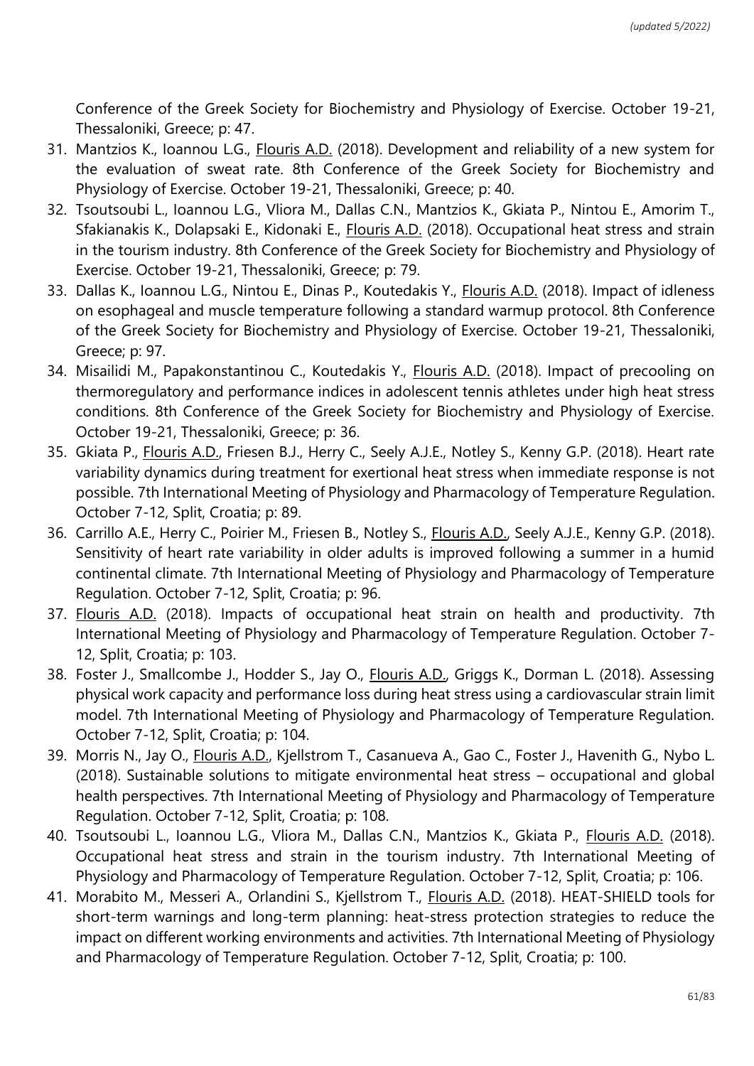Conference of the Greek Society for Biochemistry and Physiology of Exercise. October 19-21, Thessaloniki, Greece; p: 47.

31. Mantzios K., Ioannou L.G., Flouris A.D. (2018). Development and reliability of a new system for the evaluation of sweat rate. 8th Conference of the Greek Society for Biochemistry and Physiology of Exercise. October 19-21, Thessaloniki, Greece; p: 40.
32. Tsoutsoubi L., Ioannou L.G., Vliora M., Dallas C.N., Mantzios K., Gkiata P., Nintou E., Amorim T., Sfakianakis K., Dolapsaki E., Kidonaki E., Flouris A.D. (2018). Occupational heat stress and strain in the tourism industry. 8th Conference of the Greek Society for Biochemistry and Physiology of Exercise. October 19-21, Thessaloniki, Greece; p: 79.
33. Dallas K., Ioannou L.G., Nintou E., Dinas P., Koutedakis Y., Flouris A.D. (2018). Impact of idleness on esophageal and muscle temperature following a standard warmup protocol. 8th Conference of the Greek Society for Biochemistry and Physiology of Exercise. October 19-21, Thessaloniki, Greece; p: 97.
34. Misailidi M., Papakonstantinou C., Koutedakis Y., Flouris A.D. (2018). Impact of precooling on thermoregulatory and performance indices in adolescent tennis athletes under high heat stress conditions. 8th Conference of the Greek Society for Biochemistry and Physiology of Exercise. October 19-21, Thessaloniki, Greece; p: 36.
35. Gkiata P., Flouris A.D., Friesen B.J., Herry C., Seely A.J.E., Notley S., Kenny G.P. (2018). Heart rate variability dynamics during treatment for exertional heat stress when immediate response is not possible. 7th International Meeting of Physiology and Pharmacology of Temperature Regulation. October 7-12, Split, Croatia; p: 89.
36. Carrillo A.E., Herry C., Poirier M., Friesen B., Notley S., Flouris A.D., Seely A.J.E., Kenny G.P. (2018). Sensitivity of heart rate variability in older adults is improved following a summer in a humid continental climate. 7th International Meeting of Physiology and Pharmacology of Temperature Regulation. October 7-12, Split, Croatia; p: 96.
37. Flouris A.D. (2018). Impacts of occupational heat strain on health and productivity. 7th International Meeting of Physiology and Pharmacology of Temperature Regulation. October 7-12, Split, Croatia; p: 103.
38. Foster J., Smallcombe J., Hodder S., Jay O., Flouris A.D., Griggs K., Dorman L. (2018). Assessing physical work capacity and performance loss during heat stress using a cardiovascular strain limit model. 7th International Meeting of Physiology and Pharmacology of Temperature Regulation. October 7-12, Split, Croatia; p: 104.
39. Morris N., Jay O., Flouris A.D., Kjellstrom T., Casanueva A., Gao C., Foster J., Havenith G., Nybo L. (2018). Sustainable solutions to mitigate environmental heat stress – occupational and global health perspectives. 7th International Meeting of Physiology and Pharmacology of Temperature Regulation. October 7-12, Split, Croatia; p: 108.
40. Tsoutsoubi L., Ioannou L.G., Vliora M., Dallas C.N., Mantzios K., Gkiata P., Flouris A.D. (2018). Occupational heat stress and strain in the tourism industry. 7th International Meeting of Physiology and Pharmacology of Temperature Regulation. October 7-12, Split, Croatia; p: 106.
41. Morabito M., Messeri A., Orlandini S., Kjellstrom T., Flouris A.D. (2018). HEAT-SHIELD tools for short-term warnings and long-term planning: heat-stress protection strategies to reduce the impact on different working environments and activities. 7th International Meeting of Physiology and Pharmacology of Temperature Regulation. October 7-12, Split, Croatia; p: 100.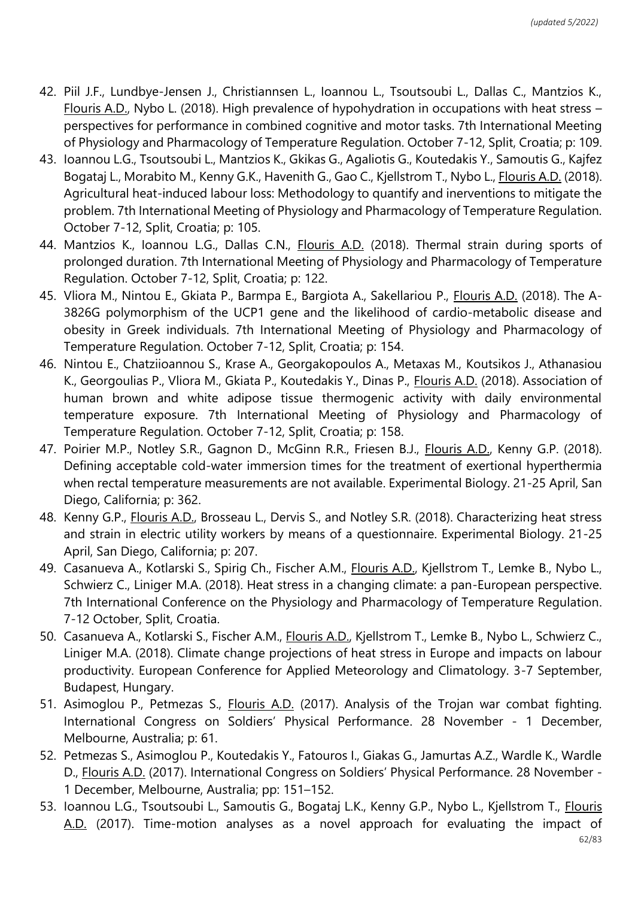42. Piil J.F., Lundbye-Jensen J., Christiannsen L., Ioannou L., Tsoutsoubi L., Dallas C., Mantzios K., Flouris A.D., Nybo L. (2018). High prevalence of hypohydration in occupations with heat stress – perspectives for performance in combined cognitive and motor tasks. 7th International Meeting of Physiology and Pharmacology of Temperature Regulation. October 7-12, Split, Croatia; p: 109.
43. Ioannou L.G., Tsoutsoubi L., Mantzios K., Gkikas G., Agaliotis G., Koutedakis Y., Samoutis G., Kajfez Bogataj L., Morabito M., Kenny G.K., Havenith G., Gao C., Kjellstrom T., Nybo L., Flouris A.D. (2018). Agricultural heat-induced labour loss: Methodology to quantify and inerventions to mitigate the problem. 7th International Meeting of Physiology and Pharmacology of Temperature Regulation. October 7-12, Split, Croatia; p: 105.
44. Mantzios K., Ioannou L.G., Dallas C.N., Flouris A.D. (2018). Thermal strain during sports of prolonged duration. 7th International Meeting of Physiology and Pharmacology of Temperature Regulation. October 7-12, Split, Croatia; p: 122.
45. Vliora M., Nintou E., Gkiata P., Barmpa E., Bargiota A., Sakellariou P., Flouris A.D. (2018). The A-3826G polymorphism of the UCP1 gene and the likelihood of cardio-metabolic disease and obesity in Greek individuals. 7th International Meeting of Physiology and Pharmacology of Temperature Regulation. October 7-12, Split, Croatia; p: 154.
46. Nintou E., Chatziioannou S., Krase A., Georgakopoulos A., Metaxas M., Koutsikos J., Athanasiou K., Georgoulias P., Vliora M., Gkiata P., Koutedakis Y., Dinas P., Flouris A.D. (2018). Association of human brown and white adipose tissue thermogenic activity with daily environmental temperature exposure. 7th International Meeting of Physiology and Pharmacology of Temperature Regulation. October 7-12, Split, Croatia; p: 158.
47. Poirier M.P., Notley S.R., Gagnon D., McGinn R.R., Friesen B.J., Flouris A.D., Kenny G.P. (2018). Defining acceptable cold-water immersion times for the treatment of exertional hyperthermia when rectal temperature measurements are not available. Experimental Biology. 21-25 April, San Diego, California; p: 362.
48. Kenny G.P., Flouris A.D., Brosseau L., Dervis S., and Notley S.R. (2018). Characterizing heat stress and strain in electric utility workers by means of a questionnaire. Experimental Biology. 21-25 April, San Diego, California; p: 207.
49. Casanueva A., Kotlarski S., Spirig Ch., Fischer A.M., Flouris A.D., Kjellstrom T., Lemke B., Nybo L., Schwierz C., Liniger M.A. (2018). Heat stress in a changing climate: a pan-European perspective. 7th International Conference on the Physiology and Pharmacology of Temperature Regulation. 7-12 October, Split, Croatia.
50. Casanueva A., Kotlarski S., Fischer A.M., Flouris A.D., Kjellstrom T., Lemke B., Nybo L., Schwierz C., Liniger M.A. (2018). Climate change projections of heat stress in Europe and impacts on labour productivity. European Conference for Applied Meteorology and Climatology. 3-7 September, Budapest, Hungary.
51. Asimoglou P., Petmezas S., Flouris A.D. (2017). Analysis of the Trojan war combat fighting. International Congress on Soldiers' Physical Performance. 28 November - 1 December, Melbourne, Australia; p: 61.
52. Petmezas S., Asimoglou P., Koutedakis Y., Fatouros I., Giakas G., Jamurtas A.Z., Wardle K., Wardle D., Flouris A.D. (2017). International Congress on Soldiers' Physical Performance. 28 November - 1 December, Melbourne, Australia; pp: 151–152.
53. Ioannou L.G., Tsoutsoubi L., Samoutis G., Bogataj L.K., Kenny G.P., Nybo L., Kjellstrom T., Flouris A.D. (2017). Time-motion analyses as a novel approach for evaluating the impact of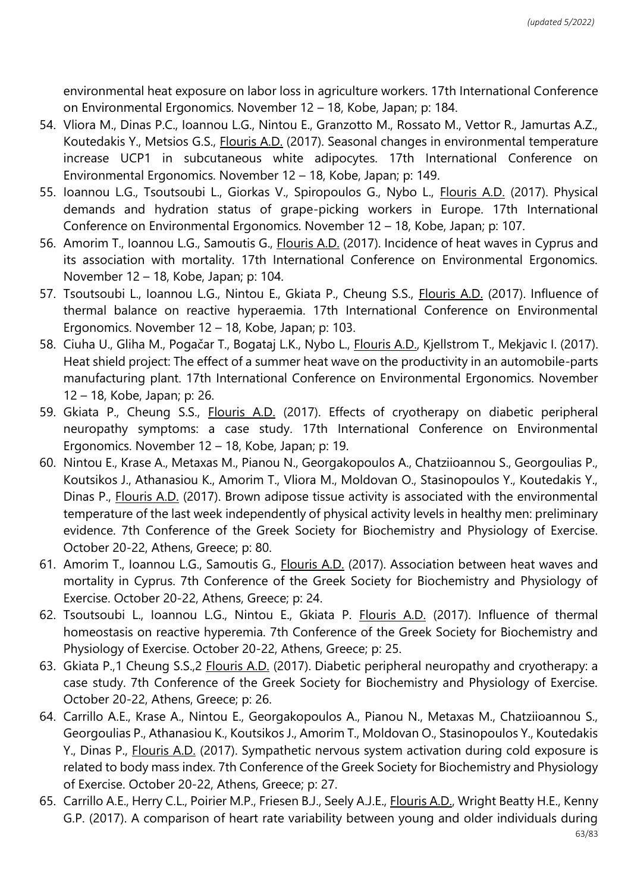environmental heat exposure on labor loss in agriculture workers. 17th International Conference on Environmental Ergonomics. November 12 – 18, Kobe, Japan; p: 184.

54. Vliora M., Dinas P.C., Ioannou L.G., Nintou E., Granzotto M., Rossato M., Vettor R., Jamurtas A.Z., Koutedakis Y., Metsios G.S., Flouris A.D. (2017). Seasonal changes in environmental temperature increase UCP1 in subcutaneous white adipocytes. 17th International Conference on Environmental Ergonomics. November 12 – 18, Kobe, Japan; p: 149.
55. Ioannou L.G., Tsoutsoubi L., Giorkas V., Spiropoulos G., Nybo L., Flouris A.D. (2017). Physical demands and hydration status of grape-picking workers in Europe. 17th International Conference on Environmental Ergonomics. November 12 – 18, Kobe, Japan; p: 107.
56. Amorim T., Ioannou L.G., Samoutis G., Flouris A.D. (2017). Incidence of heat waves in Cyprus and its association with mortality. 17th International Conference on Environmental Ergonomics. November 12 – 18, Kobe, Japan; p: 104.
57. Tsoutsoubi L., Ioannou L.G., Nintou E., Gkiata P., Cheung S.S., Flouris A.D. (2017). Influence of thermal balance on reactive hyperaemia. 17th International Conference on Environmental Ergonomics. November 12 – 18, Kobe, Japan; p: 103.
58. Ciuha U., Gliha M., Pogačar T., Bogataj L.K., Nybo L., Flouris A.D., Kjellstrom T., Mekjavic I. (2017). Heat shield project: The effect of a summer heat wave on the productivity in an automobile-parts manufacturing plant. 17th International Conference on Environmental Ergonomics. November 12 – 18, Kobe, Japan; p: 26.
59. Gkiata P., Cheung S.S., Flouris A.D. (2017). Effects of cryotherapy on diabetic peripheral neuropathy symptoms: a case study. 17th International Conference on Environmental Ergonomics. November 12 – 18, Kobe, Japan; p: 19.
60. Nintou E., Krase A., Metaxas M., Pianou N., Georgakopoulos A., Chatziioannou S., Georgoulias P., Koutsikos J., Athanasiou K., Amorim T., Vliora M., Moldovan O., Stasinopoulos Y., Koutedakis Y., Dinas P., Flouris A.D. (2017). Brown adipose tissue activity is associated with the environmental temperature of the last week independently of physical activity levels in healthy men: preliminary evidence. 7th Conference of the Greek Society for Biochemistry and Physiology of Exercise. October 20-22, Athens, Greece; p: 80.
61. Amorim T., Ioannou L.G., Samoutis G., Flouris A.D. (2017). Association between heat waves and mortality in Cyprus. 7th Conference of the Greek Society for Biochemistry and Physiology of Exercise. October 20-22, Athens, Greece; p: 24.
62. Tsoutsoubi L., Ioannou L.G., Nintou E., Gkiata P. Flouris A.D. (2017). Influence of thermal homeostasis on reactive hyperemia. 7th Conference of the Greek Society for Biochemistry and Physiology of Exercise. October 20-22, Athens, Greece; p: 25.
63. Gkiata P.,1 Cheung S.S.,2 Flouris A.D. (2017). Diabetic peripheral neuropathy and cryotherapy: a case study. 7th Conference of the Greek Society for Biochemistry and Physiology of Exercise. October 20-22, Athens, Greece; p: 26.
64. Carrillo A.E., Krase A., Nintou E., Georgakopoulos A., Pianou N., Metaxas M., Chatziioannou S., Georgoulias P., Athanasiou K., Koutsikos J., Amorim T., Moldovan O., Stasinopoulos Y., Koutedakis Y., Dinas P., Flouris A.D. (2017). Sympathetic nervous system activation during cold exposure is related to body mass index. 7th Conference of the Greek Society for Biochemistry and Physiology of Exercise. October 20-22, Athens, Greece; p: 27.
65. Carrillo A.E., Herry C.L., Poirier M.P., Friesen B.J., Seely A.J.E., Flouris A.D., Wright Beatty H.E., Kenny G.P. (2017). A comparison of heart rate variability between young and older individuals during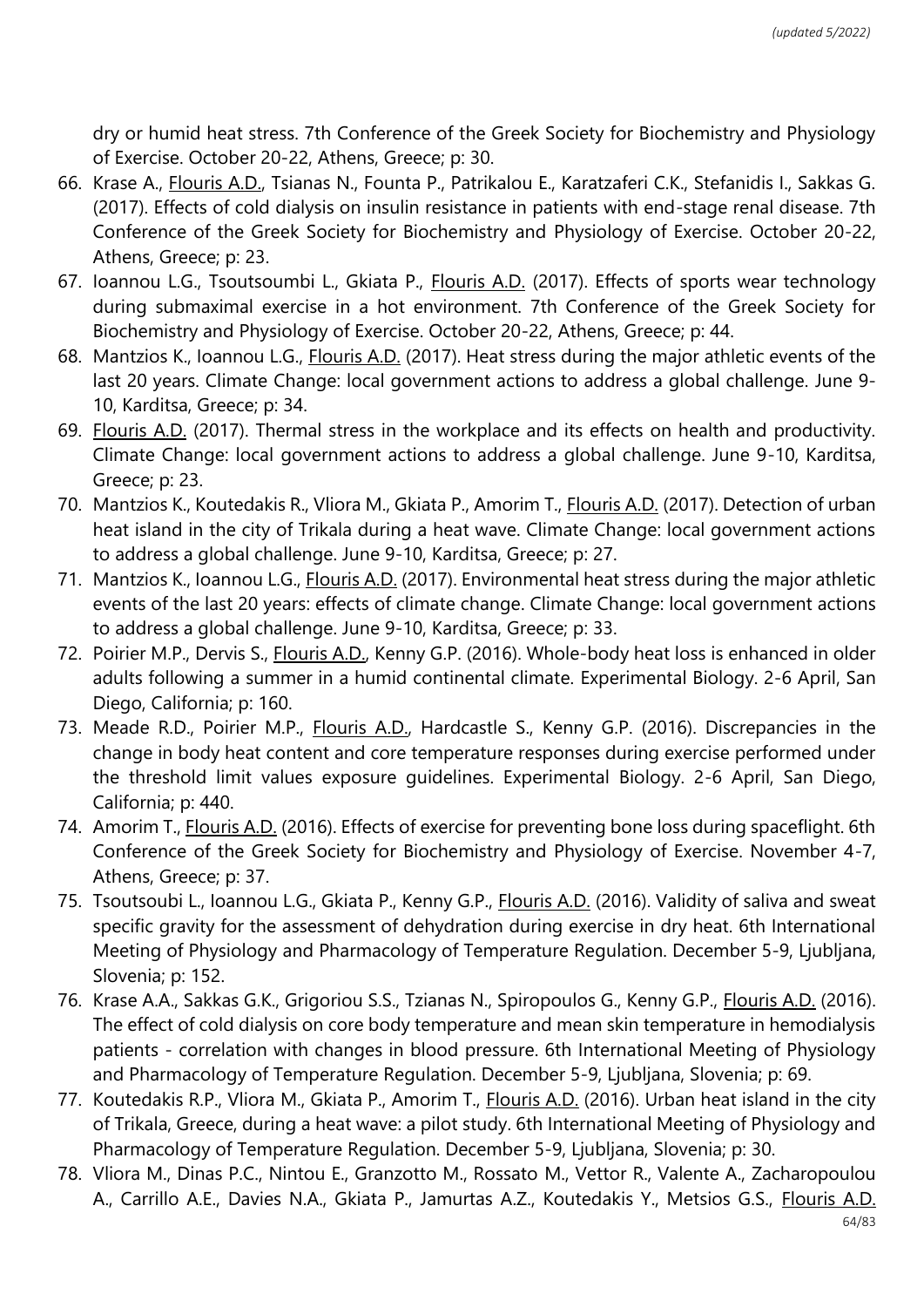dry or humid heat stress. 7th Conference of the Greek Society for Biochemistry and Physiology of Exercise. October 20-22, Athens, Greece; p: 30.

66. Krase A., Flouris A.D., Tsianas N., Founta P., Patrikalou E., Karatzaferi C.K., Stefanidis I., Sakkas G. (2017). Effects of cold dialysis on insulin resistance in patients with end-stage renal disease. 7th Conference of the Greek Society for Biochemistry and Physiology of Exercise. October 20-22, Athens, Greece; p: 23.
67. Ioannou L.G., Tsoutsoumbi L., Gkiata P., Flouris A.D. (2017). Effects of sports wear technology during submaximal exercise in a hot environment. 7th Conference of the Greek Society for Biochemistry and Physiology of Exercise. October 20-22, Athens, Greece; p: 44.
68. Mantzios K., Ioannou L.G., Flouris A.D. (2017). Heat stress during the major athletic events of the last 20 years. Climate Change: local government actions to address a global challenge. June 9-10, Karditsa, Greece; p: 34.
69. Flouris A.D. (2017). Thermal stress in the workplace and its effects on health and productivity. Climate Change: local government actions to address a global challenge. June 9-10, Karditsa, Greece; p: 23.
70. Mantzios K., Koutedakis R., Vliora M., Gkiata P., Amorim T., Flouris A.D. (2017). Detection of urban heat island in the city of Trikala during a heat wave. Climate Change: local government actions to address a global challenge. June 9-10, Karditsa, Greece; p: 27.
71. Mantzios K., Ioannou L.G., Flouris A.D. (2017). Environmental heat stress during the major athletic events of the last 20 years: effects of climate change. Climate Change: local government actions to address a global challenge. June 9-10, Karditsa, Greece; p: 33.
72. Poirier M.P., Dervis S., Flouris A.D., Kenny G.P. (2016). Whole-body heat loss is enhanced in older adults following a summer in a humid continental climate. Experimental Biology. 2-6 April, San Diego, California; p: 160.
73. Meade R.D., Poirier M.P., Flouris A.D., Hardcastle S., Kenny G.P. (2016). Discrepancies in the change in body heat content and core temperature responses during exercise performed under the threshold limit values exposure guidelines. Experimental Biology. 2-6 April, San Diego, California; p: 440.
74. Amorim T., Flouris A.D. (2016). Effects of exercise for preventing bone loss during spaceflight. 6th Conference of the Greek Society for Biochemistry and Physiology of Exercise. November 4-7, Athens, Greece; p: 37.
75. Tsoutsoubi L., Ioannou L.G., Gkiata P., Kenny G.P., Flouris A.D. (2016). Validity of saliva and sweat specific gravity for the assessment of dehydration during exercise in dry heat. 6th International Meeting of Physiology and Pharmacology of Temperature Regulation. December 5-9, Ljubljana, Slovenia; p: 152.
76. Krase A.A., Sakkas G.K., Grigoriou S.S., Tzianas N., Spiropoulos G., Kenny G.P., Flouris A.D. (2016). The effect of cold dialysis on core body temperature and mean skin temperature in hemodialysis patients - correlation with changes in blood pressure. 6th International Meeting of Physiology and Pharmacology of Temperature Regulation. December 5-9, Ljubljana, Slovenia; p: 69.
77. Koutedakis R.P., Vliora M., Gkiata P., Amorim T., Flouris A.D. (2016). Urban heat island in the city of Trikala, Greece, during a heat wave: a pilot study. 6th International Meeting of Physiology and Pharmacology of Temperature Regulation. December 5-9, Ljubljana, Slovenia; p: 30.
78. Vliora M., Dinas P.C., Nintou E., Granzotto M., Rossato M., Vettor R., Valente A., Zacharopoulou A., Carrillo A.E., Davies N.A., Gkiata P., Jamurtas A.Z., Koutedakis Y., Metsios G.S., Flouris A.D.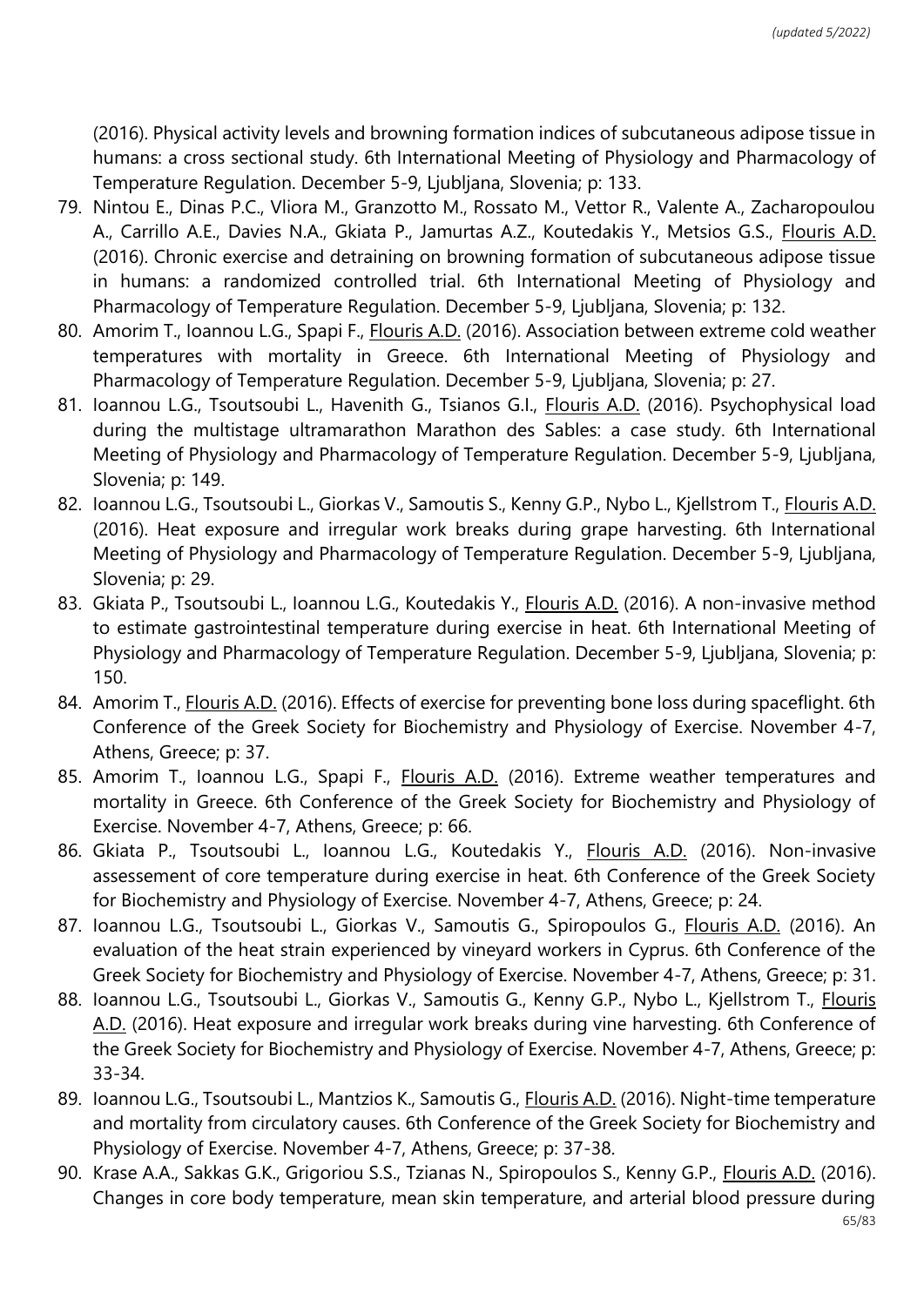(2016). Physical activity levels and browning formation indices of subcutaneous adipose tissue in humans: a cross sectional study. 6th International Meeting of Physiology and Pharmacology of Temperature Regulation. December 5-9, Ljubljana, Slovenia; p: 133.

79. Nintou E., Dinas P.C., Vliora M., Granzotto M., Rossato M., Vettor R., Valente A., Zacharopoulou A., Carrillo A.E., Davies N.A., Gkiata P., Jamurtas A.Z., Koutedakis Y., Metsios G.S., Flouris A.D. (2016). Chronic exercise and detraining on browning formation of subcutaneous adipose tissue in humans: a randomized controlled trial. 6th International Meeting of Physiology and Pharmacology of Temperature Regulation. December 5-9, Ljubljana, Slovenia; p: 132.
80. Amorim T., Ioannou L.G., Spapi F., Flouris A.D. (2016). Association between extreme cold weather temperatures with mortality in Greece. 6th International Meeting of Physiology and Pharmacology of Temperature Regulation. December 5-9, Ljubljana, Slovenia; p: 27.
81. Ioannou L.G., Tsoutsoubi L., Havenith G., Tsianos G.I., Flouris A.D. (2016). Psychophysical load during the multistage ultramarathon Marathon des Sables: a case study. 6th International Meeting of Physiology and Pharmacology of Temperature Regulation. December 5-9, Ljubljana, Slovenia; p: 149.
82. Ioannou L.G., Tsoutsoubi L., Giorkas V., Samoutis S., Kenny G.P., Nybo L., Kjellstrom T., Flouris A.D. (2016). Heat exposure and irregular work breaks during grape harvesting. 6th International Meeting of Physiology and Pharmacology of Temperature Regulation. December 5-9, Ljubljana, Slovenia; p: 29.
83. Gkiata P., Tsoutsoubi L., Ioannou L.G., Koutedakis Y., Flouris A.D. (2016). A non-invasive method to estimate gastrointestinal temperature during exercise in heat. 6th International Meeting of Physiology and Pharmacology of Temperature Regulation. December 5-9, Ljubljana, Slovenia; p: 150.
84. Amorim T., Flouris A.D. (2016). Effects of exercise for preventing bone loss during spaceflight. 6th Conference of the Greek Society for Biochemistry and Physiology of Exercise. November 4-7, Athens, Greece; p: 37.
85. Amorim T., Ioannou L.G., Spapi F., Flouris A.D. (2016). Extreme weather temperatures and mortality in Greece. 6th Conference of the Greek Society for Biochemistry and Physiology of Exercise. November 4-7, Athens, Greece; p: 66.
86. Gkiata P., Tsoutsoubi L., Ioannou L.G., Koutedakis Y., Flouris A.D. (2016). Non-invasive assesement of core temperature during exercise in heat. 6th Conference of the Greek Society for Biochemistry and Physiology of Exercise. November 4-7, Athens, Greece; p: 24.
87. Ioannou L.G., Tsoutsoubi L., Giorkas V., Samoutis G., Spiropoulos G., Flouris A.D. (2016). An evaluation of the heat strain experienced by vineyard workers in Cyprus. 6th Conference of the Greek Society for Biochemistry and Physiology of Exercise. November 4-7, Athens, Greece; p: 31.
88. Ioannou L.G., Tsoutsoubi L., Giorkas V., Samoutis G., Kenny G.P., Nybo L., Kjellstrom T., Flouris A.D. (2016). Heat exposure and irregular work breaks during vine harvesting. 6th Conference of the Greek Society for Biochemistry and Physiology of Exercise. November 4-7, Athens, Greece; p: 33-34.
89. Ioannou L.G., Tsoutsoubi L., Mantzios K., Samoutis G., Flouris A.D. (2016). Night-time temperature and mortality from circulatory causes. 6th Conference of the Greek Society for Biochemistry and Physiology of Exercise. November 4-7, Athens, Greece; p: 37-38.
90. Krase A.A., Sakkas G.K., Grigoriou S.S., Tzianas N., Spiropoulos S., Kenny G.P., Flouris A.D. (2016). Changes in core body temperature, mean skin temperature, and arterial blood pressure during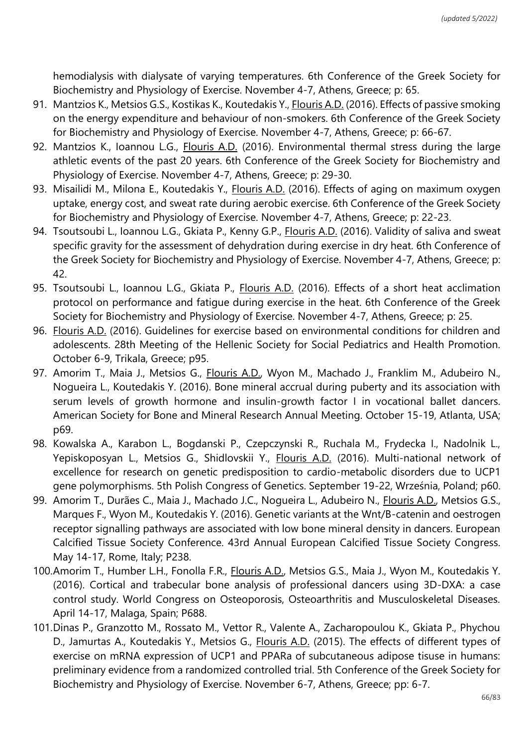hemodialysis with dialysate of varying temperatures. 6th Conference of the Greek Society for Biochemistry and Physiology of Exercise. November 4-7, Athens, Greece; p: 65.

91. Mantzios K., Metsios G.S., Kostikas K., Koutedakis Y., Flouris A.D. (2016). Effects of passive smoking on the energy expenditure and behaviour of non-smokers. 6th Conference of the Greek Society for Biochemistry and Physiology of Exercise. November 4-7, Athens, Greece; p: 66-67.
92. Mantzios K., Ioannou L.G., Flouris A.D. (2016). Environmental thermal stress during the large athletic events of the past 20 years. 6th Conference of the Greek Society for Biochemistry and Physiology of Exercise. November 4-7, Athens, Greece; p: 29-30.
93. Misailidi M., Milona E., Koutedakis Y., Flouris A.D. (2016). Effects of aging on maximum oxygen uptake, energy cost, and sweat rate during aerobic exercise. 6th Conference of the Greek Society for Biochemistry and Physiology of Exercise. November 4-7, Athens, Greece; p: 22-23.
94. Tsoutsoubi L., Ioannou L.G., Gkiata P., Kenny G.P., Flouris A.D. (2016). Validity of saliva and sweat specific gravity for the assessment of dehydration during exercise in dry heat. 6th Conference of the Greek Society for Biochemistry and Physiology of Exercise. November 4-7, Athens, Greece; p: 42.
95. Tsoutsoubi L., Ioannou L.G., Gkiata P., Flouris A.D. (2016). Effects of a short heat acclimation protocol on performance and fatigue during exercise in the heat. 6th Conference of the Greek Society for Biochemistry and Physiology of Exercise. November 4-7, Athens, Greece; p: 25.
96. Flouris A.D. (2016). Guidelines for exercise based on environmental conditions for children and adolescents. 28th Meeting of the Hellenic Society for Social Pediatrics and Health Promotion. October 6-9, Trikala, Greece; p95.
97. Amorim T., Maia J., Metsios G., Flouris A.D., Wyon M., Machado J., Franklim M., Adubeiro N., Nogueira L., Koutedakis Y. (2016). Bone mineral accrual during puberty and its association with serum levels of growth hormone and insulin-growth factor I in vocational ballet dancers. American Society for Bone and Mineral Research Annual Meeting. October 15-19, Atlanta, USA; p69.
98. Kowalska A., Karabon L., Bogdanski P., Czepczynski R., Ruchala M., Frydecka I., Nadolnik L., Yepiskoposyan L., Metsios G., Shidlovskii Y., Flouris A.D. (2016). Multi-national network of excellence for research on genetic predisposition to cardio-metabolic disorders due to UCP1 gene polymorphisms. 5th Polish Congress of Genetics. September 19-22, Września, Poland; p60.
99. Amorim T., Durães C., Maia J., Machado J.C., Nogueira L., Adubeiro N., Flouris A.D., Metsios G.S., Marques F., Wyon M., Koutedakis Y. (2016). Genetic variants at the Wnt/B-catenin and oestrogen receptor signalling pathways are associated with low bone mineral density in dancers. European Calcified Tissue Society Conference. 43rd Annual European Calcified Tissue Society Congress. May 14-17, Rome, Italy; P238.
100. Amorim T., Humber L.H., Fonolla F.R., Flouris A.D., Metsios G.S., Maia J., Wyon M., Koutedakis Y. (2016). Cortical and trabecular bone analysis of professional dancers using 3D-DXA: a case control study. World Congress on Osteoporosis, Osteoarthritis and Musculoskeletal Diseases. April 14-17, Malaga, Spain; P688.
101. Dinas P., Granzotto M., Rossato M., Vettor R., Valente A., Zacharopoulou K., Gkiata P., Phychou D., Jamurtas A., Koutedakis Y., Metsios G., Flouris A.D. (2015). The effects of different types of exercise on mRNA expression of UCP1 and PPARa of subcutaneous adipose tisuse in humans: preliminary evidence from a randomized controlled trial. 5th Conference of the Greek Society for Biochemistry and Physiology of Exercise. November 6-7, Athens, Greece; pp: 6-7.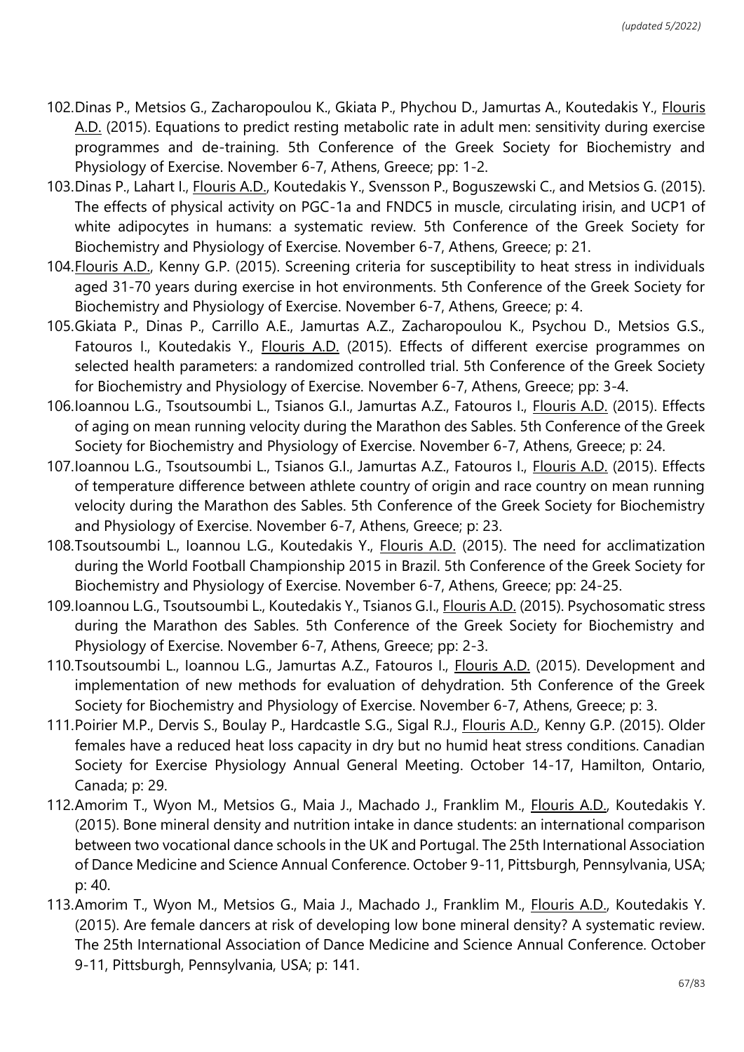102. Dinas P., Metsios G., Zacharopoulou K., Gkiata P., Phychou D., Jamurtas A., Koutedakis Y., Flouris A.D. (2015). Equations to predict resting metabolic rate in adult men: sensitivity during exercise programmes and de-training. 5th Conference of the Greek Society for Biochemistry and Physiology of Exercise. November 6-7, Athens, Greece; pp: 1-2.
103. Dinas P., Lahart I., Flouris A.D., Koutedakis Y., Svensson P., Boguszewski C., and Metsios G. (2015). The effects of physical activity on PGC-1a and FNDC5 in muscle, circulating irisin, and UCP1 of white adipocytes in humans: a systematic review. 5th Conference of the Greek Society for Biochemistry and Physiology of Exercise. November 6-7, Athens, Greece; p: 21.
104. Flouris A.D., Kenny G.P. (2015). Screening criteria for susceptibility to heat stress in individuals aged 31-70 years during exercise in hot environments. 5th Conference of the Greek Society for Biochemistry and Physiology of Exercise. November 6-7, Athens, Greece; p: 4.
105. Gkiata P., Dinas P., Carrillo A.E., Jamurtas A.Z., Zacharopoulou K., Psychou D., Metsios G.S., Fatouros I., Koutedakis Y., Flouris A.D. (2015). Effects of different exercise programmes on selected health parameters: a randomized controlled trial. 5th Conference of the Greek Society for Biochemistry and Physiology of Exercise. November 6-7, Athens, Greece; pp: 3-4.
106. Ioannou L.G., Tsoutsoumbi L., Tsianos G.I., Jamurtas A.Z., Fatouros I., Flouris A.D. (2015). Effects of aging on mean running velocity during the Marathon des Sables. 5th Conference of the Greek Society for Biochemistry and Physiology of Exercise. November 6-7, Athens, Greece; p: 24.
107. Ioannou L.G., Tsoutsoumbi L., Tsianos G.I., Jamurtas A.Z., Fatouros I., Flouris A.D. (2015). Effects of temperature difference between athlete country of origin and race country on mean running velocity during the Marathon des Sables. 5th Conference of the Greek Society for Biochemistry and Physiology of Exercise. November 6-7, Athens, Greece; p: 23.
108. Tsoutsoumbi L., Ioannou L.G., Koutedakis Y., Flouris A.D. (2015). The need for acclimatization during the World Football Championship 2015 in Brazil. 5th Conference of the Greek Society for Biochemistry and Physiology of Exercise. November 6-7, Athens, Greece; pp: 24-25.
109. Ioannou L.G., Tsoutsoumbi L., Koutedakis Y., Tsianos G.I., Flouris A.D. (2015). Psychosomatic stress during the Marathon des Sables. 5th Conference of the Greek Society for Biochemistry and Physiology of Exercise. November 6-7, Athens, Greece; pp: 2-3.
110. Tsoutsoumbi L., Ioannou L.G., Jamurtas A.Z., Fatouros I., Flouris A.D. (2015). Development and implementation of new methods for evaluation of dehydration. 5th Conference of the Greek Society for Biochemistry and Physiology of Exercise. November 6-7, Athens, Greece; p: 3.
111. Poirier M.P., Dervis S., Boulay P., Hardcastle S.G., Sigal R.J., Flouris A.D., Kenny G.P. (2015). Older females have a reduced heat loss capacity in dry but no humid heat stress conditions. Canadian Society for Exercise Physiology Annual General Meeting. October 14-17, Hamilton, Ontario, Canada; p: 29.
112. Amorim T., Wyon M., Metsios G., Maia J., Machado J., Franklim M., Flouris A.D., Koutedakis Y. (2015). Bone mineral density and nutrition intake in dance students: an international comparison between two vocational dance schools in the UK and Portugal. The 25th International Association of Dance Medicine and Science Annual Conference. October 9-11, Pittsburgh, Pennsylvania, USA; p: 40.
113. Amorim T., Wyon M., Metsios G., Maia J., Machado J., Franklim M., Flouris A.D., Koutedakis Y. (2015). Are female dancers at risk of developing low bone mineral density? A systematic review. The 25th International Association of Dance Medicine and Science Annual Conference. October 9-11, Pittsburgh, Pennsylvania, USA; p: 141.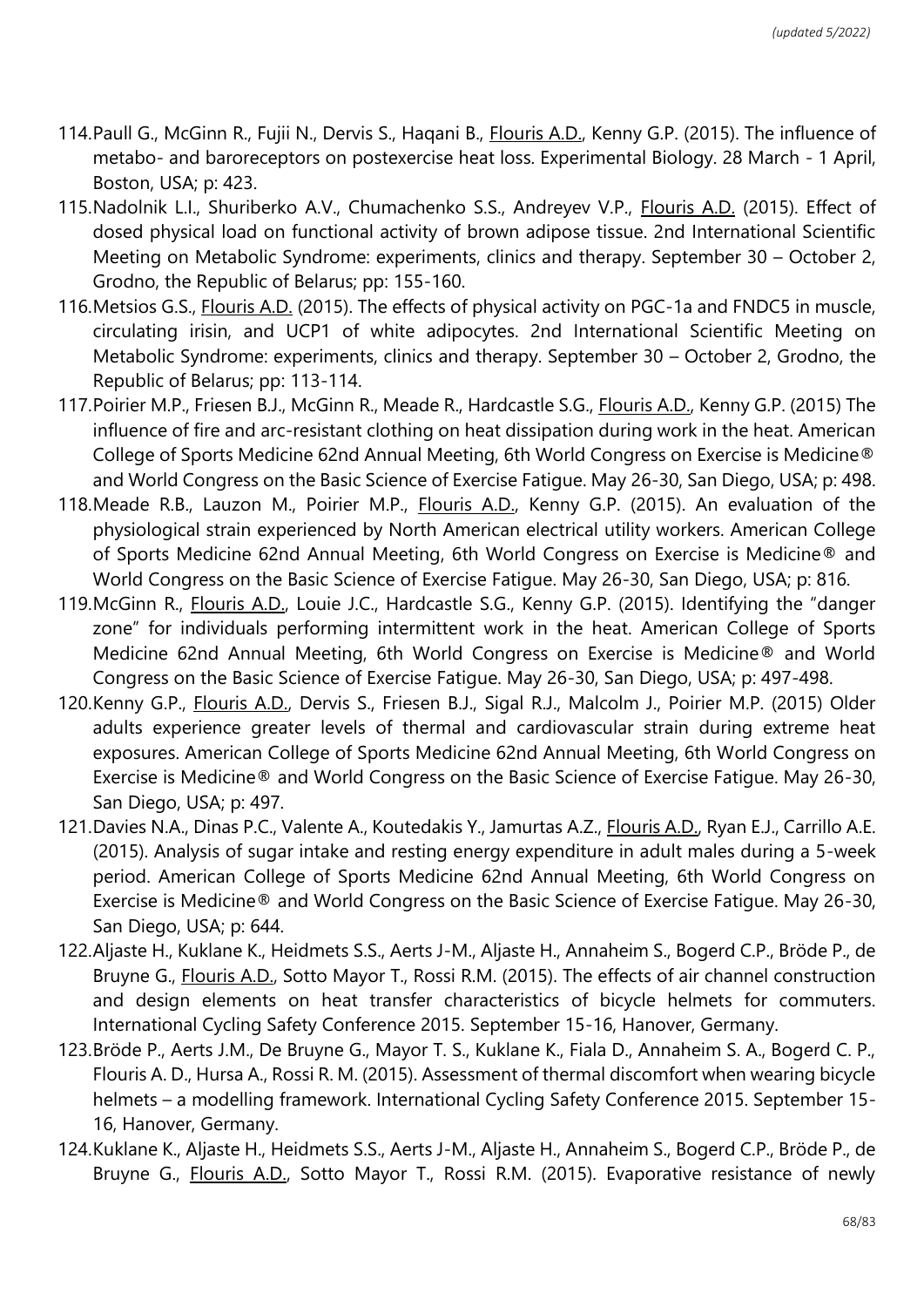114. Paull G., McGinn R., Fujii N., Dervis S., Haqani B., Flouris A.D., Kenny G.P. (2015). The influence of metabo- and baroreceptors on postexercise heat loss. Experimental Biology. 28 March - 1 April, Boston, USA; p: 423.
115. Nadolnik L.I., Shuriberko A.V., Chumachenko S.S., Andreyev V.P., Flouris A.D. (2015). Effect of dosed physical load on functional activity of brown adipose tissue. 2nd International Scientific Meeting on Metabolic Syndrome: experiments, clinics and therapy. September 30 – October 2, Grodno, the Republic of Belarus; pp: 155-160.
116. Metsios G.S., Flouris A.D. (2015). The effects of physical activity on PGC-1a and FNDC5 in muscle, circulating irisin, and UCP1 of white adipocytes. 2nd International Scientific Meeting on Metabolic Syndrome: experiments, clinics and therapy. September 30 – October 2, Grodno, the Republic of Belarus; pp: 113-114.
117. Poirier M.P., Friesen B.J., McGinn R., Meade R., Hardcastle S.G., Flouris A.D., Kenny G.P. (2015) The influence of fire and arc-resistant clothing on heat dissipation during work in the heat. American College of Sports Medicine 62nd Annual Meeting, 6th World Congress on Exercise is Medicine® and World Congress on the Basic Science of Exercise Fatigue. May 26-30, San Diego, USA; p: 498.
118. Meade R.B., Lauzon M., Poirier M.P., Flouris A.D., Kenny G.P. (2015). An evaluation of the physiological strain experienced by North American electrical utility workers. American College of Sports Medicine 62nd Annual Meeting, 6th World Congress on Exercise is Medicine® and World Congress on the Basic Science of Exercise Fatigue. May 26-30, San Diego, USA; p: 816.
119. McGinn R., Flouris A.D., Louie J.C., Hardcastle S.G., Kenny G.P. (2015). Identifying the "danger zone" for individuals performing intermittent work in the heat. American College of Sports Medicine 62nd Annual Meeting, 6th World Congress on Exercise is Medicine® and World Congress on the Basic Science of Exercise Fatigue. May 26-30, San Diego, USA; p: 497-498.
120. Kenny G.P., Flouris A.D., Dervis S., Friesen B.J., Sigal R.J., Malcolm J., Poirier M.P. (2015) Older adults experience greater levels of thermal and cardiovascular strain during extreme heat exposures. American College of Sports Medicine 62nd Annual Meeting, 6th World Congress on Exercise is Medicine® and World Congress on the Basic Science of Exercise Fatigue. May 26-30, San Diego, USA; p: 497.
121. Davies N.A., Dinas P.C., Valente A., Koutedakis Y., Jamurtas A.Z., Flouris A.D., Ryan E.J., Carrillo A.E. (2015). Analysis of sugar intake and resting energy expenditure in adult males during a 5-week period. American College of Sports Medicine 62nd Annual Meeting, 6th World Congress on Exercise is Medicine® and World Congress on the Basic Science of Exercise Fatigue. May 26-30, San Diego, USA; p: 644.
122. Aljaste H., Kuklane K., Heidmets S.S., Aerts J-M., Aljaste H., Annaheim S., Bogerd C.P., Bröde P., de Bruyne G., Flouris A.D., Sotto Mayor T., Rossi R.M. (2015). The effects of air channel construction and design elements on heat transfer characteristics of bicycle helmets for commuters. International Cycling Safety Conference 2015. September 15-16, Hanover, Germany.
123. Bröde P., Aerts J.M., De Bruyne G., Mayor T. S., Kuklane K., Fiala D., Annaheim S. A., Bogerd C. P., Flouris A. D., Hursa A., Rossi R. M. (2015). Assessment of thermal discomfort when wearing bicycle helmets – a modelling framework. International Cycling Safety Conference 2015. September 15-16, Hanover, Germany.
124. Kuklane K., Aljaste H., Heidmets S.S., Aerts J-M., Aljaste H., Annaheim S., Bogerd C.P., Bröde P., de Bruyne G., Flouris A.D., Sotto Mayor T., Rossi R.M. (2015). Evaporative resistance of newly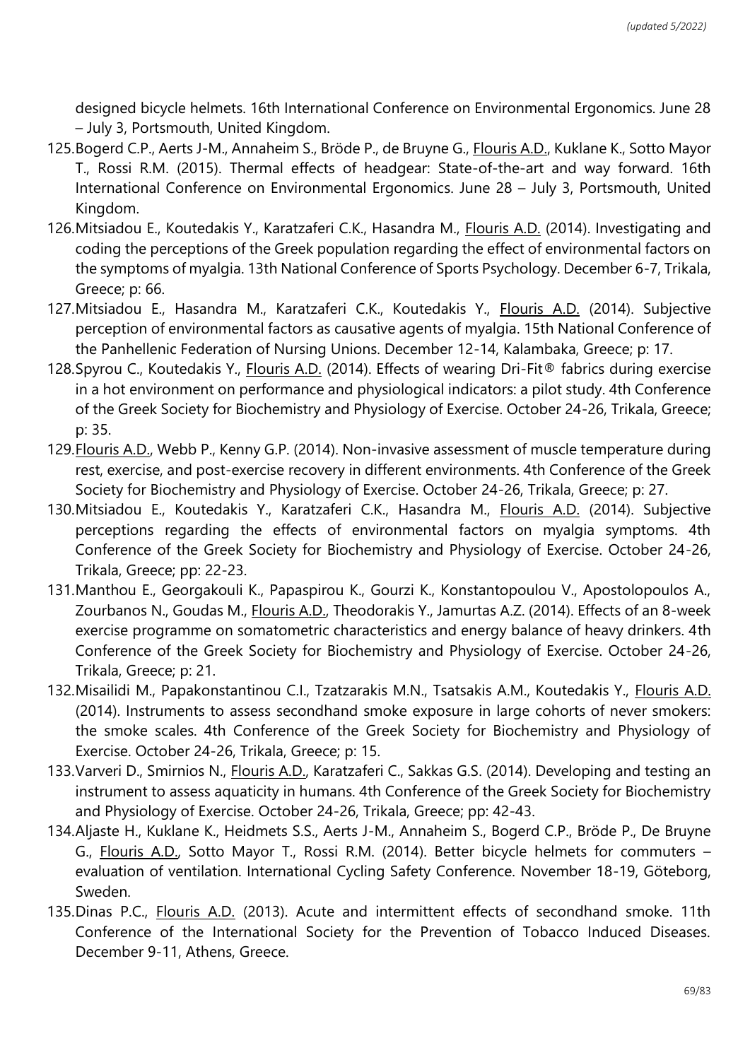designed bicycle helmets. 16th International Conference on Environmental Ergonomics. June 28 – July 3, Portsmouth, United Kingdom.

125. Bogerd C.P., Aerts J-M., Annaheim S., Bröde P., de Bruyne G., Flouris A.D., Kuklane K., Sotto Mayor T., Rossi R.M. (2015). Thermal effects of headgear: State-of-the-art and way forward. 16th International Conference on Environmental Ergonomics. June 28 – July 3, Portsmouth, United Kingdom.
126. Mitsiadou E., Koutedakis Y., Karatzaferi C.K., Hasandra M., Flouris A.D. (2014). Investigating and coding the perceptions of the Greek population regarding the effect of environmental factors on the symptoms of myalgia. 13th National Conference of Sports Psychology. December 6-7, Trikala, Greece; p: 66.
127. Mitsiadou E., Hasandra M., Karatzaferi C.K., Koutedakis Y., Flouris A.D. (2014). Subjective perception of environmental factors as causative agents of myalgia. 15th National Conference of the Panhellenic Federation of Nursing Unions. December 12-14, Kalambaka, Greece; p: 17.
128. Spyrou C., Koutedakis Y., Flouris A.D. (2014). Effects of wearing Dri-Fit® fabrics during exercise in a hot environment on performance and physiological indicators: a pilot study. 4th Conference of the Greek Society for Biochemistry and Physiology of Exercise. October 24-26, Trikala, Greece; p: 35.
129. Flouris A.D., Webb P., Kenny G.P. (2014). Non-invasive assessment of muscle temperature during rest, exercise, and post-exercise recovery in different environments. 4th Conference of the Greek Society for Biochemistry and Physiology of Exercise. October 24-26, Trikala, Greece; p: 27.
130. Mitsiadou E., Koutedakis Y., Karatzaferi C.K., Hasandra M., Flouris A.D. (2014). Subjective perceptions regarding the effects of environmental factors on myalgia symptoms. 4th Conference of the Greek Society for Biochemistry and Physiology of Exercise. October 24-26, Trikala, Greece; pp: 22-23.
131. Manthou E., Georgakouli K., Papaspirou K., Gourzi K., Konstantopoulou V., Apostolopoulos A., Zourbanos N., Goudas M., Flouris A.D., Theodorakis Y., Jamurtas A.Z. (2014). Effects of an 8-week exercise programme on somatometric characteristics and energy balance of heavy drinkers. 4th Conference of the Greek Society for Biochemistry and Physiology of Exercise. October 24-26, Trikala, Greece; p: 21.
132. Misailidi M., Papakonstantinou C.I., Tzatzarakis M.N., Tsatsakis A.M., Koutedakis Y., Flouris A.D. (2014). Instruments to assess secondhand smoke exposure in large cohorts of never smokers: the smoke scales. 4th Conference of the Greek Society for Biochemistry and Physiology of Exercise. October 24-26, Trikala, Greece; p: 15.
133. Varveri D., Smirnios N., Flouris A.D., Karatzaferi C., Sakkas G.S. (2014). Developing and testing an instrument to assess aquaticity in humans. 4th Conference of the Greek Society for Biochemistry and Physiology of Exercise. October 24-26, Trikala, Greece; pp: 42-43.
134. Aljaste H., Kuklane K., Heidmets S.S., Aerts J-M., Annaheim S., Bogerd C.P., Bröde P., De Bruyne G., Flouris A.D., Sotto Mayor T., Rossi R.M. (2014). Better bicycle helmets for commuters – evaluation of ventilation. International Cycling Safety Conference. November 18-19, Göteborg, Sweden.
135. Dinas P.C., Flouris A.D. (2013). Acute and intermittent effects of secondhand smoke. 11th Conference of the International Society for the Prevention of Tobacco Induced Diseases. December 9-11, Athens, Greece.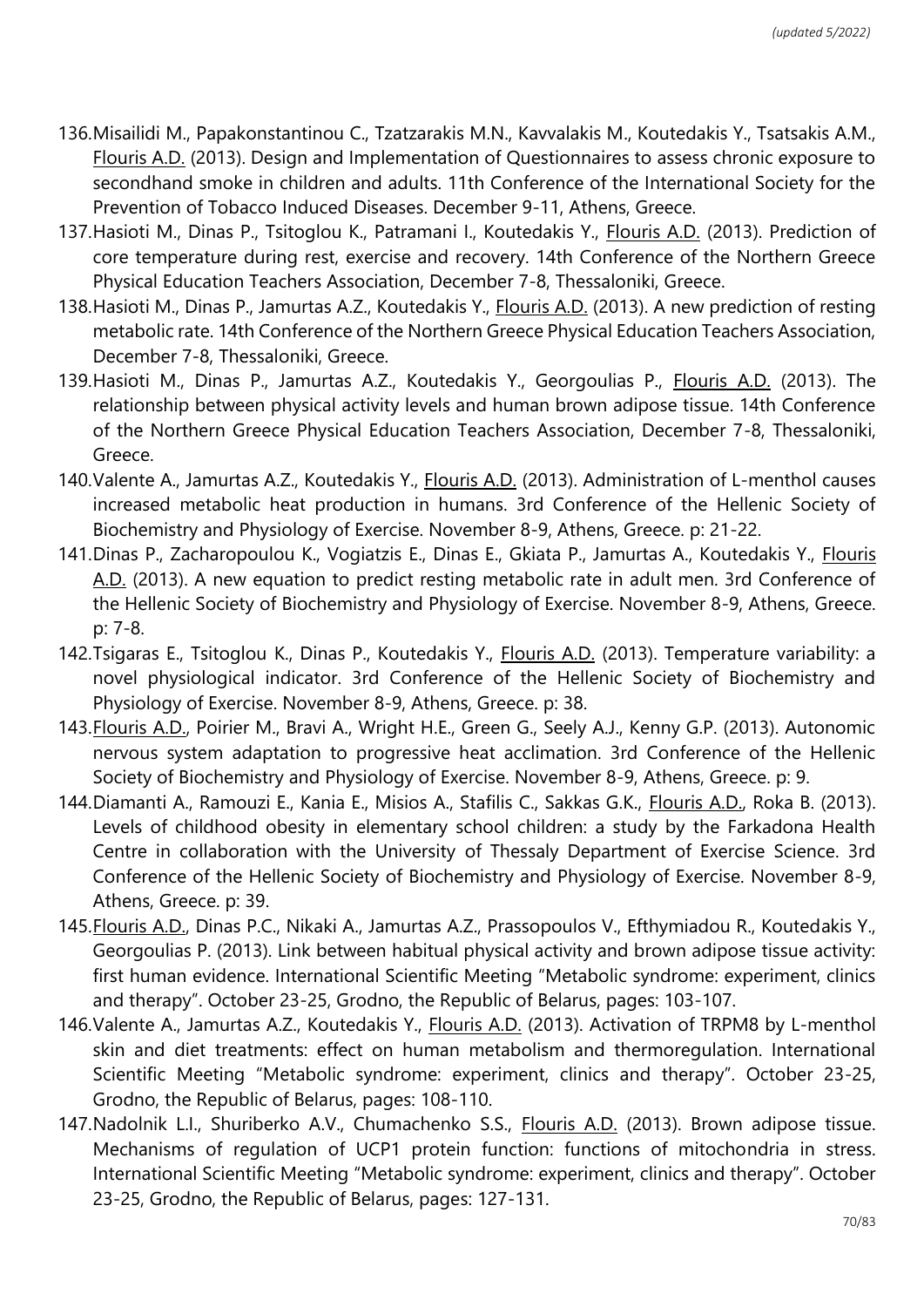136. Misailidi M., Papakonstantinou C., Tzatzarakis M.N., Kavvalakis M., Koutedakis Y., Tsatsakis A.M., Flouris A.D. (2013). Design and Implementation of Questionnaires to assess chronic exposure to secondhand smoke in children and adults. 11th Conference of the International Society for the Prevention of Tobacco Induced Diseases. December 9-11, Athens, Greece.
137. Hasioti M., Dinas P., Tsitoglou K., Patramani I., Koutedakis Y., Flouris A.D. (2013). Prediction of core temperature during rest, exercise and recovery. 14th Conference of the Northern Greece Physical Education Teachers Association, December 7-8, Thessaloniki, Greece.
138. Hasioti M., Dinas P., Jamurtas A.Z., Koutedakis Y., Flouris A.D. (2013). A new prediction of resting metabolic rate. 14th Conference of the Northern Greece Physical Education Teachers Association, December 7-8, Thessaloniki, Greece.
139. Hasioti M., Dinas P., Jamurtas A.Z., Koutedakis Y., Georgoulias P., Flouris A.D. (2013). The relationship between physical activity levels and human brown adipose tissue. 14th Conference of the Northern Greece Physical Education Teachers Association, December 7-8, Thessaloniki, Greece.
140. Valente A., Jamurtas A.Z., Koutedakis Y., Flouris A.D. (2013). Administration of L-menthol causes increased metabolic heat production in humans. 3rd Conference of the Hellenic Society of Biochemistry and Physiology of Exercise. November 8-9, Athens, Greece. p: 21-22.
141. Dinas P., Zacharopoulou K., Vogiatzis E., Dinas E., Gkiata P., Jamurtas A., Koutedakis Y., Flouris A.D. (2013). A new equation to predict resting metabolic rate in adult men. 3rd Conference of the Hellenic Society of Biochemistry and Physiology of Exercise. November 8-9, Athens, Greece. p: 7-8.
142. Tsigaras E., Tsitoglou K., Dinas P., Koutedakis Y., Flouris A.D. (2013). Temperature variability: a novel physiological indicator. 3rd Conference of the Hellenic Society of Biochemistry and Physiology of Exercise. November 8-9, Athens, Greece. p: 38.
143. Flouris A.D., Poirier M., Bravi A., Wright H.E., Green G., Seely A.J., Kenny G.P. (2013). Autonomic nervous system adaptation to progressive heat acclimation. 3rd Conference of the Hellenic Society of Biochemistry and Physiology of Exercise. November 8-9, Athens, Greece. p: 9.
144. Diamanti A., Ramouzi E., Kania E., Misios A., Stafilis C., Sakkas G.K., Flouris A.D., Roka B. (2013). Levels of childhood obesity in elementary school children: a study by the Farkadona Health Centre in collaboration with the University of Thessaly Department of Exercise Science. 3rd Conference of the Hellenic Society of Biochemistry and Physiology of Exercise. November 8-9, Athens, Greece. p: 39.
145. Flouris A.D., Dinas P.C., Nikaki A., Jamurtas A.Z., Prassopoulos V., Efthymiadou R., Koutedakis Y., Georgoulias P. (2013). Link between habitual physical activity and brown adipose tissue activity: first human evidence. International Scientific Meeting "Metabolic syndrome: experiment, clinics and therapy". October 23-25, Grodno, the Republic of Belarus, pages: 103-107.
146. Valente A., Jamurtas A.Z., Koutedakis Y., Flouris A.D. (2013). Activation of TRPM8 by L-menthol skin and diet treatments: effect on human metabolism and thermoregulation. International Scientific Meeting "Metabolic syndrome: experiment, clinics and therapy". October 23-25, Grodno, the Republic of Belarus, pages: 108-110.
147. Nadolnik L.I., Shuriberko A.V., Chumachenko S.S., Flouris A.D. (2013). Brown adipose tissue. Mechanisms of regulation of UCP1 protein function: functions of mitochondria in stress. International Scientific Meeting "Metabolic syndrome: experiment, clinics and therapy". October 23-25, Grodno, the Republic of Belarus, pages: 127-131.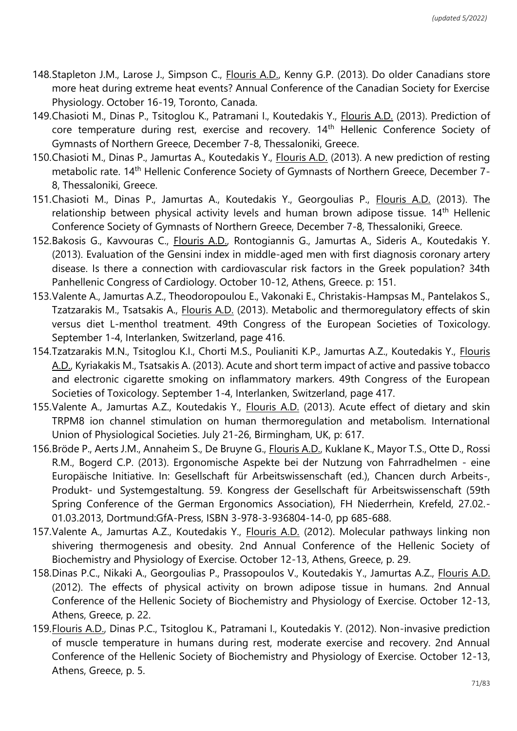148. Stapleton J.M., Larose J., Simpson C., Flouris A.D., Kenny G.P. (2013). Do older Canadians store more heat during extreme heat events? Annual Conference of the Canadian Society for Exercise Physiology. October 16-19, Toronto, Canada.
149. Chasioti M., Dinas P., Tsitoglou K., Patramani I., Koutedakis Y., Flouris A.D. (2013). Prediction of core temperature during rest, exercise and recovery. 14th Hellenic Conference Society of Gymnasts of Northern Greece, December 7-8, Thessaloniki, Greece.
150. Chasioti M., Dinas P., Jamurtas A., Koutedakis Y., Flouris A.D. (2013). A new prediction of resting metabolic rate. 14th Hellenic Conference Society of Gymnasts of Northern Greece, December 7-8, Thessaloniki, Greece.
151. Chasioti M., Dinas P., Jamurtas A., Koutedakis Y., Georgoulias P., Flouris A.D. (2013). The relationship between physical activity levels and human brown adipose tissue. 14th Hellenic Conference Society of Gymnasts of Northern Greece, December 7-8, Thessaloniki, Greece.
152. Bakosis G., Kavvouras C., Flouris A.D., Rontogiannis G., Jamurtas A., Sideris A., Koutedakis Y. (2013). Evaluation of the Gensini index in middle-aged men with first diagnosis coronary artery disease. Is there a connection with cardiovascular risk factors in the Greek population? 34th Panhellenic Congress of Cardiology. October 10-12, Athens, Greece. p: 151.
153. Valente A., Jamurtas A.Z., Theodoropoulou E., Vakonaki E., Christakis-Hampsas M., Pantelakos S., Tzatzarakis M., Tsatsakis A., Flouris A.D. (2013). Metabolic and thermoregulatory effects of skin versus diet L-menthol treatment. 49th Congress of the European Societies of Toxicology. September 1-4, Interlanken, Switzerland, page 416.
154. Tzatzarakis M.N., Tsitoglou K.I., Chorti M.S., Poulianiti K.P., Jamurtas A.Z., Koutedakis Y., Flouris A.D., Kyriakakis M., Tsatsakis A. (2013). Acute and short term impact of active and passive tobacco and electronic cigarette smoking on inflammatory markers. 49th Congress of the European Societies of Toxicology. September 1-4, Interlanken, Switzerland, page 417.
155. Valente A., Jamurtas A.Z., Koutedakis Y., Flouris A.D. (2013). Acute effect of dietary and skin TRPM8 ion channel stimulation on human thermoregulation and metabolism. International Union of Physiological Societies. July 21-26, Birmingham, UK, p: 617.
156. Bröde P., Aerts J.M., Annaheim S., De Bruyne G., Flouris A.D., Kuklane K., Mayor T.S., Otte D., Rossi R.M., Bogerd C.P. (2013). Ergonomische Aspekte bei der Nutzung von Fahrradhelmen - eine Europäische Initiative. In: Gesellschaft für Arbeitswissenschaft (ed.), Chancen durch Arbeits-, Produkt- und Systemgestaltung. 59. Kongress der Gesellschaft für Arbeitswissenschaft (59th Spring Conference of the German Ergonomics Association), FH Niederrhein, Krefeld, 27.02.-01.03.2013, Dortmund:GfA-Press, ISBN 3-978-3-936804-14-0, pp 685-688.
157. Valente A., Jamurtas A.Z., Koutedakis Y., Flouris A.D. (2012). Molecular pathways linking non shivering thermogenesis and obesity. 2nd Annual Conference of the Hellenic Society of Biochemistry and Physiology of Exercise. October 12-13, Athens, Greece, p. 29.
158. Dinas P.C., Nikaki A., Georgoulias P., Prassopoulos V., Koutedakis Y., Jamurtas A.Z., Flouris A.D. (2012). The effects of physical activity on brown adipose tissue in humans. 2nd Annual Conference of the Hellenic Society of Biochemistry and Physiology of Exercise. October 12-13, Athens, Greece, p. 22.
159. Flouris A.D., Dinas P.C., Tsitoglou K., Patramani I., Koutedakis Y. (2012). Non-invasive prediction of muscle temperature in humans during rest, moderate exercise and recovery. 2nd Annual Conference of the Hellenic Society of Biochemistry and Physiology of Exercise. October 12-13, Athens, Greece, p. 5.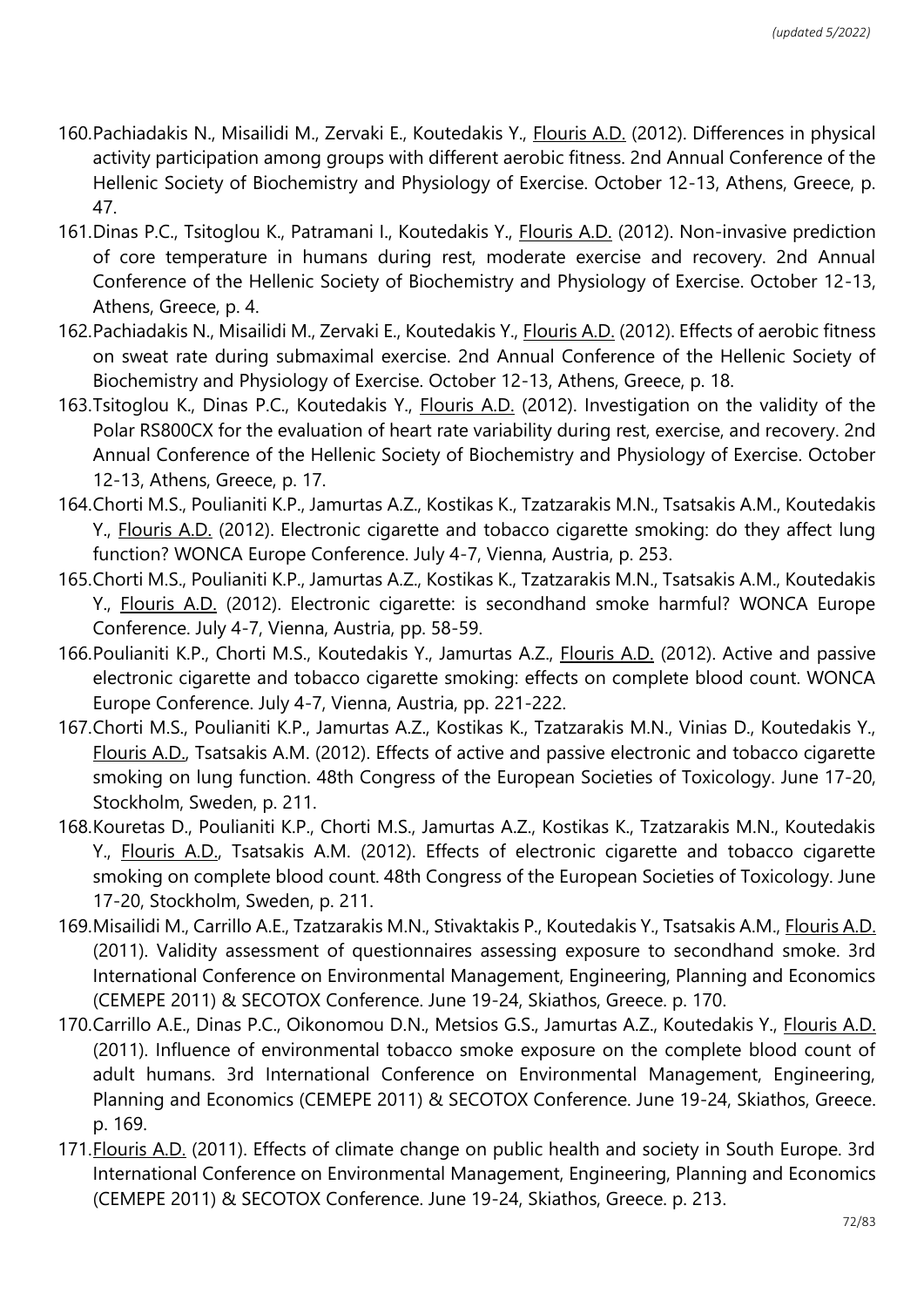160. Pachiadakis N., Misailidi M., Zervaki E., Koutedakis Y., Flouris A.D. (2012). Differences in physical activity participation among groups with different aerobic fitness. 2nd Annual Conference of the Hellenic Society of Biochemistry and Physiology of Exercise. October 12-13, Athens, Greece, p. 47.
161. Dinas P.C., Tsitoglou K., Patramani I., Koutedakis Y., Flouris A.D. (2012). Non-invasive prediction of core temperature in humans during rest, moderate exercise and recovery. 2nd Annual Conference of the Hellenic Society of Biochemistry and Physiology of Exercise. October 12-13, Athens, Greece, p. 4.
162. Pachiadakis N., Misailidi M., Zervaki E., Koutedakis Y., Flouris A.D. (2012). Effects of aerobic fitness on sweat rate during submaximal exercise. 2nd Annual Conference of the Hellenic Society of Biochemistry and Physiology of Exercise. October 12-13, Athens, Greece, p. 18.
163. Tsitoglou K., Dinas P.C., Koutedakis Y., Flouris A.D. (2012). Investigation on the validity of the Polar RS800CX for the evaluation of heart rate variability during rest, exercise, and recovery. 2nd Annual Conference of the Hellenic Society of Biochemistry and Physiology of Exercise. October 12-13, Athens, Greece, p. 17.
164. Chorti M.S., Poulianiti K.P., Jamurtas A.Z., Kostikas K., Tzatzarakis M.N., Tsatsakis A.M., Koutedakis Y., Flouris A.D. (2012). Electronic cigarette and tobacco cigarette smoking: do they affect lung function? WONCA Europe Conference. July 4-7, Vienna, Austria, p. 253.
165. Chorti M.S., Poulianiti K.P., Jamurtas A.Z., Kostikas K., Tzatzarakis M.N., Tsatsakis A.M., Koutedakis Y., Flouris A.D. (2012). Electronic cigarette: is secondhand smoke harmful? WONCA Europe Conference. July 4-7, Vienna, Austria, pp. 58-59.
166. Poulianiti K.P., Chorti M.S., Koutedakis Y., Jamurtas A.Z., Flouris A.D. (2012). Active and passive electronic cigarette and tobacco cigarette smoking: effects on complete blood count. WONCA Europe Conference. July 4-7, Vienna, Austria, pp. 221-222.
167. Chorti M.S., Poulianiti K.P., Jamurtas A.Z., Kostikas K., Tzatzarakis M.N., Vinias D., Koutedakis Y., Flouris A.D., Tsatsakis A.M. (2012). Effects of active and passive electronic and tobacco cigarette smoking on lung function. 48th Congress of the European Societies of Toxicology. June 17-20, Stockholm, Sweden, p. 211.
168. Kouretas D., Poulianiti K.P., Chorti M.S., Jamurtas A.Z., Kostikas K., Tzatzarakis M.N., Koutedakis Y., Flouris A.D., Tsatsakis A.M. (2012). Effects of electronic cigarette and tobacco cigarette smoking on complete blood count. 48th Congress of the European Societies of Toxicology. June 17-20, Stockholm, Sweden, p. 211.
169. Misailidi M., Carrillo A.E., Tzatzarakis M.N., Stivaktakis P., Koutedakis Y., Tsatsakis A.M., Flouris A.D. (2011). Validity assessment of questionnaires assessing exposure to secondhand smoke. 3rd International Conference on Environmental Management, Engineering, Planning and Economics (CEMEPE 2011) & SECOTOX Conference. June 19-24, Skiathos, Greece. p. 170.
170. Carrillo A.E., Dinas P.C., Oikonomou D.N., Metsios G.S., Jamurtas A.Z., Koutedakis Y., Flouris A.D. (2011). Influence of environmental tobacco smoke exposure on the complete blood count of adult humans. 3rd International Conference on Environmental Management, Engineering, Planning and Economics (CEMEPE 2011) & SECOTOX Conference. June 19-24, Skiathos, Greece. p. 169.
171. Flouris A.D. (2011). Effects of climate change on public health and society in South Europe. 3rd International Conference on Environmental Management, Engineering, Planning and Economics (CEMEPE 2011) & SECOTOX Conference. June 19-24, Skiathos, Greece. p. 213.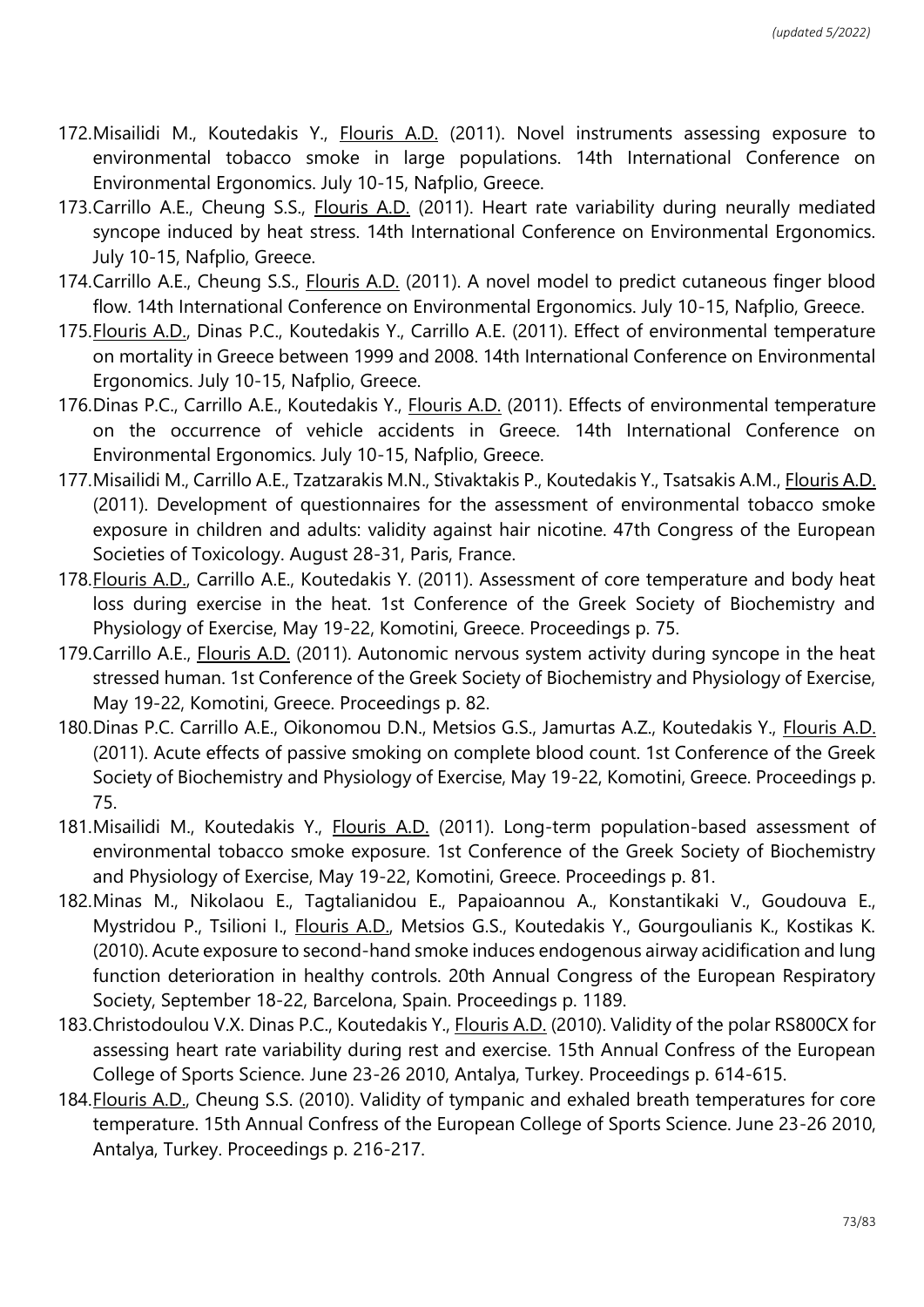172. Misailidi M., Koutedakis Y., Flouris A.D. (2011). Novel instruments assessing exposure to environmental tobacco smoke in large populations. 14th International Conference on Environmental Ergonomics. July 10-15, Nafplio, Greece.
173. Carrillo A.E., Cheung S.S., Flouris A.D. (2011). Heart rate variability during neurally mediated syncope induced by heat stress. 14th International Conference on Environmental Ergonomics. July 10-15, Nafplio, Greece.
174. Carrillo A.E., Cheung S.S., Flouris A.D. (2011). A novel model to predict cutaneous finger blood flow. 14th International Conference on Environmental Ergonomics. July 10-15, Nafplio, Greece.
175. Flouris A.D., Dinas P.C., Koutedakis Y., Carrillo A.E. (2011). Effect of environmental temperature on mortality in Greece between 1999 and 2008. 14th International Conference on Environmental Ergonomics. July 10-15, Nafplio, Greece.
176. Dinas P.C., Carrillo A.E., Koutedakis Y., Flouris A.D. (2011). Effects of environmental temperature on the occurrence of vehicle accidents in Greece. 14th International Conference on Environmental Ergonomics. July 10-15, Nafplio, Greece.
177. Misailidi M., Carrillo A.E., Tzatzarakis M.N., Stivaktakis P., Koutedakis Y., Tsatsakis A.M., Flouris A.D. (2011). Development of questionnaires for the assessment of environmental tobacco smoke exposure in children and adults: validity against hair nicotine. 47th Congress of the European Societies of Toxicology. August 28-31, Paris, France.
178. Flouris A.D., Carrillo A.E., Koutedakis Y. (2011). Assessment of core temperature and body heat loss during exercise in the heat. 1st Conference of the Greek Society of Biochemistry and Physiology of Exercise, May 19-22, Komotini, Greece. Proceedings p. 75.
179. Carrillo A.E., Flouris A.D. (2011). Autonomic nervous system activity during syncope in the heat stressed human. 1st Conference of the Greek Society of Biochemistry and Physiology of Exercise, May 19-22, Komotini, Greece. Proceedings p. 82.
180. Dinas P.C. Carrillo A.E., Oikonomou D.N., Metsios G.S., Jamurtas A.Z., Koutedakis Y., Flouris A.D. (2011). Acute effects of passive smoking on complete blood count. 1st Conference of the Greek Society of Biochemistry and Physiology of Exercise, May 19-22, Komotini, Greece. Proceedings p. 75.
181. Misailidi M., Koutedakis Y., Flouris A.D. (2011). Long-term population-based assessment of environmental tobacco smoke exposure. 1st Conference of the Greek Society of Biochemistry and Physiology of Exercise, May 19-22, Komotini, Greece. Proceedings p. 81.
182. Minas M., Nikolaou E., Tagtalianidou E., Papaioannou A., Konstantikaki V., Goudouva E., Mystridou P., Tsilioni I., Flouris A.D., Metsios G.S., Koutedakis Y., Gourgoulianis K., Kostikas K. (2010). Acute exposure to second-hand smoke induces endogenous airway acidification and lung function deterioration in healthy controls. 20th Annual Congress of the European Respiratory Society, September 18-22, Barcelona, Spain. Proceedings p. 1189.
183. Christodoulou V.X. Dinas P.C., Koutedakis Y., Flouris A.D. (2010). Validity of the polar RS800CX for assessing heart rate variability during rest and exercise. 15th Annual Confress of the European College of Sports Science. June 23-26 2010, Antalya, Turkey. Proceedings p. 614-615.
184. Flouris A.D., Cheung S.S. (2010). Validity of tympanic and exhaled breath temperatures for core temperature. 15th Annual Confress of the European College of Sports Science. June 23-26 2010, Antalya, Turkey. Proceedings p. 216-217.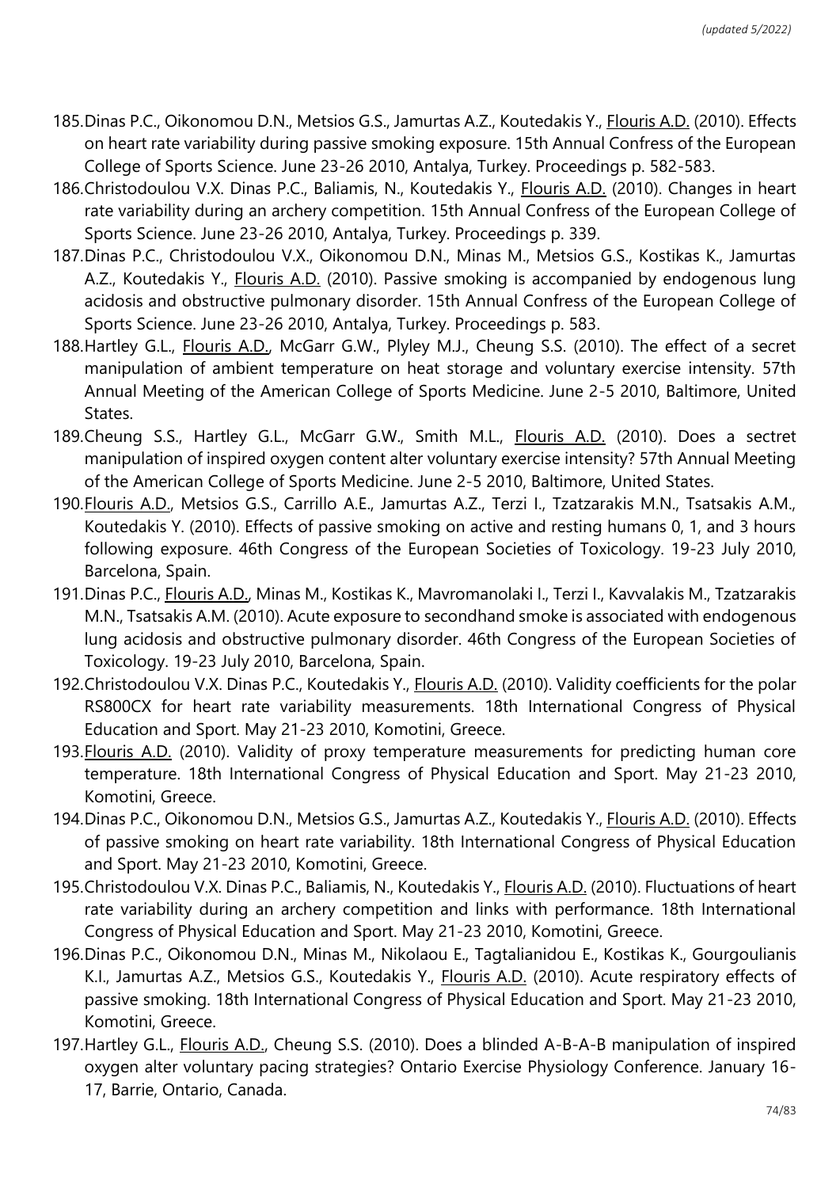185. Dinas P.C., Oikonomou D.N., Metsios G.S., Jamurtas A.Z., Koutedakis Y., Flouris A.D. (2010). Effects on heart rate variability during passive smoking exposure. 15th Annual Confress of the European College of Sports Science. June 23-26 2010, Antalya, Turkey. Proceedings p. 582-583.
186. Christodoulou V.X. Dinas P.C., Baliamis, N., Koutedakis Y., Flouris A.D. (2010). Changes in heart rate variability during an archery competition. 15th Annual Confress of the European College of Sports Science. June 23-26 2010, Antalya, Turkey. Proceedings p. 339.
187. Dinas P.C., Christodoulou V.X., Oikonomou D.N., Minas M., Metsios G.S., Kostikas K., Jamurtas A.Z., Koutedakis Y., Flouris A.D. (2010). Passive smoking is accompanied by endogenous lung acidosis and obstructive pulmonary disorder. 15th Annual Confress of the European College of Sports Science. June 23-26 2010, Antalya, Turkey. Proceedings p. 583.
188. Hartley G.L., Flouris A.D., McGarr G.W., Plyley M.J., Cheung S.S. (2010). The effect of a secret manipulation of ambient temperature on heat storage and voluntary exercise intensity. 57th Annual Meeting of the American College of Sports Medicine. June 2-5 2010, Baltimore, United States.
189. Cheung S.S., Hartley G.L., McGarr G.W., Smith M.L., Flouris A.D. (2010). Does a sectret manipulation of inspired oxygen content alter voluntary exercise intensity? 57th Annual Meeting of the American College of Sports Medicine. June 2-5 2010, Baltimore, United States.
190. Flouris A.D., Metsios G.S., Carrillo A.E., Jamurtas A.Z., Terzi I., Tzatzarakis M.N., Tsatsakis A.M., Koutedakis Y. (2010). Effects of passive smoking on active and resting humans 0, 1, and 3 hours following exposure. 46th Congress of the European Societies of Toxicology. 19-23 July 2010, Barcelona, Spain.
191. Dinas P.C., Flouris A.D., Minas M., Kostikas K., Mavromanolaki I., Terzi I., Kavvalakis M., Tzatzarakis M.N., Tsatsakis A.M. (2010). Acute exposure to secondhand smoke is associated with endogenous lung acidosis and obstructive pulmonary disorder. 46th Congress of the European Societies of Toxicology. 19-23 July 2010, Barcelona, Spain.
192. Christodoulou V.X. Dinas P.C., Koutedakis Y., Flouris A.D. (2010). Validity coefficients for the polar RS800CX for heart rate variability measurements. 18th International Congress of Physical Education and Sport. May 21-23 2010, Komotini, Greece.
193. Flouris A.D. (2010). Validity of proxy temperature measurements for predicting human core temperature. 18th International Congress of Physical Education and Sport. May 21-23 2010, Komotini, Greece.
194. Dinas P.C., Oikonomou D.N., Metsios G.S., Jamurtas A.Z., Koutedakis Y., Flouris A.D. (2010). Effects of passive smoking on heart rate variability. 18th International Congress of Physical Education and Sport. May 21-23 2010, Komotini, Greece.
195. Christodoulou V.X. Dinas P.C., Baliamis, N., Koutedakis Y., Flouris A.D. (2010). Fluctuations of heart rate variability during an archery competition and links with performance. 18th International Congress of Physical Education and Sport. May 21-23 2010, Komotini, Greece.
196. Dinas P.C., Oikonomou D.N., Minas M., Nikolaou E., Tagtalianidou E., Kostikas K., Gourgoulianis K.I., Jamurtas A.Z., Metsios G.S., Koutedakis Y., Flouris A.D. (2010). Acute respiratory effects of passive smoking. 18th International Congress of Physical Education and Sport. May 21-23 2010, Komotini, Greece.
197. Hartley G.L., Flouris A.D., Cheung S.S. (2010). Does a blinded A-B-A-B manipulation of inspired oxygen alter voluntary pacing strategies? Ontario Exercise Physiology Conference. January 16-17, Barrie, Ontario, Canada.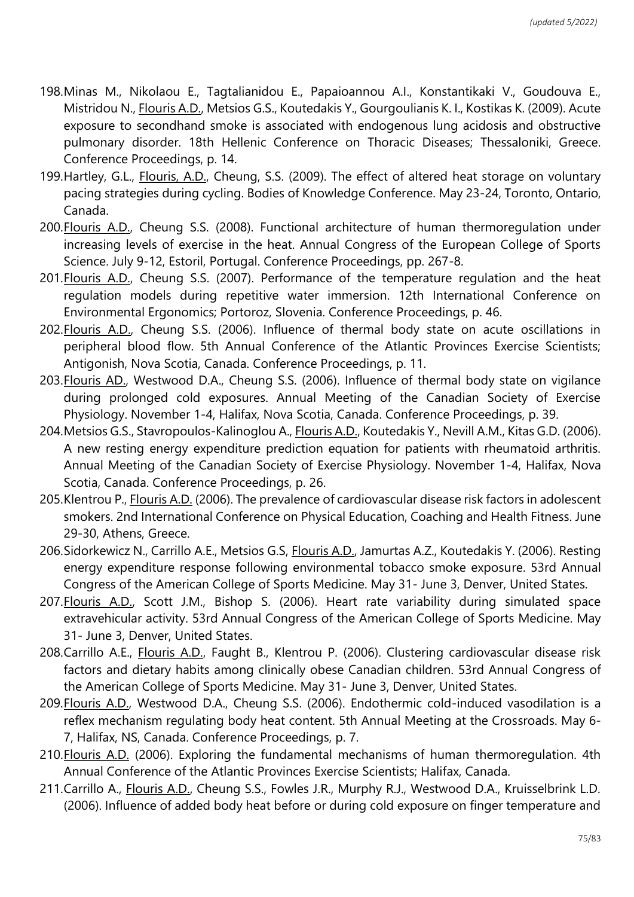198. Minas M., Nikolaou E., Tagtalianidou E., Papaioannou A.I., Konstantikaki V., Goudouva E., Mistridou N., Flouris A.D., Metsios G.S., Koutedakis Y., Gourgoulianis K. I., Kostikas K. (2009). Acute exposure to secondhand smoke is associated with endogenous lung acidosis and obstructive pulmonary disorder. 18th Hellenic Conference on Thoracic Diseases; Thessaloniki, Greece. Conference Proceedings, p. 14.
199. Hartley, G.L., Flouris, A.D., Cheung, S.S. (2009). The effect of altered heat storage on voluntary pacing strategies during cycling. Bodies of Knowledge Conference. May 23-24, Toronto, Ontario, Canada.
200. Flouris A.D., Cheung S.S. (2008). Functional architecture of human thermoregulation under increasing levels of exercise in the heat. Annual Congress of the European College of Sports Science. July 9-12, Estoril, Portugal. Conference Proceedings, pp. 267-8.
201. Flouris A.D., Cheung S.S. (2007). Performance of the temperature regulation and the heat regulation models during repetitive water immersion. 12th International Conference on Environmental Ergonomics; Portoroz, Slovenia. Conference Proceedings, p. 46.
202. Flouris A.D., Cheung S.S. (2006). Influence of thermal body state on acute oscillations in peripheral blood flow. 5th Annual Conference of the Atlantic Provinces Exercise Scientists; Antigonish, Nova Scotia, Canada. Conference Proceedings, p. 11.
203. Flouris AD., Westwood D.A., Cheung S.S. (2006). Influence of thermal body state on vigilance during prolonged cold exposures. Annual Meeting of the Canadian Society of Exercise Physiology. November 1-4, Halifax, Nova Scotia, Canada. Conference Proceedings, p. 39.
204. Metsios G.S., Stavropoulos-Kalinoglou A., Flouris A.D., Koutedakis Y., Nevill A.M., Kitas G.D. (2006). A new resting energy expenditure prediction equation for patients with rheumatoid arthritis. Annual Meeting of the Canadian Society of Exercise Physiology. November 1-4, Halifax, Nova Scotia, Canada. Conference Proceedings, p. 26.
205. Klentrou P., Flouris A.D. (2006). The prevalence of cardiovascular disease risk factors in adolescent smokers. 2nd International Conference on Physical Education, Coaching and Health Fitness. June 29-30, Athens, Greece.
206. Sidorkewicz N., Carrillo A.E., Metsios G.S, Flouris A.D., Jamurtas A.Z., Koutedakis Y. (2006). Resting energy expenditure response following environmental tobacco smoke exposure. 53rd Annual Congress of the American College of Sports Medicine. May 31- June 3, Denver, United States.
207. Flouris A.D., Scott J.M., Bishop S. (2006). Heart rate variability during simulated space extravehicular activity. 53rd Annual Congress of the American College of Sports Medicine. May 31- June 3, Denver, United States.
208. Carrillo A.E., Flouris A.D., Faught B., Klentrou P. (2006). Clustering cardiovascular disease risk factors and dietary habits among clinically obese Canadian children. 53rd Annual Congress of the American College of Sports Medicine. May 31- June 3, Denver, United States.
209. Flouris A.D., Westwood D.A., Cheung S.S. (2006). Endothermic cold-induced vasodilation is a reflex mechanism regulating body heat content. 5th Annual Meeting at the Crossroads. May 6-7, Halifax, NS, Canada. Conference Proceedings, p. 7.
210. Flouris A.D. (2006). Exploring the fundamental mechanisms of human thermoregulation. 4th Annual Conference of the Atlantic Provinces Exercise Scientists; Halifax, Canada.
211. Carrillo A., Flouris A.D., Cheung S.S., Fowles J.R., Murphy R.J., Westwood D.A., Kruisselbrink L.D. (2006). Influence of added body heat before or during cold exposure on finger temperature and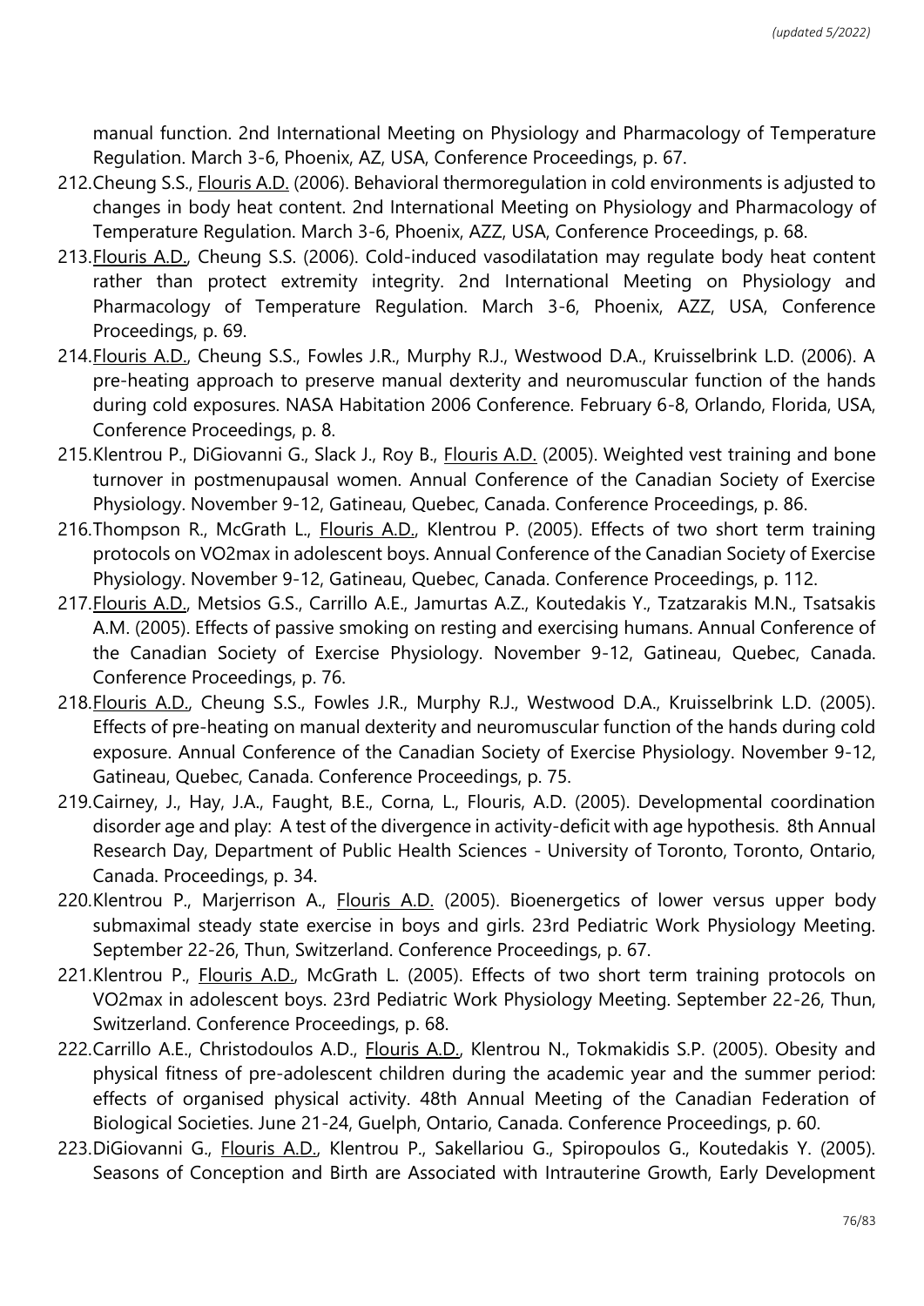manual function. 2nd International Meeting on Physiology and Pharmacology of Temperature Regulation. March 3-6, Phoenix, AZ, USA, Conference Proceedings, p. 67.

212. Cheung S.S., Flouris A.D. (2006). Behavioral thermoregulation in cold environments is adjusted to changes in body heat content. 2nd International Meeting on Physiology and Pharmacology of Temperature Regulation. March 3-6, Phoenix, AZZ, USA, Conference Proceedings, p. 68.
213. Flouris A.D., Cheung S.S. (2006). Cold-induced vasodilatation may regulate body heat content rather than protect extremity integrity. 2nd International Meeting on Physiology and Pharmacology of Temperature Regulation. March 3-6, Phoenix, AZZ, USA, Conference Proceedings, p. 69.
214. Flouris A.D., Cheung S.S., Fowles J.R., Murphy R.J., Westwood D.A., Kruisselbrink L.D. (2006). A pre-heating approach to preserve manual dexterity and neuromuscular function of the hands during cold exposures. NASA Habitation 2006 Conference. February 6-8, Orlando, Florida, USA, Conference Proceedings, p. 8.
215. Klentrou P., DiGiovanni G., Slack J., Roy B., Flouris A.D. (2005). Weighted vest training and bone turnover in postmenupausal women. Annual Conference of the Canadian Society of Exercise Physiology. November 9-12, Gatineau, Quebec, Canada. Conference Proceedings, p. 86.
216. Thompson R., McGrath L., Flouris A.D., Klentrou P. (2005). Effects of two short term training protocols on VO2max in adolescent boys. Annual Conference of the Canadian Society of Exercise Physiology. November 9-12, Gatineau, Quebec, Canada. Conference Proceedings, p. 112.
217. Flouris A.D., Metsios G.S., Carrillo A.E., Jamurtas A.Z., Koutedakis Y., Tzatzarakis M.N., Tsatsakis A.M. (2005). Effects of passive smoking on resting and exercising humans. Annual Conference of the Canadian Society of Exercise Physiology. November 9-12, Gatineau, Quebec, Canada. Conference Proceedings, p. 76.
218. Flouris A.D., Cheung S.S., Fowles J.R., Murphy R.J., Westwood D.A., Kruisselbrink L.D. (2005). Effects of pre-heating on manual dexterity and neuromuscular function of the hands during cold exposure. Annual Conference of the Canadian Society of Exercise Physiology. November 9-12, Gatineau, Quebec, Canada. Conference Proceedings, p. 75.
219. Cairney, J., Hay, J.A., Faught, B.E., Corna, L., Flouris, A.D. (2005). Developmental coordination disorder age and play: A test of the divergence in activity-deficit with age hypothesis. 8th Annual Research Day, Department of Public Health Sciences - University of Toronto, Toronto, Ontario, Canada. Proceedings, p. 34.
220. Klentrou P., Marjerrison A., Flouris A.D. (2005). Bioenergetics of lower versus upper body submaximal steady state exercise in boys and girls. 23rd Pediatric Work Physiology Meeting. September 22-26, Thun, Switzerland. Conference Proceedings, p. 67.
221. Klentrou P., Flouris A.D., McGrath L. (2005). Effects of two short term training protocols on VO2max in adolescent boys. 23rd Pediatric Work Physiology Meeting. September 22-26, Thun, Switzerland. Conference Proceedings, p. 68.
222. Carrillo A.E., Christodoulos A.D., Flouris A.D., Klentrou N., Tokmakidis S.P. (2005). Obesity and physical fitness of pre-adolescent children during the academic year and the summer period: effects of organised physical activity. 48th Annual Meeting of the Canadian Federation of Biological Societies. June 21-24, Guelph, Ontario, Canada. Conference Proceedings, p. 60.
223. DiGiovanni G., Flouris A.D., Klentrou P., Sakellariou G., Spiropoulos G., Koutedakis Y. (2005). Seasons of Conception and Birth are Associated with Intrauterine Growth, Early Development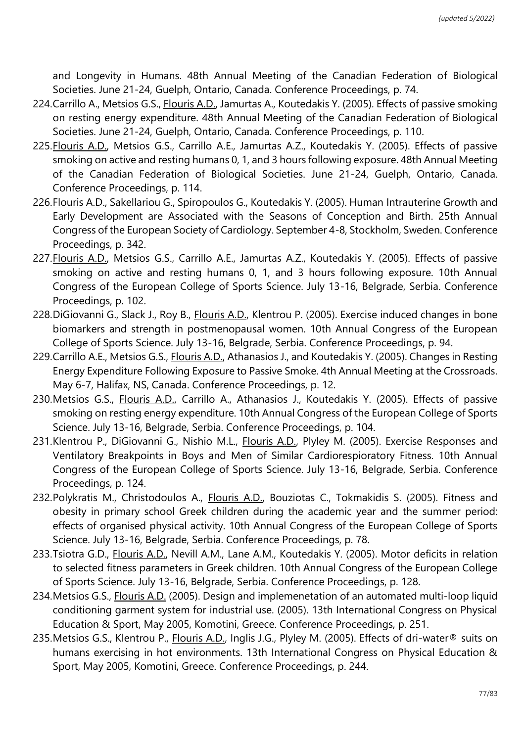and Longevity in Humans. 48th Annual Meeting of the Canadian Federation of Biological Societies. June 21-24, Guelph, Ontario, Canada. Conference Proceedings, p. 74.

224. Carrillo A., Metsios G.S., Flouris A.D., Jamurtas A., Koutedakis Y. (2005). Effects of passive smoking on resting energy expenditure. 48th Annual Meeting of the Canadian Federation of Biological Societies. June 21-24, Guelph, Ontario, Canada. Conference Proceedings, p. 110.
225. Flouris A.D., Metsios G.S., Carrillo A.E., Jamurtas A.Z., Koutedakis Y. (2005). Effects of passive smoking on active and resting humans 0, 1, and 3 hours following exposure. 48th Annual Meeting of the Canadian Federation of Biological Societies. June 21-24, Guelph, Ontario, Canada. Conference Proceedings, p. 114.
226. Flouris A.D., Sakellariou G., Spiropoulos G., Koutedakis Y. (2005). Human Intrauterine Growth and Early Development are Associated with the Seasons of Conception and Birth. 25th Annual Congress of the European Society of Cardiology. September 4-8, Stockholm, Sweden. Conference Proceedings, p. 342.
227. Flouris A.D., Metsios G.S., Carrillo A.E., Jamurtas A.Z., Koutedakis Y. (2005). Effects of passive smoking on active and resting humans 0, 1, and 3 hours following exposure. 10th Annual Congress of the European College of Sports Science. July 13-16, Belgrade, Serbia. Conference Proceedings, p. 102.
228. DiGiovanni G., Slack J., Roy B., Flouris A.D., Klentrou P. (2005). Exercise induced changes in bone biomarkers and strength in postmenopausal women. 10th Annual Congress of the European College of Sports Science. July 13-16, Belgrade, Serbia. Conference Proceedings, p. 94.
229. Carrillo A.E., Metsios G.S., Flouris A.D., Athanasios J., and Koutedakis Y. (2005). Changes in Resting Energy Expenditure Following Exposure to Passive Smoke. 4th Annual Meeting at the Crossroads. May 6-7, Halifax, NS, Canada. Conference Proceedings, p. 12.
230. Metsios G.S., Flouris A.D., Carrillo A., Athanasios J., Koutedakis Y. (2005). Effects of passive smoking on resting energy expenditure. 10th Annual Congress of the European College of Sports Science. July 13-16, Belgrade, Serbia. Conference Proceedings, p. 104.
231. Klentrou P., DiGiovanni G., Nishio M.L., Flouris A.D., Plyley M. (2005). Exercise Responses and Ventilatory Breakpoints in Boys and Men of Similar Cardiorespioratory Fitness. 10th Annual Congress of the European College of Sports Science. July 13-16, Belgrade, Serbia. Conference Proceedings, p. 124.
232. Polykratis M., Christodoulos A., Flouris A.D., Bouziotas C., Tokmakidis S. (2005). Fitness and obesity in primary school Greek children during the academic year and the summer period: effects of organised physical activity. 10th Annual Congress of the European College of Sports Science. July 13-16, Belgrade, Serbia. Conference Proceedings, p. 78.
233. Tsiotra G.D., Flouris A.D., Nevill A.M., Lane A.M., Koutedakis Y. (2005). Motor deficits in relation to selected fitness parameters in Greek children. 10th Annual Congress of the European College of Sports Science. July 13-16, Belgrade, Serbia. Conference Proceedings, p. 128.
234. Metsios G.S., Flouris A.D. (2005). Design and implemenetation of an automated multi-loop liquid conditioning garment system for industrial use. (2005). 13th International Congress on Physical Education & Sport, May 2005, Komotini, Greece. Conference Proceedings, p. 251.
235. Metsios G.S., Klentrou P., Flouris A.D., Inglis J.G., Plyley M. (2005). Effects of dri-water® suits on humans exercising in hot environments. 13th International Congress on Physical Education & Sport, May 2005, Komotini, Greece. Conference Proceedings, p. 244.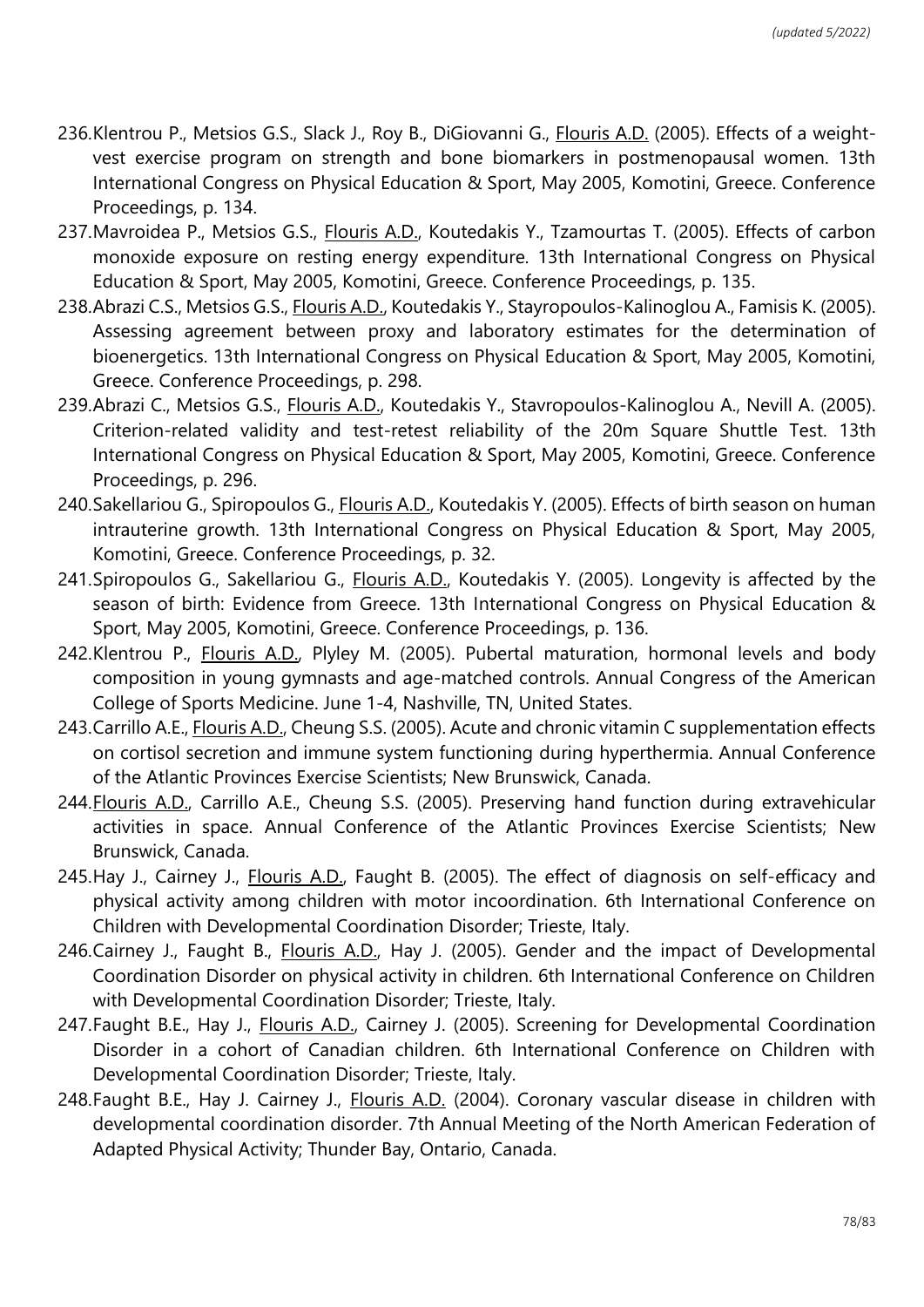236. Klentrou P., Metsios G.S., Slack J., Roy B., DiGiovanni G., Flouris A.D. (2005). Effects of a weight-vest exercise program on strength and bone biomarkers in postmenopausal women. 13th International Congress on Physical Education & Sport, May 2005, Komotini, Greece. Conference Proceedings, p. 134.
237. Mavroidea P., Metsios G.S., Flouris A.D., Koutedakis Y., Tzamourtas T. (2005). Effects of carbon monoxide exposure on resting energy expenditure. 13th International Congress on Physical Education & Sport, May 2005, Komotini, Greece. Conference Proceedings, p. 135.
238. Abrazi C.S., Metsios G.S., Flouris A.D., Koutedakis Y., Stayropoulos-Kalinoglou A., Famisis K. (2005). Assessing agreement between proxy and laboratory estimates for the determination of bioenergetics. 13th International Congress on Physical Education & Sport, May 2005, Komotini, Greece. Conference Proceedings, p. 298.
239. Abrazi C., Metsios G.S., Flouris A.D., Koutedakis Y., Stavropoulos-Kalinoglou A., Nevill A. (2005). Criterion-related validity and test-retest reliability of the 20m Square Shuttle Test. 13th International Congress on Physical Education & Sport, May 2005, Komotini, Greece. Conference Proceedings, p. 296.
240. Sakellariou G., Spiropoulos G., Flouris A.D., Koutedakis Y. (2005). Effects of birth season on human intrauterine growth. 13th International Congress on Physical Education & Sport, May 2005, Komotini, Greece. Conference Proceedings, p. 32.
241. Spiropoulos G., Sakellariou G., Flouris A.D., Koutedakis Y. (2005). Longevity is affected by the season of birth: Evidence from Greece. 13th International Congress on Physical Education & Sport, May 2005, Komotini, Greece. Conference Proceedings, p. 136.
242. Klentrou P., Flouris A.D., Plyley M. (2005). Pubertal maturation, hormonal levels and body composition in young gymnasts and age-matched controls. Annual Congress of the American College of Sports Medicine. June 1-4, Nashville, TN, United States.
243. Carrillo A.E., Flouris A.D., Cheung S.S. (2005). Acute and chronic vitamin C supplementation effects on cortisol secretion and immune system functioning during hyperthermia. Annual Conference of the Atlantic Provinces Exercise Scientists; New Brunswick, Canada.
244. Flouris A.D., Carrillo A.E., Cheung S.S. (2005). Preserving hand function during extravehicular activities in space. Annual Conference of the Atlantic Provinces Exercise Scientists; New Brunswick, Canada.
245. Hay J., Cairney J., Flouris A.D., Faught B. (2005). The effect of diagnosis on self-efficacy and physical activity among children with motor incoordination. 6th International Conference on Children with Developmental Coordination Disorder; Trieste, Italy.
246. Cairney J., Faught B., Flouris A.D., Hay J. (2005). Gender and the impact of Developmental Coordination Disorder on physical activity in children. 6th International Conference on Children with Developmental Coordination Disorder; Trieste, Italy.
247. Faught B.E., Hay J., Flouris A.D., Cairney J. (2005). Screening for Developmental Coordination Disorder in a cohort of Canadian children. 6th International Conference on Children with Developmental Coordination Disorder; Trieste, Italy.
248. Faught B.E., Hay J. Cairney J., Flouris A.D. (2004). Coronary vascular disease in children with developmental coordination disorder. 7th Annual Meeting of the North American Federation of Adapted Physical Activity; Thunder Bay, Ontario, Canada.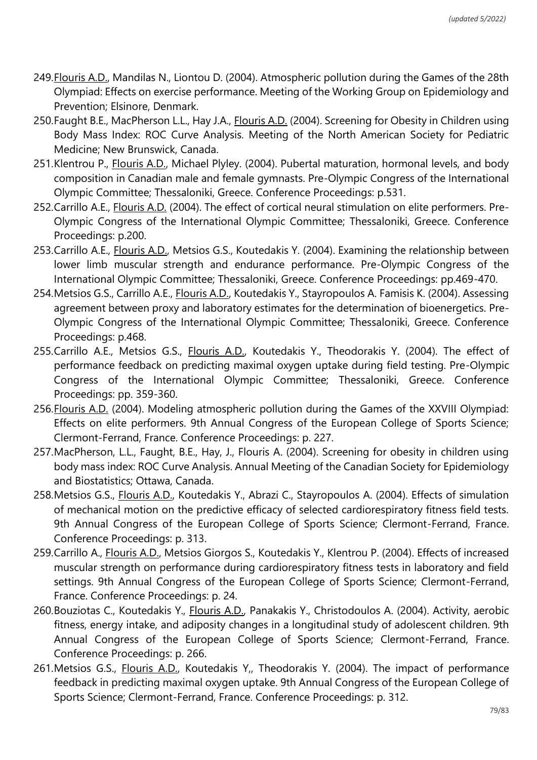249. Flouris A.D., Mandilas N., Liontou D. (2004). Atmospheric pollution during the Games of the 28th Olympiad: Effects on exercise performance. Meeting of the Working Group on Epidemiology and Prevention; Elsinore, Denmark.
250. Faught B.E., MacPherson L.L., Hay J.A., Flouris A.D. (2004). Screening for Obesity in Children using Body Mass Index: ROC Curve Analysis. Meeting of the North American Society for Pediatric Medicine; New Brunswick, Canada.
251. Klentrou P., Flouris A.D., Michael Plyley. (2004). Pubertal maturation, hormonal levels, and body composition in Canadian male and female gymnasts. Pre-Olympic Congress of the International Olympic Committee; Thessaloniki, Greece. Conference Proceedings: p.531.
252. Carrillo A.E., Flouris A.D. (2004). The effect of cortical neural stimulation on elite performers. Pre-Olympic Congress of the International Olympic Committee; Thessaloniki, Greece. Conference Proceedings: p.200.
253. Carrillo A.E., Flouris A.D., Metsios G.S., Koutedakis Y. (2004). Examining the relationship between lower limb muscular strength and endurance performance. Pre-Olympic Congress of the International Olympic Committee; Thessaloniki, Greece. Conference Proceedings: pp.469-470.
254. Metsios G.S., Carrillo A.E., Flouris A.D., Koutedakis Y., Stayropoulos A. Famisis K. (2004). Assessing agreement between proxy and laboratory estimates for the determination of bioenergetics. Pre-Olympic Congress of the International Olympic Committee; Thessaloniki, Greece. Conference Proceedings: p.468.
255. Carrillo A.E., Metsios G.S., Flouris A.D., Koutedakis Y., Theodorakis Y. (2004). The effect of performance feedback on predicting maximal oxygen uptake during field testing. Pre-Olympic Congress of the International Olympic Committee; Thessaloniki, Greece. Conference Proceedings: pp. 359-360.
256. Flouris A.D. (2004). Modeling atmospheric pollution during the Games of the XXVIII Olympiad: Effects on elite performers. 9th Annual Congress of the European College of Sports Science; Clermont-Ferrand, France. Conference Proceedings: p. 227.
257. MacPherson, L.L., Faught, B.E., Hay, J., Flouris A. (2004). Screening for obesity in children using body mass index: ROC Curve Analysis. Annual Meeting of the Canadian Society for Epidemiology and Biostatistics; Ottawa, Canada.
258. Metsios G.S., Flouris A.D., Koutedakis Y., Abrazi C., Stayropoulos A. (2004). Effects of simulation of mechanical motion on the predictive efficacy of selected cardiorespiratory fitness field tests. 9th Annual Congress of the European College of Sports Science; Clermont-Ferrand, France. Conference Proceedings: p. 313.
259. Carrillo A., Flouris A.D., Metsios Giorgos S., Koutedakis Y., Klentrou P. (2004). Effects of increased muscular strength on performance during cardiorespiratory fitness tests in laboratory and field settings. 9th Annual Congress of the European College of Sports Science; Clermont-Ferrand, France. Conference Proceedings: p. 24.
260. Bouziotas C., Koutedakis Y., Flouris A.D., Panakakis Y., Christodoulos A. (2004). Activity, aerobic fitness, energy intake, and adiposity changes in a longitudinal study of adolescent children. 9th Annual Congress of the European College of Sports Science; Clermont-Ferrand, France. Conference Proceedings: p. 266.
261. Metsios G.S., Flouris A.D., Koutedakis Y,, Theodorakis Y. (2004). The impact of performance feedback in predicting maximal oxygen uptake. 9th Annual Congress of the European College of Sports Science; Clermont-Ferrand, France. Conference Proceedings: p. 312.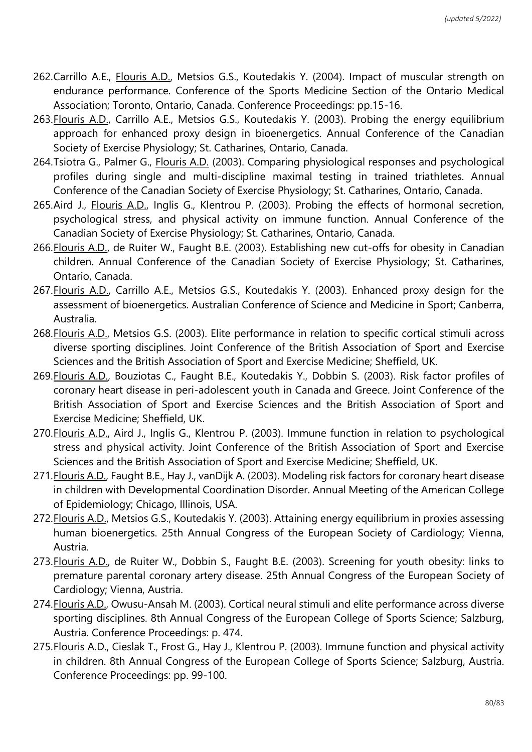262. Carrillo A.E., Flouris A.D., Metsios G.S., Koutedakis Y. (2004). Impact of muscular strength on endurance performance. Conference of the Sports Medicine Section of the Ontario Medical Association; Toronto, Ontario, Canada. Conference Proceedings: pp.15-16.
263. Flouris A.D., Carrillo A.E., Metsios G.S., Koutedakis Y. (2003). Probing the energy equilibrium approach for enhanced proxy design in bioenergetics. Annual Conference of the Canadian Society of Exercise Physiology; St. Catharines, Ontario, Canada.
264. Tsiotra G., Palmer G., Flouris A.D. (2003). Comparing physiological responses and psychological profiles during single and multi-discipline maximal testing in trained triathletes. Annual Conference of the Canadian Society of Exercise Physiology; St. Catharines, Ontario, Canada.
265. Aird J., Flouris A.D., Inglis G., Klentrou P. (2003). Probing the effects of hormonal secretion, psychological stress, and physical activity on immune function. Annual Conference of the Canadian Society of Exercise Physiology; St. Catharines, Ontario, Canada.
266. Flouris A.D., de Ruiter W., Faught B.E. (2003). Establishing new cut-offs for obesity in Canadian children. Annual Conference of the Canadian Society of Exercise Physiology; St. Catharines, Ontario, Canada.
267. Flouris A.D., Carrillo A.E., Metsios G.S., Koutedakis Y. (2003). Enhanced proxy design for the assessment of bioenergetics. Australian Conference of Science and Medicine in Sport; Canberra, Australia.
268. Flouris A.D., Metsios G.S. (2003). Elite performance in relation to specific cortical stimuli across diverse sporting disciplines. Joint Conference of the British Association of Sport and Exercise Sciences and the British Association of Sport and Exercise Medicine; Sheffield, UK.
269. Flouris A.D., Bouziotas C., Faught B.E., Koutedakis Y., Dobbin S. (2003). Risk factor profiles of coronary heart disease in peri-adolescent youth in Canada and Greece. Joint Conference of the British Association of Sport and Exercise Sciences and the British Association of Sport and Exercise Medicine; Sheffield, UK.
270. Flouris A.D., Aird J., Inglis G., Klentrou P. (2003). Immune function in relation to psychological stress and physical activity. Joint Conference of the British Association of Sport and Exercise Sciences and the British Association of Sport and Exercise Medicine; Sheffield, UK.
271. Flouris A.D., Faught B.E., Hay J., vanDijk A. (2003). Modeling risk factors for coronary heart disease in children with Developmental Coordination Disorder. Annual Meeting of the American College of Epidemiology; Chicago, Illinois, USA.
272. Flouris A.D., Metsios G.S., Koutedakis Y. (2003). Attaining energy equilibrium in proxies assessing human bioenergetics. 25th Annual Congress of the European Society of Cardiology; Vienna, Austria.
273. Flouris A.D., de Ruiter W., Dobbin S., Faught B.E. (2003). Screening for youth obesity: links to premature parental coronary artery disease. 25th Annual Congress of the European Society of Cardiology; Vienna, Austria.
274. Flouris A.D., Owusu-Ansah M. (2003). Cortical neural stimuli and elite performance across diverse sporting disciplines. 8th Annual Congress of the European College of Sports Science; Salzburg, Austria. Conference Proceedings: p. 474.
275. Flouris A.D., Cieslak T., Frost G., Hay J., Klentrou P. (2003). Immune function and physical activity in children. 8th Annual Congress of the European College of Sports Science; Salzburg, Austria. Conference Proceedings: pp. 99-100.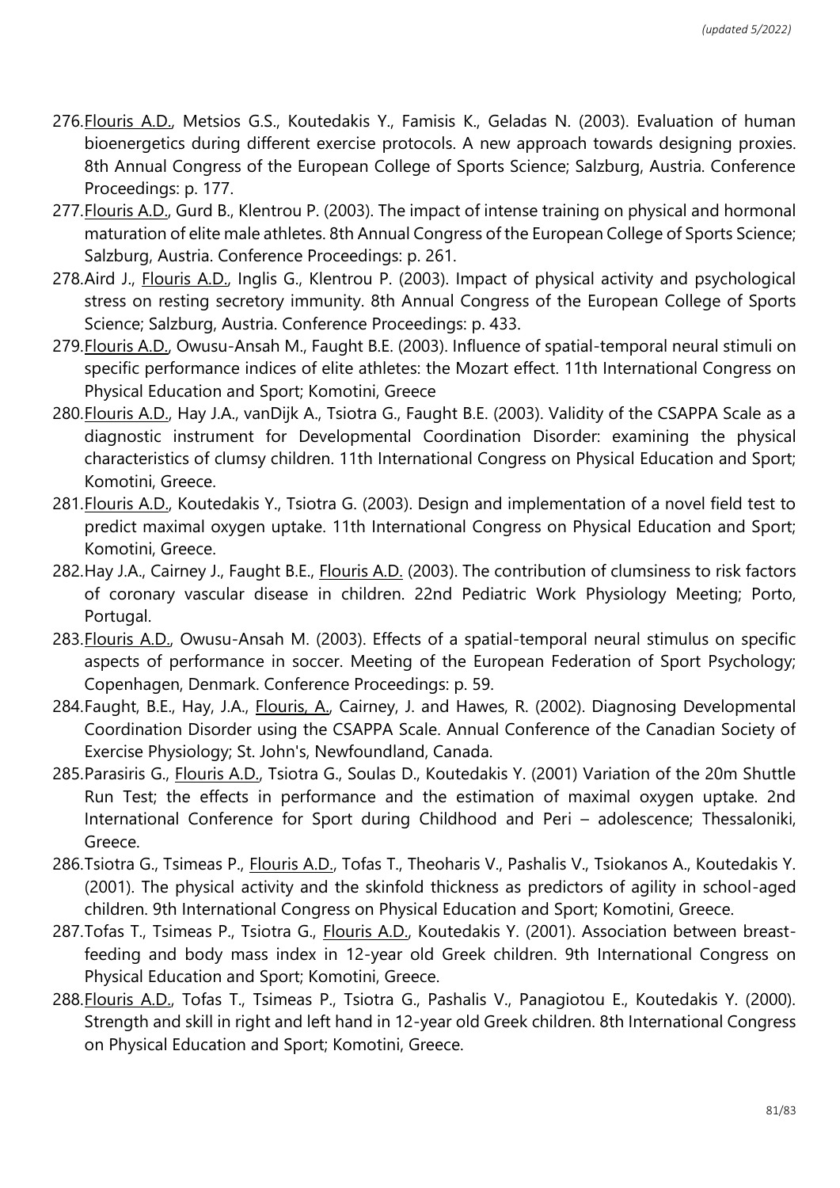276. Flouris A.D., Metsios G.S., Koutedakis Y., Famisis K., Geladas N. (2003). Evaluation of human bioenergetics during different exercise protocols. A new approach towards designing proxies. 8th Annual Congress of the European College of Sports Science; Salzburg, Austria. Conference Proceedings: p. 177.
277. Flouris A.D., Gurd B., Klentrou P. (2003). The impact of intense training on physical and hormonal maturation of elite male athletes. 8th Annual Congress of the European College of Sports Science; Salzburg, Austria. Conference Proceedings: p. 261.
278. Aird J., Flouris A.D., Inglis G., Klentrou P. (2003). Impact of physical activity and psychological stress on resting secretory immunity. 8th Annual Congress of the European College of Sports Science; Salzburg, Austria. Conference Proceedings: p. 433.
279. Flouris A.D., Owusu-Ansah M., Faught B.E. (2003). Influence of spatial-temporal neural stimuli on specific performance indices of elite athletes: the Mozart effect. 11th International Congress on Physical Education and Sport; Komotini, Greece
280. Flouris A.D., Hay J.A., vanDijk A., Tsiotra G., Faught B.E. (2003). Validity of the CSAPPA Scale as a diagnostic instrument for Developmental Coordination Disorder: examining the physical characteristics of clumsy children. 11th International Congress on Physical Education and Sport; Komotini, Greece.
281. Flouris A.D., Koutedakis Y., Tsiotra G. (2003). Design and implementation of a novel field test to predict maximal oxygen uptake. 11th International Congress on Physical Education and Sport; Komotini, Greece.
282. Hay J.A., Cairney J., Faught B.E., Flouris A.D. (2003). The contribution of clumsiness to risk factors of coronary vascular disease in children. 22nd Pediatric Work Physiology Meeting; Porto, Portugal.
283. Flouris A.D., Owusu-Ansah M. (2003). Effects of a spatial-temporal neural stimulus on specific aspects of performance in soccer. Meeting of the European Federation of Sport Psychology; Copenhagen, Denmark. Conference Proceedings: p. 59.
284. Faught, B.E., Hay, J.A., Flouris, A., Cairney, J. and Hawes, R. (2002). Diagnosing Developmental Coordination Disorder using the CSAPPA Scale. Annual Conference of the Canadian Society of Exercise Physiology; St. John's, Newfoundland, Canada.
285. Parasiris G., Flouris A.D., Tsiotra G., Soulas D., Koutedakis Y. (2001) Variation of the 20m Shuttle Run Test; the effects in performance and the estimation of maximal oxygen uptake. 2nd International Conference for Sport during Childhood and Peri – adolescence; Thessaloniki, Greece.
286. Tsiotra G., Tsimeas P., Flouris A.D., Tofas T., Theoharis V., Pashalis V., Tsiokanos A., Koutedakis Y. (2001). The physical activity and the skinfold thickness as predictors of agility in school-aged children. 9th International Congress on Physical Education and Sport; Komotini, Greece.
287. Tofas T., Tsimeas P., Tsiotra G., Flouris A.D., Koutedakis Y. (2001). Association between breast-feeding and body mass index in 12-year old Greek children. 9th International Congress on Physical Education and Sport; Komotini, Greece.
288. Flouris A.D., Tofas T., Tsimeas P., Tsiotra G., Pashalis V., Panagiotou E., Koutedakis Y. (2000). Strength and skill in right and left hand in 12-year old Greek children. 8th International Congress on Physical Education and Sport; Komotini, Greece.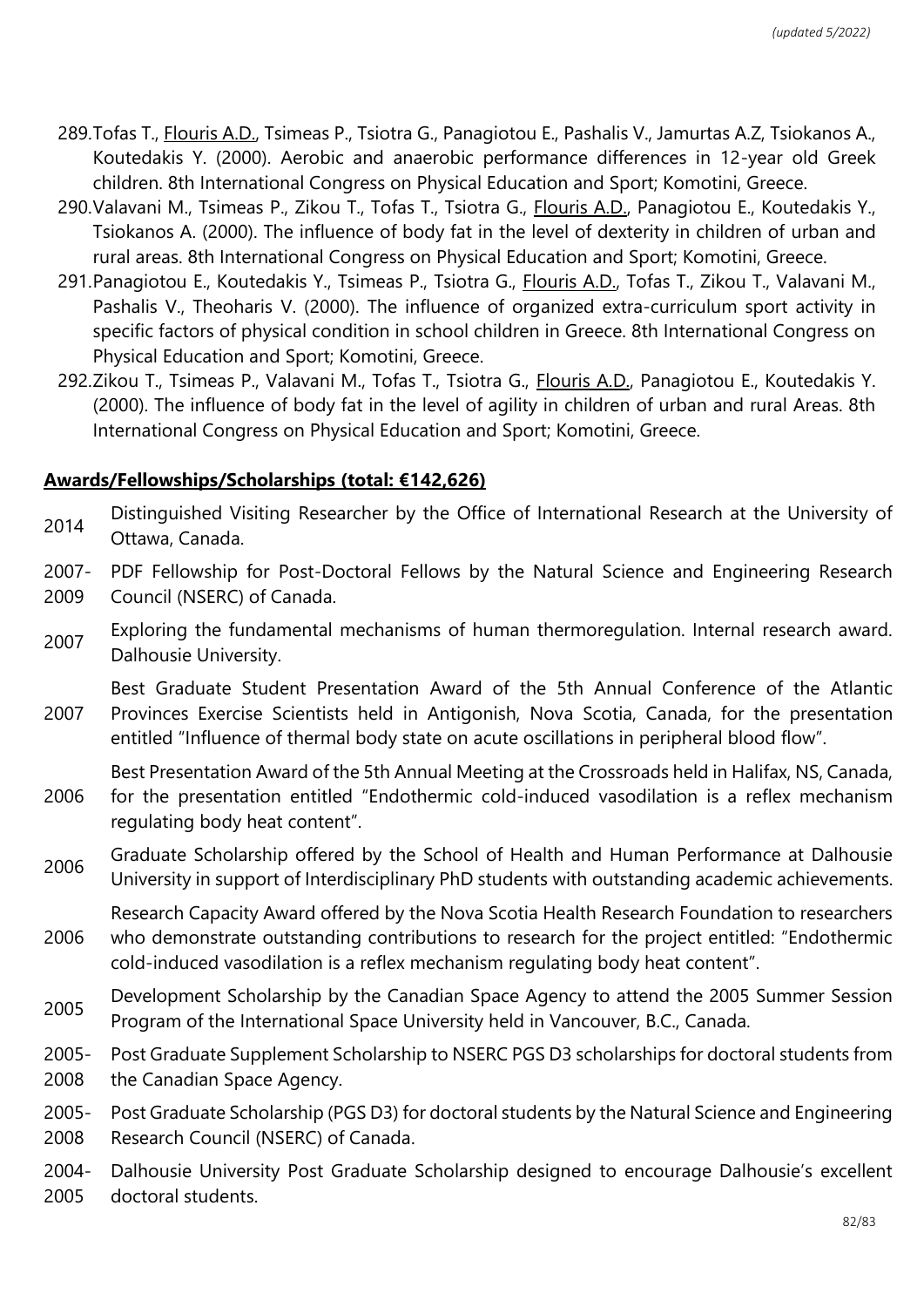289. Tofas T., Flouris A.D., Tsimeas P., Tsiotra G., Panagiotou E., Pashalis V., Jamurtas A.Z, Tsiokanos A., Koutedakis Y. (2000). Aerobic and anaerobic performance differences in 12-year old Greek children. 8th International Congress on Physical Education and Sport; Komotini, Greece.
290. Valavani M., Tsimeas P., Zikou T., Tofas T., Tsiotra G., Flouris A.D., Panagiotou E., Koutedakis Y., Tsiokanos A. (2000). The influence of body fat in the level of dexterity in children of urban and rural areas. 8th International Congress on Physical Education and Sport; Komotini, Greece.
291. Panagiotou E., Koutedakis Y., Tsimeas P., Tsiotra G., Flouris A.D., Tofas T., Zikou T., Valavani M., Pashalis V., Theoharis V. (2000). The influence of organized extra-curriculum sport activity in specific factors of physical condition in school children in Greece. 8th International Congress on Physical Education and Sport; Komotini, Greece.
292. Zikou T., Tsimeas P., Valavani M., Tofas T., Tsiotra G., Flouris A.D., Panagiotou E., Koutedakis Y. (2000). The influence of body fat in the level of agility in children of urban and rural Areas. 8th International Congress on Physical Education and Sport; Komotini, Greece.

## Awards/Fellowships/Scholarships (total: €142,626)

| | |
|---|---|
| 2014 | Distinguished Visiting Researcher by the Office of International Research at the University of Ottawa, Canada. |
| 2007-2009 | PDF Fellowship for Post-Doctoral Fellows by the Natural Science and Engineering Research Council (NSERC) of Canada. |
| 2007 | Exploring the fundamental mechanisms of human thermoregulation. Internal research award. Dalhousie University. |
| 2007 | Best Graduate Student Presentation Award of the 5th Annual Conference of the Atlantic Provinces Exercise Scientists held in Antigonish, Nova Scotia, Canada, for the presentation entitled "Influence of thermal body state on acute oscillations in peripheral blood flow". |
| 2006 | Best Presentation Award of the 5th Annual Meeting at the Crossroads held in Halifax, NS, Canada, for the presentation entitled "Endothermic cold-induced vasodilation is a reflex mechanism regulating body heat content". |
| 2006 | Graduate Scholarship offered by the School of Health and Human Performance at Dalhousie University in support of Interdisciplinary PhD students with outstanding academic achievements. |
| 2006 | Research Capacity Award offered by the Nova Scotia Health Research Foundation to researchers who demonstrate outstanding contributions to research for the project entitled: "Endothermic cold-induced vasodilation is a reflex mechanism regulating body heat content". |
| 2005 | Development Scholarship by the Canadian Space Agency to attend the 2005 Summer Session Program of the International Space University held in Vancouver, B.C., Canada. |
| 2005-2008 | Post Graduate Supplement Scholarship to NSERC PGS D3 scholarships for doctoral students from the Canadian Space Agency. |
| 2005-2008 | Post Graduate Scholarship (PGS D3) for doctoral students by the Natural Science and Engineering Research Council (NSERC) of Canada. |
| 2004-2005 | Dalhousie University Post Graduate Scholarship designed to encourage Dalhousie's excellent doctoral students. |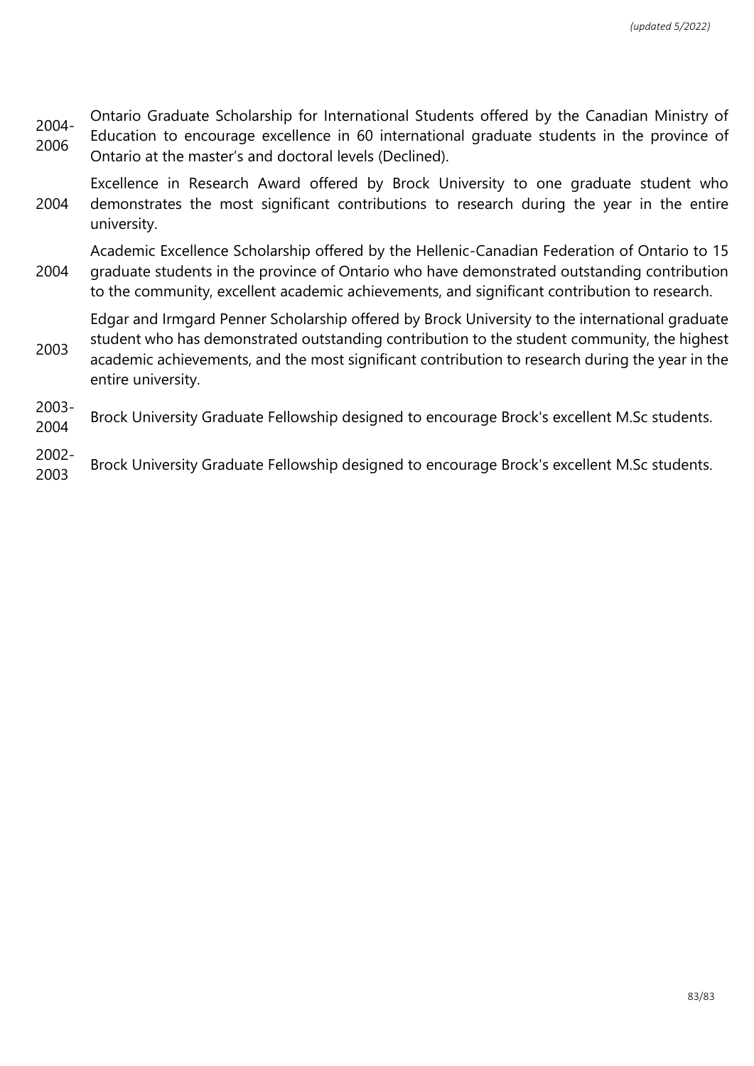| | |
|---|---|
| 2004-2006 | Ontario Graduate Scholarship for International Students offered by the Canadian Ministry of Education to encourage excellence in 60 international graduate students in the province of Ontario at the master's and doctoral levels (Declined). |
| 2004 | Excellence in Research Award offered by Brock University to one graduate student who demonstrates the most significant contributions to research during the year in the entire university. |
| 2004 | Academic Excellence Scholarship offered by the Hellenic-Canadian Federation of Ontario to 15 graduate students in the province of Ontario who have demonstrated outstanding contribution to the community, excellent academic achievements, and significant contribution to research. |
| 2003 | Edgar and Irmgard Penner Scholarship offered by Brock University to the international graduate student who has demonstrated outstanding contribution to the student community, the highest academic achievements, and the most significant contribution to research during the year in the entire university. |
| 2003-2004 | Brock University Graduate Fellowship designed to encourage Brock's excellent M.Sc students. |
| 2002-2003 | Brock University Graduate Fellowship designed to encourage Brock's excellent M.Sc students. |